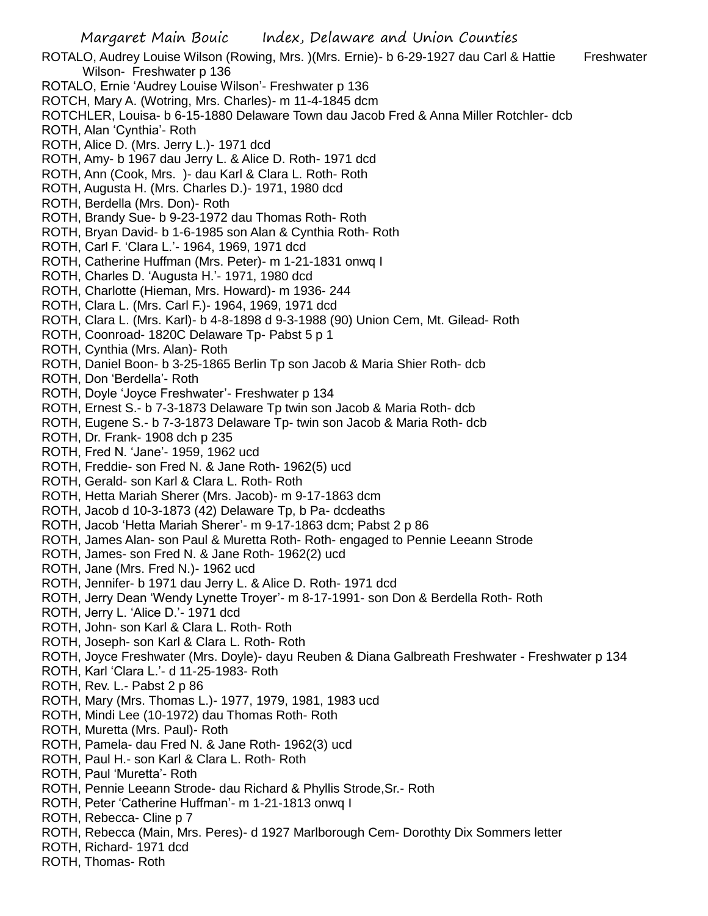ROTALO, Audrey Louise Wilson (Rowing, Mrs. )(Mrs. Ernie)- b 6-29-1927 dau Carl & Hattie Freshwater Wilson- Freshwater p 136
ROTALO, Ernie 'Audrey Louise Wilson'- Freshwater p 136
ROTCH, Mary A. (Wotring, Mrs. Charles)- m 11-4-1845 dcm
ROTCHLER, Louisa- b 6-15-1880 Delaware Town dau Jacob Fred & Anna Miller Rotchler- dcb
ROTH, Alan 'Cynthia'- Roth
ROTH, Alice D. (Mrs. Jerry L.)- 1971 dcd
ROTH, Amy- b 1967 dau Jerry L. & Alice D. Roth- 1971 dcd
ROTH, Ann (Cook, Mrs. )- dau Karl & Clara L. Roth- Roth
ROTH, Augusta H. (Mrs. Charles D.)- 1971, 1980 dcd
ROTH, Berdella (Mrs. Don)- Roth
ROTH, Brandy Sue- b 9-23-1972 dau Thomas Roth- Roth
ROTH, Bryan David- b 1-6-1985 son Alan & Cynthia Roth- Roth
ROTH, Carl F. 'Clara L.'- 1964, 1969, 1971 dcd
ROTH, Catherine Huffman (Mrs. Peter)- m 1-21-1831 onwq I
ROTH, Charles D. 'Augusta H.'- 1971, 1980 dcd
ROTH, Charlotte (Hieman, Mrs. Howard)- m 1936- 244
ROTH, Clara L. (Mrs. Carl F.)- 1964, 1969, 1971 dcd
ROTH, Clara L. (Mrs. Karl)- b 4-8-1898 d 9-3-1988 (90) Union Cem, Mt. Gilead- Roth
ROTH, Coonroad- 1820C Delaware Tp- Pabst 5 p 1
ROTH, Cynthia (Mrs. Alan)- Roth
ROTH, Daniel Boon- b 3-25-1865 Berlin Tp son Jacob & Maria Shier Roth- dcb
ROTH, Don 'Berdella'- Roth
ROTH, Doyle 'Joyce Freshwater'- Freshwater p 134
ROTH, Ernest S.- b 7-3-1873 Delaware Tp twin son Jacob & Maria Roth- dcb
ROTH, Eugene S.- b 7-3-1873 Delaware Tp- twin son Jacob & Maria Roth- dcb
ROTH, Dr. Frank- 1908 dch p 235
ROTH, Fred N. 'Jane'- 1959, 1962 ucd
ROTH, Freddie- son Fred N. & Jane Roth- 1962(5) ucd
ROTH, Gerald- son Karl & Clara L. Roth- Roth
ROTH, Hetta Mariah Sherer (Mrs. Jacob)- m 9-17-1863 dcm
ROTH, Jacob d 10-3-1873 (42) Delaware Tp, b Pa- dcdeaths
ROTH, Jacob 'Hetta Mariah Sherer'- m 9-17-1863 dcm; Pabst 2 p 86
ROTH, James Alan- son Paul & Muretta Roth- Roth- engaged to Pennie Leeann Strode
ROTH, James- son Fred N. & Jane Roth- 1962(2) ucd
ROTH, Jane (Mrs. Fred N.)- 1962 ucd
ROTH, Jennifer- b 1971 dau Jerry L. & Alice D. Roth- 1971 dcd
ROTH, Jerry Dean 'Wendy Lynette Troyer'- m 8-17-1991- son Don & Berdella Roth- Roth
ROTH, Jerry L. 'Alice D.'- 1971 dcd
ROTH, John- son Karl & Clara L. Roth- Roth
ROTH, Joseph- son Karl & Clara L. Roth- Roth
ROTH, Joyce Freshwater (Mrs. Doyle)- dayu Reuben & Diana Galbreath Freshwater - Freshwater p 134
ROTH, Karl 'Clara L.'- d 11-25-1983- Roth
ROTH, Rev. L.- Pabst 2 p 86
ROTH, Mary (Mrs. Thomas L.)- 1977, 1979, 1981, 1983 ucd
ROTH, Mindi Lee (10-1972) dau Thomas Roth- Roth
ROTH, Muretta (Mrs. Paul)- Roth
ROTH, Pamela- dau Fred N. & Jane Roth- 1962(3) ucd
ROTH, Paul H.- son Karl & Clara L. Roth- Roth
ROTH, Paul 'Muretta'- Roth
ROTH, Pennie Leeann Strode- dau Richard & Phyllis Strode,Sr.- Roth
ROTH, Peter 'Catherine Huffman'- m 1-21-1813 onwq I
ROTH, Rebecca- Cline p 7
ROTH, Rebecca (Main, Mrs. Peres)- d 1927 Marlborough Cem- Dorothty Dix Sommers letter
ROTH, Richard- 1971 dcd
ROTH, Thomas- Roth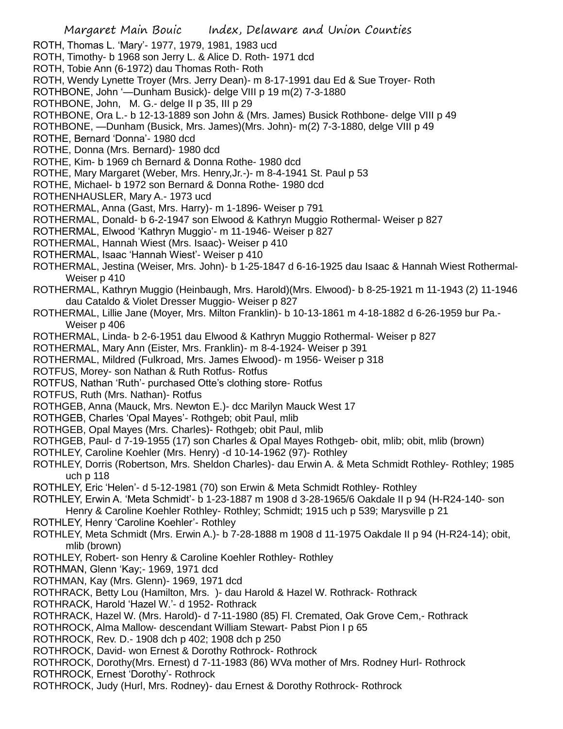ROTH, Thomas L. 'Mary'- 1977, 1979, 1981, 1983 ucd
ROTH, Timothy- b 1968 son Jerry L. & Alice D. Roth- 1971 dcd
ROTH, Tobie Ann (6-1972) dau Thomas Roth- Roth
ROTH, Wendy Lynette Troyer (Mrs. Jerry Dean)- m 8-17-1991 dau Ed & Sue Troyer- Roth
ROTHBONE, John '—Dunham Busick)- delge VIII p 19 m(2) 7-3-1880
ROTHBONE, John, M. G.- delge II p 35, III p 29
ROTHBONE, Ora L.- b 12-13-1889 son John & (Mrs. James) Busick Rothbone- delge VIII p 49
ROTHBONE, —Dunham (Busick, Mrs. James)(Mrs. John)- m(2) 7-3-1880, delge VIII p 49
ROTHE, Bernard 'Donna'- 1980 dcd
ROTHE, Donna (Mrs. Bernard)- 1980 dcd
ROTHE, Kim- b 1969 ch Bernard & Donna Rothe- 1980 dcd
ROTHE, Mary Margaret (Weber, Mrs. Henry,Jr.-)- m 8-4-1941 St. Paul p 53
ROTHE, Michael- b 1972 son Bernard & Donna Rothe- 1980 dcd
ROTHENHAUSLER, Mary A.- 1973 ucd
ROTHERMAL, Anna (Gast, Mrs. Harry)- m 1-1896- Weiser p 791
ROTHERMAL, Donald- b 6-2-1947 son Elwood & Kathryn Muggio Rothermal- Weiser p 827
ROTHERMAL, Elwood 'Kathryn Muggio'- m 11-1946- Weiser p 827
ROTHERMAL, Hannah Wiest (Mrs. Isaac)- Weiser p 410
ROTHERMAL, Isaac 'Hannah Wiest'- Weiser p 410
ROTHERMAL, Jestina (Weiser, Mrs. John)- b 1-25-1847 d 6-16-1925 dau Isaac & Hannah Wiest Rothermal- Weiser p 410
ROTHERMAL, Kathryn Muggio (Heinbaugh, Mrs. Harold)(Mrs. Elwood)- b 8-25-1921 m 11-1943 (2) 11-1946 dau Cataldo & Violet Dresser Muggio- Weiser p 827
ROTHERMAL, Lillie Jane (Moyer, Mrs. Milton Franklin)- b 10-13-1861 m 4-18-1882 d 6-26-1959 bur Pa.- Weiser p 406
ROTHERMAL, Linda- b 2-6-1951 dau Elwood & Kathryn Muggio Rothermal- Weiser p 827
ROTHERMAL, Mary Ann (Eister, Mrs. Franklin)- m 8-4-1924- Weiser p 391
ROTHERMAL, Mildred (Fulkroad, Mrs. James Elwood)- m 1956- Weiser p 318
ROTFUS, Morey- son Nathan & Ruth Rotfus- Rotfus
ROTFUS, Nathan 'Ruth'- purchased Otte's clothing store- Rotfus
ROTFUS, Ruth (Mrs. Nathan)- Rotfus
ROTHGEB, Anna (Mauck, Mrs. Newton E.)- dcc Marilyn Mauck West 17
ROTHGEB, Charles 'Opal Mayes'- Rothgeb; obit Paul, mlib
ROTHGEB, Opal Mayes (Mrs. Charles)- Rothgeb; obit Paul, mlib
ROTHGEB, Paul- d 7-19-1955 (17) son Charles & Opal Mayes Rothgeb- obit, mlib; obit, mlib (brown)
ROTHLEY, Caroline Koehler (Mrs. Henry) -d 10-14-1962 (97)- Rothley
ROTHLEY, Dorris (Robertson, Mrs. Sheldon Charles)- dau Erwin A. & Meta Schmidt Rothley- Rothley; 1985 uch p 118
ROTHLEY, Eric 'Helen'- d 5-12-1981 (70) son Erwin & Meta Schmidt Rothley- Rothley
ROTHLEY, Erwin A. 'Meta Schmidt'- b 1-23-1887 m 1908 d 3-28-1965/6 Oakdale II p 94 (H-R24-140- son Henry & Caroline Koehler Rothley- Rothley; Schmidt; 1915 uch p 539; Marysville p 21
ROTHLEY, Henry 'Caroline Koehler'- Rothley
ROTHLEY, Meta Schmidt (Mrs. Erwin A.)- b 7-28-1888 m 1908 d 11-1975 Oakdale II p 94 (H-R24-14); obit, mlib (brown)
ROTHLEY, Robert- son Henry & Caroline Koehler Rothley- Rothley
ROTHMAN, Glenn 'Kay;- 1969, 1971 dcd
ROTHMAN, Kay (Mrs. Glenn)- 1969, 1971 dcd
ROTHRACK, Betty Lou (Hamilton, Mrs. )- dau Harold & Hazel W. Rothrack- Rothrack
ROTHRACK, Harold 'Hazel W.'- d 1952- Rothrack
ROTHRACK, Hazel W. (Mrs. Harold)- d 7-11-1980 (85) Fl. Cremated, Oak Grove Cem,- Rothrack
ROTHROCK, Alma Mallow- descendant William Stewart- Pabst Pion I p 65
ROTHROCK, Rev. D.- 1908 dch p 402; 1908 dch p 250
ROTHROCK, David- won Ernest & Dorothy Rothrock- Rothrock
ROTHROCK, Dorothy(Mrs. Ernest) d 7-11-1983 (86) WVa mother of Mrs. Rodney Hurl- Rothrock
ROTHROCK, Ernest 'Dorothy'- Rothrock
ROTHROCK, Judy (Hurl, Mrs. Rodney)- dau Ernest & Dorothy Rothrock- Rothrock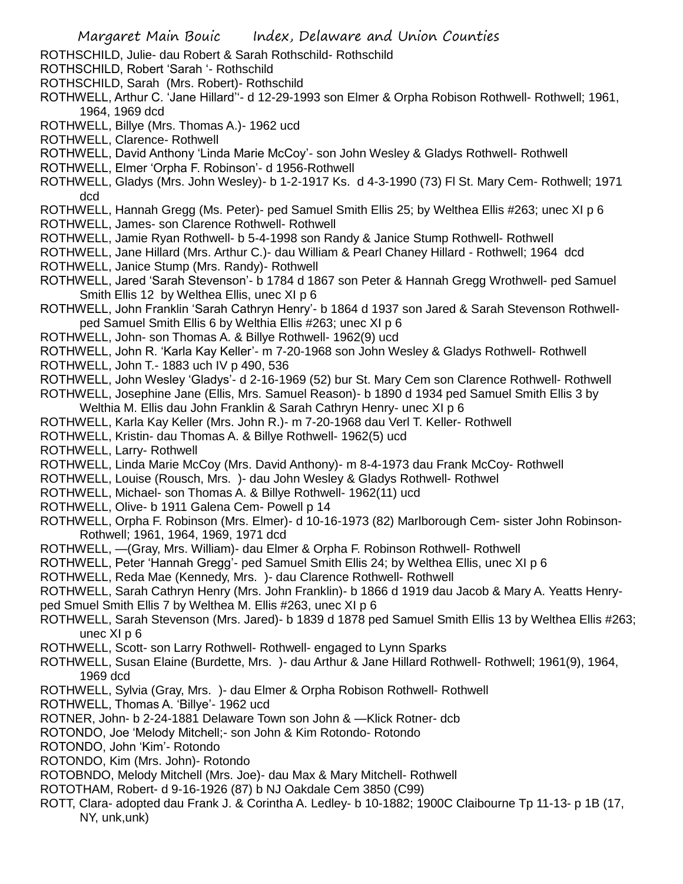ROTHSCHILD, Julie- dau Robert & Sarah Rothschild- Rothschild
ROTHSCHILD, Robert 'Sarah '- Rothschild
ROTHSCHILD, Sarah (Mrs. Robert)- Rothschild
ROTHWELL, Arthur C. 'Jane Hillard''- d 12-29-1993 son Elmer & Orpha Robison Rothwell- Rothwell; 1961, 1964, 1969 dcd
ROTHWELL, Billye (Mrs. Thomas A.)- 1962 ucd
ROTHWELL, Clarence- Rothwell
ROTHWELL, David Anthony 'Linda Marie McCoy'- son John Wesley & Gladys Rothwell- Rothwell
ROTHWELL, Elmer 'Orpha F. Robinson'- d 1956-Rothwell
ROTHWELL, Gladys (Mrs. John Wesley)- b 1-2-1917 Ks. d 4-3-1990 (73) Fl St. Mary Cem- Rothwell; 1971 dcd
ROTHWELL, Hannah Gregg (Ms. Peter)- ped Samuel Smith Ellis 25; by Welthea Ellis #263; unec XI p 6
ROTHWELL, James- son Clarence Rothwell- Rothwell
ROTHWELL, Jamie Ryan Rothwell- b 5-4-1998 son Randy & Janice Stump Rothwell- Rothwell
ROTHWELL, Jane Hillard (Mrs. Arthur C.)- dau William & Pearl Chaney Hillard - Rothwell; 1964 dcd
ROTHWELL, Janice Stump (Mrs. Randy)- Rothwell
ROTHWELL, Jared 'Sarah Stevenson'- b 1784 d 1867 son Peter & Hannah Gregg Wrothwell- ped Samuel Smith Ellis 12 by Welthea Ellis, unec XI p 6
ROTHWELL, John Franklin 'Sarah Cathryn Henry'- b 1864 d 1937 son Jared & Sarah Stevenson Rothwell- ped Samuel Smith Ellis 6 by Welthia Ellis #263; unec XI p 6
ROTHWELL, John- son Thomas A. & Billye Rothwell- 1962(9) ucd
ROTHWELL, John R. 'Karla Kay Keller'- m 7-20-1968 son John Wesley & Gladys Rothwell- Rothwell
ROTHWELL, John T.- 1883 uch IV p 490, 536
ROTHWELL, John Wesley 'Gladys'- d 2-16-1969 (52) bur St. Mary Cem son Clarence Rothwell- Rothwell
ROTHWELL, Josephine Jane (Ellis, Mrs. Samuel Reason)- b 1890 d 1934 ped Samuel Smith Ellis 3 by Welthia M. Ellis dau John Franklin & Sarah Cathryn Henry- unec XI p 6
ROTHWELL, Karla Kay Keller (Mrs. John R.)- m 7-20-1968 dau Verl T. Keller- Rothwell
ROTHWELL, Kristin- dau Thomas A. & Billye Rothwell- 1962(5) ucd
ROTHWELL, Larry- Rothwell
ROTHWELL, Linda Marie McCoy (Mrs. David Anthony)- m 8-4-1973 dau Frank McCoy- Rothwell
ROTHWELL, Louise (Rousch, Mrs. )- dau John Wesley & Gladys Rothwell- Rothwel
ROTHWELL, Michael- son Thomas A. & Billye Rothwell- 1962(11) ucd
ROTHWELL, Olive- b 1911 Galena Cem- Powell p 14
ROTHWELL, Orpha F. Robinson (Mrs. Elmer)- d 10-16-1973 (82) Marlborough Cem- sister John Robinson- Rothwell; 1961, 1964, 1969, 1971 dcd
ROTHWELL, —(Gray, Mrs. William)- dau Elmer & Orpha F. Robinson Rothwell- Rothwell
ROTHWELL, Peter 'Hannah Gregg'- ped Samuel Smith Ellis 24; by Welthea Ellis, unec XI p 6
ROTHWELL, Reda Mae (Kennedy, Mrs. )- dau Clarence Rothwell- Rothwell
ROTHWELL, Sarah Cathryn Henry (Mrs. John Franklin)- b 1866 d 1919 dau Jacob & Mary A. Yeatts Henry-ped Smuel Smith Ellis 7 by Welthea M. Ellis #263, unec XI p 6
ROTHWELL, Sarah Stevenson (Mrs. Jared)- b 1839 d 1878 ped Samuel Smith Ellis 13 by Welthea Ellis #263; unec XI p 6
ROTHWELL, Scott- son Larry Rothwell- Rothwell- engaged to Lynn Sparks
ROTHWELL, Susan Elaine (Burdette, Mrs. )- dau Arthur & Jane Hillard Rothwell- Rothwell; 1961(9), 1964, 1969 dcd
ROTHWELL, Sylvia (Gray, Mrs. )- dau Elmer & Orpha Robison Rothwell- Rothwell
ROTHWELL, Thomas A. 'Billye'- 1962 ucd
ROTNER, John- b 2-24-1881 Delaware Town son John & —Klick Rotner- dcb
ROTONDO, Joe 'Melody Mitchell;- son John & Kim Rotondo- Rotondo
ROTONDO, John 'Kim'- Rotondo
ROTONDO, Kim (Mrs. John)- Rotondo
ROTOBNDO, Melody Mitchell (Mrs. Joe)- dau Max & Mary Mitchell- Rothwell
ROTOTHAM, Robert- d 9-16-1926 (87) b NJ Oakdale Cem 3850 (C99)
ROTT, Clara- adopted dau Frank J. & Corintha A. Ledley- b 10-1882; 1900C Claibourne Tp 11-13- p 1B (17, NY, unk,unk)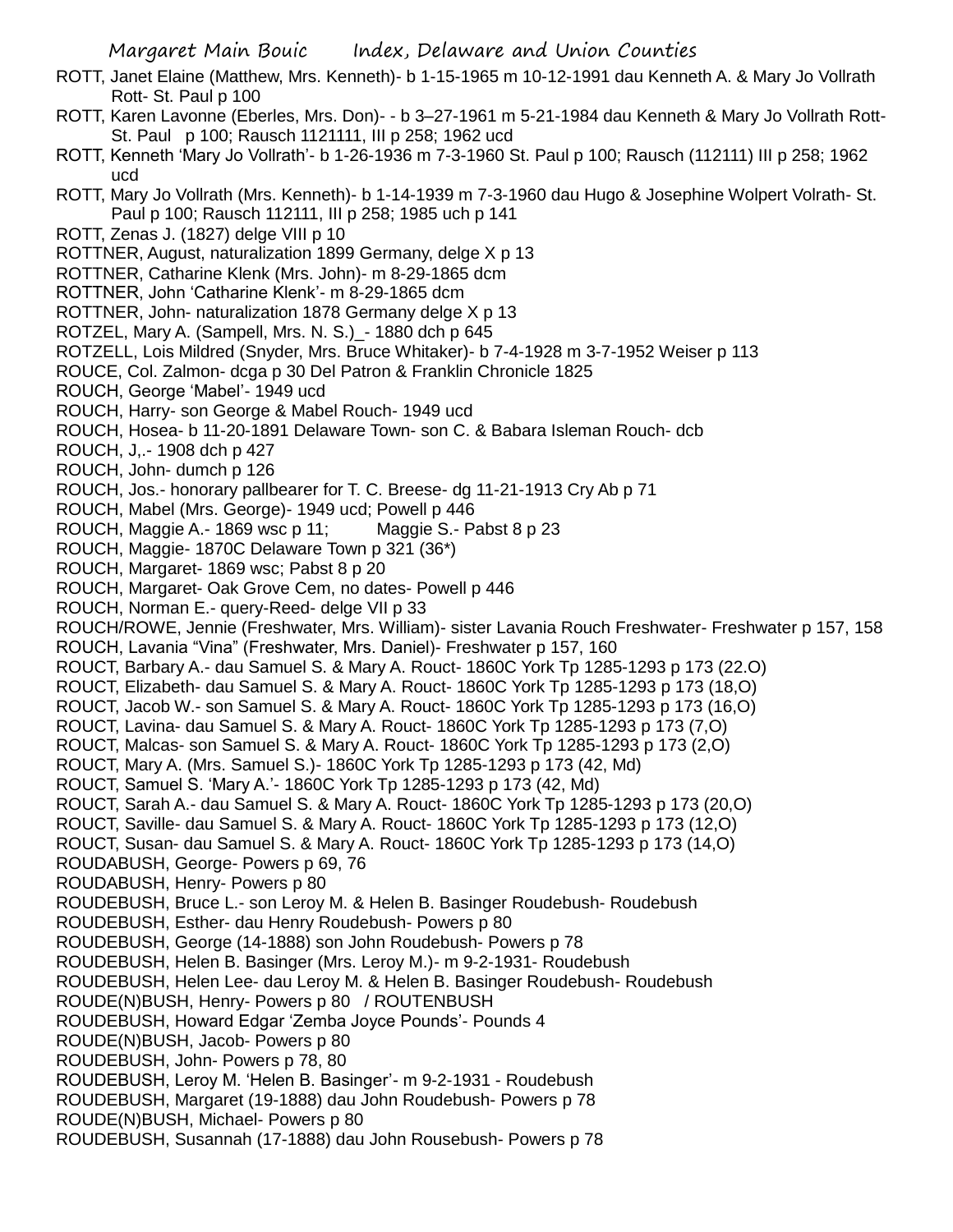ROTT, Janet Elaine (Matthew, Mrs. Kenneth)- b 1-15-1965 m 10-12-1991 dau Kenneth A. & Mary Jo Vollrath Rott- St. Paul p 100

ROTT, Karen Lavonne (Eberles, Mrs. Don)- - b 3–27-1961 m 5-21-1984 dau Kenneth & Mary Jo Vollrath Rott- St. Paul p 100; Rausch 1121111, III p 258; 1962 ucd

ROTT, Kenneth 'Mary Jo Vollrath'- b 1-26-1936 m 7-3-1960 St. Paul p 100; Rausch (112111) III p 258; 1962 ucd

ROTT, Mary Jo Vollrath (Mrs. Kenneth)- b 1-14-1939 m 7-3-1960 dau Hugo & Josephine Wolpert Volrath- St. Paul p 100; Rausch 112111, III p 258; 1985 uch p 141

ROTT, Zenas J. (1827) delge VIII p 10

ROTTNER, August, naturalization 1899 Germany, delge X p 13

ROTTNER, Catharine Klenk (Mrs. John)- m 8-29-1865 dcm

ROTTNER, John 'Catharine Klenk'- m 8-29-1865 dcm

ROTTNER, John- naturalization 1878 Germany delge X p 13

ROTZEL, Mary A. (Sampell, Mrs. N. S.)_- 1880 dch p 645

ROTZELL, Lois Mildred (Snyder, Mrs. Bruce Whitaker)- b 7-4-1928 m 3-7-1952 Weiser p 113

ROUCE, Col. Zalmon- dcga p 30 Del Patron & Franklin Chronicle 1825

ROUCH, George 'Mabel'- 1949 ucd

ROUCH, Harry- son George & Mabel Rouch- 1949 ucd

ROUCH, Hosea- b 11-20-1891 Delaware Town- son C. & Babara Isleman Rouch- dcb

ROUCH, J,.- 1908 dch p 427

ROUCH, John- dumch p 126

ROUCH, Jos.- honorary pallbearer for T. C. Breese- dg 11-21-1913 Cry Ab p 71

ROUCH, Mabel (Mrs. George)- 1949 ucd; Powell p 446

ROUCH, Maggie A.- 1869 wsc p 11; Maggie S.- Pabst 8 p 23

ROUCH, Maggie- 1870C Delaware Town p 321 (36*)

ROUCH, Margaret- 1869 wsc; Pabst 8 p 20

ROUCH, Margaret- Oak Grove Cem, no dates- Powell p 446

ROUCH, Norman E.- query-Reed- delge VII p 33

ROUCH/ROWE, Jennie (Freshwater, Mrs. William)- sister Lavania Rouch Freshwater- Freshwater p 157, 158

ROUCH, Lavania "Vina" (Freshwater, Mrs. Daniel)- Freshwater p 157, 160

ROUCT, Barbary A.- dau Samuel S. & Mary A. Rouct- 1860C York Tp 1285-1293 p 173 (22.O)

ROUCT, Elizabeth- dau Samuel S. & Mary A. Rouct- 1860C York Tp 1285-1293 p 173 (18,O)

ROUCT, Jacob W.- son Samuel S. & Mary A. Rouct- 1860C York Tp 1285-1293 p 173 (16,O)

ROUCT, Lavina- dau Samuel S. & Mary A. Rouct- 1860C York Tp 1285-1293 p 173 (7,O)

ROUCT, Malcas- son Samuel S. & Mary A. Rouct- 1860C York Tp 1285-1293 p 173 (2,O)

ROUCT, Mary A. (Mrs. Samuel S.)- 1860C York Tp 1285-1293 p 173 (42, Md)

ROUCT, Samuel S. 'Mary A.'- 1860C York Tp 1285-1293 p 173 (42, Md)

ROUCT, Sarah A.- dau Samuel S. & Mary A. Rouct- 1860C York Tp 1285-1293 p 173 (20,O)

ROUCT, Saville- dau Samuel S. & Mary A. Rouct- 1860C York Tp 1285-1293 p 173 (12,O)

ROUCT, Susan- dau Samuel S. & Mary A. Rouct- 1860C York Tp 1285-1293 p 173 (14,O)

ROUDABUSH, George- Powers p 69, 76

ROUDABUSH, Henry- Powers p 80

ROUDEBUSH, Bruce L.- son Leroy M. & Helen B. Basinger Roudebush- Roudebush

ROUDEBUSH, Esther- dau Henry Roudebush- Powers p 80

ROUDEBUSH, George (14-1888) son John Roudebush- Powers p 78

ROUDEBUSH, Helen B. Basinger (Mrs. Leroy M.)- m 9-2-1931- Roudebush

ROUDEBUSH, Helen Lee- dau Leroy M. & Helen B. Basinger Roudebush- Roudebush

ROUDE(N)BUSH, Henry- Powers p 80 / ROUTENBUSH

ROUDEBUSH, Howard Edgar 'Zemba Joyce Pounds'- Pounds 4

ROUDE(N)BUSH, Jacob- Powers p 80

ROUDEBUSH, John- Powers p 78, 80

ROUDEBUSH, Leroy M. 'Helen B. Basinger'- m 9-2-1931 - Roudebush

ROUDEBUSH, Margaret (19-1888) dau John Roudebush- Powers p 78

ROUDE(N)BUSH, Michael- Powers p 80

ROUDEBUSH, Susannah (17-1888) dau John Rousebush- Powers p 78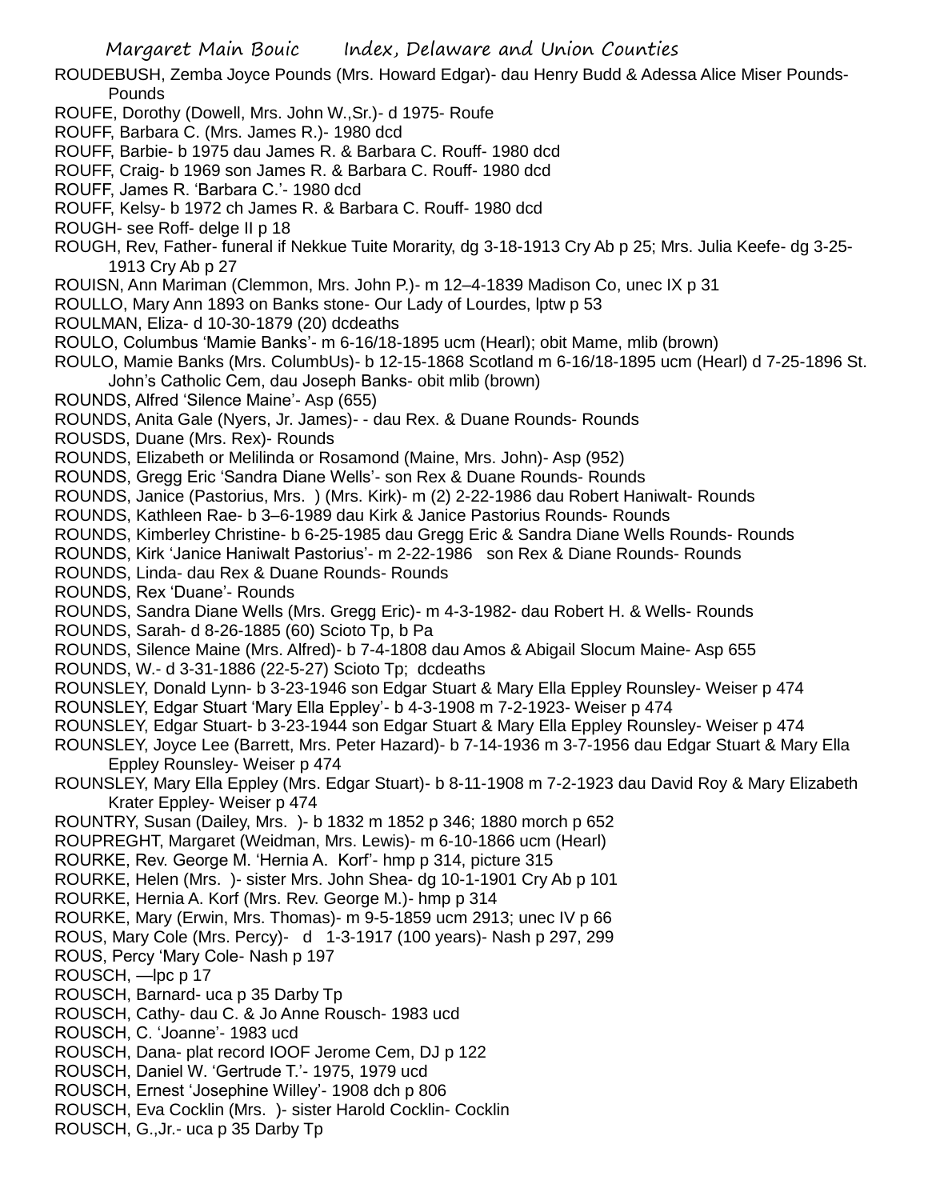ROUDEBUSH, Zemba Joyce Pounds (Mrs. Howard Edgar)- dau Henry Budd & Adessa Alice Miser Pounds- Pounds

ROUFE, Dorothy (Dowell, Mrs. John W.,Sr.)- d 1975- Roufe

ROUFF, Barbara C. (Mrs. James R.)- 1980 dcd

ROUFF, Barbie- b 1975 dau James R. & Barbara C. Rouff- 1980 dcd

ROUFF, Craig- b 1969 son James R. & Barbara C. Rouff- 1980 dcd

ROUFF, James R. 'Barbara C.'- 1980 dcd

ROUFF, Kelsy- b 1972 ch James R. & Barbara C. Rouff- 1980 dcd

ROUGH- see Roff- delge II p 18

ROUGH, Rev, Father- funeral if Nekkue Tuite Morarity, dg 3-18-1913 Cry Ab p 25; Mrs. Julia Keefe- dg 3-25-1913 Cry Ab p 27

ROUISN, Ann Mariman (Clemmon, Mrs. John P.)- m 12–4-1839 Madison Co, unec IX p 31

ROULLO, Mary Ann 1893 on Banks stone- Our Lady of Lourdes, lptw p 53

ROULMAN, Eliza- d 10-30-1879 (20) dcdeaths

ROULO, Columbus 'Mamie Banks'- m 6-16/18-1895 ucm (Hearl); obit Mame, mlib (brown)

ROULO, Mamie Banks (Mrs. ColumbUs)- b 12-15-1868 Scotland m 6-16/18-1895 ucm (Hearl) d 7-25-1896 St. John's Catholic Cem, dau Joseph Banks- obit mlib (brown)

ROUNDS, Alfred 'Silence Maine'- Asp (655)

ROUNDS, Anita Gale (Nyers, Jr. James)- - dau Rex. & Duane Rounds- Rounds

ROUSDS, Duane (Mrs. Rex)- Rounds

ROUNDS, Elizabeth or Melilinda or Rosamond (Maine, Mrs. John)- Asp (952)

ROUNDS, Gregg Eric 'Sandra Diane Wells'- son Rex & Duane Rounds- Rounds

ROUNDS, Janice (Pastorius, Mrs. ) (Mrs. Kirk)- m (2) 2-22-1986 dau Robert Haniwalt- Rounds

ROUNDS, Kathleen Rae- b 3–6-1989 dau Kirk & Janice Pastorius Rounds- Rounds

ROUNDS, Kimberley Christine- b 6-25-1985 dau Gregg Eric & Sandra Diane Wells Rounds- Rounds

ROUNDS, Kirk 'Janice Haniwalt Pastorius'- m 2-22-1986 son Rex & Diane Rounds- Rounds

ROUNDS, Linda- dau Rex & Duane Rounds- Rounds

ROUNDS, Rex 'Duane'- Rounds

ROUNDS, Sandra Diane Wells (Mrs. Gregg Eric)- m 4-3-1982- dau Robert H. & Wells- Rounds

ROUNDS, Sarah- d 8-26-1885 (60) Scioto Tp, b Pa

ROUNDS, Silence Maine (Mrs. Alfred)- b 7-4-1808 dau Amos & Abigail Slocum Maine- Asp 655

ROUNDS, W.- d 3-31-1886 (22-5-27) Scioto Tp; dcdeaths

ROUNSLEY, Donald Lynn- b 3-23-1946 son Edgar Stuart & Mary Ella Eppley Rounsley- Weiser p 474

ROUNSLEY, Edgar Stuart 'Mary Ella Eppley'- b 4-3-1908 m 7-2-1923- Weiser p 474

ROUNSLEY, Edgar Stuart- b 3-23-1944 son Edgar Stuart & Mary Ella Eppley Rounsley- Weiser p 474

ROUNSLEY, Joyce Lee (Barrett, Mrs. Peter Hazard)- b 7-14-1936 m 3-7-1956 dau Edgar Stuart & Mary Ella Eppley Rounsley- Weiser p 474

ROUNSLEY, Mary Ella Eppley (Mrs. Edgar Stuart)- b 8-11-1908 m 7-2-1923 dau David Roy & Mary Elizabeth Krater Eppley- Weiser p 474

ROUNTRY, Susan (Dailey, Mrs. )- b 1832 m 1852 p 346; 1880 morch p 652

ROUPREGHT, Margaret (Weidman, Mrs. Lewis)- m 6-10-1866 ucm (Hearl)

ROURKE, Rev. George M. 'Hernia A. Korf'- hmp p 314, picture 315

ROURKE, Helen (Mrs. )- sister Mrs. John Shea- dg 10-1-1901 Cry Ab p 101

ROURKE, Hernia A. Korf (Mrs. Rev. George M.)- hmp p 314

ROURKE, Mary (Erwin, Mrs. Thomas)- m 9-5-1859 ucm 2913; unec IV p 66

ROUS, Mary Cole (Mrs. Percy)- d 1-3-1917 (100 years)- Nash p 297, 299

ROUS, Percy 'Mary Cole- Nash p 197

ROUSCH, —lpc p 17

ROUSCH, Barnard- uca p 35 Darby Tp

ROUSCH, Cathy- dau C. & Jo Anne Rousch- 1983 ucd

ROUSCH, C. 'Joanne'- 1983 ucd

ROUSCH, Dana- plat record IOOF Jerome Cem, DJ p 122

ROUSCH, Daniel W. 'Gertrude T.'- 1975, 1979 ucd

ROUSCH, Ernest 'Josephine Willey'- 1908 dch p 806

ROUSCH, Eva Cocklin (Mrs. )- sister Harold Cocklin- Cocklin

ROUSCH, G.,Jr.- uca p 35 Darby Tp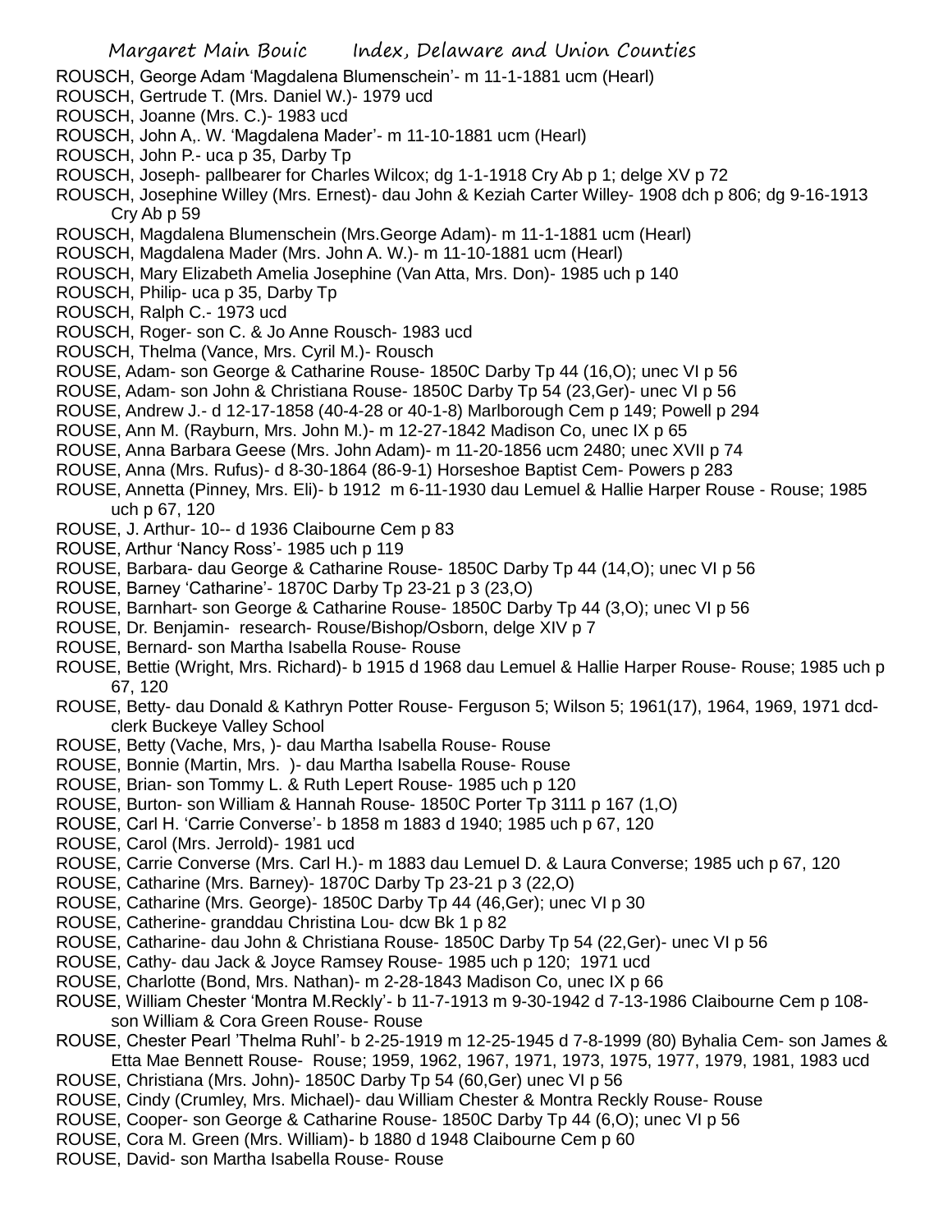ROUSCH, George Adam 'Magdalena Blumenschein'- m 11-1-1881 ucm (Hearl)
ROUSCH, Gertrude T. (Mrs. Daniel W.)- 1979 ucd
ROUSCH, Joanne (Mrs. C.)- 1983 ucd
ROUSCH, John A,. W. 'Magdalena Mader'- m 11-10-1881 ucm (Hearl)
ROUSCH, John P.- uca p 35, Darby Tp
ROUSCH, Joseph- pallbearer for Charles Wilcox; dg 1-1-1918 Cry Ab p 1; delge XV p 72
ROUSCH, Josephine Willey (Mrs. Ernest)- dau John & Keziah Carter Willey- 1908 dch p 806; dg 9-16-1913 Cry Ab p 59
ROUSCH, Magdalena Blumenschein (Mrs.George Adam)- m 11-1-1881 ucm (Hearl)
ROUSCH, Magdalena Mader (Mrs. John A. W.)- m 11-10-1881 ucm (Hearl)
ROUSCH, Mary Elizabeth Amelia Josephine (Van Atta, Mrs. Don)- 1985 uch p 140
ROUSCH, Philip- uca p 35, Darby Tp
ROUSCH, Ralph C.- 1973 ucd
ROUSCH, Roger- son C. & Jo Anne Rousch- 1983 ucd
ROUSCH, Thelma (Vance, Mrs. Cyril M.)- Rousch
ROUSE, Adam- son George & Catharine Rouse- 1850C Darby Tp 44 (16,O); unec VI p 56
ROUSE, Adam- son John & Christiana Rouse- 1850C Darby Tp 54 (23,Ger)- unec VI p 56
ROUSE, Andrew J.- d 12-17-1858 (40-4-28 or 40-1-8) Marlborough Cem p 149; Powell p 294
ROUSE, Ann M. (Rayburn, Mrs. John M.)- m 12-27-1842 Madison Co, unec IX p 65
ROUSE, Anna Barbara Geese (Mrs. John Adam)- m 11-20-1856 ucm 2480; unec XVII p 74
ROUSE, Anna (Mrs. Rufus)- d 8-30-1864 (86-9-1) Horseshoe Baptist Cem- Powers p 283
ROUSE, Annetta (Pinney, Mrs. Eli)- b 1912 m 6-11-1930 dau Lemuel & Hallie Harper Rouse - Rouse; 1985 uch p 67, 120
ROUSE, J. Arthur- 10-- d 1936 Claibourne Cem p 83
ROUSE, Arthur 'Nancy Ross'- 1985 uch p 119
ROUSE, Barbara- dau George & Catharine Rouse- 1850C Darby Tp 44 (14,O); unec VI p 56
ROUSE, Barney 'Catharine'- 1870C Darby Tp 23-21 p 3 (23,O)
ROUSE, Barnhart- son George & Catharine Rouse- 1850C Darby Tp 44 (3,O); unec VI p 56
ROUSE, Dr. Benjamin- research- Rouse/Bishop/Osborn, delge XIV p 7
ROUSE, Bernard- son Martha Isabella Rouse- Rouse
ROUSE, Bettie (Wright, Mrs. Richard)- b 1915 d 1968 dau Lemuel & Hallie Harper Rouse- Rouse; 1985 uch p 67, 120
ROUSE, Betty- dau Donald & Kathryn Potter Rouse- Ferguson 5; Wilson 5; 1961(17), 1964, 1969, 1971 dcd- clerk Buckeye Valley School
ROUSE, Betty (Vache, Mrs, )- dau Martha Isabella Rouse- Rouse
ROUSE, Bonnie (Martin, Mrs. )- dau Martha Isabella Rouse- Rouse
ROUSE, Brian- son Tommy L. & Ruth Lepert Rouse- 1985 uch p 120
ROUSE, Burton- son William & Hannah Rouse- 1850C Porter Tp 3111 p 167 (1,O)
ROUSE, Carl H. 'Carrie Converse'- b 1858 m 1883 d 1940; 1985 uch p 67, 120
ROUSE, Carol (Mrs. Jerrold)- 1981 ucd
ROUSE, Carrie Converse (Mrs. Carl H.)- m 1883 dau Lemuel D. & Laura Converse; 1985 uch p 67, 120
ROUSE, Catharine (Mrs. Barney)- 1870C Darby Tp 23-21 p 3 (22,O)
ROUSE, Catharine (Mrs. George)- 1850C Darby Tp 44 (46,Ger); unec VI p 30
ROUSE, Catherine- granddau Christina Lou- dcw Bk 1 p 82
ROUSE, Catharine- dau John & Christiana Rouse- 1850C Darby Tp 54 (22,Ger)- unec VI p 56
ROUSE, Cathy- dau Jack & Joyce Ramsey Rouse- 1985 uch p 120; 1971 ucd
ROUSE, Charlotte (Bond, Mrs. Nathan)- m 2-28-1843 Madison Co, unec IX p 66
ROUSE, William Chester 'Montra M.Reckly'- b 11-7-1913 m 9-30-1942 d 7-13-1986 Claibourne Cem p 108- son William & Cora Green Rouse- Rouse
ROUSE, Chester Pearl 'Thelma Ruhl'- b 2-25-1919 m 12-25-1945 d 7-8-1999 (80) Byhalia Cem- son James & Etta Mae Bennett Rouse- Rouse; 1959, 1962, 1967, 1971, 1973, 1975, 1977, 1979, 1981, 1983 ucd
ROUSE, Christiana (Mrs. John)- 1850C Darby Tp 54 (60,Ger) unec VI p 56
ROUSE, Cindy (Crumley, Mrs. Michael)- dau William Chester & Montra Reckly Rouse- Rouse
ROUSE, Cooper- son George & Catharine Rouse- 1850C Darby Tp 44 (6,O); unec VI p 56
ROUSE, Cora M. Green (Mrs. William)- b 1880 d 1948 Claibourne Cem p 60
ROUSE, David- son Martha Isabella Rouse- Rouse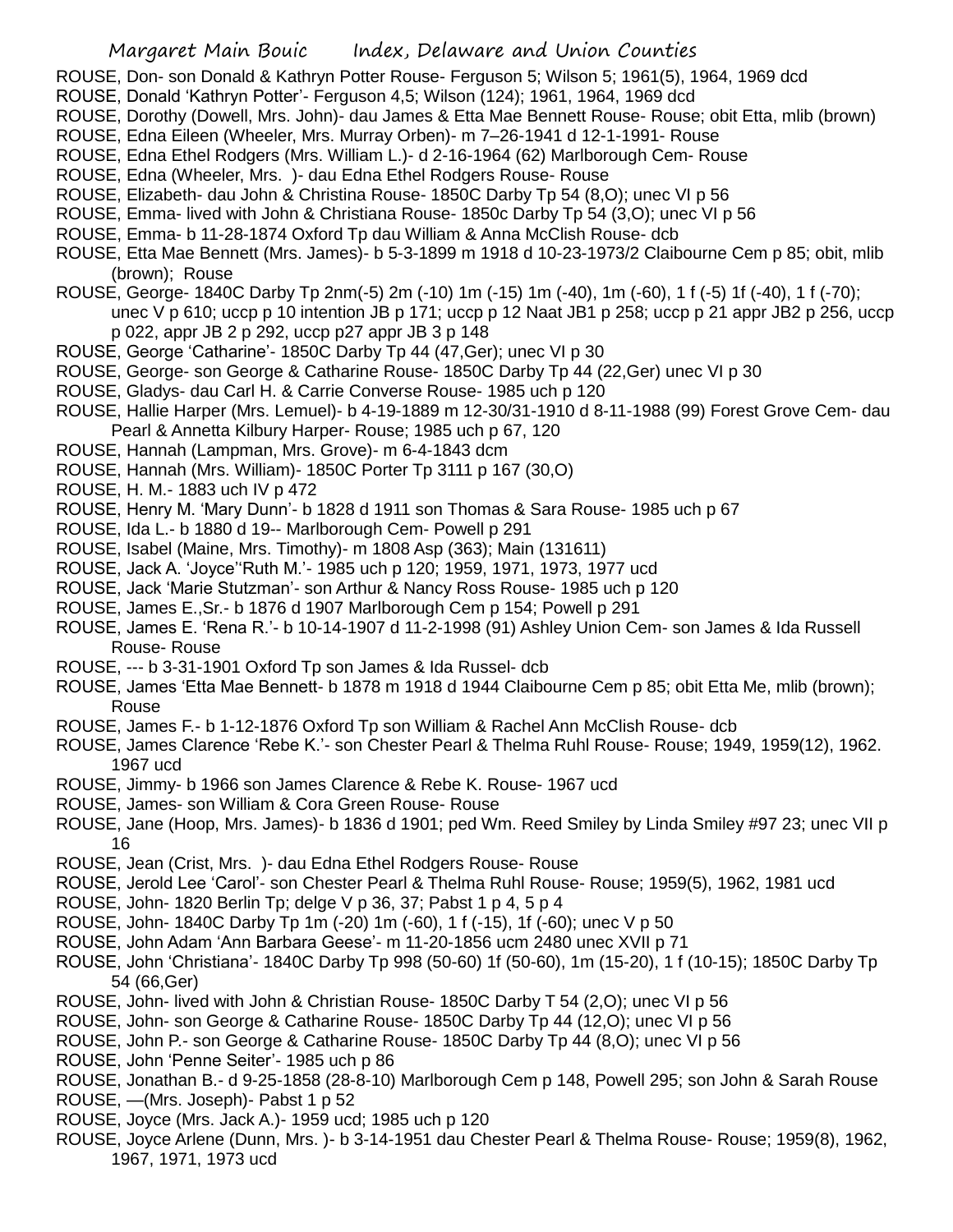ROUSE, Don- son Donald & Kathryn Potter Rouse- Ferguson 5; Wilson 5; 1961(5), 1964, 1969 dcd

ROUSE, Donald 'Kathryn Potter'- Ferguson 4,5; Wilson (124); 1961, 1964, 1969 dcd

ROUSE, Dorothy (Dowell, Mrs. John)- dau James & Etta Mae Bennett Rouse- Rouse; obit Etta, mlib (brown)

ROUSE, Edna Eileen (Wheeler, Mrs. Murray Orben)- m 7–26-1941 d 12-1-1991- Rouse

ROUSE, Edna Ethel Rodgers (Mrs. William L.)- d 2-16-1964 (62) Marlborough Cem- Rouse

ROUSE, Edna (Wheeler, Mrs. )- dau Edna Ethel Rodgers Rouse- Rouse

ROUSE, Elizabeth- dau John & Christina Rouse- 1850C Darby Tp 54 (8,O); unec VI p 56

ROUSE, Emma- lived with John & Christiana Rouse- 1850c Darby Tp 54 (3,O); unec VI p 56

ROUSE, Emma- b 11-28-1874 Oxford Tp dau William & Anna McClish Rouse- dcb

ROUSE, Etta Mae Bennett (Mrs. James)- b 5-3-1899 m 1918 d 10-23-1973/2 Claibourne Cem p 85; obit, mlib (brown); Rouse

ROUSE, George- 1840C Darby Tp 2nm(-5) 2m (-10) 1m (-15) 1m (-40), 1m (-60), 1 f (-5) 1f (-40), 1 f (-70); unec V p 610; uccp p 10 intention JB p 171; uccp p 12 Naat JB1 p 258; uccp p 21 appr JB2 p 256, uccp p 022, appr JB 2 p 292, uccp p27 appr JB 3 p 148

ROUSE, George 'Catharine'- 1850C Darby Tp 44 (47,Ger); unec VI p 30

ROUSE, George- son George & Catharine Rouse- 1850C Darby Tp 44 (22,Ger) unec VI p 30

ROUSE, Gladys- dau Carl H. & Carrie Converse Rouse- 1985 uch p 120

ROUSE, Hallie Harper (Mrs. Lemuel)- b 4-19-1889 m 12-30/31-1910 d 8-11-1988 (99) Forest Grove Cem- dau Pearl & Annetta Kilbury Harper- Rouse; 1985 uch p 67, 120

ROUSE, Hannah (Lampman, Mrs. Grove)- m 6-4-1843 dcm

ROUSE, Hannah (Mrs. William)- 1850C Porter Tp 3111 p 167 (30,O)

ROUSE, H. M.- 1883 uch IV p 472

ROUSE, Henry M. 'Mary Dunn'- b 1828 d 1911 son Thomas & Sara Rouse- 1985 uch p 67

ROUSE, Ida L.- b 1880 d 19-- Marlborough Cem- Powell p 291

ROUSE, Isabel (Maine, Mrs. Timothy)- m 1808 Asp (363); Main (131611)

ROUSE, Jack A. 'Joyce''Ruth M.'- 1985 uch p 120; 1959, 1971, 1973, 1977 ucd

ROUSE, Jack 'Marie Stutzman'- son Arthur & Nancy Ross Rouse- 1985 uch p 120

ROUSE, James E.,Sr.- b 1876 d 1907 Marlborough Cem p 154; Powell p 291

ROUSE, James E. 'Rena R.'- b 10-14-1907 d 11-2-1998 (91) Ashley Union Cem- son James & Ida Russell Rouse- Rouse

ROUSE, --- b 3-31-1901 Oxford Tp son James & Ida Russel- dcb

ROUSE, James 'Etta Mae Bennett- b 1878 m 1918 d 1944 Claibourne Cem p 85; obit Etta Me, mlib (brown); Rouse

ROUSE, James F.- b 1-12-1876 Oxford Tp son William & Rachel Ann McClish Rouse- dcb

ROUSE, James Clarence 'Rebe K.'- son Chester Pearl & Thelma Ruhl Rouse- Rouse; 1949, 1959(12), 1962. 1967 ucd

ROUSE, Jimmy- b 1966 son James Clarence & Rebe K. Rouse- 1967 ucd

ROUSE, James- son William & Cora Green Rouse- Rouse

ROUSE, Jane (Hoop, Mrs. James)- b 1836 d 1901; ped Wm. Reed Smiley by Linda Smiley #97 23; unec VII p 16

ROUSE, Jean (Crist, Mrs. )- dau Edna Ethel Rodgers Rouse- Rouse

ROUSE, Jerold Lee 'Carol'- son Chester Pearl & Thelma Ruhl Rouse- Rouse; 1959(5), 1962, 1981 ucd

ROUSE, John- 1820 Berlin Tp; delge V p 36, 37; Pabst 1 p 4, 5 p 4

ROUSE, John- 1840C Darby Tp 1m (-20) 1m (-60), 1 f (-15), 1f (-60); unec V p 50

ROUSE, John Adam 'Ann Barbara Geese'- m 11-20-1856 ucm 2480 unec XVII p 71

ROUSE, John 'Christiana'- 1840C Darby Tp 998 (50-60) 1f (50-60), 1m (15-20), 1 f (10-15); 1850C Darby Tp 54 (66,Ger)

ROUSE, John- lived with John & Christian Rouse- 1850C Darby T 54 (2,O); unec VI p 56

ROUSE, John- son George & Catharine Rouse- 1850C Darby Tp 44 (12,O); unec VI p 56

ROUSE, John P.- son George & Catharine Rouse- 1850C Darby Tp 44 (8,O); unec VI p 56

ROUSE, John 'Penne Seiter'- 1985 uch p 86

ROUSE, Jonathan B.- d 9-25-1858 (28-8-10) Marlborough Cem p 148, Powell 295; son John & Sarah Rouse

ROUSE, —(Mrs. Joseph)- Pabst 1 p 52

ROUSE, Joyce (Mrs. Jack A.)- 1959 ucd; 1985 uch p 120

ROUSE, Joyce Arlene (Dunn, Mrs. )- b 3-14-1951 dau Chester Pearl & Thelma Rouse- Rouse; 1959(8), 1962, 1967, 1971, 1973 ucd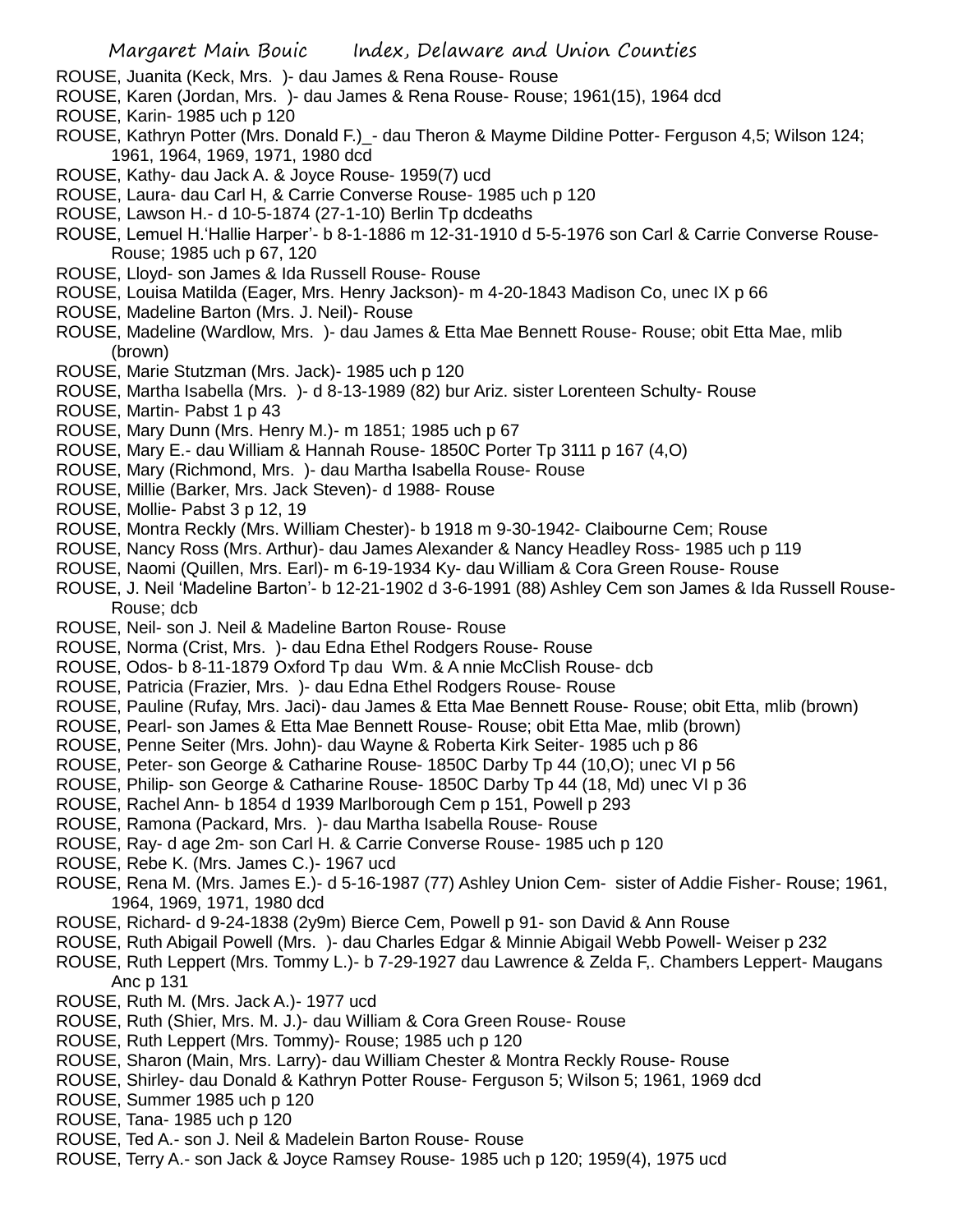ROUSE, Juanita (Keck, Mrs. )- dau James & Rena Rouse- Rouse

ROUSE, Karen (Jordan, Mrs. )- dau James & Rena Rouse- Rouse; 1961(15), 1964 dcd

ROUSE, Karin- 1985 uch p 120

ROUSE, Kathryn Potter (Mrs. Donald F.)_- dau Theron & Mayme Dildine Potter- Ferguson 4,5; Wilson 124; 1961, 1964, 1969, 1971, 1980 dcd

ROUSE, Kathy- dau Jack A. & Joyce Rouse- 1959(7) ucd

ROUSE, Laura- dau Carl H, & Carrie Converse Rouse- 1985 uch p 120

ROUSE, Lawson H.- d 10-5-1874 (27-1-10) Berlin Tp dcdeaths

ROUSE, Lemuel H.'Hallie Harper'- b 8-1-1886 m 12-31-1910 d 5-5-1976 son Carl & Carrie Converse Rouse- Rouse; 1985 uch p 67, 120

ROUSE, Lloyd- son James & Ida Russell Rouse- Rouse

ROUSE, Louisa Matilda (Eager, Mrs. Henry Jackson)- m 4-20-1843 Madison Co, unec IX p 66

ROUSE, Madeline Barton (Mrs. J. Neil)- Rouse

ROUSE, Madeline (Wardlow, Mrs. )- dau James & Etta Mae Bennett Rouse- Rouse; obit Etta Mae, mlib (brown)

ROUSE, Marie Stutzman (Mrs. Jack)- 1985 uch p 120

ROUSE, Martha Isabella (Mrs. )- d 8-13-1989 (82) bur Ariz. sister Lorenteen Schulty- Rouse

ROUSE, Martin- Pabst 1 p 43

ROUSE, Mary Dunn (Mrs. Henry M.)- m 1851; 1985 uch p 67

ROUSE, Mary E.- dau William & Hannah Rouse- 1850C Porter Tp 3111 p 167 (4,O)

ROUSE, Mary (Richmond, Mrs. )- dau Martha Isabella Rouse- Rouse

ROUSE, Millie (Barker, Mrs. Jack Steven)- d 1988- Rouse

ROUSE, Mollie- Pabst 3 p 12, 19

ROUSE, Montra Reckly (Mrs. William Chester)- b 1918 m 9-30-1942- Claibourne Cem; Rouse

ROUSE, Nancy Ross (Mrs. Arthur)- dau James Alexander & Nancy Headley Ross- 1985 uch p 119

ROUSE, Naomi (Quillen, Mrs. Earl)- m 6-19-1934 Ky- dau William & Cora Green Rouse- Rouse

ROUSE, J. Neil 'Madeline Barton'- b 12-21-1902 d 3-6-1991 (88) Ashley Cem son James & Ida Russell Rouse- Rouse; dcb

ROUSE, Neil- son J. Neil & Madeline Barton Rouse- Rouse

ROUSE, Norma (Crist, Mrs. )- dau Edna Ethel Rodgers Rouse- Rouse

ROUSE, Odos- b 8-11-1879 Oxford Tp dau Wm. & A nnie McClish Rouse- dcb

ROUSE, Patricia (Frazier, Mrs. )- dau Edna Ethel Rodgers Rouse- Rouse

ROUSE, Pauline (Rufay, Mrs. Jaci)- dau James & Etta Mae Bennett Rouse- Rouse; obit Etta, mlib (brown)

ROUSE, Pearl- son James & Etta Mae Bennett Rouse- Rouse; obit Etta Mae, mlib (brown)

ROUSE, Penne Seiter (Mrs. John)- dau Wayne & Roberta Kirk Seiter- 1985 uch p 86

ROUSE, Peter- son George & Catharine Rouse- 1850C Darby Tp 44 (10,O); unec VI p 56

ROUSE, Philip- son George & Catharine Rouse- 1850C Darby Tp 44 (18, Md) unec VI p 36

ROUSE, Rachel Ann- b 1854 d 1939 Marlborough Cem p 151, Powell p 293

ROUSE, Ramona (Packard, Mrs. )- dau Martha Isabella Rouse- Rouse

ROUSE, Ray- d age 2m- son Carl H. & Carrie Converse Rouse- 1985 uch p 120

ROUSE, Rebe K. (Mrs. James C.)- 1967 ucd

ROUSE, Rena M. (Mrs. James E.)- d 5-16-1987 (77) Ashley Union Cem- sister of Addie Fisher- Rouse; 1961, 1964, 1969, 1971, 1980 dcd

ROUSE, Richard- d 9-24-1838 (2y9m) Bierce Cem, Powell p 91- son David & Ann Rouse

ROUSE, Ruth Abigail Powell (Mrs. )- dau Charles Edgar & Minnie Abigail Webb Powell- Weiser p 232

ROUSE, Ruth Leppert (Mrs. Tommy L.)- b 7-29-1927 dau Lawrence & Zelda F,. Chambers Leppert- Maugans Anc p 131

ROUSE, Ruth M. (Mrs. Jack A.)- 1977 ucd

ROUSE, Ruth (Shier, Mrs. M. J.)- dau William & Cora Green Rouse- Rouse

ROUSE, Ruth Leppert (Mrs. Tommy)- Rouse; 1985 uch p 120

ROUSE, Sharon (Main, Mrs. Larry)- dau William Chester & Montra Reckly Rouse- Rouse

ROUSE, Shirley- dau Donald & Kathryn Potter Rouse- Ferguson 5; Wilson 5; 1961, 1969 dcd

ROUSE, Summer 1985 uch p 120

ROUSE, Tana- 1985 uch p 120

ROUSE, Ted A.- son J. Neil & Madelein Barton Rouse- Rouse

ROUSE, Terry A.- son Jack & Joyce Ramsey Rouse- 1985 uch p 120; 1959(4), 1975 ucd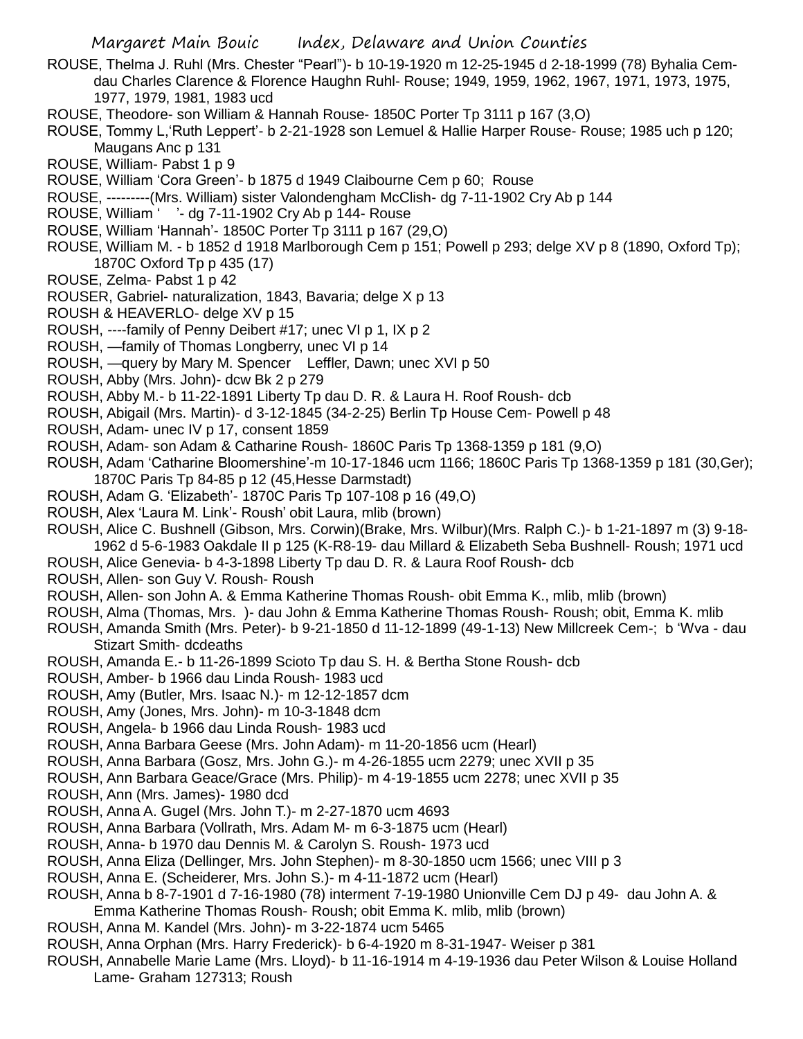ROUSE, Thelma J. Ruhl (Mrs. Chester "Pearl")- b 10-19-1920 m 12-25-1945 d 2-18-1999 (78) Byhalia Cem- dau Charles Clarence & Florence Haughn Ruhl- Rouse; 1949, 1959, 1962, 1967, 1971, 1973, 1975, 1977, 1979, 1981, 1983 ucd

ROUSE, Theodore- son William & Hannah Rouse- 1850C Porter Tp 3111 p 167 (3,O)

ROUSE, Tommy L,'Ruth Leppert'- b 2-21-1928 son Lemuel & Hallie Harper Rouse- Rouse; 1985 uch p 120; Maugans Anc p 131

ROUSE, William- Pabst 1 p 9

ROUSE, William 'Cora Green'- b 1875 d 1949 Claibourne Cem p 60; Rouse

ROUSE, ---------(Mrs. William) sister Valondengham McClish- dg 7-11-1902 Cry Ab p 144

ROUSE, William ' '- dg 7-11-1902 Cry Ab p 144- Rouse

ROUSE, William 'Hannah'- 1850C Porter Tp 3111 p 167 (29,O)

ROUSE, William M. - b 1852 d 1918 Marlborough Cem p 151; Powell p 293; delge XV p 8 (1890, Oxford Tp); 1870C Oxford Tp p 435 (17)

ROUSE, Zelma- Pabst 1 p 42

ROUSER, Gabriel- naturalization, 1843, Bavaria; delge X p 13

ROUSH & HEAVERLO- delge XV p 15

ROUSH, ----family of Penny Deibert #17; unec VI p 1, IX p 2

ROUSH, —family of Thomas Longberry, unec VI p 14

ROUSH, —query by Mary M. Spencer Leffler, Dawn; unec XVI p 50

ROUSH, Abby (Mrs. John)- dcw Bk 2 p 279

ROUSH, Abby M.- b 11-22-1891 Liberty Tp dau D. R. & Laura H. Roof Roush- dcb

ROUSH, Abigail (Mrs. Martin)- d 3-12-1845 (34-2-25) Berlin Tp House Cem- Powell p 48

ROUSH, Adam- unec IV p 17, consent 1859

ROUSH, Adam- son Adam & Catharine Roush- 1860C Paris Tp 1368-1359 p 181 (9,O)

ROUSH, Adam 'Catharine Bloomershine'-m 10-17-1846 ucm 1166; 1860C Paris Tp 1368-1359 p 181 (30,Ger); 1870C Paris Tp 84-85 p 12 (45,Hesse Darmstadt)

ROUSH, Adam G. 'Elizabeth'- 1870C Paris Tp 107-108 p 16 (49,O)

ROUSH, Alex 'Laura M. Link'- Roush' obit Laura, mlib (brown)

ROUSH, Alice C. Bushnell (Gibson, Mrs. Corwin)(Brake, Mrs. Wilbur)(Mrs. Ralph C.)- b 1-21-1897 m (3) 9-18-1962 d 5-6-1983 Oakdale II p 125 (K-R8-19- dau Millard & Elizabeth Seba Bushnell- Roush; 1971 ucd

ROUSH, Alice Genevia- b 4-3-1898 Liberty Tp dau D. R. & Laura Roof Roush- dcb

ROUSH, Allen- son Guy V. Roush- Roush

ROUSH, Allen- son John A. & Emma Katherine Thomas Roush- obit Emma K., mlib, mlib (brown)

ROUSH, Alma (Thomas, Mrs. )- dau John & Emma Katherine Thomas Roush- Roush; obit, Emma K. mlib

ROUSH, Amanda Smith (Mrs. Peter)- b 9-21-1850 d 11-12-1899 (49-1-13) New Millcreek Cem-; b 'Wva - dau Stizart Smith- dcdeaths

ROUSH, Amanda E.- b 11-26-1899 Scioto Tp dau S. H. & Bertha Stone Roush- dcb

ROUSH, Amber- b 1966 dau Linda Roush- 1983 ucd

ROUSH, Amy (Butler, Mrs. Isaac N.)- m 12-12-1857 dcm

ROUSH, Amy (Jones, Mrs. John)- m 10-3-1848 dcm

ROUSH, Angela- b 1966 dau Linda Roush- 1983 ucd

ROUSH, Anna Barbara Geese (Mrs. John Adam)- m 11-20-1856 ucm (Hearl)

ROUSH, Anna Barbara (Gosz, Mrs. John G.)- m 4-26-1855 ucm 2279; unec XVII p 35

ROUSH, Ann Barbara Geace/Grace (Mrs. Philip)- m 4-19-1855 ucm 2278; unec XVII p 35

ROUSH, Ann (Mrs. James)- 1980 dcd

ROUSH, Anna A. Gugel (Mrs. John T.)- m 2-27-1870 ucm 4693

ROUSH, Anna Barbara (Vollrath, Mrs. Adam M- m 6-3-1875 ucm (Hearl)

ROUSH, Anna- b 1970 dau Dennis M. & Carolyn S. Roush- 1973 ucd

ROUSH, Anna Eliza (Dellinger, Mrs. John Stephen)- m 8-30-1850 ucm 1566; unec VIII p 3

ROUSH, Anna E. (Scheiderer, Mrs. John S.)- m 4-11-1872 ucm (Hearl)

ROUSH, Anna b 8-7-1901 d 7-16-1980 (78) interment 7-19-1980 Unionville Cem DJ p 49- dau John A. & Emma Katherine Thomas Roush- Roush; obit Emma K. mlib, mlib (brown)

ROUSH, Anna M. Kandel (Mrs. John)- m 3-22-1874 ucm 5465

ROUSH, Anna Orphan (Mrs. Harry Frederick)- b 6-4-1920 m 8-31-1947- Weiser p 381

ROUSH, Annabelle Marie Lame (Mrs. Lloyd)- b 11-16-1914 m 4-19-1936 dau Peter Wilson & Louise Holland Lame- Graham 127313; Roush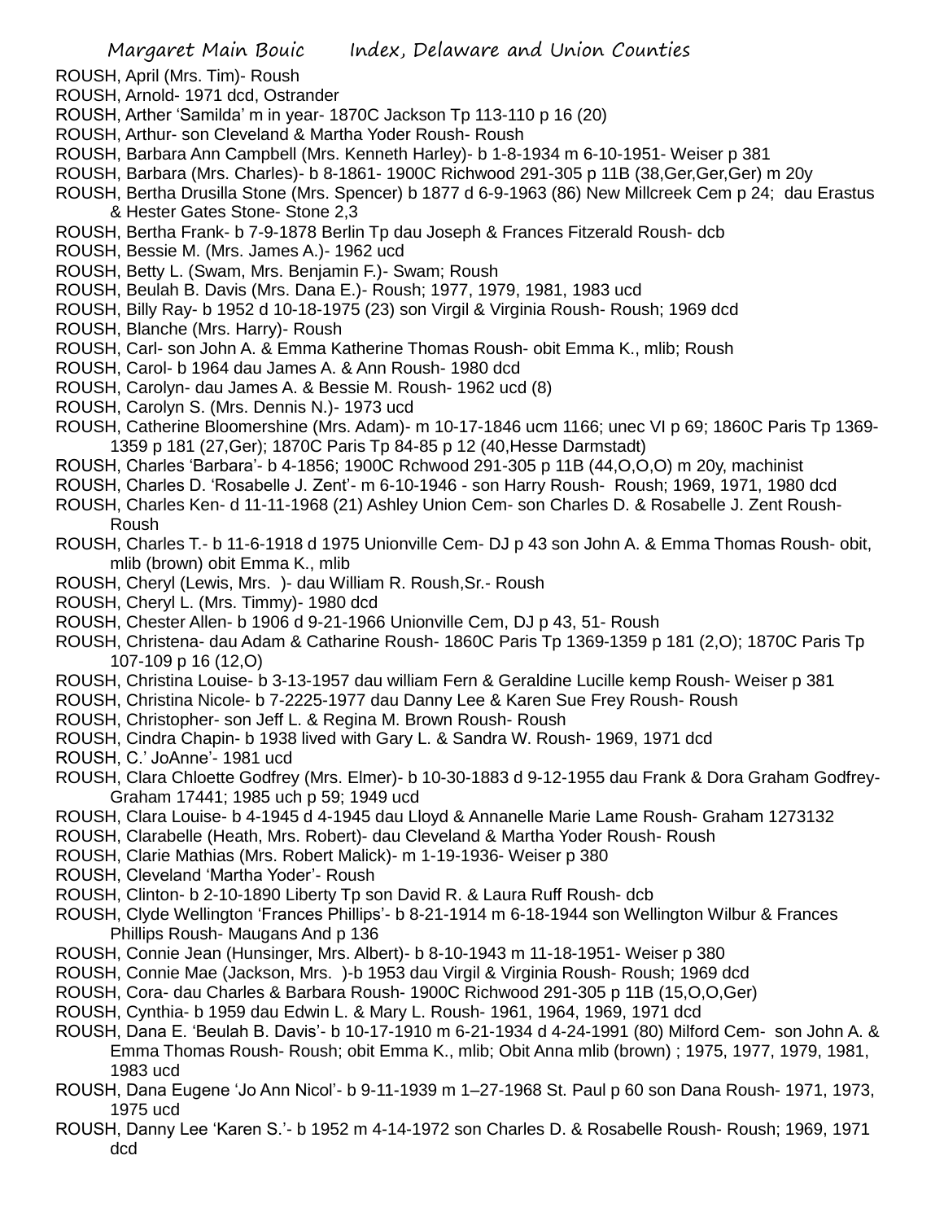ROUSH, April (Mrs. Tim)- Roush

ROUSH, Arnold- 1971 dcd, Ostrander

ROUSH, Arther 'Samilda' m in year- 1870C Jackson Tp 113-110 p 16 (20)

ROUSH, Arthur- son Cleveland & Martha Yoder Roush- Roush

ROUSH, Barbara Ann Campbell (Mrs. Kenneth Harley)- b 1-8-1934 m 6-10-1951- Weiser p 381

ROUSH, Barbara (Mrs. Charles)- b 8-1861- 1900C Richwood 291-305 p 11B (38,Ger,Ger,Ger) m 20y

ROUSH, Bertha Drusilla Stone (Mrs. Spencer) b 1877 d 6-9-1963 (86) New Millcreek Cem p 24; dau Erastus & Hester Gates Stone- Stone 2,3

ROUSH, Bertha Frank- b 7-9-1878 Berlin Tp dau Joseph & Frances Fitzerald Roush- dcb

ROUSH, Bessie M. (Mrs. James A.)- 1962 ucd

ROUSH, Betty L. (Swam, Mrs. Benjamin F.)- Swam; Roush

ROUSH, Beulah B. Davis (Mrs. Dana E.)- Roush; 1977, 1979, 1981, 1983 ucd

ROUSH, Billy Ray- b 1952 d 10-18-1975 (23) son Virgil & Virginia Roush- Roush; 1969 dcd

ROUSH, Blanche (Mrs. Harry)- Roush

ROUSH, Carl- son John A. & Emma Katherine Thomas Roush- obit Emma K., mlib; Roush

ROUSH, Carol- b 1964 dau James A. & Ann Roush- 1980 dcd

ROUSH, Carolyn- dau James A. & Bessie M. Roush- 1962 ucd (8)

ROUSH, Carolyn S. (Mrs. Dennis N.)- 1973 ucd

ROUSH, Catherine Bloomershine (Mrs. Adam)- m 10-17-1846 ucm 1166; unec VI p 69; 1860C Paris Tp 1369-1359 p 181 (27,Ger); 1870C Paris Tp 84-85 p 12 (40,Hesse Darmstadt)

ROUSH, Charles 'Barbara'- b 4-1856; 1900C Rchwood 291-305 p 11B (44,O,O,O) m 20y, machinist

ROUSH, Charles D. 'Rosabelle J. Zent'- m 6-10-1946 - son Harry Roush- Roush; 1969, 1971, 1980 dcd

ROUSH, Charles Ken- d 11-11-1968 (21) Ashley Union Cem- son Charles D. & Rosabelle J. Zent Roush- Roush

ROUSH, Charles T.- b 11-6-1918 d 1975 Unionville Cem- DJ p 43 son John A. & Emma Thomas Roush- obit, mlib (brown) obit Emma K., mlib

ROUSH, Cheryl (Lewis, Mrs. )- dau William R. Roush,Sr.- Roush

ROUSH, Cheryl L. (Mrs. Timmy)- 1980 dcd

ROUSH, Chester Allen- b 1906 d 9-21-1966 Unionville Cem, DJ p 43, 51- Roush

ROUSH, Christena- dau Adam & Catharine Roush- 1860C Paris Tp 1369-1359 p 181 (2,O); 1870C Paris Tp 107-109 p 16 (12,O)

ROUSH, Christina Louise- b 3-13-1957 dau william Fern & Geraldine Lucille kemp Roush- Weiser p 381

ROUSH, Christina Nicole- b 7-2225-1977 dau Danny Lee & Karen Sue Frey Roush- Roush

ROUSH, Christopher- son Jeff L. & Regina M. Brown Roush- Roush

ROUSH, Cindra Chapin- b 1938 lived with Gary L. & Sandra W. Roush- 1969, 1971 dcd

ROUSH, C.' JoAnne'- 1981 ucd

ROUSH, Clara Chloette Godfrey (Mrs. Elmer)- b 10-30-1883 d 9-12-1955 dau Frank & Dora Graham Godfrey- Graham 17441; 1985 uch p 59; 1949 ucd

ROUSH, Clara Louise- b 4-1945 d 4-1945 dau Lloyd & Annanelle Marie Lame Roush- Graham 1273132

ROUSH, Clarabelle (Heath, Mrs. Robert)- dau Cleveland & Martha Yoder Roush- Roush

ROUSH, Clarie Mathias (Mrs. Robert Malick)- m 1-19-1936- Weiser p 380

ROUSH, Cleveland 'Martha Yoder'- Roush

ROUSH, Clinton- b 2-10-1890 Liberty Tp son David R. & Laura Ruff Roush- dcb

ROUSH, Clyde Wellington 'Frances Phillips'- b 8-21-1914 m 6-18-1944 son Wellington Wilbur & Frances Phillips Roush- Maugans And p 136

ROUSH, Connie Jean (Hunsinger, Mrs. Albert)- b 8-10-1943 m 11-18-1951- Weiser p 380

ROUSH, Connie Mae (Jackson, Mrs. )-b 1953 dau Virgil & Virginia Roush- Roush; 1969 dcd

ROUSH, Cora- dau Charles & Barbara Roush- 1900C Richwood 291-305 p 11B (15,O,O,Ger)

ROUSH, Cynthia- b 1959 dau Edwin L. & Mary L. Roush- 1961, 1964, 1969, 1971 dcd

ROUSH, Dana E. 'Beulah B. Davis'- b 10-17-1910 m 6-21-1934 d 4-24-1991 (80) Milford Cem- son John A. & Emma Thomas Roush- Roush; obit Emma K., mlib; Obit Anna mlib (brown) ; 1975, 1977, 1979, 1981, 1983 ucd

ROUSH, Dana Eugene 'Jo Ann Nicol'- b 9-11-1939 m 1–27-1968 St. Paul p 60 son Dana Roush- 1971, 1973, 1975 ucd

ROUSH, Danny Lee 'Karen S.'- b 1952 m 4-14-1972 son Charles D. & Rosabelle Roush- Roush; 1969, 1971 dcd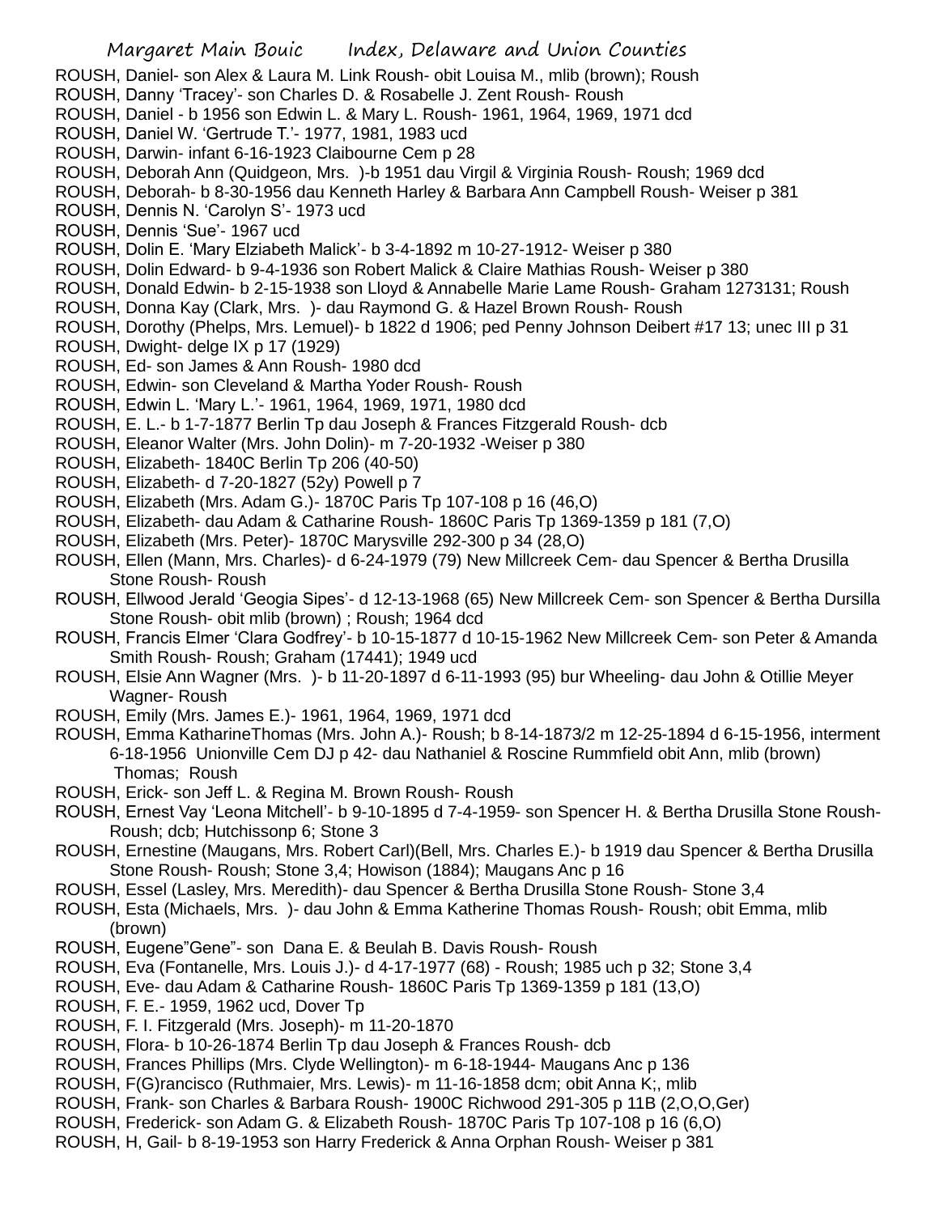ROUSH, Daniel- son Alex & Laura M. Link Roush- obit Louisa M., mlib (brown); Roush
ROUSH, Danny 'Tracey'- son Charles D. & Rosabelle J. Zent Roush- Roush
ROUSH, Daniel - b 1956 son Edwin L. & Mary L. Roush- 1961, 1964, 1969, 1971 dcd
ROUSH, Daniel W. 'Gertrude T.'- 1977, 1981, 1983 ucd
ROUSH, Darwin- infant 6-16-1923 Claibourne Cem p 28
ROUSH, Deborah Ann (Quidgeon, Mrs. )-b 1951 dau Virgil & Virginia Roush- Roush; 1969 dcd
ROUSH, Deborah- b 8-30-1956 dau Kenneth Harley & Barbara Ann Campbell Roush- Weiser p 381
ROUSH, Dennis N. 'Carolyn S'- 1973 ucd
ROUSH, Dennis 'Sue'- 1967 ucd
ROUSH, Dolin E. 'Mary Elziabeth Malick'- b 3-4-1892 m 10-27-1912- Weiser p 380
ROUSH, Dolin Edward- b 9-4-1936 son Robert Malick & Claire Mathias Roush- Weiser p 380
ROUSH, Donald Edwin- b 2-15-1938 son Lloyd & Annabelle Marie Lame Roush- Graham 1273131; Roush
ROUSH, Donna Kay (Clark, Mrs. )- dau Raymond G. & Hazel Brown Roush- Roush
ROUSH, Dorothy (Phelps, Mrs. Lemuel)- b 1822 d 1906; ped Penny Johnson Deibert #17 13; unec III p 31
ROUSH, Dwight- delge IX p 17 (1929)
ROUSH, Ed- son James & Ann Roush- 1980 dcd
ROUSH, Edwin- son Cleveland & Martha Yoder Roush- Roush
ROUSH, Edwin L. 'Mary L.'- 1961, 1964, 1969, 1971, 1980 dcd
ROUSH, E. L.- b 1-7-1877 Berlin Tp dau Joseph & Frances Fitzgerald Roush- dcb
ROUSH, Eleanor Walter (Mrs. John Dolin)- m 7-20-1932 -Weiser p 380
ROUSH, Elizabeth- 1840C Berlin Tp 206 (40-50)
ROUSH, Elizabeth- d 7-20-1827 (52y) Powell p 7
ROUSH, Elizabeth (Mrs. Adam G.)- 1870C Paris Tp 107-108 p 16 (46,O)
ROUSH, Elizabeth- dau Adam & Catharine Roush- 1860C Paris Tp 1369-1359 p 181 (7,O)
ROUSH, Elizabeth (Mrs. Peter)- 1870C Marysville 292-300 p 34 (28,O)
ROUSH, Ellen (Mann, Mrs. Charles)- d 6-24-1979 (79) New Millcreek Cem- dau Spencer & Bertha Drusilla Stone Roush- Roush
ROUSH, Ellwood Jerald 'Geogia Sipes'- d 12-13-1968 (65) New Millcreek Cem- son Spencer & Bertha Dursilla Stone Roush- obit mlib (brown) ; Roush; 1964 dcd
ROUSH, Francis Elmer 'Clara Godfrey'- b 10-15-1877 d 10-15-1962 New Millcreek Cem- son Peter & Amanda Smith Roush- Roush; Graham (17441); 1949 ucd
ROUSH, Elsie Ann Wagner (Mrs. )- b 11-20-1897 d 6-11-1993 (95) bur Wheeling- dau John & Otillie Meyer Wagner- Roush
ROUSH, Emily (Mrs. James E.)- 1961, 1964, 1969, 1971 dcd
ROUSH, Emma KatharineThomas (Mrs. John A.)- Roush; b 8-14-1873/2 m 12-25-1894 d 6-15-1956, interment 6-18-1956 Unionville Cem DJ p 42- dau Nathaniel & Roscine Rummfield obit Ann, mlib (brown) Thomas; Roush
ROUSH, Erick- son Jeff L. & Regina M. Brown Roush- Roush
ROUSH, Ernest Vay 'Leona Mitchell'- b 9-10-1895 d 7-4-1959- son Spencer H. & Bertha Drusilla Stone Roush- Roush; dcb; Hutchissonp 6; Stone 3
ROUSH, Ernestine (Maugans, Mrs. Robert Carl)(Bell, Mrs. Charles E.)- b 1919 dau Spencer & Bertha Drusilla Stone Roush- Roush; Stone 3,4; Howison (1884); Maugans Anc p 16
ROUSH, Essel (Lasley, Mrs. Meredith)- dau Spencer & Bertha Drusilla Stone Roush- Stone 3,4
ROUSH, Esta (Michaels, Mrs. )- dau John & Emma Katherine Thomas Roush- Roush; obit Emma, mlib (brown)
ROUSH, Eugene"Gene"- son Dana E. & Beulah B. Davis Roush- Roush
ROUSH, Eva (Fontanelle, Mrs. Louis J.)- d 4-17-1977 (68) - Roush; 1985 uch p 32; Stone 3,4
ROUSH, Eve- dau Adam & Catharine Roush- 1860C Paris Tp 1369-1359 p 181 (13,O)
ROUSH, F. E.- 1959, 1962 ucd, Dover Tp
ROUSH, F. I. Fitzgerald (Mrs. Joseph)- m 11-20-1870
ROUSH, Flora- b 10-26-1874 Berlin Tp dau Joseph & Frances Roush- dcb
ROUSH, Frances Phillips (Mrs. Clyde Wellington)- m 6-18-1944- Maugans Anc p 136
ROUSH, F(G)rancisco (Ruthmaier, Mrs. Lewis)- m 11-16-1858 dcm; obit Anna K;, mlib
ROUSH, Frank- son Charles & Barbara Roush- 1900C Richwood 291-305 p 11B (2,O,O,Ger)
ROUSH, Frederick- son Adam G. & Elizabeth Roush- 1870C Paris Tp 107-108 p 16 (6,O)
ROUSH, H, Gail- b 8-19-1953 son Harry Frederick & Anna Orphan Roush- Weiser p 381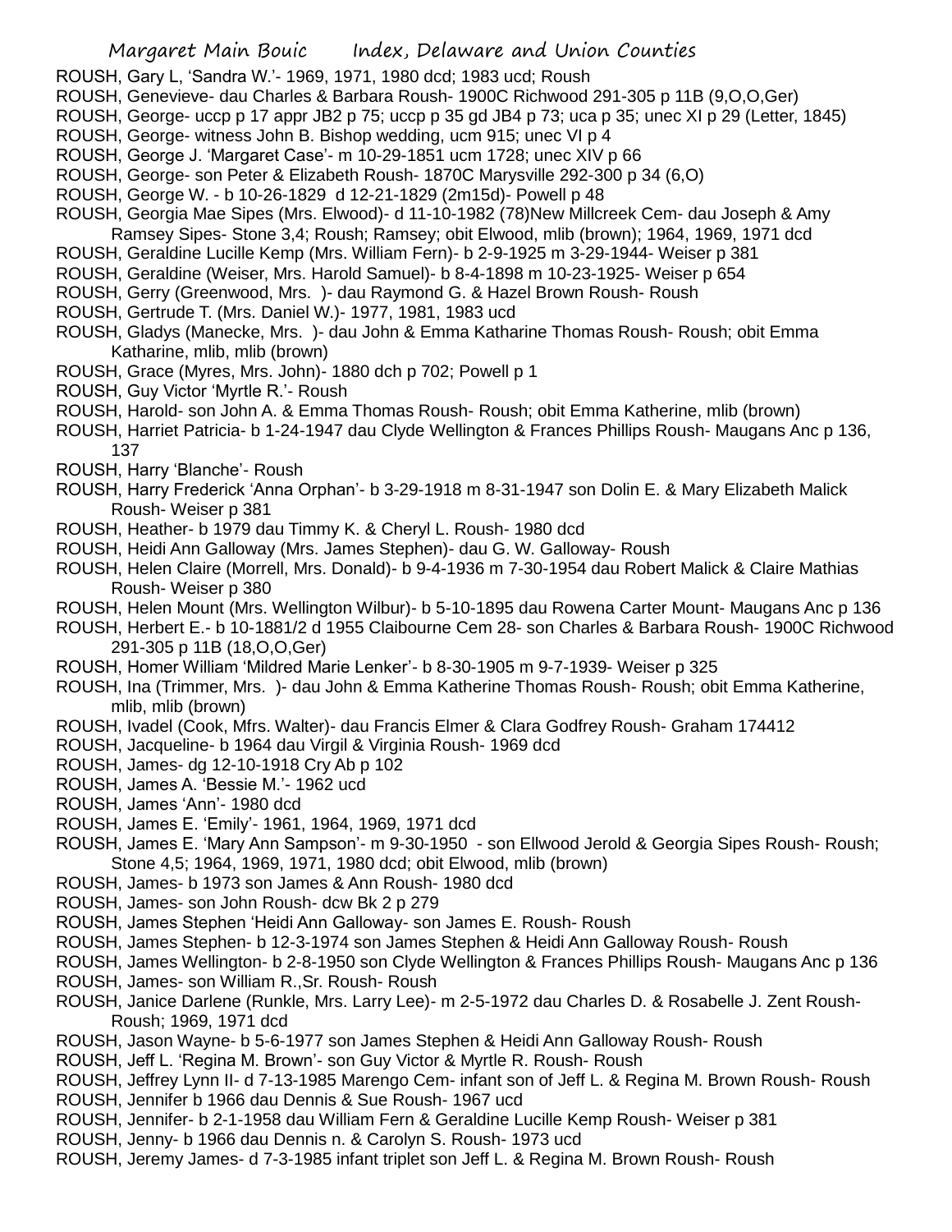ROUSH, Gary L, 'Sandra W.'- 1969, 1971, 1980 dcd; 1983 ucd

ROUSH, Genevieve- dau Charles & Barbara Roush- 1900C Richwood 291-305 p 11B (9,O,O,Ger)

ROUSH, George- uccp p 17 appr JB2 p 75; uccp p 35 gd JB4 p 73; uca p 35; unec XI p 29 (Letter, 1845)

ROUSH, George- witness John B. Bishop wedding, ucm 915; unec VI p 4

ROUSH, George J. 'Margaret Case'- m 10-29-1851 ucm 1728; unec XIV p 66

ROUSH, George- son Peter & Elizabeth Roush- 1870C Marysville 292-300 p 34 (6,O)

ROUSH, George W. - b 10-26-1829 d 12-21-1829 (2m15d)- Powell p 48

ROUSH, Georgia Mae Sipes (Mrs. Elwood)- d 11-10-1982 (78)New Millcreek Cem- dau Joseph & Amy Ramsey Sipes- Stone 3,4; Roush; Ramsey; obit Elwood, mlib (brown); 1964, 1969, 1971 dcd

ROUSH, Geraldine Lucille Kemp (Mrs. William Fern)- b 2-9-1925 m 3-29-1944- Weiser p 381

ROUSH, Geraldine (Weiser, Mrs. Harold Samuel)- b 8-4-1898 m 10-23-1925- Weiser p 654

ROUSH, Gerry (Greenwood, Mrs. )- dau Raymond G. & Hazel Brown Roush- Roush

ROUSH, Gertrude T. (Mrs. Daniel W.)- 1977, 1981, 1983 ucd

ROUSH, Gladys (Manecke, Mrs. )- dau John & Emma Katharine Thomas Roush- Roush; obit Emma Katharine, mlib, mlib (brown)

ROUSH, Grace (Myres, Mrs. John)- 1880 dch p 702; Powell p 1

ROUSH, Guy Victor 'Myrtle R.'- Roush

ROUSH, Harold- son John A. & Emma Thomas Roush- Roush; obit Emma Katherine, mlib (brown)

ROUSH, Harriet Patricia- b 1-24-1947 dau Clyde Wellington & Frances Phillips Roush- Maugans Anc p 136, 137

ROUSH, Harry 'Blanche'- Roush

ROUSH, Harry Frederick 'Anna Orphan'- b 3-29-1918 m 8-31-1947 son Dolin E. & Mary Elizabeth Malick Roush- Weiser p 381

ROUSH, Heather- b 1979 dau Timmy K. & Cheryl L. Roush- 1980 dcd

ROUSH, Heidi Ann Galloway (Mrs. James Stephen)- dau G. W. Galloway- Roush

ROUSH, Helen Claire (Morrell, Mrs. Donald)- b 9-4-1936 m 7-30-1954 dau Robert Malick & Claire Mathias Roush- Weiser p 380

ROUSH, Helen Mount (Mrs. Wellington Wilbur)- b 5-10-1895 dau Rowena Carter Mount- Maugans Anc p 136

ROUSH, Herbert E.- b 10-1881/2 d 1955 Claibourne Cem 28- son Charles & Barbara Roush- 1900C Richwood 291-305 p 11B (18,O,O,Ger)

ROUSH, Homer William 'Mildred Marie Lenker'- b 8-30-1905 m 9-7-1939- Weiser p 325

ROUSH, Ina (Trimmer, Mrs. )- dau John & Emma Katherine Thomas Roush- Roush; obit Emma Katherine, mlib, mlib (brown)

ROUSH, Ivadel (Cook, Mfrs. Walter)- dau Francis Elmer & Clara Godfrey Roush- Graham 174412

ROUSH, Jacqueline- b 1964 dau Virgil & Virginia Roush- 1969 dcd

ROUSH, James- dg 12-10-1918 Cry Ab p 102

ROUSH, James A. 'Bessie M.'- 1962 ucd

ROUSH, James 'Ann'- 1980 dcd

ROUSH, James E. 'Emily'- 1961, 1964, 1969, 1971 dcd

ROUSH, James E. 'Mary Ann Sampson'- m 9-30-1950 - son Ellwood Jerold & Georgia Sipes Roush- Roush; Stone 4,5; 1964, 1969, 1971, 1980 dcd; obit Elwood, mlib (brown)

ROUSH, James- b 1973 son James & Ann Roush- 1980 dcd

ROUSH, James- son John Roush- dcw Bk 2 p 279

ROUSH, James Stephen 'Heidi Ann Galloway- son James E. Roush- Roush

ROUSH, James Stephen- b 12-3-1974 son James Stephen & Heidi Ann Galloway Roush- Roush

ROUSH, James Wellington- b 2-8-1950 son Clyde Wellington & Frances Phillips Roush- Maugans Anc p 136

ROUSH, James- son William R.,Sr. Roush- Roush

ROUSH, Janice Darlene (Runkle, Mrs. Larry Lee)- m 2-5-1972 dau Charles D. & Rosabelle J. Zent Roush- Roush; 1969, 1971 dcd

ROUSH, Jason Wayne- b 5-6-1977 son James Stephen & Heidi Ann Galloway Roush- Roush

ROUSH, Jeff L. 'Regina M. Brown'- son Guy Victor & Myrtle R. Roush- Roush

ROUSH, Jeffrey Lynn II- d 7-13-1985 Marengo Cem- infant son of Jeff L. & Regina M. Brown Roush- Roush

ROUSH, Jennifer b 1966 dau Dennis & Sue Roush- 1967 ucd

ROUSH, Jennifer- b 2-1-1958 dau William Fern & Geraldine Lucille Kemp Roush- Weiser p 381

ROUSH, Jenny- b 1966 dau Dennis n. & Carolyn S. Roush- 1973 ucd

ROUSH, Jeremy James- d 7-3-1985 infant triplet son Jeff L. & Regina M. Brown Roush- Roush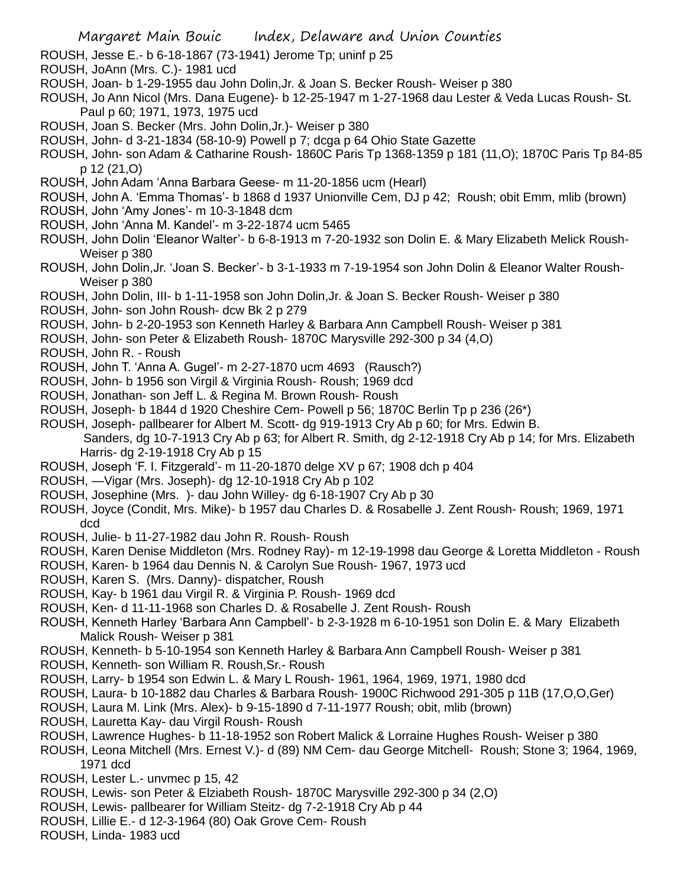ROUSH, Jesse E.- b 6-18-1867 (73-1941) Jerome Tp; uninf p 25

ROUSH, JoAnn (Mrs. C.)- 1981 ucd

ROUSH, Joan- b 1-29-1955 dau John Dolin,Jr. & Joan S. Becker Roush- Weiser p 380

ROUSH, Jo Ann Nicol (Mrs. Dana Eugene)- b 12-25-1947 m 1-27-1968 dau Lester & Veda Lucas Roush- St. Paul p 60; 1971, 1973, 1975 ucd

ROUSH, Joan S. Becker (Mrs. John Dolin,Jr.)- Weiser p 380

ROUSH, John- d 3-21-1834 (58-10-9) Powell p 7; dcga p 64 Ohio State Gazette

ROUSH, John- son Adam & Catharine Roush- 1860C Paris Tp 1368-1359 p 181 (11,O); 1870C Paris Tp 84-85 p 12 (21,O)

ROUSH, John Adam 'Anna Barbara Geese- m 11-20-1856 ucm (Hearl)

ROUSH, John A. 'Emma Thomas'- b 1868 d 1937 Unionville Cem, DJ p 42; Roush; obit Emm, mlib (brown)

ROUSH, John 'Amy Jones'- m 10-3-1848 dcm

ROUSH, John 'Anna M. Kandel'- m 3-22-1874 ucm 5465

ROUSH, John Dolin 'Eleanor Walter'- b 6-8-1913 m 7-20-1932 son Dolin E. & Mary Elizabeth Melick Roush- Weiser p 380

ROUSH, John Dolin,Jr. 'Joan S. Becker'- b 3-1-1933 m 7-19-1954 son John Dolin & Eleanor Walter Roush- Weiser p 380

ROUSH, John Dolin, III- b 1-11-1958 son John Dolin,Jr. & Joan S. Becker Roush- Weiser p 380

ROUSH, John- son John Roush- dcw Bk 2 p 279

ROUSH, John- b 2-20-1953 son Kenneth Harley & Barbara Ann Campbell Roush- Weiser p 381

ROUSH, John- son Peter & Elizabeth Roush- 1870C Marysville 292-300 p 34 (4,O)

ROUSH, John R. - Roush

ROUSH, John T. 'Anna A. Gugel'- m 2-27-1870 ucm 4693 (Rausch?)

ROUSH, John- b 1956 son Virgil & Virginia Roush- Roush; 1969 dcd

ROUSH, Jonathan- son Jeff L. & Regina M. Brown Roush- Roush

ROUSH, Joseph- b 1844 d 1920 Cheshire Cem- Powell p 56; 1870C Berlin Tp p 236 (26*)

ROUSH, Joseph- pallbearer for Albert M. Scott- dg 919-1913 Cry Ab p 60; for Mrs. Edwin B. Sanders, dg 10-7-1913 Cry Ab p 63; for Albert R. Smith, dg 2-12-1918 Cry Ab p 14; for Mrs. Elizabeth Harris- dg 2-19-1918 Cry Ab p 15

ROUSH, Joseph 'F. I. Fitzgerald'- m 11-20-1870 delge XV p 67; 1908 dch p 404

ROUSH, —Vigar (Mrs. Joseph)- dg 12-10-1918 Cry Ab p 102

ROUSH, Josephine (Mrs. )- dau John Willey- dg 6-18-1907 Cry Ab p 30

ROUSH, Joyce (Condit, Mrs. Mike)- b 1957 dau Charles D. & Rosabelle J. Zent Roush- Roush; 1969, 1971 dcd

ROUSH, Julie- b 11-27-1982 dau John R. Roush- Roush

ROUSH, Karen Denise Middleton (Mrs. Rodney Ray)- m 12-19-1998 dau George & Loretta Middleton - Roush

ROUSH, Karen- b 1964 dau Dennis N. & Carolyn Sue Roush- 1967, 1973 ucd

ROUSH, Karen S. (Mrs. Danny)- dispatcher, Roush

ROUSH, Kay- b 1961 dau Virgil R. & Virginia P. Roush- 1969 dcd

ROUSH, Ken- d 11-11-1968 son Charles D. & Rosabelle J. Zent Roush- Roush

ROUSH, Kenneth Harley 'Barbara Ann Campbell'- b 2-3-1928 m 6-10-1951 son Dolin E. & Mary Elizabeth Malick Roush- Weiser p 381

ROUSH, Kenneth- b 5-10-1954 son Kenneth Harley & Barbara Ann Campbell Roush- Weiser p 381

ROUSH, Kenneth- son William R. Roush,Sr.- Roush

ROUSH, Larry- b 1954 son Edwin L. & Mary L Roush- 1961, 1964, 1969, 1971, 1980 dcd

ROUSH, Laura- b 10-1882 dau Charles & Barbara Roush- 1900C Richwood 291-305 p 11B (17,O,O,Ger)

ROUSH, Laura M. Link (Mrs. Alex)- b 9-15-1890 d 7-11-1977 Roush; obit, mlib (brown)

ROUSH, Lauretta Kay- dau Virgil Roush- Roush

ROUSH, Lawrence Hughes- b 11-18-1952 son Robert Malick & Lorraine Hughes Roush- Weiser p 380

ROUSH, Leona Mitchell (Mrs. Ernest V.)- d (89) NM Cem- dau George Mitchell- Roush; Stone 3; 1964, 1969, 1971 dcd

ROUSH, Lester L.- unvmec p 15, 42

ROUSH, Lewis- son Peter & Elziabeth Roush- 1870C Marysville 292-300 p 34 (2,O)

ROUSH, Lewis- pallbearer for William Steitz- dg 7-2-1918 Cry Ab p 44

ROUSH, Lillie E.- d 12-3-1964 (80) Oak Grove Cem- Roush

ROUSH, Linda- 1983 ucd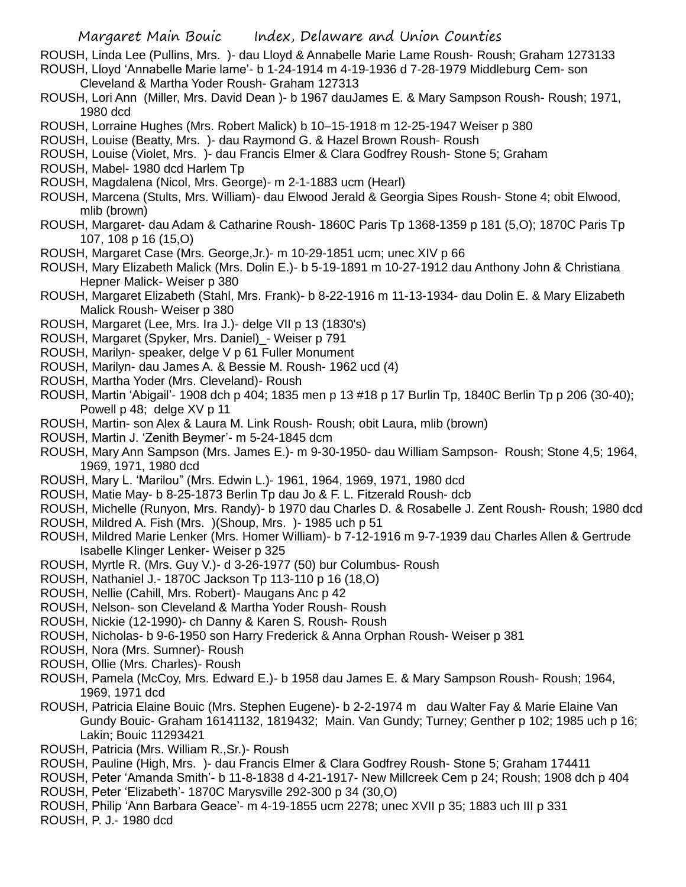ROUSH, Linda Lee (Pullins, Mrs. )- dau Lloyd & Annabelle Marie Lame Roush- Roush; Graham 1273133

ROUSH, Lloyd 'Annabelle Marie lame'- b 1-24-1914 m 4-19-1936 d 7-28-1979 Middleburg Cem- son Cleveland & Martha Yoder Roush- Graham 127313

ROUSH, Lori Ann (Miller, Mrs. David Dean )- b 1967 dauJames E. & Mary Sampson Roush- Roush; 1971, 1980 dcd

ROUSH, Lorraine Hughes (Mrs. Robert Malick) b 10–15-1918 m 12-25-1947 Weiser p 380

ROUSH, Louise (Beatty, Mrs. )- dau Raymond G. & Hazel Brown Roush- Roush

ROUSH, Louise (Violet, Mrs. )- dau Francis Elmer & Clara Godfrey Roush- Stone 5; Graham

ROUSH, Mabel- 1980 dcd Harlem Tp

ROUSH, Magdalena (Nicol, Mrs. George)- m 2-1-1883 ucm (Hearl)

ROUSH, Marcena (Stults, Mrs. William)- dau Elwood Jerald & Georgia Sipes Roush- Stone 4; obit Elwood, mlib (brown)

ROUSH, Margaret- dau Adam & Catharine Roush- 1860C Paris Tp 1368-1359 p 181 (5,O); 1870C Paris Tp 107, 108 p 16 (15,O)

ROUSH, Margaret Case (Mrs. George,Jr.)- m 10-29-1851 ucm; unec XIV p 66

ROUSH, Mary Elizabeth Malick (Mrs. Dolin E.)- b 5-19-1891 m 10-27-1912 dau Anthony John & Christiana Hepner Malick- Weiser p 380

ROUSH, Margaret Elizabeth (Stahl, Mrs. Frank)- b 8-22-1916 m 11-13-1934- dau Dolin E. & Mary Elizabeth Malick Roush- Weiser p 380

ROUSH, Margaret (Lee, Mrs. Ira J.)- delge VII p 13 (1830's)

ROUSH, Margaret (Spyker, Mrs. Daniel)_- Weiser p 791

ROUSH, Marilyn- speaker, delge V p 61 Fuller Monument

ROUSH, Marilyn- dau James A. & Bessie M. Roush- 1962 ucd (4)

ROUSH, Martha Yoder (Mrs. Cleveland)- Roush

ROUSH, Martin 'Abigail'- 1908 dch p 404; 1835 men p 13 #18 p 17 Burlin Tp, 1840C Berlin Tp p 206 (30-40); Powell p 48; delge XV p 11

ROUSH, Martin- son Alex & Laura M. Link Roush- Roush; obit Laura, mlib (brown)

ROUSH, Martin J. 'Zenith Beymer'- m 5-24-1845 dcm

ROUSH, Mary Ann Sampson (Mrs. James E.)- m 9-30-1950- dau William Sampson- Roush; Stone 4,5; 1964, 1969, 1971, 1980 dcd

ROUSH, Mary L. 'Marilou" (Mrs. Edwin L.)- 1961, 1964, 1969, 1971, 1980 dcd

ROUSH, Matie May- b 8-25-1873 Berlin Tp dau Jo & F. L. Fitzerald Roush- dcb

ROUSH, Michelle (Runyon, Mrs. Randy)- b 1970 dau Charles D. & Rosabelle J. Zent Roush- Roush; 1980 dcd

ROUSH, Mildred A. Fish (Mrs. )(Shoup, Mrs. )- 1985 uch p 51

ROUSH, Mildred Marie Lenker (Mrs. Homer William)- b 7-12-1916 m 9-7-1939 dau Charles Allen & Gertrude Isabelle Klinger Lenker- Weiser p 325

ROUSH, Myrtle R. (Mrs. Guy V.)- d 3-26-1977 (50) bur Columbus- Roush

ROUSH, Nathaniel J.- 1870C Jackson Tp 113-110 p 16 (18,O)

ROUSH, Nellie (Cahill, Mrs. Robert)- Maugans Anc p 42

ROUSH, Nelson- son Cleveland & Martha Yoder Roush- Roush

ROUSH, Nickie (12-1990)- ch Danny & Karen S. Roush- Roush

ROUSH, Nicholas- b 9-6-1950 son Harry Frederick & Anna Orphan Roush- Weiser p 381

ROUSH, Nora (Mrs. Sumner)- Roush

ROUSH, Ollie (Mrs. Charles)- Roush

ROUSH, Pamela (McCoy, Mrs. Edward E.)- b 1958 dau James E. & Mary Sampson Roush- Roush; 1964, 1969, 1971 dcd

ROUSH, Patricia Elaine Bouic (Mrs. Stephen Eugene)- b 2-2-1974 m dau Walter Fay & Marie Elaine Van Gundy Bouic- Graham 16141132, 1819432; Main. Van Gundy; Turney; Genther p 102; 1985 uch p 16; Lakin; Bouic 11293421

ROUSH, Patricia (Mrs. William R.,Sr.)- Roush

ROUSH, Pauline (High, Mrs. )- dau Francis Elmer & Clara Godfrey Roush- Stone 5; Graham 174411

ROUSH, Peter 'Amanda Smith'- b 11-8-1838 d 4-21-1917- New Millcreek Cem p 24; Roush; 1908 dch p 404

ROUSH, Peter 'Elizabeth'- 1870C Marysville 292-300 p 34 (30,O)

ROUSH, Philip 'Ann Barbara Geace'- m 4-19-1855 ucm 2278; unec XVII p 35; 1883 uch III p 331

ROUSH, P. J.- 1980 dcd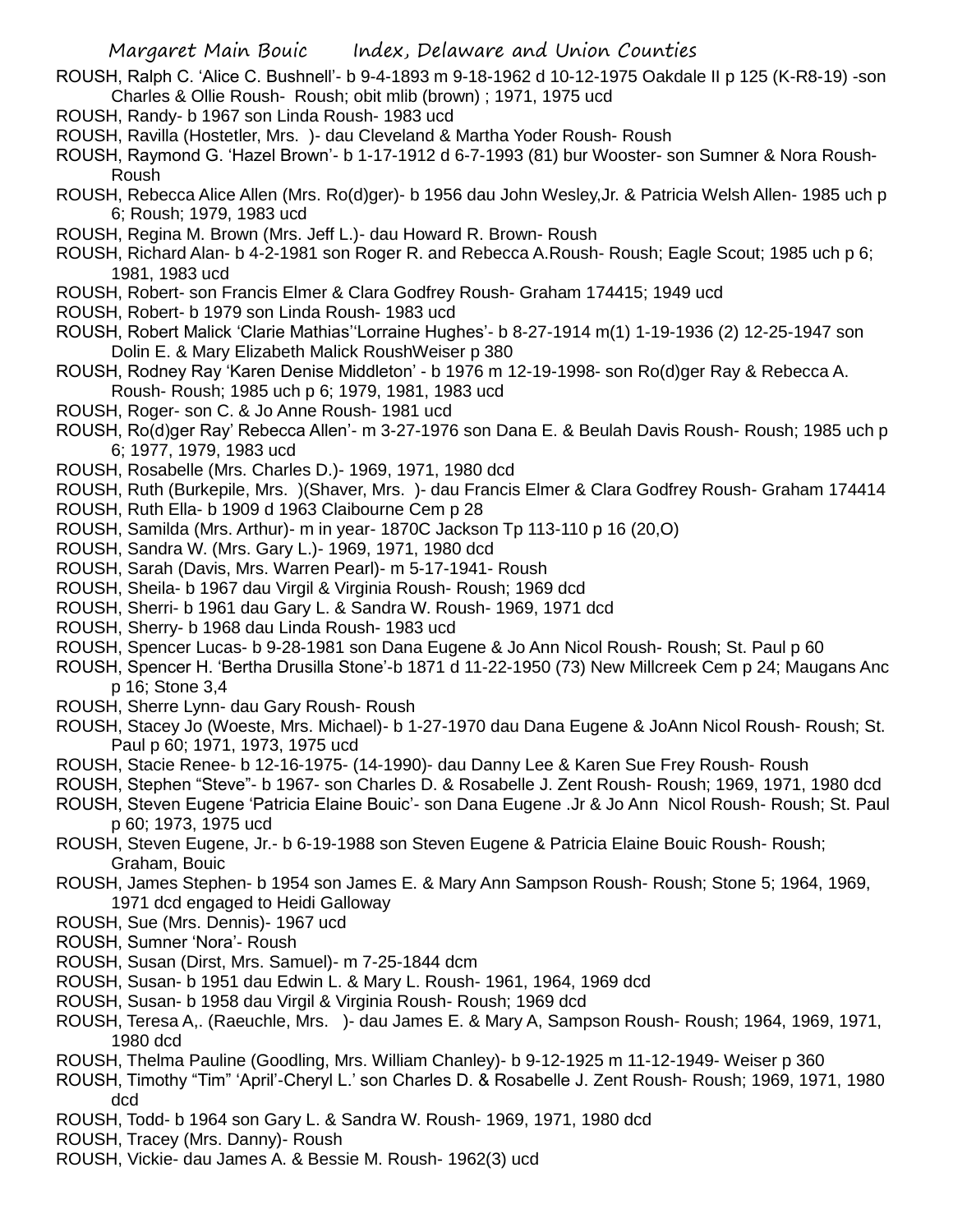ROUSH, Ralph C. 'Alice C. Bushnell'- b 9-4-1893 m 9-18-1962 d 10-12-1975 Oakdale II p 125 (K-R8-19) -son Charles & Ollie Roush- Roush; obit mlib (brown) ; 1971, 1975 ucd

ROUSH, Randy- b 1967 son Linda Roush- 1983 ucd

ROUSH, Ravilla (Hostetler, Mrs. )- dau Cleveland & Martha Yoder Roush- Roush

ROUSH, Raymond G. 'Hazel Brown'- b 1-17-1912 d 6-7-1993 (81) bur Wooster- son Sumner & Nora Roush- Roush

ROUSH, Rebecca Alice Allen (Mrs. Ro(d)ger)- b 1956 dau John Wesley,Jr. & Patricia Welsh Allen- 1985 uch p 6; Roush; 1979, 1983 ucd

ROUSH, Regina M. Brown (Mrs. Jeff L.)- dau Howard R. Brown- Roush

ROUSH, Richard Alan- b 4-2-1981 son Roger R. and Rebecca A.Roush- Roush; Eagle Scout; 1985 uch p 6; 1981, 1983 ucd

ROUSH, Robert- son Francis Elmer & Clara Godfrey Roush- Graham 174415; 1949 ucd

ROUSH, Robert- b 1979 son Linda Roush- 1983 ucd

ROUSH, Robert Malick 'Clarie Mathias''Lorraine Hughes'- b 8-27-1914 m(1) 1-19-1936 (2) 12-25-1947 son Dolin E. & Mary Elizabeth Malick RoushWeiser p 380

ROUSH, Rodney Ray 'Karen Denise Middleton' - b 1976 m 12-19-1998- son Ro(d)ger Ray & Rebecca A. Roush- Roush; 1985 uch p 6; 1979, 1981, 1983 ucd

ROUSH, Roger- son C. & Jo Anne Roush- 1981 ucd

ROUSH, Ro(d)ger Ray' Rebecca Allen'- m 3-27-1976 son Dana E. & Beulah Davis Roush- Roush; 1985 uch p 6; 1977, 1979, 1983 ucd

ROUSH, Rosabelle (Mrs. Charles D.)- 1969, 1971, 1980 dcd

ROUSH, Ruth (Burkepile, Mrs. )(Shaver, Mrs. )- dau Francis Elmer & Clara Godfrey Roush- Graham 174414

ROUSH, Ruth Ella- b 1909 d 1963 Claibourne Cem p 28

ROUSH, Samilda (Mrs. Arthur)- m in year- 1870C Jackson Tp 113-110 p 16 (20,O)

ROUSH, Sandra W. (Mrs. Gary L.)- 1969, 1971, 1980 dcd

ROUSH, Sarah (Davis, Mrs. Warren Pearl)- m 5-17-1941- Roush

ROUSH, Sheila- b 1967 dau Virgil & Virginia Roush- Roush; 1969 dcd

ROUSH, Sherri- b 1961 dau Gary L. & Sandra W. Roush- 1969, 1971 dcd

ROUSH, Sherry- b 1968 dau Linda Roush- 1983 ucd

ROUSH, Spencer Lucas- b 9-28-1981 son Dana Eugene & Jo Ann Nicol Roush- Roush; St. Paul p 60

ROUSH, Spencer H. 'Bertha Drusilla Stone'-b 1871 d 11-22-1950 (73) New Millcreek Cem p 24; Maugans Anc p 16; Stone 3,4

ROUSH, Sherre Lynn- dau Gary Roush- Roush

ROUSH, Stacey Jo (Woeste, Mrs. Michael)- b 1-27-1970 dau Dana Eugene & JoAnn Nicol Roush- Roush; St. Paul p 60; 1971, 1973, 1975 ucd

ROUSH, Stacie Renee- b 12-16-1975- (14-1990)- dau Danny Lee & Karen Sue Frey Roush- Roush

ROUSH, Stephen "Steve"- b 1967- son Charles D. & Rosabelle J. Zent Roush- Roush; 1969, 1971, 1980 dcd

ROUSH, Steven Eugene 'Patricia Elaine Bouic'- son Dana Eugene .Jr & Jo Ann Nicol Roush- Roush; St. Paul p 60; 1973, 1975 ucd

ROUSH, Steven Eugene, Jr.- b 6-19-1988 son Steven Eugene & Patricia Elaine Bouic Roush- Roush; Graham, Bouic

ROUSH, James Stephen- b 1954 son James E. & Mary Ann Sampson Roush- Roush; Stone 5; 1964, 1969, 1971 dcd engaged to Heidi Galloway

ROUSH, Sue (Mrs. Dennis)- 1967 ucd

ROUSH, Sumner 'Nora'- Roush

ROUSH, Susan (Dirst, Mrs. Samuel)- m 7-25-1844 dcm

ROUSH, Susan- b 1951 dau Edwin L. & Mary L. Roush- 1961, 1964, 1969 dcd

ROUSH, Susan- b 1958 dau Virgil & Virginia Roush- Roush; 1969 dcd

ROUSH, Teresa A,. (Raeuchle, Mrs. )- dau James E. & Mary A, Sampson Roush- Roush; 1964, 1969, 1971, 1980 dcd

ROUSH, Thelma Pauline (Goodling, Mrs. William Chanley)- b 9-12-1925 m 11-12-1949- Weiser p 360

ROUSH, Timothy "Tim" 'April'-Cheryl L.' son Charles D. & Rosabelle J. Zent Roush- Roush; 1969, 1971, 1980 dcd

ROUSH, Todd- b 1964 son Gary L. & Sandra W. Roush- 1969, 1971, 1980 dcd

ROUSH, Tracey (Mrs. Danny)- Roush

ROUSH, Vickie- dau James A. & Bessie M. Roush- 1962(3) ucd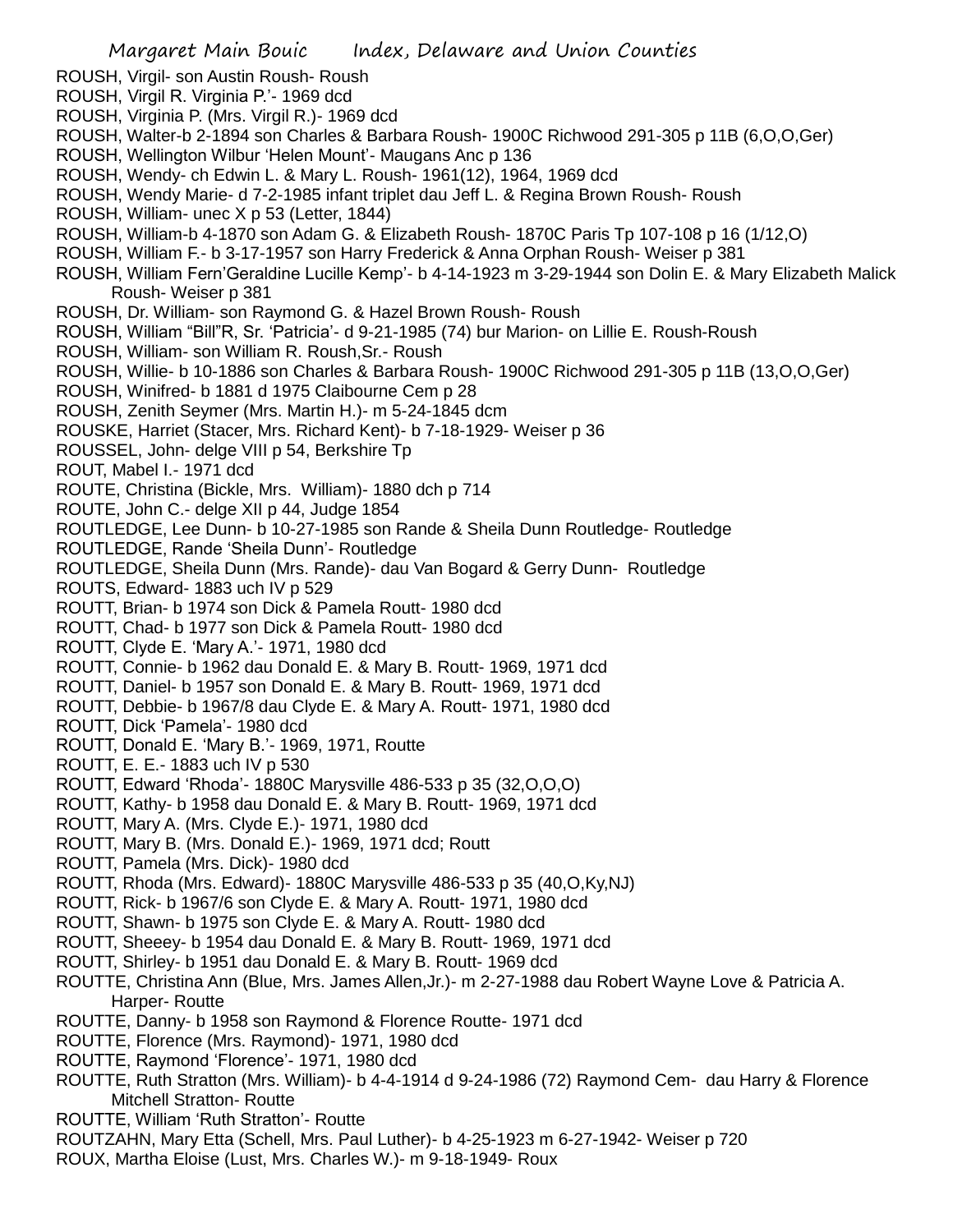ROUSH, Virgil- son Austin Roush- Roush
ROUSH, Virgil R. Virginia P.'- 1969 dcd
ROUSH, Virginia P. (Mrs. Virgil R.)- 1969 dcd
ROUSH, Walter-b 2-1894 son Charles & Barbara Roush- 1900C Richwood 291-305 p 11B (6,O,O,Ger)
ROUSH, Wellington Wilbur 'Helen Mount'- Maugans Anc p 136
ROUSH, Wendy- ch Edwin L. & Mary L. Roush- 1961(12), 1964, 1969 dcd
ROUSH, Wendy Marie- d 7-2-1985 infant triplet dau Jeff L. & Regina Brown Roush- Roush
ROUSH, William- unec X p 53 (Letter, 1844)
ROUSH, William-b 4-1870 son Adam G. & Elizabeth Roush- 1870C Paris Tp 107-108 p 16 (1/12,O)
ROUSH, William F.- b 3-17-1957 son Harry Frederick & Anna Orphan Roush- Weiser p 381
ROUSH, William Fern'Geraldine Lucille Kemp'- b 4-14-1923 m 3-29-1944 son Dolin E. & Mary Elizabeth Malick Roush- Weiser p 381
ROUSH, Dr. William- son Raymond G. & Hazel Brown Roush- Roush
ROUSH, William "Bill"R, Sr. 'Patricia'- d 9-21-1985 (74) bur Marion- on Lillie E. Roush-Roush
ROUSH, William- son William R. Roush,Sr.- Roush
ROUSH, Willie- b 10-1886 son Charles & Barbara Roush- 1900C Richwood 291-305 p 11B (13,O,O,Ger)
ROUSH, Winifred- b 1881 d 1975 Claibourne Cem p 28
ROUSH, Zenith Seymer (Mrs. Martin H.)- m 5-24-1845 dcm
ROUSKE, Harriet (Stacer, Mrs. Richard Kent)- b 7-18-1929- Weiser p 36
ROUSSEL, John- delge VIII p 54, Berkshire Tp
ROUT, Mabel I.- 1971 dcd
ROUTE, Christina (Bickle, Mrs. William)- 1880 dch p 714
ROUTE, John C.- delge XII p 44, Judge 1854
ROUTLEDGE, Lee Dunn- b 10-27-1985 son Rande & Sheila Dunn Routledge- Routledge
ROUTLEDGE, Rande 'Sheila Dunn'- Routledge
ROUTLEDGE, Sheila Dunn (Mrs. Rande)- dau Van Bogard & Gerry Dunn- Routledge
ROUTS, Edward- 1883 uch IV p 529
ROUTT, Brian- b 1974 son Dick & Pamela Routt- 1980 dcd
ROUTT, Chad- b 1977 son Dick & Pamela Routt- 1980 dcd
ROUTT, Clyde E. 'Mary A.'- 1971, 1980 dcd
ROUTT, Connie- b 1962 dau Donald E. & Mary B. Routt- 1969, 1971 dcd
ROUTT, Daniel- b 1957 son Donald E. & Mary B. Routt- 1969, 1971 dcd
ROUTT, Debbie- b 1967/8 dau Clyde E. & Mary A. Routt- 1971, 1980 dcd
ROUTT, Dick 'Pamela'- 1980 dcd
ROUTT, Donald E. 'Mary B.'- 1969, 1971, Routte
ROUTT, E. E.- 1883 uch IV p 530
ROUTT, Edward 'Rhoda'- 1880C Marysville 486-533 p 35 (32,O,O,O)
ROUTT, Kathy- b 1958 dau Donald E. & Mary B. Routt- 1969, 1971 dcd
ROUTT, Mary A. (Mrs. Clyde E.)- 1971, 1980 dcd
ROUTT, Mary B. (Mrs. Donald E.)- 1969, 1971 dcd; Routt
ROUTT, Pamela (Mrs. Dick)- 1980 dcd
ROUTT, Rhoda (Mrs. Edward)- 1880C Marysville 486-533 p 35 (40,O,Ky,NJ)
ROUTT, Rick- b 1967/6 son Clyde E. & Mary A. Routt- 1971, 1980 dcd
ROUTT, Shawn- b 1975 son Clyde E. & Mary A. Routt- 1980 dcd
ROUTT, Sheeey- b 1954 dau Donald E. & Mary B. Routt- 1969, 1971 dcd
ROUTT, Shirley- b 1951 dau Donald E. & Mary B. Routt- 1969 dcd
ROUTTE, Christina Ann (Blue, Mrs. James Allen,Jr.)- m 2-27-1988 dau Robert Wayne Love & Patricia A. Harper- Routte
ROUTTE, Danny- b 1958 son Raymond & Florence Routte- 1971 dcd
ROUTTE, Florence (Mrs. Raymond)- 1971, 1980 dcd
ROUTTE, Raymond 'Florence'- 1971, 1980 dcd
ROUTTE, Ruth Stratton (Mrs. William)- b 4-4-1914 d 9-24-1986 (72) Raymond Cem- dau Harry & Florence Mitchell Stratton- Routte
ROUTTE, William 'Ruth Stratton'- Routte
ROUTZAHN, Mary Etta (Schell, Mrs. Paul Luther)- b 4-25-1923 m 6-27-1942- Weiser p 720
ROUX, Martha Eloise (Lust, Mrs. Charles W.)- m 9-18-1949- Roux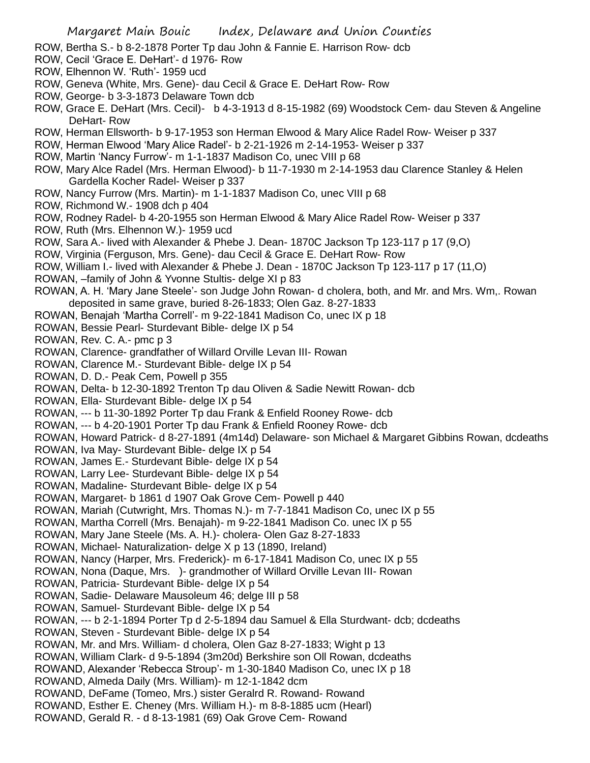ROW, Bertha S.- b 8-2-1878 Porter Tp dau John & Fannie E. Harrison Row- dcb
ROW, Cecil 'Grace E. DeHart'- d 1976- Row
ROW, Elhennon W. 'Ruth'- 1959 ucd
ROW, Geneva (White, Mrs. Gene)- dau Cecil & Grace E. DeHart Row- Row
ROW, George- b 3-3-1873 Delaware Town dcb
ROW, Grace E. DeHart (Mrs. Cecil)- b 4-3-1913 d 8-15-1982 (69) Woodstock Cem- dau Steven & Angeline DeHart- Row
ROW, Herman Ellsworth- b 9-17-1953 son Herman Elwood & Mary Alice Radel Row- Weiser p 337
ROW, Herman Elwood 'Mary Alice Radel'- b 2-21-1926 m 2-14-1953- Weiser p 337
ROW, Martin 'Nancy Furrow'- m 1-1-1837 Madison Co, unec VIII p 68
ROW, Mary Alce Radel (Mrs. Herman Elwood)- b 11-7-1930 m 2-14-1953 dau Clarence Stanley & Helen Gardella Kocher Radel- Weiser p 337
ROW, Nancy Furrow (Mrs. Martin)- m 1-1-1837 Madison Co, unec VIII p 68
ROW, Richmond W.- 1908 dch p 404
ROW, Rodney Radel- b 4-20-1955 son Herman Elwood & Mary Alice Radel Row- Weiser p 337
ROW, Ruth (Mrs. Elhennon W.)- 1959 ucd
ROW, Sara A.- lived with Alexander & Phebe J. Dean- 1870C Jackson Tp 123-117 p 17 (9,O)
ROW, Virginia (Ferguson, Mrs. Gene)- dau Cecil & Grace E. DeHart Row- Row
ROW, William I.- lived with Alexander & Phebe J. Dean - 1870C Jackson Tp 123-117 p 17 (11,O)
ROWAN, –family of John & Yvonne Stultis- delge XI p 83
ROWAN, A. H. 'Mary Jane Steele'- son Judge John Rowan- d cholera, both, and Mr. and Mrs. Wm,. Rowan deposited in same grave, buried 8-26-1833; Olen Gaz. 8-27-1833
ROWAN, Benajah 'Martha Correll'- m 9-22-1841 Madison Co, unec IX p 18
ROWAN, Bessie Pearl- Sturdevant Bible- delge IX p 54
ROWAN, Rev. C. A.- pmc p 3
ROWAN, Clarence- grandfather of Willard Orville Levan III- Rowan
ROWAN, Clarence M.- Sturdevant Bible- delge IX p 54
ROWAN, D. D.- Peak Cem, Powell p 355
ROWAN, Delta- b 12-30-1892 Trenton Tp dau Oliven & Sadie Newitt Rowan- dcb
ROWAN, Ella- Sturdevant Bible- delge IX p 54
ROWAN, --- b 11-30-1892 Porter Tp dau Frank & Enfield Rooney Rowe- dcb
ROWAN, --- b 4-20-1901 Porter Tp dau Frank & Enfield Rooney Rowe- dcb
ROWAN, Howard Patrick- d 8-27-1891 (4m14d) Delaware- son Michael & Margaret Gibbins Rowan, dcdeaths
ROWAN, Iva May- Sturdevant Bible- delge IX p 54
ROWAN, James E.- Sturdevant Bible- delge IX p 54
ROWAN, Larry Lee- Sturdevant Bible- delge IX p 54
ROWAN, Madaline- Sturdevant Bible- delge IX p 54
ROWAN, Margaret- b 1861 d 1907 Oak Grove Cem- Powell p 440
ROWAN, Mariah (Cutwright, Mrs. Thomas N.)- m 7-7-1841 Madison Co, unec IX p 55
ROWAN, Martha Correll (Mrs. Benajah)- m 9-22-1841 Madison Co. unec IX p 55
ROWAN, Mary Jane Steele (Ms. A. H.)- cholera- Olen Gaz 8-27-1833
ROWAN, Michael- Naturalization- delge X p 13 (1890, Ireland)
ROWAN, Nancy (Harper, Mrs. Frederick)- m 6-17-1841 Madison Co, unec IX p 55
ROWAN, Nona (Daque, Mrs. )- grandmother of Willard Orville Levan III- Rowan
ROWAN, Patricia- Sturdevant Bible- delge IX p 54
ROWAN, Sadie- Delaware Mausoleum 46; delge III p 58
ROWAN, Samuel- Sturdevant Bible- delge IX p 54
ROWAN, --- b 2-1-1894 Porter Tp d 2-5-1894 dau Samuel & Ella Sturdwant- dcb; dcdeaths
ROWAN, Steven - Sturdevant Bible- delge IX p 54
ROWAN, Mr. and Mrs. William- d cholera, Olen Gaz 8-27-1833; Wight p 13
ROWAN, William Clark- d 9-5-1894 (3m20d) Berkshire son Oll Rowan, dcdeaths
ROWAND, Alexander 'Rebecca Stroup'- m 1-30-1840 Madison Co, unec IX p 18
ROWAND, Almeda Daily (Mrs. William)- m 12-1-1842 dcm
ROWAND, DeFame (Tomeo, Mrs.) sister Geralrd R. Rowand- Rowand
ROWAND, Esther E. Cheney (Mrs. William H.)- m 8-8-1885 ucm (Hearl)
ROWAND, Gerald R. - d 8-13-1981 (69) Oak Grove Cem- Rowand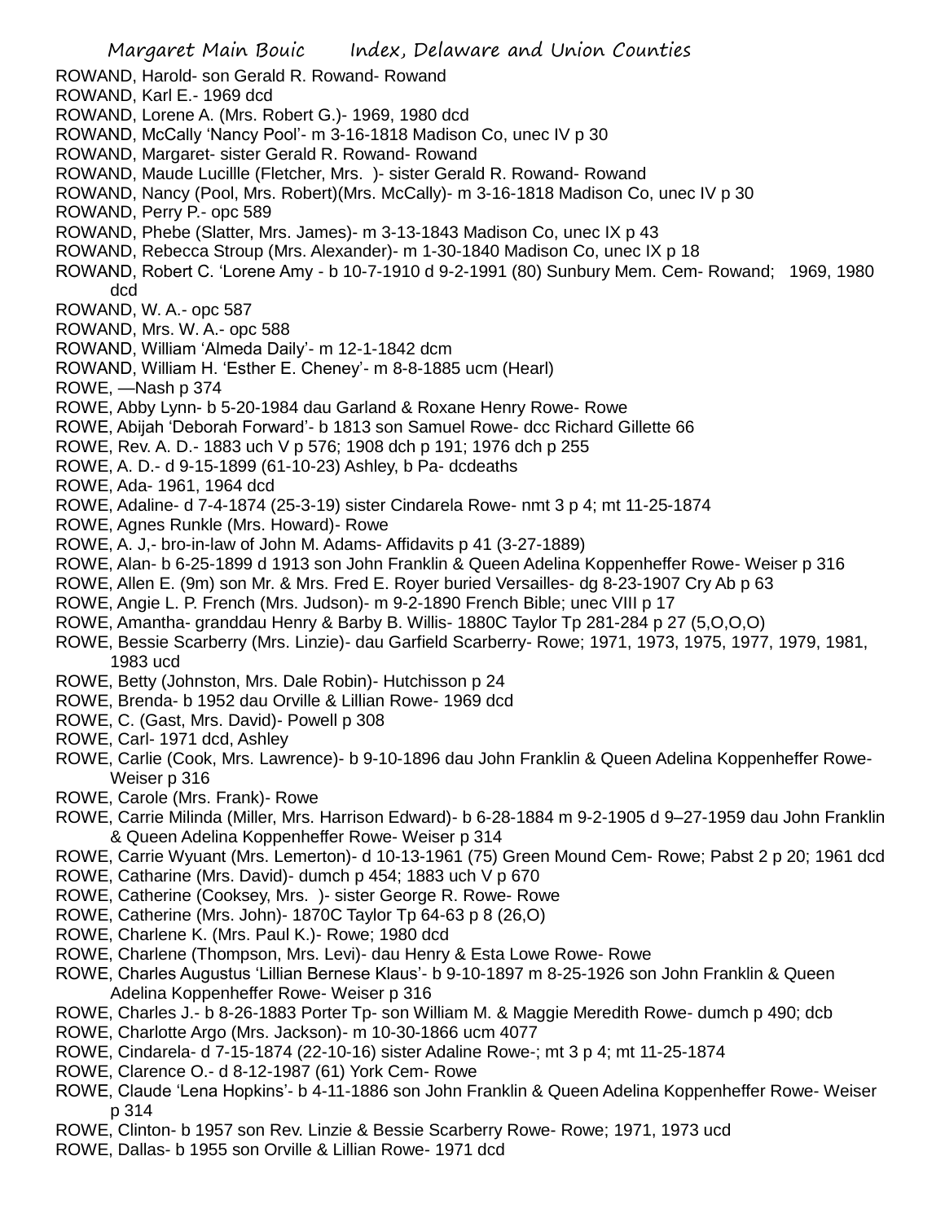ROWAND, Harold- son Gerald R. Rowand- Rowand

ROWAND, Karl E.- 1969 dcd

ROWAND, Lorene A. (Mrs. Robert G.)- 1969, 1980 dcd

ROWAND, McCally 'Nancy Pool'- m 3-16-1818 Madison Co, unec IV p 30

ROWAND, Margaret- sister Gerald R. Rowand- Rowand

ROWAND, Maude Lucillle (Fletcher, Mrs. )- sister Gerald R. Rowand- Rowand

ROWAND, Nancy (Pool, Mrs. Robert)(Mrs. McCally)- m 3-16-1818 Madison Co, unec IV p 30

ROWAND, Perry P.- opc 589

ROWAND, Phebe (Slatter, Mrs. James)- m 3-13-1843 Madison Co, unec IX p 43

ROWAND, Rebecca Stroup (Mrs. Alexander)- m 1-30-1840 Madison Co, unec IX p 18

ROWAND, Robert C. 'Lorene Amy - b 10-7-1910 d 9-2-1991 (80) Sunbury Mem. Cem- Rowand; 1969, 1980 dcd

ROWAND, W. A.- opc 587

ROWAND, Mrs. W. A.- opc 588

ROWAND, William 'Almeda Daily'- m 12-1-1842 dcm

ROWAND, William H. 'Esther E. Cheney'- m 8-8-1885 ucm (Hearl)

ROWE, —Nash p 374

ROWE, Abby Lynn- b 5-20-1984 dau Garland & Roxane Henry Rowe- Rowe

ROWE, Abijah 'Deborah Forward'- b 1813 son Samuel Rowe- dcc Richard Gillette 66

ROWE, Rev. A. D.- 1883 uch V p 576; 1908 dch p 191; 1976 dch p 255

ROWE, A. D.- d 9-15-1899 (61-10-23) Ashley, b Pa- dcdeaths

ROWE, Ada- 1961, 1964 dcd

ROWE, Adaline- d 7-4-1874 (25-3-19) sister Cindarela Rowe- nmt 3 p 4; mt 11-25-1874

ROWE, Agnes Runkle (Mrs. Howard)- Rowe

ROWE, A. J,- bro-in-law of John M. Adams- Affidavits p 41 (3-27-1889)

ROWE, Alan- b 6-25-1899 d 1913 son John Franklin & Queen Adelina Koppenheffer Rowe- Weiser p 316

ROWE, Allen E. (9m) son Mr. & Mrs. Fred E. Royer buried Versailles- dg 8-23-1907 Cry Ab p 63

ROWE, Angie L. P. French (Mrs. Judson)- m 9-2-1890 French Bible; unec VIII p 17

ROWE, Amantha- granddau Henry & Barby B. Willis- 1880C Taylor Tp 281-284 p 27 (5,O,O,O)

ROWE, Bessie Scarberry (Mrs. Linzie)- dau Garfield Scarberry- Rowe; 1971, 1973, 1975, 1977, 1979, 1981, 1983 ucd

ROWE, Betty (Johnston, Mrs. Dale Robin)- Hutchisson p 24

ROWE, Brenda- b 1952 dau Orville & Lillian Rowe- 1969 dcd

ROWE, C. (Gast, Mrs. David)- Powell p 308

ROWE, Carl- 1971 dcd, Ashley

ROWE, Carlie (Cook, Mrs. Lawrence)- b 9-10-1896 dau John Franklin & Queen Adelina Koppenheffer Rowe- Weiser p 316

ROWE, Carole (Mrs. Frank)- Rowe

ROWE, Carrie Milinda (Miller, Mrs. Harrison Edward)- b 6-28-1884 m 9-2-1905 d 9–27-1959 dau John Franklin & Queen Adelina Koppenheffer Rowe- Weiser p 314

ROWE, Carrie Wyuant (Mrs. Lemerton)- d 10-13-1961 (75) Green Mound Cem- Rowe; Pabst 2 p 20; 1961 dcd

ROWE, Catharine (Mrs. David)- dumch p 454; 1883 uch V p 670

ROWE, Catherine (Cooksey, Mrs. )- sister George R. Rowe- Rowe

ROWE, Catherine (Mrs. John)- 1870C Taylor Tp 64-63 p 8 (26,O)

ROWE, Charlene K. (Mrs. Paul K.)- Rowe; 1980 dcd

ROWE, Charlene (Thompson, Mrs. Levi)- dau Henry & Esta Lowe Rowe- Rowe

ROWE, Charles Augustus 'Lillian Bernese Klaus'- b 9-10-1897 m 8-25-1926 son John Franklin & Queen Adelina Koppenheffer Rowe- Weiser p 316

ROWE, Charles J.- b 8-26-1883 Porter Tp- son William M. & Maggie Meredith Rowe- dumch p 490; dcb

ROWE, Charlotte Argo (Mrs. Jackson)- m 10-30-1866 ucm 4077

ROWE, Cindarela- d 7-15-1874 (22-10-16) sister Adaline Rowe-; mt 3 p 4; mt 11-25-1874

ROWE, Clarence O.- d 8-12-1987 (61) York Cem- Rowe

ROWE, Claude 'Lena Hopkins'- b 4-11-1886 son John Franklin & Queen Adelina Koppenheffer Rowe- Weiser p 314

ROWE, Clinton- b 1957 son Rev. Linzie & Bessie Scarberry Rowe- Rowe; 1971, 1973 ucd

ROWE, Dallas- b 1955 son Orville & Lillian Rowe- 1971 dcd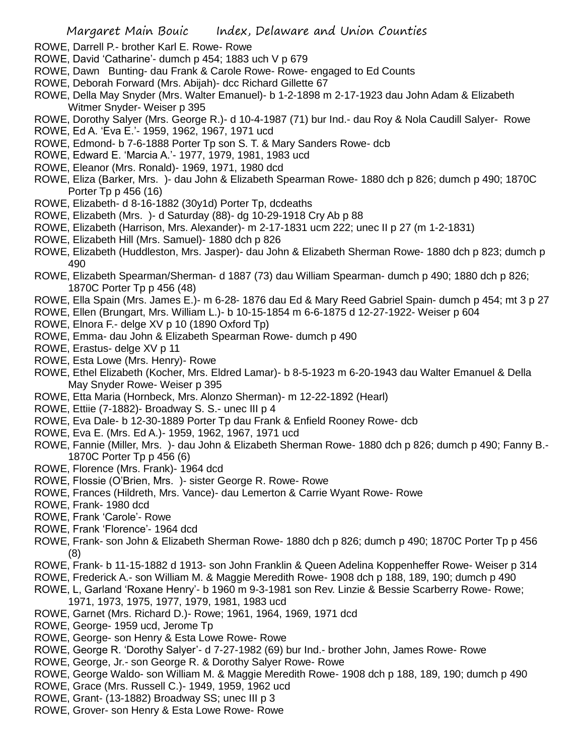ROWE, Darrell P.- brother Karl E. Rowe- Rowe

ROWE, David 'Catharine'- dumch p 454; 1883 uch V p 679

ROWE, Dawn Bunting- dau Frank & Carole Rowe- Rowe- engaged to Ed Counts

ROWE, Deborah Forward (Mrs. Abijah)- dcc Richard Gillette 67

ROWE, Della May Snyder (Mrs. Walter Emanuel)- b 1-2-1898 m 2-17-1923 dau John Adam & Elizabeth Witmer Snyder- Weiser p 395

ROWE, Dorothy Salyer (Mrs. George R.)- d 10-4-1987 (71) bur Ind.- dau Roy & Nola Caudill Salyer- Rowe

ROWE, Ed A. 'Eva E.'- 1959, 1962, 1967, 1971 ucd

ROWE, Edmond- b 7-6-1888 Porter Tp son S. T. & Mary Sanders Rowe- dcb

ROWE, Edward E. 'Marcia A.'- 1977, 1979, 1981, 1983 ucd

ROWE, Eleanor (Mrs. Ronald)- 1969, 1971, 1980 dcd

ROWE, Eliza (Barker, Mrs. )- dau John & Elizabeth Spearman Rowe- 1880 dch p 826; dumch p 490; 1870C Porter Tp p 456 (16)

ROWE, Elizabeth- d 8-16-1882 (30y1d) Porter Tp, dcdeaths

ROWE, Elizabeth (Mrs. )- d Saturday (88)- dg 10-29-1918 Cry Ab p 88

ROWE, Elizabeth (Harrison, Mrs. Alexander)- m 2-17-1831 ucm 222; unec II p 27 (m 1-2-1831)

ROWE, Elizabeth Hill (Mrs. Samuel)- 1880 dch p 826

ROWE, Elizabeth (Huddleston, Mrs. Jasper)- dau John & Elizabeth Sherman Rowe- 1880 dch p 823; dumch p 490

ROWE, Elizabeth Spearman/Sherman- d 1887 (73) dau William Spearman- dumch p 490; 1880 dch p 826; 1870C Porter Tp p 456 (48)

ROWE, Ella Spain (Mrs. James E.)- m 6-28- 1876 dau Ed & Mary Reed Gabriel Spain- dumch p 454; mt 3 p 27

ROWE, Ellen (Brungart, Mrs. William L.)- b 10-15-1854 m 6-6-1875 d 12-27-1922- Weiser p 604

ROWE, Elnora F.- delge XV p 10 (1890 Oxford Tp)

ROWE, Emma- dau John & Elizabeth Spearman Rowe- dumch p 490

ROWE, Erastus- delge XV p 11

ROWE, Esta Lowe (Mrs. Henry)- Rowe

ROWE, Ethel Elizabeth (Kocher, Mrs. Eldred Lamar)- b 8-5-1923 m 6-20-1943 dau Walter Emanuel & Della May Snyder Rowe- Weiser p 395

ROWE, Etta Maria (Hornbeck, Mrs. Alonzo Sherman)- m 12-22-1892 (Hearl)

ROWE, Ettiie (7-1882)- Broadway S. S.- unec III p 4

ROWE, Eva Dale- b 12-30-1889 Porter Tp dau Frank & Enfield Rooney Rowe- dcb

ROWE, Eva E. (Mrs. Ed A.)- 1959, 1962, 1967, 1971 ucd

ROWE, Fannie (Miller, Mrs. )- dau John & Elizabeth Sherman Rowe- 1880 dch p 826; dumch p 490; Fanny B.- 1870C Porter Tp p 456 (6)

ROWE, Florence (Mrs. Frank)- 1964 dcd

ROWE, Flossie (O'Brien, Mrs. )- sister George R. Rowe- Rowe

ROWE, Frances (Hildreth, Mrs. Vance)- dau Lemerton & Carrie Wyant Rowe- Rowe

ROWE, Frank- 1980 dcd

ROWE, Frank 'Carole'- Rowe

ROWE, Frank 'Florence'- 1964 dcd

ROWE, Frank- son John & Elizabeth Sherman Rowe- 1880 dch p 826; dumch p 490; 1870C Porter Tp p 456 (8)

ROWE, Frank- b 11-15-1882 d 1913- son John Franklin & Queen Adelina Koppenheffer Rowe- Weiser p 314

ROWE, Frederick A.- son William M. & Maggie Meredith Rowe- 1908 dch p 188, 189, 190; dumch p 490

ROWE, L, Garland 'Roxane Henry'- b 1960 m 9-3-1981 son Rev. Linzie & Bessie Scarberry Rowe- Rowe; 1971, 1973, 1975, 1977, 1979, 1981, 1983 ucd

ROWE, Garnet (Mrs. Richard D.)- Rowe; 1961, 1964, 1969, 1971 dcd

ROWE, George- 1959 ucd, Jerome Tp

ROWE, George- son Henry & Esta Lowe Rowe- Rowe

ROWE, George R. 'Dorothy Salyer'- d 7-27-1982 (69) bur Ind.- brother John, James Rowe- Rowe

ROWE, George, Jr.- son George R. & Dorothy Salyer Rowe- Rowe

ROWE, George Waldo- son William M. & Maggie Meredith Rowe- 1908 dch p 188, 189, 190; dumch p 490

ROWE, Grace (Mrs. Russell C.)- 1949, 1959, 1962 ucd

ROWE, Grant- (13-1882) Broadway SS; unec III p 3

ROWE, Grover- son Henry & Esta Lowe Rowe- Rowe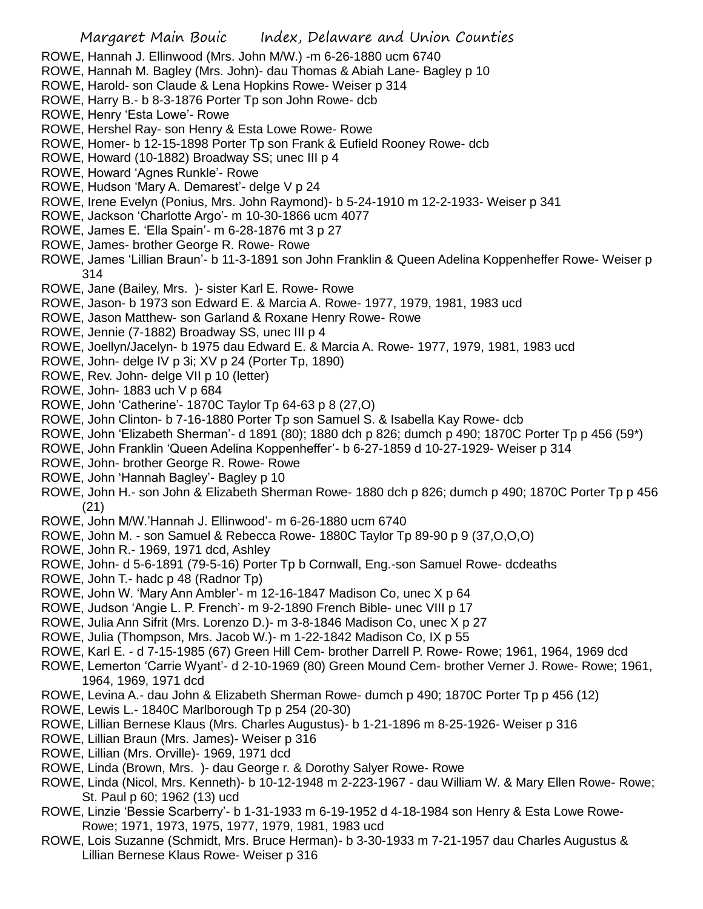ROWE, Hannah J. Ellinwood (Mrs. John M/W.) -m 6-26-1880 ucm 6740

ROWE, Hannah M. Bagley (Mrs. John)- dau Thomas & Abiah Lane- Bagley p 10

ROWE, Harold- son Claude & Lena Hopkins Rowe- Weiser p 314

ROWE, Harry B.- b 8-3-1876 Porter Tp son John Rowe- dcb

ROWE, Henry 'Esta Lowe'- Rowe

ROWE, Hershel Ray- son Henry & Esta Lowe Rowe- Rowe

ROWE, Homer- b 12-15-1898 Porter Tp son Frank & Eufield Rooney Rowe- dcb

ROWE, Howard (10-1882) Broadway SS; unec III p 4

ROWE, Howard 'Agnes Runkle'- Rowe

ROWE, Hudson 'Mary A. Demarest'- delge V p 24

ROWE, Irene Evelyn (Ponius, Mrs. John Raymond)- b 5-24-1910 m 12-2-1933- Weiser p 341

ROWE, Jackson 'Charlotte Argo'- m 10-30-1866 ucm 4077

ROWE, James E. 'Ella Spain'- m 6-28-1876 mt 3 p 27

ROWE, James- brother George R. Rowe- Rowe

ROWE, James 'Lillian Braun'- b 11-3-1891 son John Franklin & Queen Adelina Koppenheffer Rowe- Weiser p 314

ROWE, Jane (Bailey, Mrs. )- sister Karl E. Rowe- Rowe

ROWE, Jason- b 1973 son Edward E. & Marcia A. Rowe- 1977, 1979, 1981, 1983 ucd

ROWE, Jason Matthew- son Garland & Roxane Henry Rowe- Rowe

ROWE, Jennie (7-1882) Broadway SS, unec III p 4

ROWE, Joellyn/Jacelyn- b 1975 dau Edward E. & Marcia A. Rowe- 1977, 1979, 1981, 1983 ucd

ROWE, John- delge IV p 3i; XV p 24 (Porter Tp, 1890)

ROWE, Rev. John- delge VII p 10 (letter)

ROWE, John- 1883 uch V p 684

ROWE, John 'Catherine'- 1870C Taylor Tp 64-63 p 8 (27,O)

ROWE, John Clinton- b 7-16-1880 Porter Tp son Samuel S. & Isabella Kay Rowe- dcb

ROWE, John 'Elizabeth Sherman'- d 1891 (80); 1880 dch p 826; dumch p 490; 1870C Porter Tp p 456 (59*)

ROWE, John Franklin 'Queen Adelina Koppenheffer'- b 6-27-1859 d 10-27-1929- Weiser p 314

ROWE, John- brother George R. Rowe- Rowe

ROWE, John 'Hannah Bagley'- Bagley p 10

ROWE, John H.- son John & Elizabeth Sherman Rowe- 1880 dch p 826; dumch p 490; 1870C Porter Tp p 456 (21)

ROWE, John M/W.'Hannah J. Ellinwood'- m 6-26-1880 ucm 6740

ROWE, John M. - son Samuel & Rebecca Rowe- 1880C Taylor Tp 89-90 p 9 (37,O,O,O)

ROWE, John R.- 1969, 1971 dcd, Ashley

ROWE, John- d 5-6-1891 (79-5-16) Porter Tp b Cornwall, Eng.-son Samuel Rowe- dcdeaths

ROWE, John T.- hadc p 48 (Radnor Tp)

ROWE, John W. 'Mary Ann Ambler'- m 12-16-1847 Madison Co, unec X p 64

ROWE, Judson 'Angie L. P. French'- m 9-2-1890 French Bible- unec VIII p 17

ROWE, Julia Ann Sifrit (Mrs. Lorenzo D.)- m 3-8-1846 Madison Co, unec X p 27

ROWE, Julia (Thompson, Mrs. Jacob W.)- m 1-22-1842 Madison Co, IX p 55

ROWE, Karl E. - d 7-15-1985 (67) Green Hill Cem- brother Darrell P. Rowe- Rowe; 1961, 1964, 1969 dcd

ROWE, Lemerton 'Carrie Wyant'- d 2-10-1969 (80) Green Mound Cem- brother Verner J. Rowe- Rowe; 1961, 1964, 1969, 1971 dcd

ROWE, Levina A.- dau John & Elizabeth Sherman Rowe- dumch p 490; 1870C Porter Tp p 456 (12)

ROWE, Lewis L.- 1840C Marlborough Tp p 254 (20-30)

ROWE, Lillian Bernese Klaus (Mrs. Charles Augustus)- b 1-21-1896 m 8-25-1926- Weiser p 316

ROWE, Lillian Braun (Mrs. James)- Weiser p 316

ROWE, Lillian (Mrs. Orville)- 1969, 1971 dcd

ROWE, Linda (Brown, Mrs. )- dau George r. & Dorothy Salyer Rowe- Rowe

ROWE, Linda (Nicol, Mrs. Kenneth)- b 10-12-1948 m 2-223-1967 - dau William W. & Mary Ellen Rowe- Rowe; St. Paul p 60; 1962 (13) ucd

ROWE, Linzie 'Bessie Scarberry'- b 1-31-1933 m 6-19-1952 d 4-18-1984 son Henry & Esta Lowe Rowe- Rowe; 1971, 1973, 1975, 1977, 1979, 1981, 1983 ucd

ROWE, Lois Suzanne (Schmidt, Mrs. Bruce Herman)- b 3-30-1933 m 7-21-1957 dau Charles Augustus & Lillian Bernese Klaus Rowe- Weiser p 316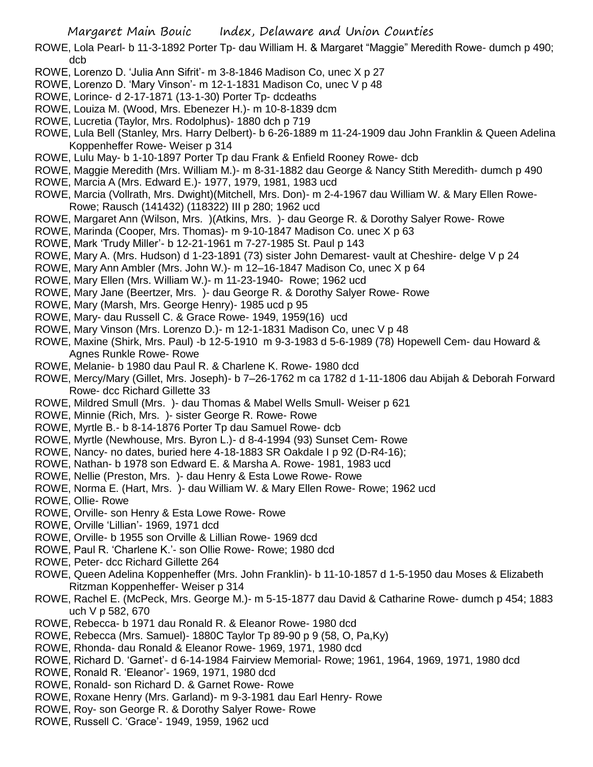ROWE, Lola Pearl- b 11-3-1892 Porter Tp- dau William H. & Margaret "Maggie" Meredith Rowe- dumch p 490; dcb

ROWE, Lorenzo D. 'Julia Ann Sifrit'- m 3-8-1846 Madison Co, unec X p 27

ROWE, Lorenzo D. 'Mary Vinson'- m 12-1-1831 Madison Co, unec V p 48

ROWE, Lorince- d 2-17-1871 (13-1-30) Porter Tp- dcdeaths

ROWE, Louiza M. (Wood, Mrs. Ebenezer H.)- m 10-8-1839 dcm

ROWE, Lucretia (Taylor, Mrs. Rodolphus)- 1880 dch p 719

ROWE, Lula Bell (Stanley, Mrs. Harry Delbert)- b 6-26-1889 m 11-24-1909 dau John Franklin & Queen Adelina Koppenheffer Rowe- Weiser p 314

ROWE, Lulu May- b 1-10-1897 Porter Tp dau Frank & Enfield Rooney Rowe- dcb

ROWE, Maggie Meredith (Mrs. William M.)- m 8-31-1882 dau George & Nancy Stith Meredith- dumch p 490

ROWE, Marcia A (Mrs. Edward E.)- 1977, 1979, 1981, 1983 ucd

ROWE, Marcia (Vollrath, Mrs. Dwight)(Mitchell, Mrs. Don)- m 2-4-1967 dau William W. & Mary Ellen Rowe- Rowe; Rausch (141432) (118322) III p 280; 1962 ucd

ROWE, Margaret Ann (Wilson, Mrs. )(Atkins, Mrs. )- dau George R. & Dorothy Salyer Rowe- Rowe

ROWE, Marinda (Cooper, Mrs. Thomas)- m 9-10-1847 Madison Co. unec X p 63

ROWE, Mark 'Trudy Miller'- b 12-21-1961 m 7-27-1985 St. Paul p 143

ROWE, Mary A. (Mrs. Hudson) d 1-23-1891 (73) sister John Demarest- vault at Cheshire- delge V p 24

ROWE, Mary Ann Ambler (Mrs. John W.)- m 12–16-1847 Madison Co, unec X p 64

ROWE, Mary Ellen (Mrs. William W.)- m 11-23-1940- Rowe; 1962 ucd

ROWE, Mary Jane (Beertzer, Mrs. )- dau George R. & Dorothy Salyer Rowe- Rowe

ROWE, Mary (Marsh, Mrs. George Henry)- 1985 ucd p 95

ROWE, Mary- dau Russell C. & Grace Rowe- 1949, 1959(16) ucd

ROWE, Mary Vinson (Mrs. Lorenzo D.)- m 12-1-1831 Madison Co, unec V p 48

ROWE, Maxine (Shirk, Mrs. Paul) -b 12-5-1910 m 9-3-1983 d 5-6-1989 (78) Hopewell Cem- dau Howard & Agnes Runkle Rowe- Rowe

ROWE, Melanie- b 1980 dau Paul R. & Charlene K. Rowe- 1980 dcd

ROWE, Mercy/Mary (Gillet, Mrs. Joseph)- b 7–26-1762 m ca 1782 d 1-11-1806 dau Abijah & Deborah Forward Rowe- dcc Richard Gillette 33

ROWE, Mildred Smull (Mrs. )- dau Thomas & Mabel Wells Smull- Weiser p 621

ROWE, Minnie (Rich, Mrs. )- sister George R. Rowe- Rowe

ROWE, Myrtle B.- b 8-14-1876 Porter Tp dau Samuel Rowe- dcb

ROWE, Myrtle (Newhouse, Mrs. Byron L.)- d 8-4-1994 (93) Sunset Cem- Rowe

ROWE, Nancy- no dates, buried here 4-18-1883 SR Oakdale I p 92 (D-R4-16);

ROWE, Nathan- b 1978 son Edward E. & Marsha A. Rowe- 1981, 1983 ucd

ROWE, Nellie (Preston, Mrs. )- dau Henry & Esta Lowe Rowe- Rowe

ROWE, Norma E. (Hart, Mrs. )- dau William W. & Mary Ellen Rowe- Rowe; 1962 ucd

ROWE, Ollie- Rowe

ROWE, Orville- son Henry & Esta Lowe Rowe- Rowe

ROWE, Orville 'Lillian'- 1969, 1971 dcd

ROWE, Orville- b 1955 son Orville & Lillian Rowe- 1969 dcd

ROWE, Paul R. 'Charlene K.'- son Ollie Rowe- Rowe; 1980 dcd

ROWE, Peter- dcc Richard Gillette 264

ROWE, Queen Adelina Koppenheffer (Mrs. John Franklin)- b 11-10-1857 d 1-5-1950 dau Moses & Elizabeth Ritzman Koppenheffer- Weiser p 314

ROWE, Rachel E. (McPeck, Mrs. George M.)- m 5-15-1877 dau David & Catharine Rowe- dumch p 454; 1883 uch V p 582, 670

ROWE, Rebecca- b 1971 dau Ronald R. & Eleanor Rowe- 1980 dcd

ROWE, Rebecca (Mrs. Samuel)- 1880C Taylor Tp 89-90 p 9 (58, O, Pa,Ky)

ROWE, Rhonda- dau Ronald & Eleanor Rowe- 1969, 1971, 1980 dcd

ROWE, Richard D. 'Garnet'- d 6-14-1984 Fairview Memorial- Rowe; 1961, 1964, 1969, 1971, 1980 dcd

ROWE, Ronald R. 'Eleanor'- 1969, 1971, 1980 dcd

ROWE, Ronald- son Richard D. & Garnet Rowe- Rowe

ROWE, Roxane Henry (Mrs. Garland)- m 9-3-1981 dau Earl Henry- Rowe

ROWE, Roy- son George R. & Dorothy Salyer Rowe- Rowe

ROWE, Russell C. 'Grace'- 1949, 1959, 1962 ucd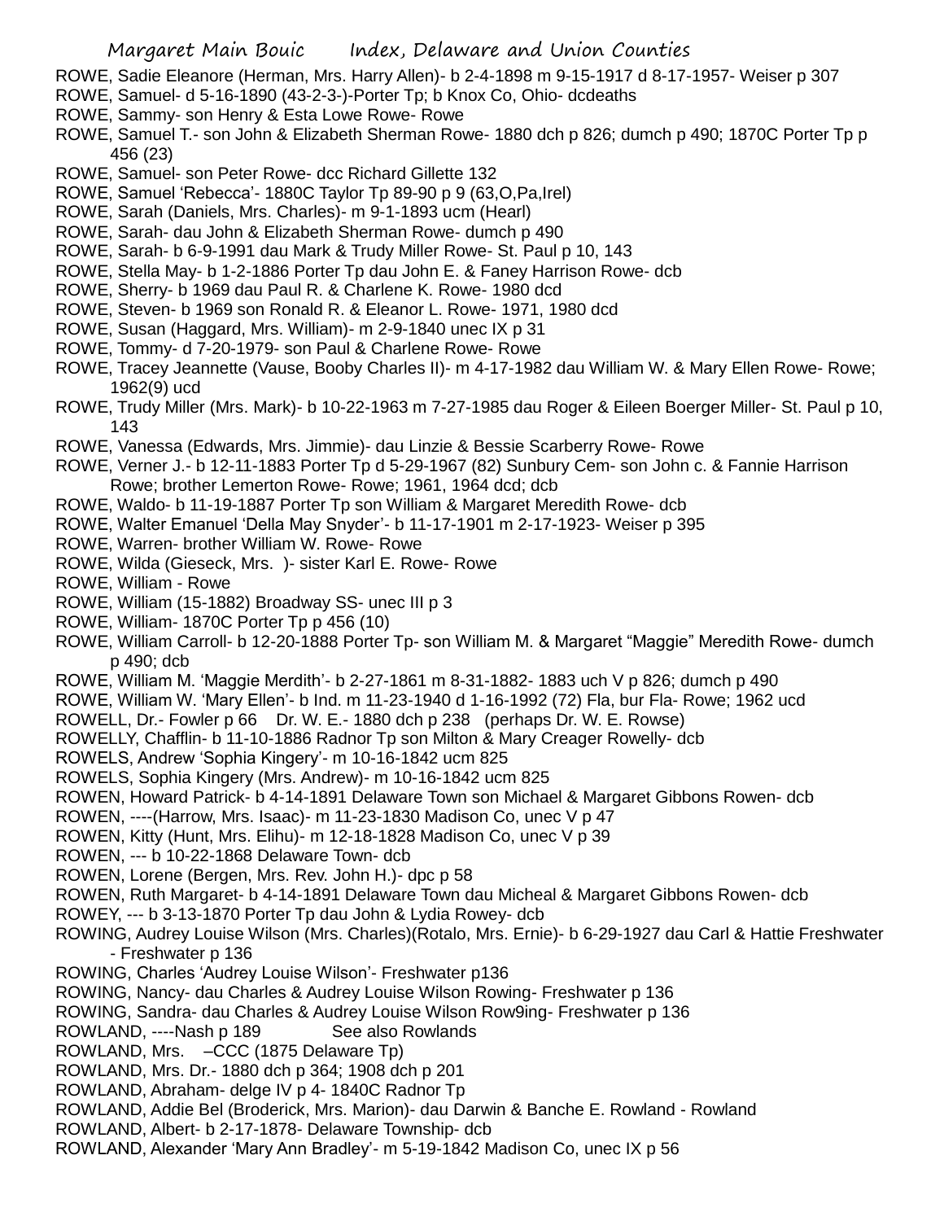ROWE, Sadie Eleanore (Herman, Mrs. Harry Allen)- b 2-4-1898 m 9-15-1917 d 8-17-1957- Weiser p 307

ROWE, Samuel- d 5-16-1890 (43-2-3-)-Porter Tp; b Knox Co, Ohio- dcdeaths

ROWE, Sammy- son Henry & Esta Lowe Rowe- Rowe

ROWE, Samuel T.- son John & Elizabeth Sherman Rowe- 1880 dch p 826; dumch p 490; 1870C Porter Tp p 456 (23)

ROWE, Samuel- son Peter Rowe- dcc Richard Gillette 132

ROWE, Samuel 'Rebecca'- 1880C Taylor Tp 89-90 p 9 (63,O,Pa,Irel)

ROWE, Sarah (Daniels, Mrs. Charles)- m 9-1-1893 ucm (Hearl)

ROWE, Sarah- dau John & Elizabeth Sherman Rowe- dumch p 490

ROWE, Sarah- b 6-9-1991 dau Mark & Trudy Miller Rowe- St. Paul p 10, 143

ROWE, Stella May- b 1-2-1886 Porter Tp dau John E. & Faney Harrison Rowe- dcb

ROWE, Sherry- b 1969 dau Paul R. & Charlene K. Rowe- 1980 dcd

ROWE, Steven- b 1969 son Ronald R. & Eleanor L. Rowe- 1971, 1980 dcd

ROWE, Susan (Haggard, Mrs. William)- m 2-9-1840 unec IX p 31

ROWE, Tommy- d 7-20-1979- son Paul & Charlene Rowe- Rowe

ROWE, Tracey Jeannette (Vause, Booby Charles II)- m 4-17-1982 dau William W. & Mary Ellen Rowe- Rowe; 1962(9) ucd

ROWE, Trudy Miller (Mrs. Mark)- b 10-22-1963 m 7-27-1985 dau Roger & Eileen Boerger Miller- St. Paul p 10, 143

ROWE, Vanessa (Edwards, Mrs. Jimmie)- dau Linzie & Bessie Scarberry Rowe- Rowe

ROWE, Verner J.- b 12-11-1883 Porter Tp d 5-29-1967 (82) Sunbury Cem- son John c. & Fannie Harrison Rowe; brother Lemerton Rowe- Rowe; 1961, 1964 dcd; dcb

ROWE, Waldo- b 11-19-1887 Porter Tp son William & Margaret Meredith Rowe- dcb

ROWE, Walter Emanuel 'Della May Snyder'- b 11-17-1901 m 2-17-1923- Weiser p 395

ROWE, Warren- brother William W. Rowe- Rowe

ROWE, Wilda (Gieseck, Mrs. )- sister Karl E. Rowe- Rowe

ROWE, William - Rowe

ROWE, William (15-1882) Broadway SS- unec III p 3

ROWE, William- 1870C Porter Tp p 456 (10)

ROWE, William Carroll- b 12-20-1888 Porter Tp- son William M. & Margaret "Maggie" Meredith Rowe- dumch p 490; dcb

ROWE, William M. 'Maggie Merdith'- b 2-27-1861 m 8-31-1882- 1883 uch V p 826; dumch p 490

ROWE, William W. 'Mary Ellen'- b Ind. m 11-23-1940 d 1-16-1992 (72) Fla, bur Fla- Rowe; 1962 ucd

ROWELL, Dr.- Fowler p 66 Dr. W. E.- 1880 dch p 238 (perhaps Dr. W. E. Rowse)

ROWELLY, Chafflin- b 11-10-1886 Radnor Tp son Milton & Mary Creager Rowelly- dcb

ROWELS, Andrew 'Sophia Kingery'- m 10-16-1842 ucm 825

ROWELS, Sophia Kingery (Mrs. Andrew)- m 10-16-1842 ucm 825

ROWEN, Howard Patrick- b 4-14-1891 Delaware Town son Michael & Margaret Gibbons Rowen- dcb

ROWEN, ----(Harrow, Mrs. Isaac)- m 11-23-1830 Madison Co, unec V p 47

ROWEN, Kitty (Hunt, Mrs. Elihu)- m 12-18-1828 Madison Co, unec V p 39

ROWEN, --- b 10-22-1868 Delaware Town- dcb

ROWEN, Lorene (Bergen, Mrs. Rev. John H.)- dpc p 58

ROWEN, Ruth Margaret- b 4-14-1891 Delaware Town dau Micheal & Margaret Gibbons Rowen- dcb

ROWEY, --- b 3-13-1870 Porter Tp dau John & Lydia Rowey- dcb

ROWING, Audrey Louise Wilson (Mrs. Charles)(Rotalo, Mrs. Ernie)- b 6-29-1927 dau Carl & Hattie Freshwater - Freshwater p 136

ROWING, Charles 'Audrey Louise Wilson'- Freshwater p136

ROWING, Nancy- dau Charles & Audrey Louise Wilson Rowing- Freshwater p 136

ROWING, Sandra- dau Charles & Audrey Louise Wilson Row9ing- Freshwater p 136

ROWLAND, ----Nash p 189 See also Rowlands

ROWLAND, Mrs. –CCC (1875 Delaware Tp)

ROWLAND, Mrs. Dr.- 1880 dch p 364; 1908 dch p 201

ROWLAND, Abraham- delge IV p 4- 1840C Radnor Tp

ROWLAND, Addie Bel (Broderick, Mrs. Marion)- dau Darwin & Banche E. Rowland - Rowland

ROWLAND, Albert- b 2-17-1878- Delaware Township- dcb

ROWLAND, Alexander 'Mary Ann Bradley'- m 5-19-1842 Madison Co, unec IX p 56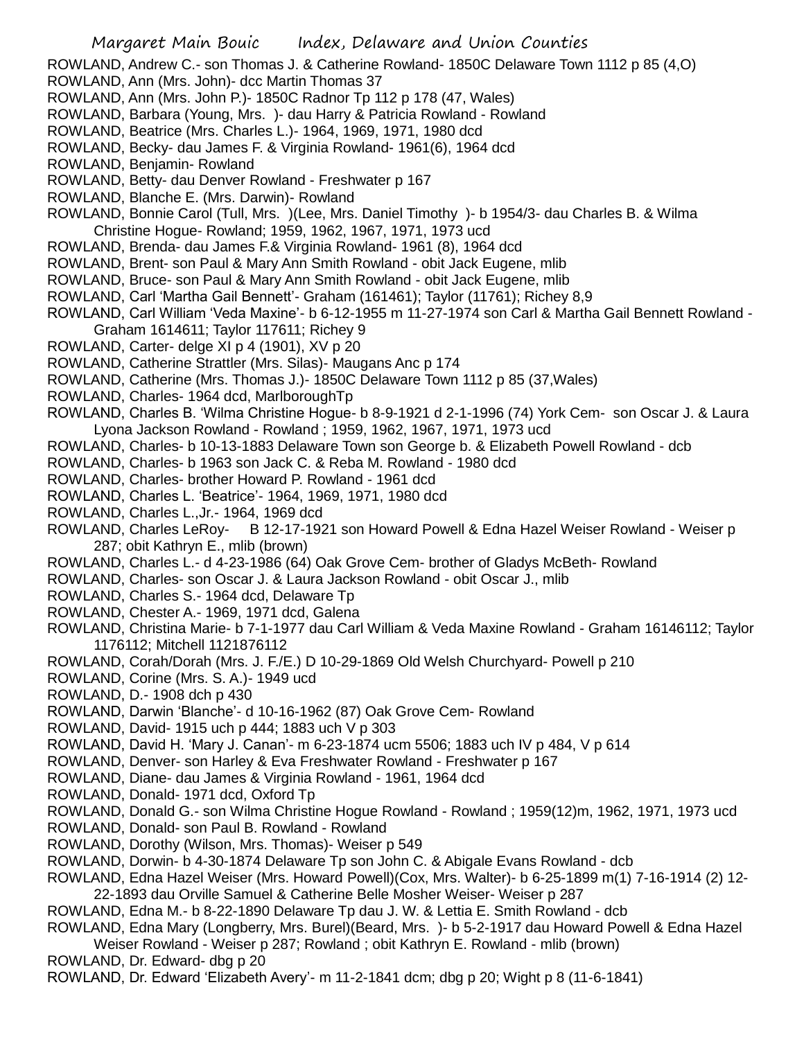ROWLAND, Andrew C.- son Thomas J. & Catherine Rowland- 1850C Delaware Town 1112 p 85 (4,O)

ROWLAND, Ann (Mrs. John)- dcc Martin Thomas 37

ROWLAND, Ann (Mrs. John P.)- 1850C Radnor Tp 112 p 178 (47, Wales)

ROWLAND, Barbara (Young, Mrs. )- dau Harry & Patricia Rowland - Rowland

ROWLAND, Beatrice (Mrs. Charles L.)- 1964, 1969, 1971, 1980 dcd

ROWLAND, Becky- dau James F. & Virginia Rowland- 1961(6), 1964 dcd

ROWLAND, Benjamin- Rowland

ROWLAND, Betty- dau Denver Rowland - Freshwater p 167

ROWLAND, Blanche E. (Mrs. Darwin)- Rowland

ROWLAND, Bonnie Carol (Tull, Mrs. )(Lee, Mrs. Daniel Timothy )- b 1954/3- dau Charles B. & Wilma Christine Hogue- Rowland; 1959, 1962, 1967, 1971, 1973 ucd

ROWLAND, Brenda- dau James F.& Virginia Rowland- 1961 (8), 1964 dcd

ROWLAND, Brent- son Paul & Mary Ann Smith Rowland - obit Jack Eugene, mlib

ROWLAND, Bruce- son Paul & Mary Ann Smith Rowland - obit Jack Eugene, mlib

ROWLAND, Carl 'Martha Gail Bennett'- Graham (161461); Taylor (11761); Richey 8,9

ROWLAND, Carl William 'Veda Maxine'- b 6-12-1955 m 11-27-1974 son Carl & Martha Gail Bennett Rowland - Graham 1614611; Taylor 117611; Richey 9

ROWLAND, Carter- delge XI p 4 (1901), XV p 20

ROWLAND, Catherine Strattler (Mrs. Silas)- Maugans Anc p 174

ROWLAND, Catherine (Mrs. Thomas J.)- 1850C Delaware Town 1112 p 85 (37,Wales)

ROWLAND, Charles- 1964 dcd, MarlboroughTp

ROWLAND, Charles B. 'Wilma Christine Hogue- b 8-9-1921 d 2-1-1996 (74) York Cem- son Oscar J. & Laura Lyona Jackson Rowland - Rowland ; 1959, 1962, 1967, 1971, 1973 ucd

ROWLAND, Charles- b 10-13-1883 Delaware Town son George b. & Elizabeth Powell Rowland - dcb

ROWLAND, Charles- b 1963 son Jack C. & Reba M. Rowland - 1980 dcd

ROWLAND, Charles- brother Howard P. Rowland - 1961 dcd

ROWLAND, Charles L. 'Beatrice'- 1964, 1969, 1971, 1980 dcd

ROWLAND, Charles L.,Jr.- 1964, 1969 dcd

ROWLAND, Charles LeRoy- B 12-17-1921 son Howard Powell & Edna Hazel Weiser Rowland - Weiser p 287; obit Kathryn E., mlib (brown)

ROWLAND, Charles L.- d 4-23-1986 (64) Oak Grove Cem- brother of Gladys McBeth- Rowland

ROWLAND, Charles- son Oscar J. & Laura Jackson Rowland - obit Oscar J., mlib

ROWLAND, Charles S.- 1964 dcd, Delaware Tp

ROWLAND, Chester A.- 1969, 1971 dcd, Galena

ROWLAND, Christina Marie- b 7-1-1977 dau Carl William & Veda Maxine Rowland - Graham 16146112; Taylor 1176112; Mitchell 1121876112

ROWLAND, Corah/Dorah (Mrs. J. F./E.) D 10-29-1869 Old Welsh Churchyard- Powell p 210

ROWLAND, Corine (Mrs. S. A.)- 1949 ucd

ROWLAND, D.- 1908 dch p 430

ROWLAND, Darwin 'Blanche'- d 10-16-1962 (87) Oak Grove Cem- Rowland

ROWLAND, David- 1915 uch p 444; 1883 uch V p 303

ROWLAND, David H. 'Mary J. Canan'- m 6-23-1874 ucm 5506; 1883 uch IV p 484, V p 614

ROWLAND, Denver- son Harley & Eva Freshwater Rowland - Freshwater p 167

ROWLAND, Diane- dau James & Virginia Rowland - 1961, 1964 dcd

ROWLAND, Donald- 1971 dcd, Oxford Tp

ROWLAND, Donald G.- son Wilma Christine Hogue Rowland - Rowland ; 1959(12)m, 1962, 1971, 1973 ucd

ROWLAND, Donald- son Paul B. Rowland - Rowland

ROWLAND, Dorothy (Wilson, Mrs. Thomas)- Weiser p 549

ROWLAND, Dorwin- b 4-30-1874 Delaware Tp son John C. & Abigale Evans Rowland - dcb

ROWLAND, Edna Hazel Weiser (Mrs. Howard Powell)(Cox, Mrs. Walter)- b 6-25-1899 m(1) 7-16-1914 (2) 12-22-1893 dau Orville Samuel & Catherine Belle Mosher Weiser- Weiser p 287

ROWLAND, Edna M.- b 8-22-1890 Delaware Tp dau J. W. & Lettia E. Smith Rowland - dcb

ROWLAND, Edna Mary (Longberry, Mrs. Burel)(Beard, Mrs. )- b 5-2-1917 dau Howard Powell & Edna Hazel Weiser Rowland - Weiser p 287; Rowland ; obit Kathryn E. Rowland - mlib (brown)

ROWLAND, Dr. Edward- dbg p 20

ROWLAND, Dr. Edward 'Elizabeth Avery'- m 11-2-1841 dcm; dbg p 20; Wight p 8 (11-6-1841)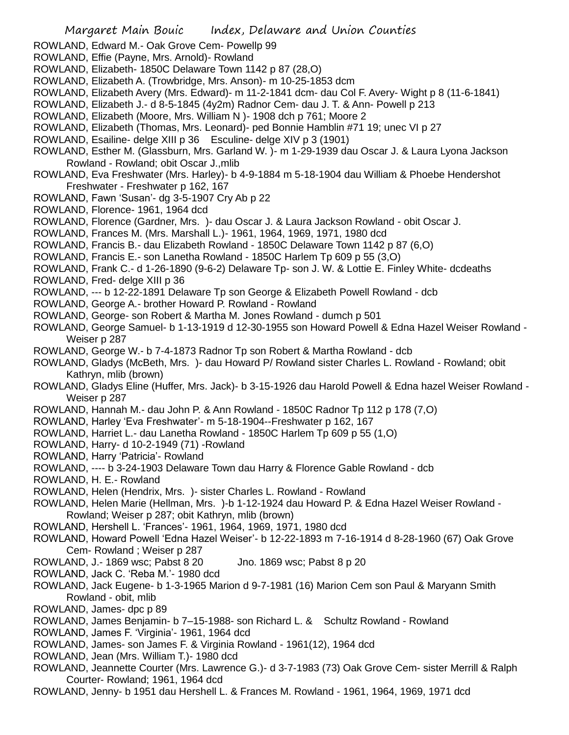ROWLAND, Edward M.- Oak Grove Cem- Powellp 99

ROWLAND, Effie (Payne, Mrs. Arnold)- Rowland

ROWLAND, Elizabeth- 1850C Delaware Town 1142 p 87 (28,O)

ROWLAND, Elizabeth A. (Trowbridge, Mrs. Anson)- m 10-25-1853 dcm

ROWLAND, Elizabeth Avery (Mrs. Edward)- m 11-2-1841 dcm- dau Col F. Avery- Wight p 8 (11-6-1841)

ROWLAND, Elizabeth J.- d 8-5-1845 (4y2m) Radnor Cem- dau J. T. & Ann- Powell p 213

ROWLAND, Elizabeth (Moore, Mrs. William N )- 1908 dch p 761; Moore 2

ROWLAND, Elizabeth (Thomas, Mrs. Leonard)- ped Bonnie Hamblin #71 19; unec VI p 27

ROWLAND, Esailine- delge XIII p 36 Esculine- delge XIV p 3 (1901)

ROWLAND, Esther M. (Glassburn, Mrs. Garland W. )- m 1-29-1939 dau Oscar J. & Laura Lyona Jackson Rowland - Rowland; obit Oscar J.,mlib

ROWLAND, Eva Freshwater (Mrs. Harley)- b 4-9-1884 m 5-18-1904 dau William & Phoebe Hendershot Freshwater - Freshwater p 162, 167

ROWLAND, Fawn 'Susan'- dg 3-5-1907 Cry Ab p 22

ROWLAND, Florence- 1961, 1964 dcd

ROWLAND, Florence (Gardner, Mrs. )- dau Oscar J. & Laura Jackson Rowland - obit Oscar J.

ROWLAND, Frances M. (Mrs. Marshall L.)- 1961, 1964, 1969, 1971, 1980 dcd

ROWLAND, Francis B.- dau Elizabeth Rowland - 1850C Delaware Town 1142 p 87 (6,O)

ROWLAND, Francis E.- son Lanetha Rowland - 1850C Harlem Tp 609 p 55 (3,O)

ROWLAND, Frank C.- d 1-26-1890 (9-6-2) Delaware Tp- son J. W. & Lottie E. Finley White- dcdeaths

ROWLAND, Fred- delge XIII p 36

ROWLAND, --- b 12-22-1891 Delaware Tp son George & Elizabeth Powell Rowland - dcb

ROWLAND, George A.- brother Howard P. Rowland - Rowland

ROWLAND, George- son Robert & Martha M. Jones Rowland - dumch p 501

ROWLAND, George Samuel- b 1-13-1919 d 12-30-1955 son Howard Powell & Edna Hazel Weiser Rowland - Weiser p 287

ROWLAND, George W.- b 7-4-1873 Radnor Tp son Robert & Martha Rowland - dcb

ROWLAND, Gladys (McBeth, Mrs. )- dau Howard P/ Rowland sister Charles L. Rowland - Rowland; obit Kathryn, mlib (brown)

ROWLAND, Gladys Eline (Huffer, Mrs. Jack)- b 3-15-1926 dau Harold Powell & Edna hazel Weiser Rowland - Weiser p 287

ROWLAND, Hannah M.- dau John P. & Ann Rowland - 1850C Radnor Tp 112 p 178 (7,O)

ROWLAND, Harley 'Eva Freshwater'- m 5-18-1904--Freshwater p 162, 167

ROWLAND, Harriet L.- dau Lanetha Rowland - 1850C Harlem Tp 609 p 55 (1,O)

ROWLAND, Harry- d 10-2-1949 (71) -Rowland

ROWLAND, Harry 'Patricia'- Rowland

ROWLAND, ---- b 3-24-1903 Delaware Town dau Harry & Florence Gable Rowland - dcb

ROWLAND, H. E.- Rowland

ROWLAND, Helen (Hendrix, Mrs. )- sister Charles L. Rowland - Rowland

ROWLAND, Helen Marie (Hellman, Mrs. )-b 1-12-1924 dau Howard P. & Edna Hazel Weiser Rowland - Rowland; Weiser p 287; obit Kathryn, mlib (brown)

ROWLAND, Hershell L. 'Frances'- 1961, 1964, 1969, 1971, 1980 dcd

ROWLAND, Howard Powell 'Edna Hazel Weiser'- b 12-22-1893 m 7-16-1914 d 8-28-1960 (67) Oak Grove Cem- Rowland ; Weiser p 287

ROWLAND, J.- 1869 wsc; Pabst 8 20 Jno. 1869 wsc; Pabst 8 p 20

ROWLAND, Jack C. 'Reba M.'- 1980 dcd

ROWLAND, Jack Eugene- b 1-3-1965 Marion d 9-7-1981 (16) Marion Cem son Paul & Maryann Smith Rowland - obit, mlib

ROWLAND, James- dpc p 89

ROWLAND, James Benjamin- b 7–15-1988- son Richard L. & Schultz Rowland - Rowland

ROWLAND, James F. 'Virginia'- 1961, 1964 dcd

ROWLAND, James- son James F. & Virginia Rowland - 1961(12), 1964 dcd

ROWLAND, Jean (Mrs. William T.)- 1980 dcd

ROWLAND, Jeannette Courter (Mrs. Lawrence G.)- d 3-7-1983 (73) Oak Grove Cem- sister Merrill & Ralph Courter- Rowland; 1961, 1964 dcd

ROWLAND, Jenny- b 1951 dau Hershell L. & Frances M. Rowland - 1961, 1964, 1969, 1971 dcd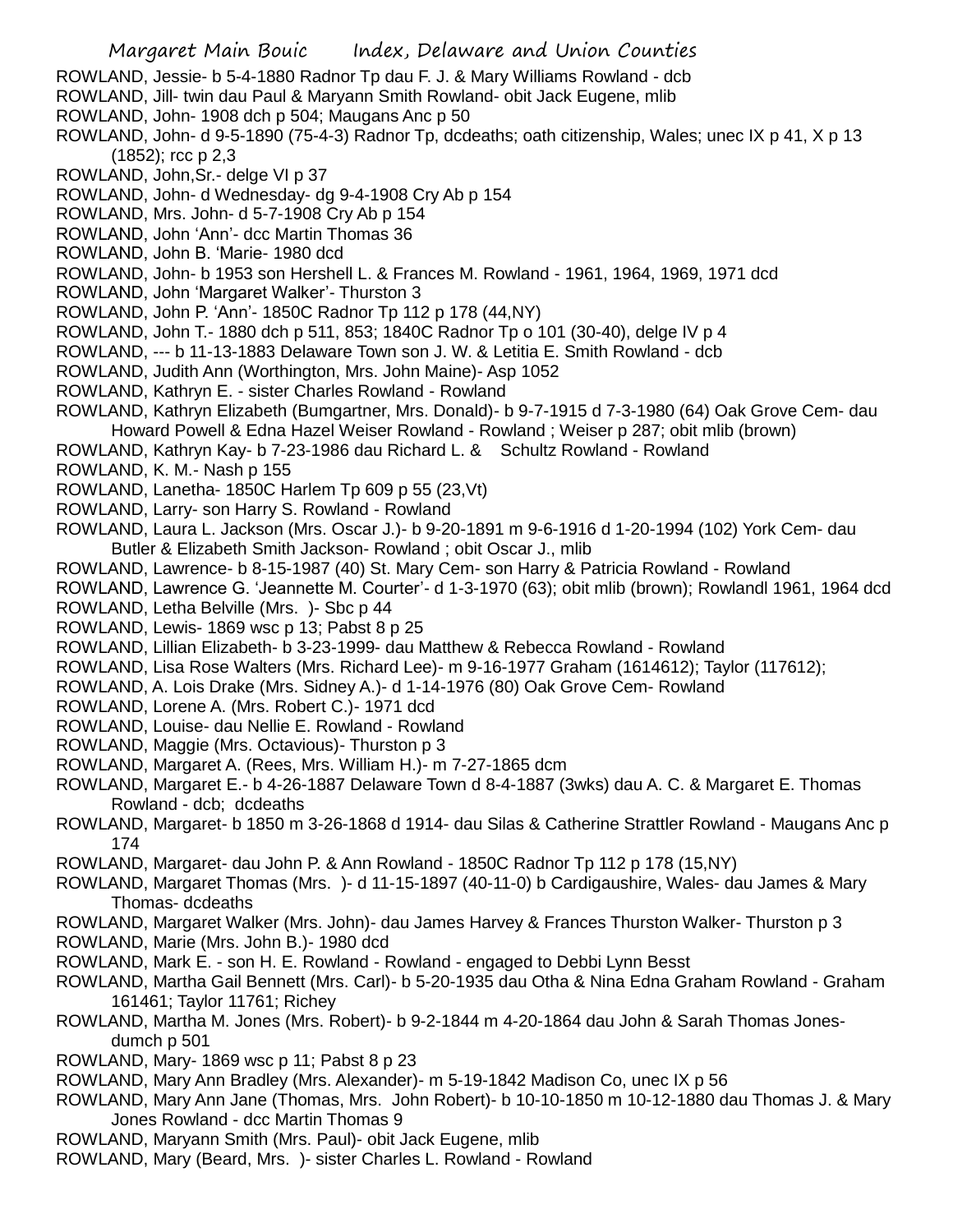ROWLAND, Jessie- b 5-4-1880 Radnor Tp dau F. J. & Mary Williams Rowland - dcb
ROWLAND, Jill- twin dau Paul & Maryann Smith Rowland- obit Jack Eugene, mlib
ROWLAND, John- 1908 dch p 504; Maugans Anc p 50
ROWLAND, John- d 9-5-1890 (75-4-3) Radnor Tp, dcdeaths; oath citizenship, Wales; unec IX p 41, X p 13 (1852); rcc p 2,3
ROWLAND, John,Sr.- delge VI p 37
ROWLAND, John- d Wednesday- dg 9-4-1908 Cry Ab p 154
ROWLAND, Mrs. John- d 5-7-1908 Cry Ab p 154
ROWLAND, John 'Ann'- dcc Martin Thomas 36
ROWLAND, John B. 'Marie- 1980 dcd
ROWLAND, John- b 1953 son Hershell L. & Frances M. Rowland - 1961, 1964, 1969, 1971 dcd
ROWLAND, John 'Margaret Walker'- Thurston 3
ROWLAND, John P. 'Ann'- 1850C Radnor Tp 112 p 178 (44,NY)
ROWLAND, John T.- 1880 dch p 511, 853; 1840C Radnor Tp o 101 (30-40), delge IV p 4
ROWLAND, --- b 11-13-1883 Delaware Town son J. W. & Letitia E. Smith Rowland - dcb
ROWLAND, Judith Ann (Worthington, Mrs. John Maine)- Asp 1052
ROWLAND, Kathryn E. - sister Charles Rowland - Rowland
ROWLAND, Kathryn Elizabeth (Bumgartner, Mrs. Donald)- b 9-7-1915 d 7-3-1980 (64) Oak Grove Cem- dau Howard Powell & Edna Hazel Weiser Rowland - Rowland ; Weiser p 287; obit mlib (brown)
ROWLAND, Kathryn Kay- b 7-23-1986 dau Richard L. & Schultz Rowland - Rowland
ROWLAND, K. M.- Nash p 155
ROWLAND, Lanetha- 1850C Harlem Tp 609 p 55 (23,Vt)
ROWLAND, Larry- son Harry S. Rowland - Rowland
ROWLAND, Laura L. Jackson (Mrs. Oscar J.)- b 9-20-1891 m 9-6-1916 d 1-20-1994 (102) York Cem- dau Butler & Elizabeth Smith Jackson- Rowland ; obit Oscar J., mlib
ROWLAND, Lawrence- b 8-15-1987 (40) St. Mary Cem- son Harry & Patricia Rowland - Rowland
ROWLAND, Lawrence G. 'Jeannette M. Courter'- d 1-3-1970 (63); obit mlib (brown); Rowlandl 1961, 1964 dcd
ROWLAND, Letha Belville (Mrs. )- Sbc p 44
ROWLAND, Lewis- 1869 wsc p 13; Pabst 8 p 25
ROWLAND, Lillian Elizabeth- b 3-23-1999- dau Matthew & Rebecca Rowland - Rowland
ROWLAND, Lisa Rose Walters (Mrs. Richard Lee)- m 9-16-1977 Graham (1614612); Taylor (117612);
ROWLAND, A. Lois Drake (Mrs. Sidney A.)- d 1-14-1976 (80) Oak Grove Cem- Rowland
ROWLAND, Lorene A. (Mrs. Robert C.)- 1971 dcd
ROWLAND, Louise- dau Nellie E. Rowland - Rowland
ROWLAND, Maggie (Mrs. Octavious)- Thurston p 3
ROWLAND, Margaret A. (Rees, Mrs. William H.)- m 7-27-1865 dcm
ROWLAND, Margaret E.- b 4-26-1887 Delaware Town d 8-4-1887 (3wks) dau A. C. & Margaret E. Thomas Rowland - dcb; dcdeaths
ROWLAND, Margaret- b 1850 m 3-26-1868 d 1914- dau Silas & Catherine Strattler Rowland - Maugans Anc p 174
ROWLAND, Margaret- dau John P. & Ann Rowland - 1850C Radnor Tp 112 p 178 (15,NY)
ROWLAND, Margaret Thomas (Mrs. )- d 11-15-1897 (40-11-0) b Cardigaushire, Wales- dau James & Mary Thomas- dcdeaths
ROWLAND, Margaret Walker (Mrs. John)- dau James Harvey & Frances Thurston Walker- Thurston p 3
ROWLAND, Marie (Mrs. John B.)- 1980 dcd
ROWLAND, Mark E. - son H. E. Rowland - Rowland - engaged to Debbi Lynn Besst
ROWLAND, Martha Gail Bennett (Mrs. Carl)- b 5-20-1935 dau Otha & Nina Edna Graham Rowland - Graham 161461; Taylor 11761; Richey
ROWLAND, Martha M. Jones (Mrs. Robert)- b 9-2-1844 m 4-20-1864 dau John & Sarah Thomas Jones- dumch p 501
ROWLAND, Mary- 1869 wsc p 11; Pabst 8 p 23
ROWLAND, Mary Ann Bradley (Mrs. Alexander)- m 5-19-1842 Madison Co, unec IX p 56
ROWLAND, Mary Ann Jane (Thomas, Mrs. John Robert)- b 10-10-1850 m 10-12-1880 dau Thomas J. & Mary Jones Rowland - dcc Martin Thomas 9
ROWLAND, Maryann Smith (Mrs. Paul)- obit Jack Eugene, mlib
ROWLAND, Mary (Beard, Mrs. )- sister Charles L. Rowland - Rowland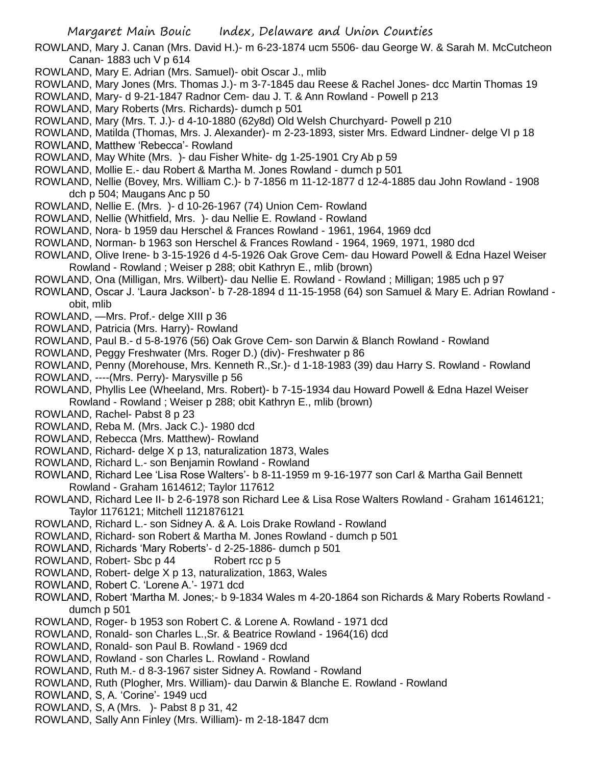ROWLAND, Mary J. Canan (Mrs. David H.)- m 6-23-1874 ucm 5506- dau George W. & Sarah M. McCutcheon Canan- 1883 uch V p 614

ROWLAND, Mary E. Adrian (Mrs. Samuel)- obit Oscar J., mlib

ROWLAND, Mary Jones (Mrs. Thomas J.)- m 3-7-1845 dau Reese & Rachel Jones- dcc Martin Thomas 19

ROWLAND, Mary- d 9-21-1847 Radnor Cem- dau J. T. & Ann Rowland - Powell p 213

ROWLAND, Mary Roberts (Mrs. Richards)- dumch p 501

ROWLAND, Mary (Mrs. T. J.)- d 4-10-1880 (62y8d) Old Welsh Churchyard- Powell p 210

ROWLAND, Matilda (Thomas, Mrs. J. Alexander)- m 2-23-1893, sister Mrs. Edward Lindner- delge VI p 18

ROWLAND, Matthew 'Rebecca'- Rowland

ROWLAND, May White (Mrs. )- dau Fisher White- dg 1-25-1901 Cry Ab p 59

ROWLAND, Mollie E.- dau Robert & Martha M. Jones Rowland - dumch p 501

ROWLAND, Nellie (Bovey, Mrs. William C.)- b 7-1856 m 11-12-1877 d 12-4-1885 dau John Rowland - 1908 dch p 504; Maugans Anc p 50

ROWLAND, Nellie E. (Mrs. )- d 10-26-1967 (74) Union Cem- Rowland

ROWLAND, Nellie (Whitfield, Mrs. )- dau Nellie E. Rowland - Rowland

ROWLAND, Nora- b 1959 dau Herschel & Frances Rowland - 1961, 1964, 1969 dcd

ROWLAND, Norman- b 1963 son Herschel & Frances Rowland - 1964, 1969, 1971, 1980 dcd

ROWLAND, Olive Irene- b 3-15-1926 d 4-5-1926 Oak Grove Cem- dau Howard Powell & Edna Hazel Weiser Rowland - Rowland ; Weiser p 288; obit Kathryn E., mlib (brown)

ROWLAND, Ona (Milligan, Mrs. Wilbert)- dau Nellie E. Rowland - Rowland ; Milligan; 1985 uch p 97

ROWLAND, Oscar J. 'Laura Jackson'- b 7-28-1894 d 11-15-1958 (64) son Samuel & Mary E. Adrian Rowland - obit, mlib

ROWLAND, —Mrs. Prof.- delge XIII p 36

ROWLAND, Patricia (Mrs. Harry)- Rowland

ROWLAND, Paul B.- d 5-8-1976 (56) Oak Grove Cem- son Darwin & Blanch Rowland - Rowland

ROWLAND, Peggy Freshwater (Mrs. Roger D.) (div)- Freshwater p 86

ROWLAND, Penny (Morehouse, Mrs. Kenneth R.,Sr.)- d 1-18-1983 (39) dau Harry S. Rowland - Rowland

ROWLAND, ----(Mrs. Perry)- Marysville p 56

ROWLAND, Phyllis Lee (Wheeland, Mrs. Robert)- b 7-15-1934 dau Howard Powell & Edna Hazel Weiser Rowland - Rowland ; Weiser p 288; obit Kathryn E., mlib (brown)

ROWLAND, Rachel- Pabst 8 p 23

ROWLAND, Reba M. (Mrs. Jack C.)- 1980 dcd

ROWLAND, Rebecca (Mrs. Matthew)- Rowland

ROWLAND, Richard- delge X p 13, naturalization 1873, Wales

ROWLAND, Richard L.- son Benjamin Rowland - Rowland

ROWLAND, Richard Lee 'Lisa Rose Walters'- b 8-11-1959 m 9-16-1977 son Carl & Martha Gail Bennett Rowland - Graham 1614612; Taylor 117612

ROWLAND, Richard Lee II- b 2-6-1978 son Richard Lee & Lisa Rose Walters Rowland - Graham 16146121; Taylor 1176121; Mitchell 1121876121

ROWLAND, Richard L.- son Sidney A. & A. Lois Drake Rowland - Rowland

ROWLAND, Richard- son Robert & Martha M. Jones Rowland - dumch p 501

ROWLAND, Richards 'Mary Roberts'- d 2-25-1886- dumch p 501

ROWLAND, Robert- Sbc p 44 Robert rcc p 5

ROWLAND, Robert- delge X p 13, naturalization, 1863, Wales

ROWLAND, Robert C. 'Lorene A.'- 1971 dcd

ROWLAND, Robert 'Martha M. Jones;- b 9-1834 Wales m 4-20-1864 son Richards & Mary Roberts Rowland - dumch p 501

ROWLAND, Roger- b 1953 son Robert C. & Lorene A. Rowland - 1971 dcd

ROWLAND, Ronald- son Charles L.,Sr. & Beatrice Rowland - 1964(16) dcd

ROWLAND, Ronald- son Paul B. Rowland - 1969 dcd

ROWLAND, Rowland - son Charles L. Rowland - Rowland

ROWLAND, Ruth M.- d 8-3-1967 sister Sidney A. Rowland - Rowland

ROWLAND, Ruth (Plogher, Mrs. William)- dau Darwin & Blanche E. Rowland - Rowland

ROWLAND, S, A. 'Corine'- 1949 ucd

ROWLAND, S, A (Mrs. )- Pabst 8 p 31, 42

ROWLAND, Sally Ann Finley (Mrs. William)- m 2-18-1847 dcm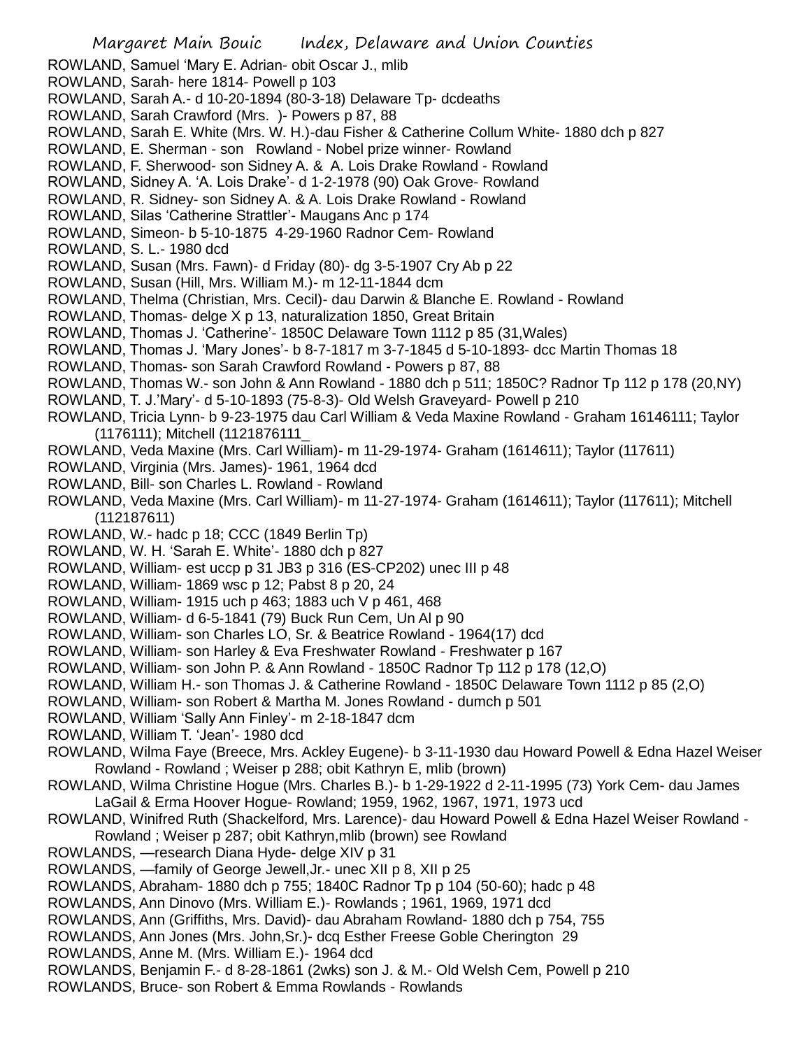ROWLAND, Samuel 'Mary E. Adrian- obit Oscar J., mlib
ROWLAND, Sarah- here 1814- Powell p 103
ROWLAND, Sarah A.- d 10-20-1894 (80-3-18) Delaware Tp- dcdeaths
ROWLAND, Sarah Crawford (Mrs. )- Powers p 87, 88
ROWLAND, Sarah E. White (Mrs. W. H.)-dau Fisher & Catherine Collum White- 1880 dch p 827
ROWLAND, E. Sherman - son Rowland - Nobel prize winner- Rowland
ROWLAND, F. Sherwood- son Sidney A. & A. Lois Drake Rowland - Rowland
ROWLAND, Sidney A. 'A. Lois Drake'- d 1-2-1978 (90) Oak Grove- Rowland
ROWLAND, R. Sidney- son Sidney A. & A. Lois Drake Rowland - Rowland
ROWLAND, Silas 'Catherine Strattler'- Maugans Anc p 174
ROWLAND, Simeon- b 5-10-1875 4-29-1960 Radnor Cem- Rowland
ROWLAND, S. L.- 1980 dcd
ROWLAND, Susan (Mrs. Fawn)- d Friday (80)- dg 3-5-1907 Cry Ab p 22
ROWLAND, Susan (Hill, Mrs. William M.)- m 12-11-1844 dcm
ROWLAND, Thelma (Christian, Mrs. Cecil)- dau Darwin & Blanche E. Rowland - Rowland
ROWLAND, Thomas- delge X p 13, naturalization 1850, Great Britain
ROWLAND, Thomas J. 'Catherine'- 1850C Delaware Town 1112 p 85 (31,Wales)
ROWLAND, Thomas J. 'Mary Jones'- b 8-7-1817 m 3-7-1845 d 5-10-1893- dcc Martin Thomas 18
ROWLAND, Thomas- son Sarah Crawford Rowland - Powers p 87, 88
ROWLAND, Thomas W.- son John & Ann Rowland - 1880 dch p 511; 1850C? Radnor Tp 112 p 178 (20,NY)
ROWLAND, T. J.'Mary'- d 5-10-1893 (75-8-3)- Old Welsh Graveyard- Powell p 210
ROWLAND, Tricia Lynn- b 9-23-1975 dau Carl William & Veda Maxine Rowland - Graham 16146111; Taylor (1176111); Mitchell (1121876111_
ROWLAND, Veda Maxine (Mrs. Carl William)- m 11-29-1974- Graham (1614611); Taylor (117611)
ROWLAND, Virginia (Mrs. James)- 1961, 1964 dcd
ROWLAND, Bill- son Charles L. Rowland - Rowland
ROWLAND, Veda Maxine (Mrs. Carl William)- m 11-27-1974- Graham (1614611); Taylor (117611); Mitchell (112187611)
ROWLAND, W.- hadc p 18; CCC (1849 Berlin Tp)
ROWLAND, W. H. 'Sarah E. White'- 1880 dch p 827
ROWLAND, William- est uccp p 31 JB3 p 316 (ES-CP202) unec III p 48
ROWLAND, William- 1869 wsc p 12; Pabst 8 p 20, 24
ROWLAND, William- 1915 uch p 463; 1883 uch V p 461, 468
ROWLAND, William- d 6-5-1841 (79) Buck Run Cem, Un Al p 90
ROWLAND, William- son Charles LO, Sr. & Beatrice Rowland - 1964(17) dcd
ROWLAND, William- son Harley & Eva Freshwater Rowland - Freshwater p 167
ROWLAND, William- son John P. & Ann Rowland - 1850C Radnor Tp 112 p 178 (12,O)
ROWLAND, William H.- son Thomas J. & Catherine Rowland - 1850C Delaware Town 1112 p 85 (2,O)
ROWLAND, William- son Robert & Martha M. Jones Rowland - dumch p 501
ROWLAND, William 'Sally Ann Finley'- m 2-18-1847 dcm
ROWLAND, William T. 'Jean'- 1980 dcd
ROWLAND, Wilma Faye (Breece, Mrs. Ackley Eugene)- b 3-11-1930 dau Howard Powell & Edna Hazel Weiser Rowland - Rowland ; Weiser p 288; obit Kathryn E, mlib (brown)
ROWLAND, Wilma Christine Hogue (Mrs. Charles B.)- b 1-29-1922 d 2-11-1995 (73) York Cem- dau James LaGail & Erma Hoover Hogue- Rowland; 1959, 1962, 1967, 1971, 1973 ucd
ROWLAND, Winifred Ruth (Shackelford, Mrs. Larence)- dau Howard Powell & Edna Hazel Weiser Rowland - Rowland ; Weiser p 287; obit Kathryn,mlib (brown) see Rowland
ROWLANDS, —research Diana Hyde- delge XIV p 31
ROWLANDS, —family of George Jewell,Jr.- unec XII p 8, XII p 25
ROWLANDS, Abraham- 1880 dch p 755; 1840C Radnor Tp p 104 (50-60); hadc p 48
ROWLANDS, Ann Dinovo (Mrs. William E.)- Rowlands ; 1961, 1969, 1971 dcd
ROWLANDS, Ann (Griffiths, Mrs. David)- dau Abraham Rowland- 1880 dch p 754, 755
ROWLANDS, Ann Jones (Mrs. John,Sr.)- dcq Esther Freese Goble Cherington 29
ROWLANDS, Anne M. (Mrs. William E.)- 1964 dcd
ROWLANDS, Benjamin F.- d 8-28-1861 (2wks) son J. & M.- Old Welsh Cem, Powell p 210
ROWLANDS, Bruce- son Robert & Emma Rowlands - Rowlands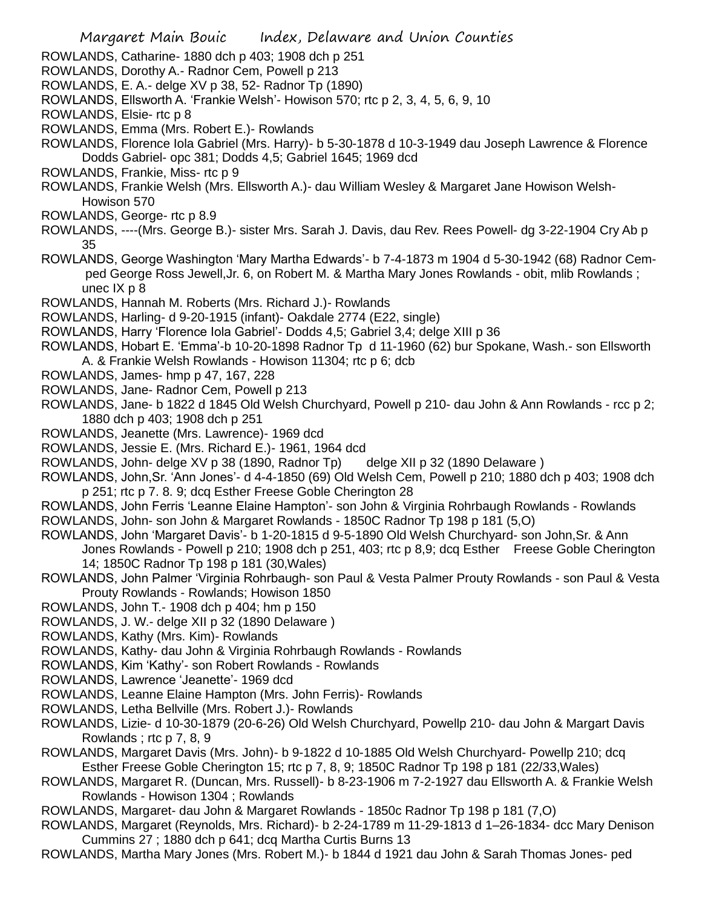ROWLANDS, Catharine- 1880 dch p 403; 1908 dch p 251

ROWLANDS, Dorothy A.- Radnor Cem, Powell p 213

ROWLANDS, E. A.- delge XV p 38, 52- Radnor Tp (1890)

ROWLANDS, Ellsworth A. 'Frankie Welsh'- Howison 570; rtc p 2, 3, 4, 5, 6, 9, 10

ROWLANDS, Elsie- rtc p 8

ROWLANDS, Emma (Mrs. Robert E.)- Rowlands

ROWLANDS, Florence Iola Gabriel (Mrs. Harry)- b 5-30-1878 d 10-3-1949 dau Joseph Lawrence & Florence Dodds Gabriel- opc 381; Dodds 4,5; Gabriel 1645; 1969 dcd

ROWLANDS, Frankie, Miss- rtc p 9

ROWLANDS, Frankie Welsh (Mrs. Ellsworth A.)- dau William Wesley & Margaret Jane Howison Welsh- Howison 570

ROWLANDS, George- rtc p 8.9

ROWLANDS, ----(Mrs. George B.)- sister Mrs. Sarah J. Davis, dau Rev. Rees Powell- dg 3-22-1904 Cry Ab p 35

ROWLANDS, George Washington 'Mary Martha Edwards'- b 7-4-1873 m 1904 d 5-30-1942 (68) Radnor Cem- ped George Ross Jewell,Jr. 6, on Robert M. & Martha Mary Jones Rowlands - obit, mlib Rowlands ; unec IX p 8

ROWLANDS, Hannah M. Roberts (Mrs. Richard J.)- Rowlands

ROWLANDS, Harling- d 9-20-1915 (infant)- Oakdale 2774 (E22, single)

ROWLANDS, Harry 'Florence Iola Gabriel'- Dodds 4,5; Gabriel 3,4; delge XIII p 36

ROWLANDS, Hobart E. 'Emma'-b 10-20-1898 Radnor Tp d 11-1960 (62) bur Spokane, Wash.- son Ellsworth A. & Frankie Welsh Rowlands - Howison 11304; rtc p 6; dcb

ROWLANDS, James- hmp p 47, 167, 228

ROWLANDS, Jane- Radnor Cem, Powell p 213

ROWLANDS, Jane- b 1822 d 1845 Old Welsh Churchyard, Powell p 210- dau John & Ann Rowlands - rcc p 2; 1880 dch p 403; 1908 dch p 251

ROWLANDS, Jeanette (Mrs. Lawrence)- 1969 dcd

ROWLANDS, Jessie E. (Mrs. Richard E.)- 1961, 1964 dcd

ROWLANDS, John- delge XV p 38 (1890, Radnor Tp) delge XII p 32 (1890 Delaware )

ROWLANDS, John,Sr. 'Ann Jones'- d 4-4-1850 (69) Old Welsh Cem, Powell p 210; 1880 dch p 403; 1908 dch p 251; rtc p 7. 8. 9; dcq Esther Freese Goble Cherington 28

ROWLANDS, John Ferris 'Leanne Elaine Hampton'- son John & Virginia Rohrbaugh Rowlands - Rowlands

ROWLANDS, John- son John & Margaret Rowlands - 1850C Radnor Tp 198 p 181 (5,O)

ROWLANDS, John 'Margaret Davis'- b 1-20-1815 d 9-5-1890 Old Welsh Churchyard- son John,Sr. & Ann Jones Rowlands - Powell p 210; 1908 dch p 251, 403; rtc p 8,9; dcq Esther Freese Goble Cherington 14; 1850C Radnor Tp 198 p 181 (30,Wales)

ROWLANDS, John Palmer 'Virginia Rohrbaugh- son Paul & Vesta Palmer Prouty Rowlands - son Paul & Vesta Prouty Rowlands - Rowlands; Howison 1850

ROWLANDS, John T.- 1908 dch p 404; hm p 150

ROWLANDS, J. W.- delge XII p 32 (1890 Delaware )

ROWLANDS, Kathy (Mrs. Kim)- Rowlands

ROWLANDS, Kathy- dau John & Virginia Rohrbaugh Rowlands - Rowlands

ROWLANDS, Kim 'Kathy'- son Robert Rowlands - Rowlands

ROWLANDS, Lawrence 'Jeanette'- 1969 dcd

ROWLANDS, Leanne Elaine Hampton (Mrs. John Ferris)- Rowlands

ROWLANDS, Letha Bellville (Mrs. Robert J.)- Rowlands

ROWLANDS, Lizie- d 10-30-1879 (20-6-26) Old Welsh Churchyard, Powellp 210- dau John & Margart Davis Rowlands ; rtc p 7, 8, 9

ROWLANDS, Margaret Davis (Mrs. John)- b 9-1822 d 10-1885 Old Welsh Churchyard- Powellp 210; dcq Esther Freese Goble Cherington 15; rtc p 7, 8, 9; 1850C Radnor Tp 198 p 181 (22/33,Wales)

ROWLANDS, Margaret R. (Duncan, Mrs. Russell)- b 8-23-1906 m 7-2-1927 dau Ellsworth A. & Frankie Welsh Rowlands - Howison 1304 ; Rowlands

ROWLANDS, Margaret- dau John & Margaret Rowlands - 1850c Radnor Tp 198 p 181 (7,O)

ROWLANDS, Margaret (Reynolds, Mrs. Richard)- b 2-24-1789 m 11-29-1813 d 1–26-1834- dcc Mary Denison Cummins 27 ; 1880 dch p 641; dcq Martha Curtis Burns 13

ROWLANDS, Martha Mary Jones (Mrs. Robert M.)- b 1844 d 1921 dau John & Sarah Thomas Jones- ped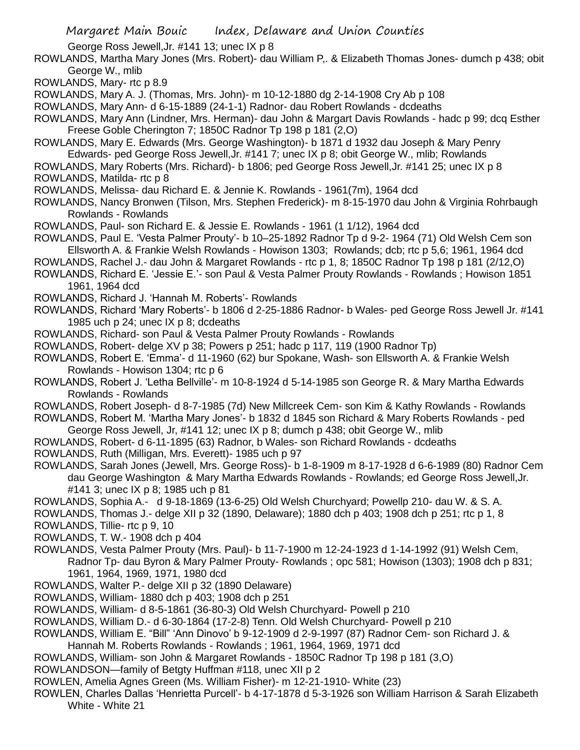George Ross Jewell,Jr. #141 13; unec IX p 8

ROWLANDS, Martha Mary Jones (Mrs. Robert)- dau William P,. & Elizabeth Thomas Jones- dumch p 438; obit George W., mlib

ROWLANDS, Mary- rtc p 8.9

ROWLANDS, Mary A. J. (Thomas, Mrs. John)- m 10-12-1880 dg 2-14-1908 Cry Ab p 108

ROWLANDS, Mary Ann- d 6-15-1889 (24-1-1) Radnor- dau Robert Rowlands - dcdeaths

ROWLANDS, Mary Ann (Lindner, Mrs. Herman)- dau John & Margart Davis Rowlands - hadc p 99; dcq Esther Freese Goble Cherington 7; 1850C Radnor Tp 198 p 181 (2,O)

ROWLANDS, Mary E. Edwards (Mrs. George Washington)- b 1871 d 1932 dau Joseph & Mary Penry Edwards- ped George Ross Jewell,Jr. #141 7; unec IX p 8; obit George W., mlib; Rowlands

ROWLANDS, Mary Roberts (Mrs. Richard)- b 1806; ped George Ross Jewell,Jr. #141 25; unec IX p 8

ROWLANDS, Matilda- rtc p 8

ROWLANDS, Melissa- dau Richard E. & Jennie K. Rowlands - 1961(7m), 1964 dcd

ROWLANDS, Nancy Bronwen (Tilson, Mrs. Stephen Frederick)- m 8-15-1970 dau John & Virginia Rohrbaugh Rowlands - Rowlands

ROWLANDS, Paul- son Richard E. & Jessie E. Rowlands - 1961 (1 1/12), 1964 dcd

ROWLANDS, Paul E. 'Vesta Palmer Prouty'- b 10–25-1892 Radnor Tp d 9-2- 1964 (71) Old Welsh Cem son Ellsworth A. & Frankie Welsh Rowlands - Howison 1303; Rowlands; dcb; rtc p 5,6; 1961, 1964 dcd

ROWLANDS, Rachel J.- dau John & Margaret Rowlands - rtc p 1, 8; 1850C Radnor Tp 198 p 181 (2/12,O)

ROWLANDS, Richard E. 'Jessie E.'- son Paul & Vesta Palmer Prouty Rowlands - Rowlands ; Howison 1851 1961, 1964 dcd

ROWLANDS, Richard J. 'Hannah M. Roberts'- Rowlands

ROWLANDS, Richard 'Mary Roberts'- b 1806 d 2-25-1886 Radnor- b Wales- ped George Ross Jewell Jr. #141 1985 uch p 24; unec IX p 8; dcdeaths

ROWLANDS, Richard- son Paul & Vesta Palmer Prouty Rowlands - Rowlands

ROWLANDS, Robert- delge XV p 38; Powers p 251; hadc p 117, 119 (1900 Radnor Tp)

ROWLANDS, Robert E. 'Emma'- d 11-1960 (62) bur Spokane, Wash- son Ellsworth A. & Frankie Welsh Rowlands - Howison 1304; rtc p 6

ROWLANDS, Robert J. 'Letha Bellville'- m 10-8-1924 d 5-14-1985 son George R. & Mary Martha Edwards Rowlands - Rowlands

ROWLANDS, Robert Joseph- d 8-7-1985 (7d) New Millcreek Cem- son Kim & Kathy Rowlands - Rowlands

ROWLANDS, Robert M. 'Martha Mary Jones'- b 1832 d 1845 son Richard & Mary Roberts Rowlands - ped George Ross Jewell, Jr, #141 12; unec IX p 8; dumch p 438; obit George W., mlib

ROWLANDS, Robert- d 6-11-1895 (63) Radnor, b Wales- son Richard Rowlands - dcdeaths

ROWLANDS, Ruth (Milligan, Mrs. Everett)- 1985 uch p 97

ROWLANDS, Sarah Jones (Jewell, Mrs. George Ross)- b 1-8-1909 m 8-17-1928 d 6-6-1989 (80) Radnor Cem dau George Washington & Mary Martha Edwards Rowlands - Rowlands; ed George Ross Jewell,Jr. #141 3; unec IX p 8; 1985 uch p 81

ROWLANDS, Sophia A.- d 9-18-1869 (13-6-25) Old Welsh Churchyard; Powellp 210- dau W. & S. A.

ROWLANDS, Thomas J.- delge XII p 32 (1890, Delaware); 1880 dch p 403; 1908 dch p 251; rtc p 1, 8

ROWLANDS, Tillie- rtc p 9, 10

ROWLANDS, T. W.- 1908 dch p 404

ROWLANDS, Vesta Palmer Prouty (Mrs. Paul)- b 11-7-1900 m 12-24-1923 d 1-14-1992 (91) Welsh Cem, Radnor Tp- dau Byron & Mary Palmer Prouty- Rowlands ; opc 581; Howison (1303); 1908 dch p 831; 1961, 1964, 1969, 1971, 1980 dcd

ROWLANDS, Walter P.- delge XII p 32 (1890 Delaware)

ROWLANDS, William- 1880 dch p 403; 1908 dch p 251

ROWLANDS, William- d 8-5-1861 (36-80-3) Old Welsh Churchyard- Powell p 210

ROWLANDS, William D.- d 6-30-1864 (17-2-8) Tenn. Old Welsh Churchyard- Powell p 210

ROWLANDS, William E. "Bill" 'Ann Dinovo' b 9-12-1909 d 2-9-1997 (87) Radnor Cem- son Richard J. & Hannah M. Roberts Rowlands - Rowlands ; 1961, 1964, 1969, 1971 dcd

ROWLANDS, William- son John & Margaret Rowlands - 1850C Radnor Tp 198 p 181 (3,O)

ROWLANDSON—family of Betgty Huffman #118, unec XII p 2

ROWLEN, Amelia Agnes Green (Ms. William Fisher)- m 12-21-1910- White (23)

ROWLEN, Charles Dallas 'Henrietta Purcell'- b 4-17-1878 d 5-3-1926 son William Harrison & Sarah Elizabeth White - White 21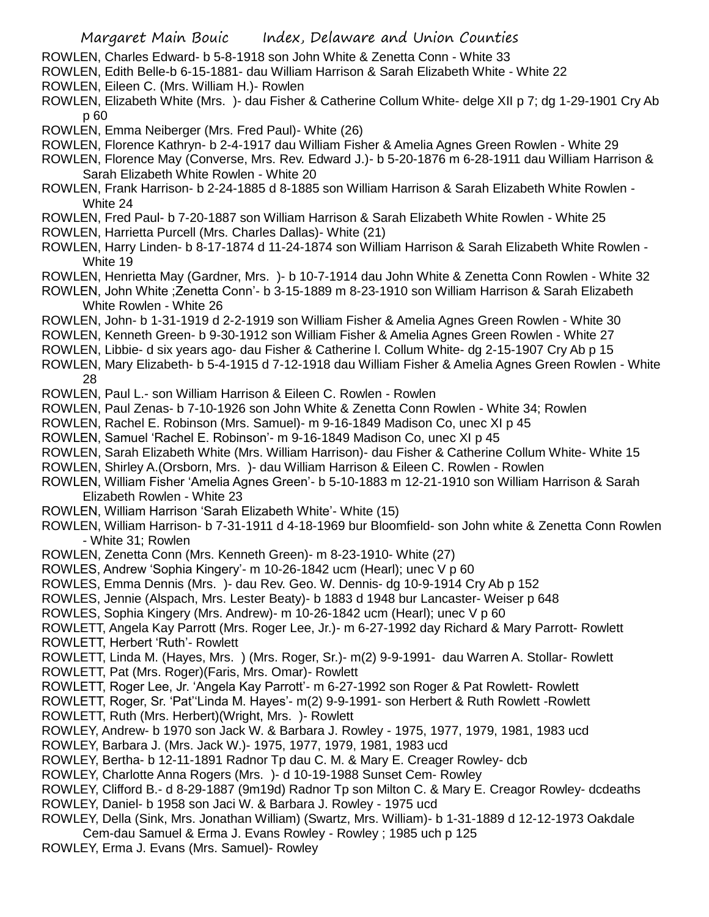ROWLEN, Charles Edward- b 5-8-1918 son John White & Zenetta Conn - White 33
ROWLEN, Edith Belle-b 6-15-1881- dau William Harrison & Sarah Elizabeth White - White 22
ROWLEN, Eileen C. (Mrs. William H.)- Rowlen
ROWLEN, Elizabeth White (Mrs. )- dau Fisher & Catherine Collum White- delge XII p 7; dg 1-29-1901 Cry Ab p 60
ROWLEN, Emma Neiberger (Mrs. Fred Paul)- White (26)
ROWLEN, Florence Kathryn- b 2-4-1917 dau William Fisher & Amelia Agnes Green Rowlen - White 29
ROWLEN, Florence May (Converse, Mrs. Rev. Edward J.)- b 5-20-1876 m 6-28-1911 dau William Harrison & Sarah Elizabeth White Rowlen - White 20
ROWLEN, Frank Harrison- b 2-24-1885 d 8-1885 son William Harrison & Sarah Elizabeth White Rowlen - White 24
ROWLEN, Fred Paul- b 7-20-1887 son William Harrison & Sarah Elizabeth White Rowlen - White 25
ROWLEN, Harrietta Purcell (Mrs. Charles Dallas)- White (21)
ROWLEN, Harry Linden- b 8-17-1874 d 11-24-1874 son William Harrison & Sarah Elizabeth White Rowlen - White 19
ROWLEN, Henrietta May (Gardner, Mrs. )- b 10-7-1914 dau John White & Zenetta Conn Rowlen - White 32
ROWLEN, John White ;Zenetta Conn'- b 3-15-1889 m 8-23-1910 son William Harrison & Sarah Elizabeth White Rowlen - White 26
ROWLEN, John- b 1-31-1919 d 2-2-1919 son William Fisher & Amelia Agnes Green Rowlen - White 30
ROWLEN, Kenneth Green- b 9-30-1912 son William Fisher & Amelia Agnes Green Rowlen - White 27
ROWLEN, Libbie- d six years ago- dau Fisher & Catherine l. Collum White- dg 2-15-1907 Cry Ab p 15
ROWLEN, Mary Elizabeth- b 5-4-1915 d 7-12-1918 dau William Fisher & Amelia Agnes Green Rowlen - White 28
ROWLEN, Paul L.- son William Harrison & Eileen C. Rowlen - Rowlen
ROWLEN, Paul Zenas- b 7-10-1926 son John White & Zenetta Conn Rowlen - White 34; Rowlen
ROWLEN, Rachel E. Robinson (Mrs. Samuel)- m 9-16-1849 Madison Co, unec XI p 45
ROWLEN, Samuel 'Rachel E. Robinson'- m 9-16-1849 Madison Co, unec XI p 45
ROWLEN, Sarah Elizabeth White (Mrs. William Harrison)- dau Fisher & Catherine Collum White- White 15
ROWLEN, Shirley A.(Orsborn, Mrs. )- dau William Harrison & Eileen C. Rowlen - Rowlen
ROWLEN, William Fisher 'Amelia Agnes Green'- b 5-10-1883 m 12-21-1910 son William Harrison & Sarah Elizabeth Rowlen - White 23
ROWLEN, William Harrison 'Sarah Elizabeth White'- White (15)
ROWLEN, William Harrison- b 7-31-1911 d 4-18-1969 bur Bloomfield- son John white & Zenetta Conn Rowlen - White 31; Rowlen
ROWLEN, Zenetta Conn (Mrs. Kenneth Green)- m 8-23-1910- White (27)
ROWLES, Andrew 'Sophia Kingery'- m 10-26-1842 ucm (Hearl); unec V p 60
ROWLES, Emma Dennis (Mrs. )- dau Rev. Geo. W. Dennis- dg 10-9-1914 Cry Ab p 152
ROWLES, Jennie (Alspach, Mrs. Lester Beaty)- b 1883 d 1948 bur Lancaster- Weiser p 648
ROWLES, Sophia Kingery (Mrs. Andrew)- m 10-26-1842 ucm (Hearl); unec V p 60
ROWLETT, Angela Kay Parrott (Mrs. Roger Lee, Jr.)- m 6-27-1992 day Richard & Mary Parrott- Rowlett
ROWLETT, Herbert 'Ruth'- Rowlett
ROWLETT, Linda M. (Hayes, Mrs. ) (Mrs. Roger, Sr.)- m(2) 9-9-1991- dau Warren A. Stollar- Rowlett
ROWLETT, Pat (Mrs. Roger)(Faris, Mrs. Omar)- Rowlett
ROWLETT, Roger Lee, Jr. 'Angela Kay Parrott'- m 6-27-1992 son Roger & Pat Rowlett- Rowlett
ROWLETT, Roger, Sr. 'Pat''Linda M. Hayes'- m(2) 9-9-1991- son Herbert & Ruth Rowlett -Rowlett
ROWLETT, Ruth (Mrs. Herbert)(Wright, Mrs. )- Rowlett
ROWLEY, Andrew- b 1970 son Jack W. & Barbara J. Rowley - 1975, 1977, 1979, 1981, 1983 ucd
ROWLEY, Barbara J. (Mrs. Jack W.)- 1975, 1977, 1979, 1981, 1983 ucd
ROWLEY, Bertha- b 12-11-1891 Radnor Tp dau C. M. & Mary E. Creager Rowley- dcb
ROWLEY, Charlotte Anna Rogers (Mrs. )- d 10-19-1988 Sunset Cem- Rowley
ROWLEY, Clifford B.- d 8-29-1887 (9m19d) Radnor Tp son Milton C. & Mary E. Creagor Rowley- dcdeaths
ROWLEY, Daniel- b 1958 son Jaci W. & Barbara J. Rowley - 1975 ucd
ROWLEY, Della (Sink, Mrs. Jonathan William) (Swartz, Mrs. William)- b 1-31-1889 d 12-12-1973 Oakdale Cem-dau Samuel & Erma J. Evans Rowley - Rowley ; 1985 uch p 125
ROWLEY, Erma J. Evans (Mrs. Samuel)- Rowley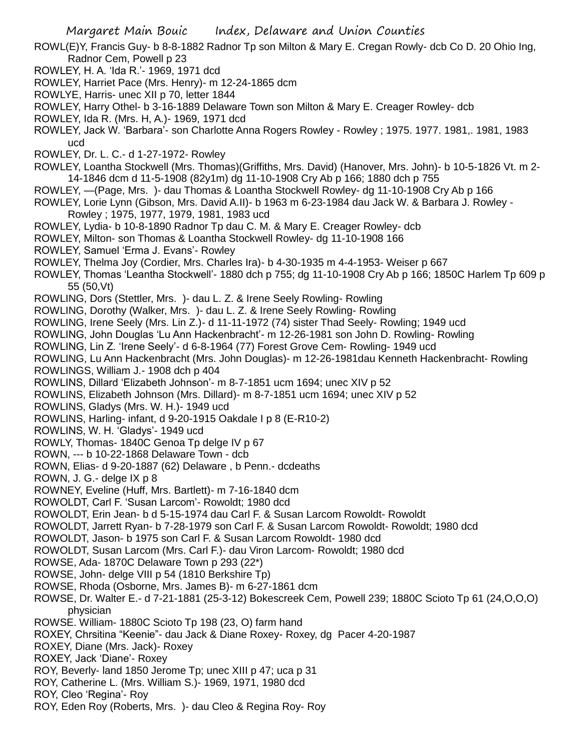ROWL(E)Y, Francis Guy- b 8-8-1882 Radnor Tp son Milton & Mary E. Cregan Rowly- dcb Co D. 20 Ohio Ing, Radnor Cem, Powell p 23

ROWLEY, H. A. 'Ida R.'- 1969, 1971 dcd

ROWLEY, Harriet Pace (Mrs. Henry)- m 12-24-1865 dcm

ROWLYE, Harris- unec XII p 70, letter 1844

ROWLEY, Harry Othel- b 3-16-1889 Delaware Town son Milton & Mary E. Creager Rowley- dcb

ROWLEY, Ida R. (Mrs. H, A.)- 1969, 1971 dcd

ROWLEY, Jack W. 'Barbara'- son Charlotte Anna Rogers Rowley - Rowley ; 1975. 1977. 1981,. 1981, 1983 ucd

ROWLEY, Dr. L. C.- d 1-27-1972- Rowley

ROWLEY, Loantha Stockwell (Mrs. Thomas)(Griffiths, Mrs. David) (Hanover, Mrs. John)- b 10-5-1826 Vt. m 2-14-1846 dcm d 11-5-1908 (82y1m) dg 11-10-1908 Cry Ab p 166; 1880 dch p 755

ROWLEY, —(Page, Mrs. )- dau Thomas & Loantha Stockwell Rowley- dg 11-10-1908 Cry Ab p 166

ROWLEY, Lorie Lynn (Gibson, Mrs. David A.II)- b 1963 m 6-23-1984 dau Jack W. & Barbara J. Rowley - Rowley ; 1975, 1977, 1979, 1981, 1983 ucd

ROWLEY, Lydia- b 10-8-1890 Radnor Tp dau C. M. & Mary E. Creager Rowley- dcb

ROWLEY, Milton- son Thomas & Loantha Stockwell Rowley- dg 11-10-1908 166

ROWLEY, Samuel 'Erma J. Evans'- Rowley

ROWLEY, Thelma Joy (Cordier, Mrs. Charles Ira)- b 4-30-1935 m 4-4-1953- Weiser p 667

ROWLEY, Thomas 'Leantha Stockwell'- 1880 dch p 755; dg 11-10-1908 Cry Ab p 166; 1850C Harlem Tp 609 p 55 (50,Vt)

ROWLING, Dors (Stettler, Mrs. )- dau L. Z. & Irene Seely Rowling- Rowling

ROWLING, Dorothy (Walker, Mrs. )- dau L. Z. & Irene Seely Rowling- Rowling

ROWLING, Irene Seely (Mrs. Lin Z.)- d 11-11-1972 (74) sister Thad Seely- Rowling; 1949 ucd

ROWLING, John Douglas 'Lu Ann Hackenbracht'- m 12-26-1981 son John D. Rowling- Rowling

ROWLING, Lin Z. 'Irene Seely'- d 6-8-1964 (77) Forest Grove Cem- Rowling- 1949 ucd

ROWLING, Lu Ann Hackenbracht (Mrs. John Douglas)- m 12-26-1981dau Kenneth Hackenbracht- Rowling

ROWLINGS, William J.- 1908 dch p 404

ROWLINS, Dillard 'Elizabeth Johnson'- m 8-7-1851 ucm 1694; unec XIV p 52

ROWLINS, Elizabeth Johnson (Mrs. Dillard)- m 8-7-1851 ucm 1694; unec XIV p 52

ROWLINS, Gladys (Mrs. W. H.)- 1949 ucd

ROWLINS, Harling- infant, d 9-20-1915 Oakdale I p 8 (E-R10-2)

ROWLINS, W. H. 'Gladys'- 1949 ucd

ROWLY, Thomas- 1840C Genoa Tp delge IV p 67

ROWN, --- b 10-22-1868 Delaware Town - dcb

ROWN, Elias- d 9-20-1887 (62) Delaware , b Penn.- dcdeaths

ROWN, J. G.- delge IX p 8

ROWNEY, Eveline (Huff, Mrs. Bartlett)- m 7-16-1840 dcm

ROWOLDT, Carl F. 'Susan Larcom'- Rowoldt; 1980 dcd

ROWOLDT, Erin Jean- b d 5-15-1974 dau Carl F. & Susan Larcom Rowoldt- Rowoldt

ROWOLDT, Jarrett Ryan- b 7-28-1979 son Carl F. & Susan Larcom Rowoldt- Rowoldt; 1980 dcd

ROWOLDT, Jason- b 1975 son Carl F. & Susan Larcom Rowoldt- 1980 dcd

ROWOLDT, Susan Larcom (Mrs. Carl F.)- dau Viron Larcom- Rowoldt; 1980 dcd

ROWSE, Ada- 1870C Delaware Town p 293 (22*)

ROWSE, John- delge VIII p 54 (1810 Berkshire Tp)

ROWSE, Rhoda (Osborne, Mrs. James B)- m 6-27-1861 dcm

ROWSE, Dr. Walter E.- d 7-21-1881 (25-3-12) Bokescreek Cem, Powell 239; 1880C Scioto Tp 61 (24,O,O,O) physician

ROWSE. William- 1880C Scioto Tp 198 (23, O) farm hand

ROXEY, Chrsitina "Keenie"- dau Jack & Diane Roxey- Roxey, dg Pacer 4-20-1987

ROXEY, Diane (Mrs. Jack)- Roxey

ROXEY, Jack 'Diane'- Roxey

ROY, Beverly- land 1850 Jerome Tp; unec XIII p 47; uca p 31

ROY, Catherine L. (Mrs. William S.)- 1969, 1971, 1980 dcd

ROY, Cleo 'Regina'- Roy

ROY, Eden Roy (Roberts, Mrs. )- dau Cleo & Regina Roy- Roy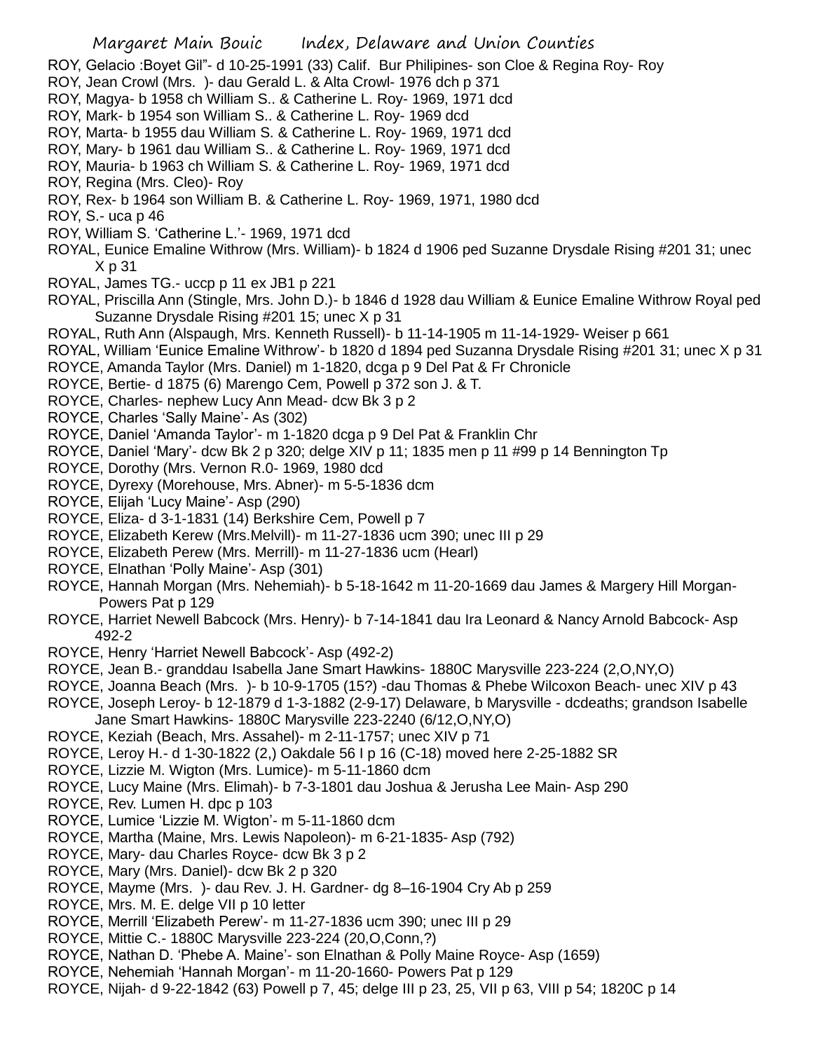ROY, Gelacio :Boyet Gil"- d 10-25-1991 (33) Calif. Bur Philipines- son Cloe & Regina Roy- Roy
ROY, Jean Crowl (Mrs. )- dau Gerald L. & Alta Crowl- 1976 dch p 371
ROY, Magya- b 1958 ch William S.. & Catherine L. Roy- 1969, 1971 dcd
ROY, Mark- b 1954 son William S.. & Catherine L. Roy- 1969 dcd
ROY, Marta- b 1955 dau William S. & Catherine L. Roy- 1969, 1971 dcd
ROY, Mary- b 1961 dau William S.. & Catherine L. Roy- 1969, 1971 dcd
ROY, Mauria- b 1963 ch William S. & Catherine L. Roy- 1969, 1971 dcd
ROY, Regina (Mrs. Cleo)- Roy
ROY, Rex- b 1964 son William B. & Catherine L. Roy- 1969, 1971, 1980 dcd
ROY, S.- uca p 46
ROY, William S. 'Catherine L.'- 1969, 1971 dcd
ROYAL, Eunice Emaline Withrow (Mrs. William)- b 1824 d 1906 ped Suzanne Drysdale Rising #201 31; unec X p 31
ROYAL, James TG.- uccp p 11 ex JB1 p 221
ROYAL, Priscilla Ann (Stingle, Mrs. John D.)- b 1846 d 1928 dau William & Eunice Emaline Withrow Royal ped Suzanne Drysdale Rising #201 15; unec X p 31
ROYAL, Ruth Ann (Alspaugh, Mrs. Kenneth Russell)- b 11-14-1905 m 11-14-1929- Weiser p 661
ROYAL, William 'Eunice Emaline Withrow'- b 1820 d 1894 ped Suzanna Drysdale Rising #201 31; unec X p 31
ROYCE, Amanda Taylor (Mrs. Daniel) m 1-1820, dcga p 9 Del Pat & Fr Chronicle
ROYCE, Bertie- d 1875 (6) Marengo Cem, Powell p 372 son J. & T.
ROYCE, Charles- nephew Lucy Ann Mead- dcw Bk 3 p 2
ROYCE, Charles 'Sally Maine'- As (302)
ROYCE, Daniel 'Amanda Taylor'- m 1-1820 dcga p 9 Del Pat & Franklin Chr
ROYCE, Daniel 'Mary'- dcw Bk 2 p 320; delge XIV p 11; 1835 men p 11 #99 p 14 Bennington Tp
ROYCE, Dorothy (Mrs. Vernon R.0- 1969, 1980 dcd
ROYCE, Dyrexy (Morehouse, Mrs. Abner)- m 5-5-1836 dcm
ROYCE, Elijah 'Lucy Maine'- Asp (290)
ROYCE, Eliza- d 3-1-1831 (14) Berkshire Cem, Powell p 7
ROYCE, Elizabeth Kerew (Mrs.Melvill)- m 11-27-1836 ucm 390; unec III p 29
ROYCE, Elizabeth Perew (Mrs. Merrill)- m 11-27-1836 ucm (Hearl)
ROYCE, Elnathan 'Polly Maine'- Asp (301)
ROYCE, Hannah Morgan (Mrs. Nehemiah)- b 5-18-1642 m 11-20-1669 dau James & Margery Hill Morgan- Powers Pat p 129
ROYCE, Harriet Newell Babcock (Mrs. Henry)- b 7-14-1841 dau Ira Leonard & Nancy Arnold Babcock- Asp 492-2
ROYCE, Henry 'Harriet Newell Babcock'- Asp (492-2)
ROYCE, Jean B.- granddau Isabella Jane Smart Hawkins- 1880C Marysville 223-224 (2,O,NY,O)
ROYCE, Joanna Beach (Mrs. )- b 10-9-1705 (15?) -dau Thomas & Phebe Wilcoxon Beach- unec XIV p 43
ROYCE, Joseph Leroy- b 12-1879 d 1-3-1882 (2-9-17) Delaware, b Marysville - dcdeaths; grandson Isabelle Jane Smart Hawkins- 1880C Marysville 223-2240 (6/12,O,NY,O)
ROYCE, Keziah (Beach, Mrs. Assahel)- m 2-11-1757; unec XIV p 71
ROYCE, Leroy H.- d 1-30-1822 (2,) Oakdale 56 I p 16 (C-18) moved here 2-25-1882 SR
ROYCE, Lizzie M. Wigton (Mrs. Lumice)- m 5-11-1860 dcm
ROYCE, Lucy Maine (Mrs. Elimah)- b 7-3-1801 dau Joshua & Jerusha Lee Main- Asp 290
ROYCE, Rev. Lumen H. dpc p 103
ROYCE, Lumice 'Lizzie M. Wigton'- m 5-11-1860 dcm
ROYCE, Martha (Maine, Mrs. Lewis Napoleon)- m 6-21-1835- Asp (792)
ROYCE, Mary- dau Charles Royce- dcw Bk 3 p 2
ROYCE, Mary (Mrs. Daniel)- dcw Bk 2 p 320
ROYCE, Mayme (Mrs. )- dau Rev. J. H. Gardner- dg 8–16-1904 Cry Ab p 259
ROYCE, Mrs. M. E. delge VII p 10 letter
ROYCE, Merrill 'Elizabeth Perew'- m 11-27-1836 ucm 390; unec III p 29
ROYCE, Mittie C.- 1880C Marysville 223-224 (20,O,Conn,?)
ROYCE, Nathan D. 'Phebe A. Maine'- son Elnathan & Polly Maine Royce- Asp (1659)
ROYCE, Nehemiah 'Hannah Morgan'- m 11-20-1660- Powers Pat p 129
ROYCE, Nijah- d 9-22-1842 (63) Powell p 7, 45; delge III p 23, 25, VII p 63, VIII p 54; 1820C p 14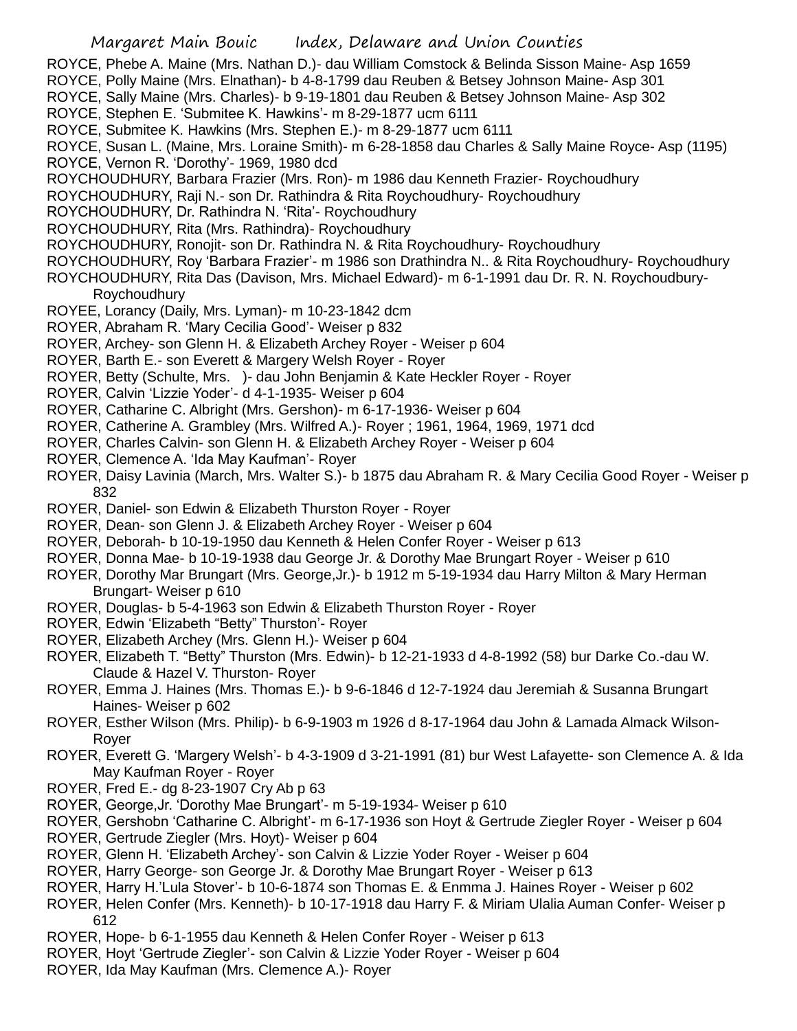ROYCE, Phebe A. Maine (Mrs. Nathan D.)- dau William Comstock & Belinda Sisson Maine- Asp 1659

ROYCE, Polly Maine (Mrs. Elnathan)- b 4-8-1799 dau Reuben & Betsey Johnson Maine- Asp 301

ROYCE, Sally Maine (Mrs. Charles)- b 9-19-1801 dau Reuben & Betsey Johnson Maine- Asp 302

ROYCE, Stephen E. 'Submitee K. Hawkins'- m 8-29-1877 ucm 6111

ROYCE, Submitee K. Hawkins (Mrs. Stephen E.)- m 8-29-1877 ucm 6111

ROYCE, Susan L. (Maine, Mrs. Loraine Smith)- m 6-28-1858 dau Charles & Sally Maine Royce- Asp (1195)

ROYCE, Vernon R. 'Dorothy'- 1969, 1980 dcd

ROYCHOUDHURY, Barbara Frazier (Mrs. Ron)- m 1986 dau Kenneth Frazier- Roychoudhury

ROYCHOUDHURY, Raji N.- son Dr. Rathindra & Rita Roychoudhury- Roychoudhury

ROYCHOUDHURY, Dr. Rathindra N. 'Rita'- Roychoudhury

ROYCHOUDHURY, Rita (Mrs. Rathindra)- Roychoudhury

ROYCHOUDHURY, Ronojit- son Dr. Rathindra N. & Rita Roychoudhury- Roychoudhury

ROYCHOUDHURY, Roy 'Barbara Frazier'- m 1986 son Drathindra N.. & Rita Roychoudhury- Roychoudhury

ROYCHOUDHURY, Rita Das (Davison, Mrs. Michael Edward)- m 6-1-1991 dau Dr. R. N. Roychoudbury- Roychoudhury

ROYEE, Lorancy (Daily, Mrs. Lyman)- m 10-23-1842 dcm

ROYER, Abraham R. 'Mary Cecilia Good'- Weiser p 832

ROYER, Archey- son Glenn H. & Elizabeth Archey Royer - Weiser p 604

ROYER, Barth E.- son Everett & Margery Welsh Royer - Royer

ROYER, Betty (Schulte, Mrs. )- dau John Benjamin & Kate Heckler Royer - Royer

ROYER, Calvin 'Lizzie Yoder'- d 4-1-1935- Weiser p 604

ROYER, Catharine C. Albright (Mrs. Gershon)- m 6-17-1936- Weiser p 604

ROYER, Catherine A. Grambley (Mrs. Wilfred A.)- Royer ; 1961, 1964, 1969, 1971 dcd

ROYER, Charles Calvin- son Glenn H. & Elizabeth Archey Royer - Weiser p 604

ROYER, Clemence A. 'Ida May Kaufman'- Royer

ROYER, Daisy Lavinia (March, Mrs. Walter S.)- b 1875 dau Abraham R. & Mary Cecilia Good Royer - Weiser p 832

ROYER, Daniel- son Edwin & Elizabeth Thurston Royer - Royer

ROYER, Dean- son Glenn J. & Elizabeth Archey Royer - Weiser p 604

ROYER, Deborah- b 10-19-1950 dau Kenneth & Helen Confer Royer - Weiser p 613

ROYER, Donna Mae- b 10-19-1938 dau George Jr. & Dorothy Mae Brungart Royer - Weiser p 610

ROYER, Dorothy Mar Brungart (Mrs. George,Jr.)- b 1912 m 5-19-1934 dau Harry Milton & Mary Herman Brungart- Weiser p 610

ROYER, Douglas- b 5-4-1963 son Edwin & Elizabeth Thurston Royer - Royer

ROYER, Edwin 'Elizabeth "Betty" Thurston'- Royer

ROYER, Elizabeth Archey (Mrs. Glenn H.)- Weiser p 604

ROYER, Elizabeth T. "Betty" Thurston (Mrs. Edwin)- b 12-21-1933 d 4-8-1992 (58) bur Darke Co.-dau W. Claude & Hazel V. Thurston- Royer

ROYER, Emma J. Haines (Mrs. Thomas E.)- b 9-6-1846 d 12-7-1924 dau Jeremiah & Susanna Brungart Haines- Weiser p 602

ROYER, Esther Wilson (Mrs. Philip)- b 6-9-1903 m 1926 d 8-17-1964 dau John & Lamada Almack Wilson- Royer

ROYER, Everett G. 'Margery Welsh'- b 4-3-1909 d 3-21-1991 (81) bur West Lafayette- son Clemence A. & Ida May Kaufman Royer - Royer

ROYER, Fred E.- dg 8-23-1907 Cry Ab p 63

ROYER, George,Jr. 'Dorothy Mae Brungart'- m 5-19-1934- Weiser p 610

ROYER, Gershobn 'Catharine C. Albright'- m 6-17-1936 son Hoyt & Gertrude Ziegler Royer - Weiser p 604

ROYER, Gertrude Ziegler (Mrs. Hoyt)- Weiser p 604

ROYER, Glenn H. 'Elizabeth Archey'- son Calvin & Lizzie Yoder Royer - Weiser p 604

ROYER, Harry George- son George Jr. & Dorothy Mae Brungart Royer - Weiser p 613

ROYER, Harry H.'Lula Stover'- b 10-6-1874 son Thomas E. & Enmma J. Haines Royer - Weiser p 602

ROYER, Helen Confer (Mrs. Kenneth)- b 10-17-1918 dau Harry F. & Miriam Ulalia Auman Confer- Weiser p 612

ROYER, Hope- b 6-1-1955 dau Kenneth & Helen Confer Royer - Weiser p 613

ROYER, Hoyt 'Gertrude Ziegler'- son Calvin & Lizzie Yoder Royer - Weiser p 604

ROYER, Ida May Kaufman (Mrs. Clemence A.)- Royer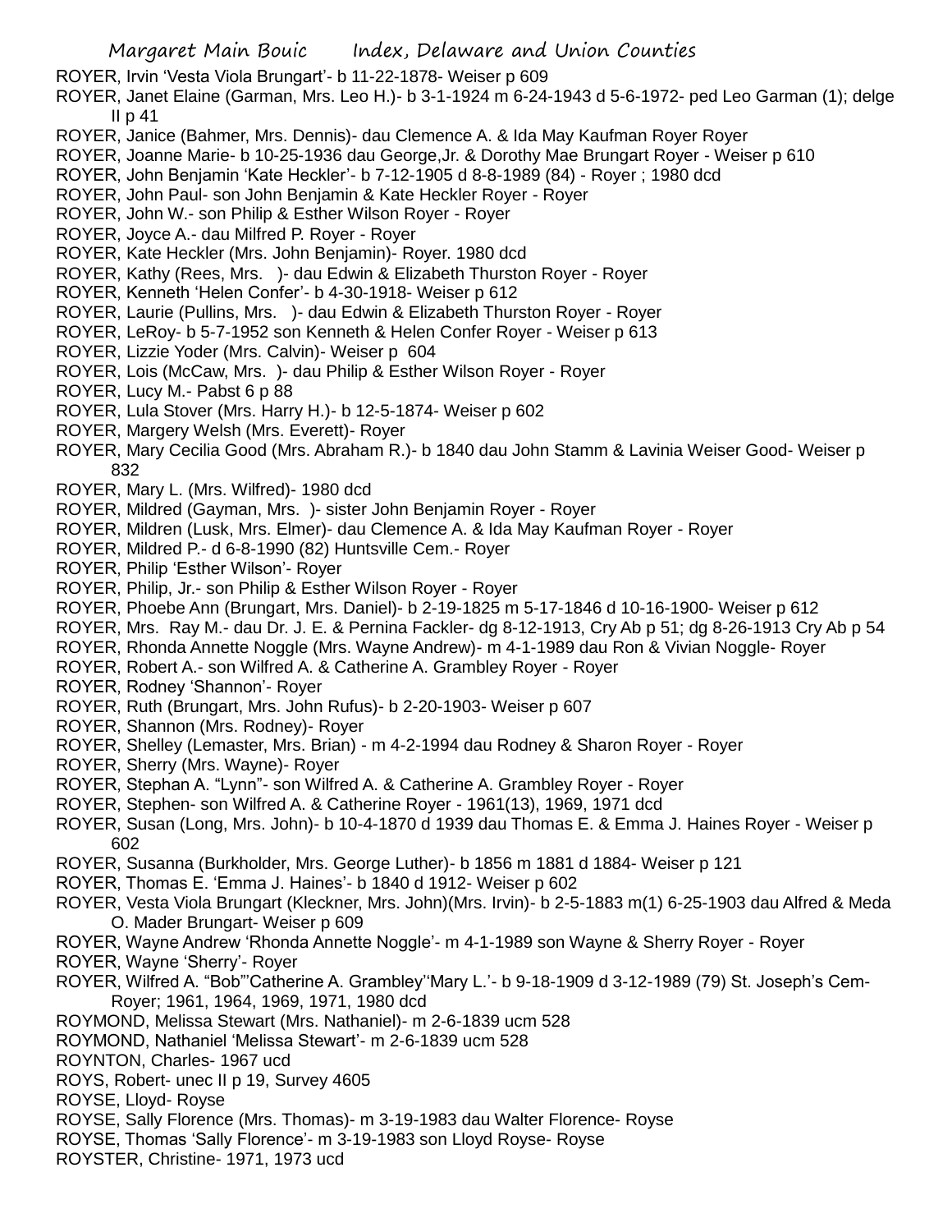ROYER, Irvin 'Vesta Viola Brungart'- b 11-22-1878- Weiser p 609

ROYER, Janet Elaine (Garman, Mrs. Leo H.)- b 3-1-1924 m 6-24-1943 d 5-6-1972- ped Leo Garman (1); delge II p 41

ROYER, Janice (Bahmer, Mrs. Dennis)- dau Clemence A. & Ida May Kaufman Royer Royer

ROYER, Joanne Marie- b 10-25-1936 dau George,Jr. & Dorothy Mae Brungart Royer - Weiser p 610

ROYER, John Benjamin 'Kate Heckler'- b 7-12-1905 d 8-8-1989 (84) - Royer ; 1980 dcd

ROYER, John Paul- son John Benjamin & Kate Heckler Royer - Royer

ROYER, John W.- son Philip & Esther Wilson Royer - Royer

ROYER, Joyce A.- dau Milfred P. Royer - Royer

ROYER, Kate Heckler (Mrs. John Benjamin)- Royer. 1980 dcd

ROYER, Kathy (Rees, Mrs. )- dau Edwin & Elizabeth Thurston Royer - Royer

ROYER, Kenneth 'Helen Confer'- b 4-30-1918- Weiser p 612

ROYER, Laurie (Pullins, Mrs. )- dau Edwin & Elizabeth Thurston Royer - Royer

ROYER, LeRoy- b 5-7-1952 son Kenneth & Helen Confer Royer - Weiser p 613

ROYER, Lizzie Yoder (Mrs. Calvin)- Weiser p 604

ROYER, Lois (McCaw, Mrs. )- dau Philip & Esther Wilson Royer - Royer

ROYER, Lucy M.- Pabst 6 p 88

ROYER, Lula Stover (Mrs. Harry H.)- b 12-5-1874- Weiser p 602

ROYER, Margery Welsh (Mrs. Everett)- Royer

ROYER, Mary Cecilia Good (Mrs. Abraham R.)- b 1840 dau John Stamm & Lavinia Weiser Good- Weiser p 832

ROYER, Mary L. (Mrs. Wilfred)- 1980 dcd

ROYER, Mildred (Gayman, Mrs. )- sister John Benjamin Royer - Royer

ROYER, Mildren (Lusk, Mrs. Elmer)- dau Clemence A. & Ida May Kaufman Royer - Royer

ROYER, Mildred P.- d 6-8-1990 (82) Huntsville Cem.- Royer

ROYER, Philip 'Esther Wilson'- Royer

ROYER, Philip, Jr.- son Philip & Esther Wilson Royer - Royer

ROYER, Phoebe Ann (Brungart, Mrs. Daniel)- b 2-19-1825 m 5-17-1846 d 10-16-1900- Weiser p 612

ROYER, Mrs. Ray M.- dau Dr. J. E. & Pernina Fackler- dg 8-12-1913, Cry Ab p 51; dg 8-26-1913 Cry Ab p 54

ROYER, Rhonda Annette Noggle (Mrs. Wayne Andrew)- m 4-1-1989 dau Ron & Vivian Noggle- Royer

ROYER, Robert A.- son Wilfred A. & Catherine A. Grambley Royer - Royer

ROYER, Rodney 'Shannon'- Royer

ROYER, Ruth (Brungart, Mrs. John Rufus)- b 2-20-1903- Weiser p 607

ROYER, Shannon (Mrs. Rodney)- Royer

ROYER, Shelley (Lemaster, Mrs. Brian) - m 4-2-1994 dau Rodney & Sharon Royer - Royer

ROYER, Sherry (Mrs. Wayne)- Royer

ROYER, Stephan A. "Lynn"- son Wilfred A. & Catherine A. Grambley Royer - Royer

ROYER, Stephen- son Wilfred A. & Catherine Royer - 1961(13), 1969, 1971 dcd

ROYER, Susan (Long, Mrs. John)- b 10-4-1870 d 1939 dau Thomas E. & Emma J. Haines Royer - Weiser p 602

ROYER, Susanna (Burkholder, Mrs. George Luther)- b 1856 m 1881 d 1884- Weiser p 121

ROYER, Thomas E. 'Emma J. Haines'- b 1840 d 1912- Weiser p 602

ROYER, Vesta Viola Brungart (Kleckner, Mrs. John)(Mrs. Irvin)- b 2-5-1883 m(1) 6-25-1903 dau Alfred & Meda O. Mader Brungart- Weiser p 609

ROYER, Wayne Andrew 'Rhonda Annette Noggle'- m 4-1-1989 son Wayne & Sherry Royer - Royer

ROYER, Wayne 'Sherry'- Royer

ROYER, Wilfred A. "Bob"'Catherine A. Grambley''Mary L.'- b 9-18-1909 d 3-12-1989 (79) St. Joseph's Cem- Royer; 1961, 1964, 1969, 1971, 1980 dcd

ROYMOND, Melissa Stewart (Mrs. Nathaniel)- m 2-6-1839 ucm 528

ROYMOND, Nathaniel 'Melissa Stewart'- m 2-6-1839 ucm 528

ROYNTON, Charles- 1967 ucd

ROYS, Robert- unec II p 19, Survey 4605

ROYSE, Lloyd- Royse

ROYSE, Sally Florence (Mrs. Thomas)- m 3-19-1983 dau Walter Florence- Royse

ROYSE, Thomas 'Sally Florence'- m 3-19-1983 son Lloyd Royse- Royse

ROYSTER, Christine- 1971, 1973 ucd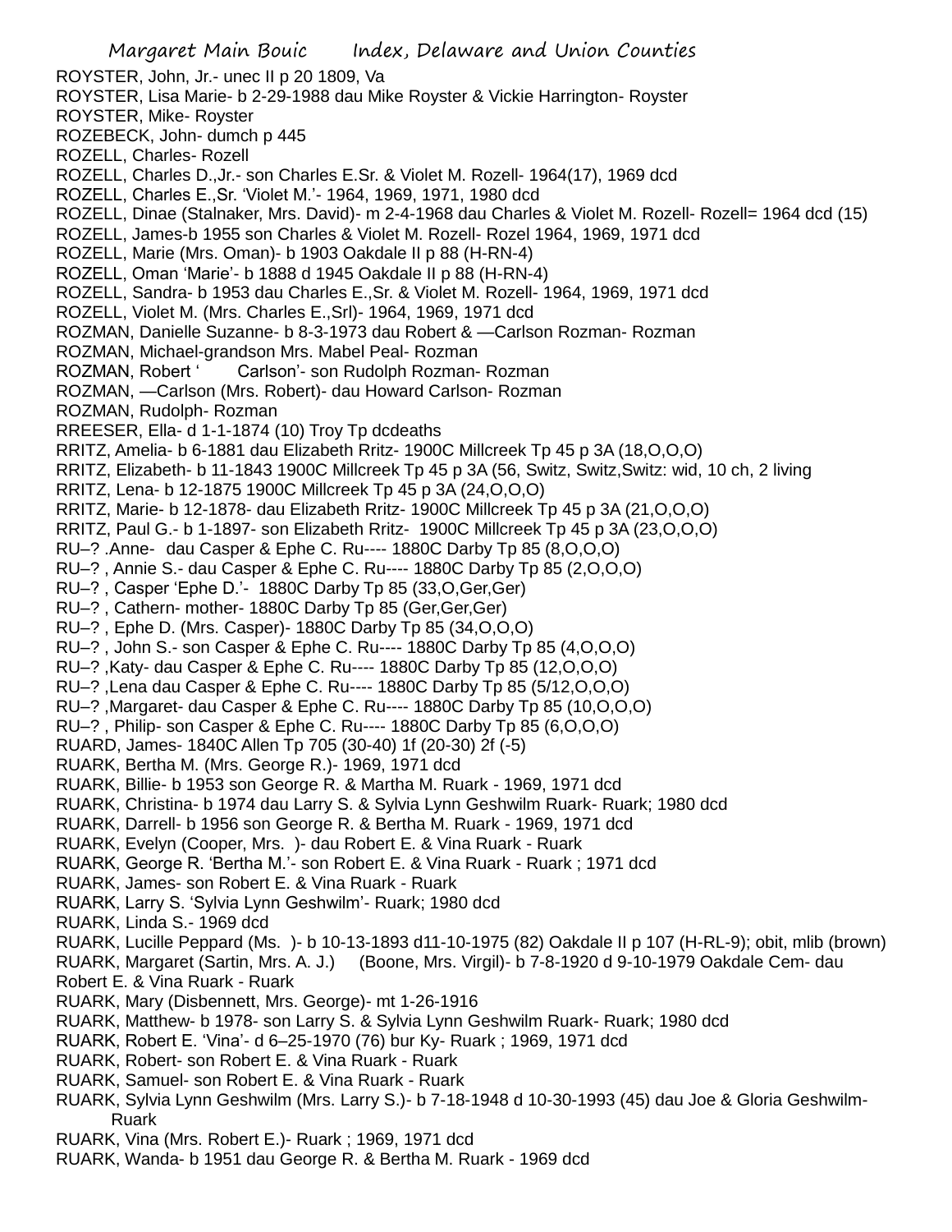ROYSTER, John, Jr.- unec II p 20 1809, Va
ROYSTER, Lisa Marie- b 2-29-1988 dau Mike Royster & Vickie Harrington- Royster
ROYSTER, Mike- Royster
ROZEBECK, John- dumch p 445
ROZELL, Charles- Rozell
ROZELL, Charles D.,Jr.- son Charles E.Sr. & Violet M. Rozell- 1964(17), 1969 dcd
ROZELL, Charles E.,Sr. 'Violet M.'- 1964, 1969, 1971, 1980 dcd
ROZELL, Dinae (Stalnaker, Mrs. David)- m 2-4-1968 dau Charles & Violet M. Rozell- Rozell= 1964 dcd (15)
ROZELL, James-b 1955 son Charles & Violet M. Rozell- Rozel 1964, 1969, 1971 dcd
ROZELL, Marie (Mrs. Oman)- b 1903 Oakdale II p 88 (H-RN-4)
ROZELL, Oman 'Marie'- b 1888 d 1945 Oakdale II p 88 (H-RN-4)
ROZELL, Sandra- b 1953 dau Charles E.,Sr. & Violet M. Rozell- 1964, 1969, 1971 dcd
ROZELL, Violet M. (Mrs. Charles E.,Srl)- 1964, 1969, 1971 dcd
ROZMAN, Danielle Suzanne- b 8-3-1973 dau Robert & —Carlson Rozman- Rozman
ROZMAN, Michael-grandson Mrs. Mabel Peal- Rozman
ROZMAN, Robert ' Carlson'- son Rudolph Rozman- Rozman
ROZMAN, —Carlson (Mrs. Robert)- dau Howard Carlson- Rozman
ROZMAN, Rudolph- Rozman
RREESER, Ella- d 1-1-1874 (10) Troy Tp dcdeaths
RRITZ, Amelia- b 6-1881 dau Elizabeth Rritz- 1900C Millcreek Tp 45 p 3A (18,O,O,O)
RRITZ, Elizabeth- b 11-1843 1900C Millcreek Tp 45 p 3A (56, Switz, Switz,Switz: wid, 10 ch, 2 living
RRITZ, Lena- b 12-1875 1900C Millcreek Tp 45 p 3A (24,O,O,O)
RRITZ, Marie- b 12-1878- dau Elizabeth Rritz- 1900C Millcreek Tp 45 p 3A (21,O,O,O)
RRITZ, Paul G.- b 1-1897- son Elizabeth Rritz- 1900C Millcreek Tp 45 p 3A (23,O,O,O)
RU–? .Anne- dau Casper & Ephe C. Ru---- 1880C Darby Tp 85 (8,O,O,O)
RU–? , Annie S.- dau Casper & Ephe C. Ru---- 1880C Darby Tp 85 (2,O,O,O)
RU–? , Casper 'Ephe D.'- 1880C Darby Tp 85 (33,O,Ger,Ger)
RU–? , Cathern- mother- 1880C Darby Tp 85 (Ger,Ger,Ger)
RU–? , Ephe D. (Mrs. Casper)- 1880C Darby Tp 85 (34,O,O,O)
RU–? , John S.- son Casper & Ephe C. Ru---- 1880C Darby Tp 85 (4,O,O,O)
RU–? ,Katy- dau Casper & Ephe C. Ru---- 1880C Darby Tp 85 (12,O,O,O)
RU–? ,Lena dau Casper & Ephe C. Ru---- 1880C Darby Tp 85 (5/12,O,O,O)
RU–? ,Margaret- dau Casper & Ephe C. Ru---- 1880C Darby Tp 85 (10,O,O,O)
RU–? , Philip- son Casper & Ephe C. Ru---- 1880C Darby Tp 85 (6,O,O,O)
RUARD, James- 1840C Allen Tp 705 (30-40) 1f (20-30) 2f (-5)
RUARK, Bertha M. (Mrs. George R.)- 1969, 1971 dcd
RUARK, Billie- b 1953 son George R. & Martha M. Ruark - 1969, 1971 dcd
RUARK, Christina- b 1974 dau Larry S. & Sylvia Lynn Geshwilm Ruark- Ruark; 1980 dcd
RUARK, Darrell- b 1956 son George R. & Bertha M. Ruark - 1969, 1971 dcd
RUARK, Evelyn (Cooper, Mrs. )- dau Robert E. & Vina Ruark - Ruark
RUARK, George R. 'Bertha M.'- son Robert E. & Vina Ruark - Ruark ; 1971 dcd
RUARK, James- son Robert E. & Vina Ruark - Ruark
RUARK, Larry S. 'Sylvia Lynn Geshwilm'- Ruark; 1980 dcd
RUARK, Linda S.- 1969 dcd
RUARK, Lucille Peppard (Ms. )- b 10-13-1893 d11-10-1975 (82) Oakdale II p 107 (H-RL-9); obit, mlib (brown)
RUARK, Margaret (Sartin, Mrs. A. J.) (Boone, Mrs. Virgil)- b 7-8-1920 d 9-10-1979 Oakdale Cem- dau Robert E. & Vina Ruark - Ruark
RUARK, Mary (Disbennett, Mrs. George)- mt 1-26-1916
RUARK, Matthew- b 1978- son Larry S. & Sylvia Lynn Geshwilm Ruark- Ruark; 1980 dcd
RUARK, Robert E. 'Vina'- d 6–25-1970 (76) bur Ky- Ruark ; 1969, 1971 dcd
RUARK, Robert- son Robert E. & Vina Ruark - Ruark
RUARK, Samuel- son Robert E. & Vina Ruark - Ruark
RUARK, Sylvia Lynn Geshwilm (Mrs. Larry S.)- b 7-18-1948 d 10-30-1993 (45) dau Joe & Gloria Geshwilm- Ruark
RUARK, Vina (Mrs. Robert E.)- Ruark ; 1969, 1971 dcd
RUARK, Wanda- b 1951 dau George R. & Bertha M. Ruark - 1969 dcd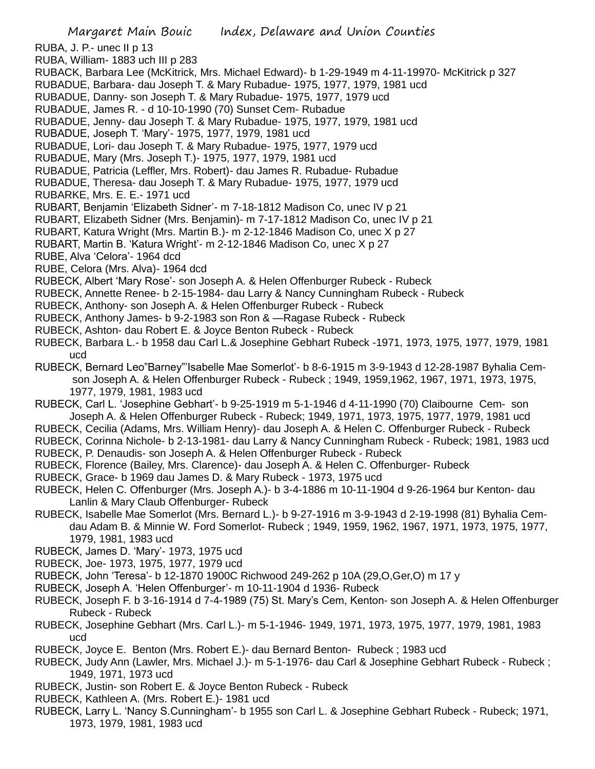RUBA, J. P.- unec II p 13

RUBA, William- 1883 uch III p 283

RUBACK, Barbara Lee (McKitrick, Mrs. Michael Edward)- b 1-29-1949 m 4-11-19970- McKitrick p 327

RUBADUE, Barbara- dau Joseph T. & Mary Rubadue- 1975, 1977, 1979, 1981 ucd

RUBADUE, Danny- son Joseph T. & Mary Rubadue- 1975, 1977, 1979 ucd

RUBADUE, James R. - d 10-10-1990 (70) Sunset Cem- Rubadue

RUBADUE, Jenny- dau Joseph T. & Mary Rubadue- 1975, 1977, 1979, 1981 ucd

RUBADUE, Joseph T. 'Mary'- 1975, 1977, 1979, 1981 ucd

RUBADUE, Lori- dau Joseph T. & Mary Rubadue- 1975, 1977, 1979 ucd

RUBADUE, Mary (Mrs. Joseph T.)- 1975, 1977, 1979, 1981 ucd

RUBADUE, Patricia (Leffler, Mrs. Robert)- dau James R. Rubadue- Rubadue

RUBADUE, Theresa- dau Joseph T. & Mary Rubadue- 1975, 1977, 1979 ucd

RUBARKE, Mrs. E. E.- 1971 ucd

RUBART, Benjamin 'Elizabeth Sidner'- m 7-18-1812 Madison Co, unec IV p 21

RUBART, Elizabeth Sidner (Mrs. Benjamin)- m 7-17-1812 Madison Co, unec IV p 21

RUBART, Katura Wright (Mrs. Martin B.)- m 2-12-1846 Madison Co, unec X p 27

RUBART, Martin B. 'Katura Wright'- m 2-12-1846 Madison Co, unec X p 27

RUBE, Alva 'Celora'- 1964 dcd

RUBE, Celora (Mrs. Alva)- 1964 dcd

RUBECK, Albert 'Mary Rose'- son Joseph A. & Helen Offenburger Rubeck - Rubeck

RUBECK, Annette Renee- b 2-15-1984- dau Larry & Nancy Cunningham Rubeck - Rubeck

RUBECK, Anthony- son Joseph A. & Helen Offenburger Rubeck - Rubeck

RUBECK, Anthony James- b 9-2-1983 son Ron & —Ragase Rubeck - Rubeck

RUBECK, Ashton- dau Robert E. & Joyce Benton Rubeck - Rubeck

RUBECK, Barbara L.- b 1958 dau Carl L.& Josephine Gebhart Rubeck -1971, 1973, 1975, 1977, 1979, 1981 ucd

RUBECK, Bernard Leo"Barney"'Isabelle Mae Somerlot'- b 8-6-1915 m 3-9-1943 d 12-28-1987 Byhalia Cem- son Joseph A. & Helen Offenburger Rubeck - Rubeck ; 1949, 1959,1962, 1967, 1971, 1973, 1975, 1977, 1979, 1981, 1983 ucd

RUBECK, Carl L. 'Josephine Gebhart'- b 9-25-1919 m 5-1-1946 d 4-11-1990 (70) Claibourne Cem- son Joseph A. & Helen Offenburger Rubeck - Rubeck; 1949, 1971, 1973, 1975, 1977, 1979, 1981 ucd

RUBECK, Cecilia (Adams, Mrs. William Henry)- dau Joseph A. & Helen C. Offenburger Rubeck - Rubeck

RUBECK, Corinna Nichole- b 2-13-1981- dau Larry & Nancy Cunningham Rubeck - Rubeck; 1981, 1983 ucd

RUBECK, P. Denaudis- son Joseph A. & Helen Offenburger Rubeck - Rubeck

RUBECK, Florence (Bailey, Mrs. Clarence)- dau Joseph A. & Helen C. Offenburger- Rubeck

RUBECK, Grace- b 1969 dau James D. & Mary Rubeck - 1973, 1975 ucd

RUBECK, Helen C. Offenburger (Mrs. Joseph A.)- b 3-4-1886 m 10-11-1904 d 9-26-1964 bur Kenton- dau Lanlin & Mary Claub Offenburger- Rubeck

RUBECK, Isabelle Mae Somerlot (Mrs. Bernard L.)- b 9-27-1916 m 3-9-1943 d 2-19-1998 (81) Byhalia Cem- dau Adam B. & Minnie W. Ford Somerlot- Rubeck ; 1949, 1959, 1962, 1967, 1971, 1973, 1975, 1977, 1979, 1981, 1983 ucd

RUBECK, James D. 'Mary'- 1973, 1975 ucd

RUBECK, Joe- 1973, 1975, 1977, 1979 ucd

RUBECK, John 'Teresa'- b 12-1870 1900C Richwood 249-262 p 10A (29,O,Ger,O) m 17 y

RUBECK, Joseph A. 'Helen Offenburger'- m 10-11-1904 d 1936- Rubeck

RUBECK, Joseph F. b 3-16-1914 d 7-4-1989 (75) St. Mary's Cem, Kenton- son Joseph A. & Helen Offenburger Rubeck - Rubeck

RUBECK, Josephine Gebhart (Mrs. Carl L.)- m 5-1-1946- 1949, 1971, 1973, 1975, 1977, 1979, 1981, 1983 ucd

RUBECK, Joyce E. Benton (Mrs. Robert E.)- dau Bernard Benton- Rubeck ; 1983 ucd

RUBECK, Judy Ann (Lawler, Mrs. Michael J.)- m 5-1-1976- dau Carl & Josephine Gebhart Rubeck - Rubeck ; 1949, 1971, 1973 ucd

RUBECK, Justin- son Robert E. & Joyce Benton Rubeck - Rubeck

RUBECK, Kathleen A. (Mrs. Robert E.)- 1981 ucd

RUBECK, Larry L. 'Nancy S.Cunningham'- b 1955 son Carl L. & Josephine Gebhart Rubeck - Rubeck; 1971, 1973, 1979, 1981, 1983 ucd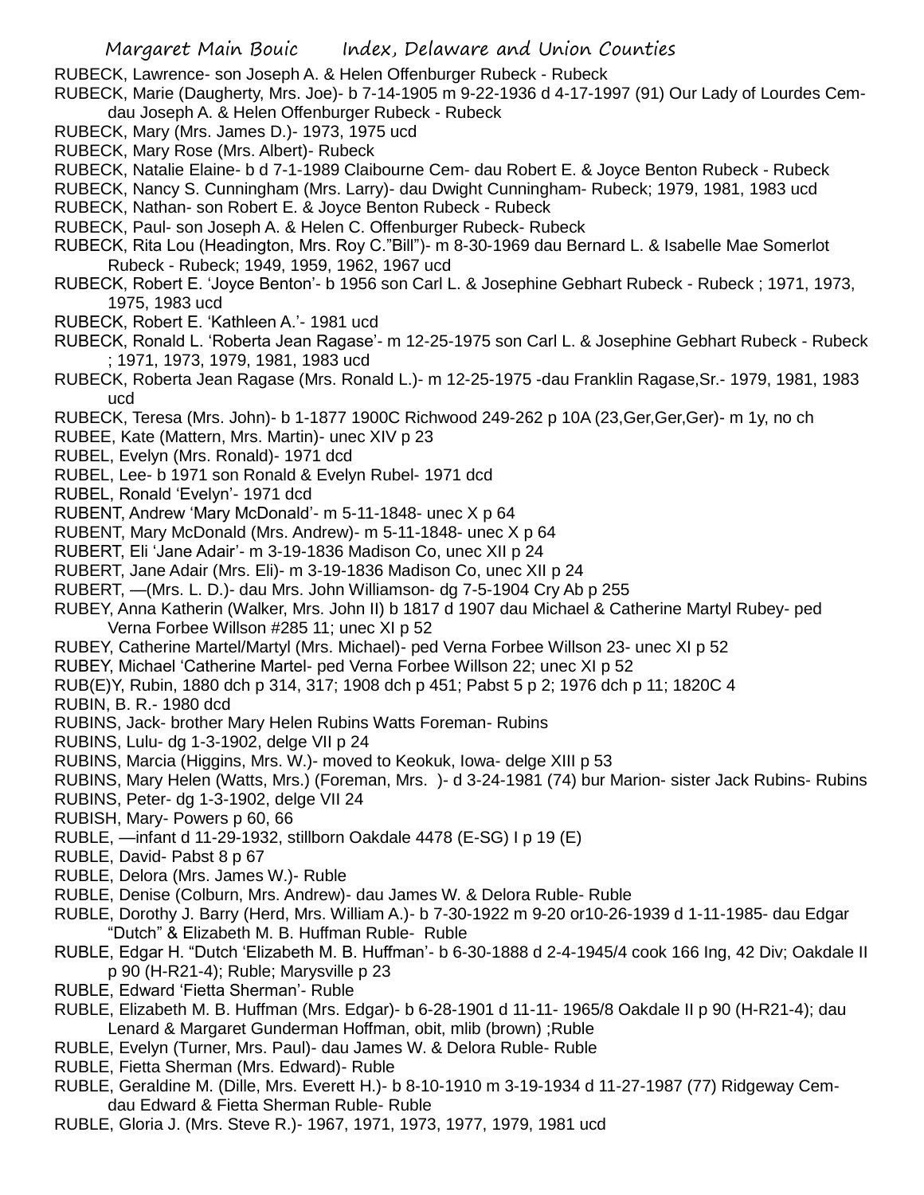RUBECK, Lawrence- son Joseph A. & Helen Offenburger Rubeck - Rubeck

RUBECK, Marie (Daugherty, Mrs. Joe)- b 7-14-1905 m 9-22-1936 d 4-17-1997 (91) Our Lady of Lourdes Cem- dau Joseph A. & Helen Offenburger Rubeck - Rubeck

RUBECK, Mary (Mrs. James D.)- 1973, 1975 ucd

RUBECK, Mary Rose (Mrs. Albert)- Rubeck

RUBECK, Natalie Elaine- b d 7-1-1989 Claibourne Cem- dau Robert E. & Joyce Benton Rubeck - Rubeck

RUBECK, Nancy S. Cunningham (Mrs. Larry)- dau Dwight Cunningham- Rubeck; 1979, 1981, 1983 ucd

RUBECK, Nathan- son Robert E. & Joyce Benton Rubeck - Rubeck

RUBECK, Paul- son Joseph A. & Helen C. Offenburger Rubeck- Rubeck

RUBECK, Rita Lou (Headington, Mrs. Roy C."Bill")- m 8-30-1969 dau Bernard L. & Isabelle Mae Somerlot Rubeck - Rubeck; 1949, 1959, 1962, 1967 ucd

RUBECK, Robert E. 'Joyce Benton'- b 1956 son Carl L. & Josephine Gebhart Rubeck - Rubeck ; 1971, 1973, 1975, 1983 ucd

RUBECK, Robert E. 'Kathleen A.'- 1981 ucd

RUBECK, Ronald L. 'Roberta Jean Ragase'- m 12-25-1975 son Carl L. & Josephine Gebhart Rubeck - Rubeck ; 1971, 1973, 1979, 1981, 1983 ucd

RUBECK, Roberta Jean Ragase (Mrs. Ronald L.)- m 12-25-1975 -dau Franklin Ragase,Sr.- 1979, 1981, 1983 ucd

RUBECK, Teresa (Mrs. John)- b 1-1877 1900C Richwood 249-262 p 10A (23,Ger,Ger,Ger)- m 1y, no ch

RUBEE, Kate (Mattern, Mrs. Martin)- unec XIV p 23

RUBEL, Evelyn (Mrs. Ronald)- 1971 dcd

RUBEL, Lee- b 1971 son Ronald & Evelyn Rubel- 1971 dcd

RUBEL, Ronald 'Evelyn'- 1971 dcd

RUBENT, Andrew 'Mary McDonald'- m 5-11-1848- unec X p 64

RUBENT, Mary McDonald (Mrs. Andrew)- m 5-11-1848- unec X p 64

RUBERT, Eli 'Jane Adair'- m 3-19-1836 Madison Co, unec XII p 24

RUBERT, Jane Adair (Mrs. Eli)- m 3-19-1836 Madison Co, unec XII p 24

RUBERT, —(Mrs. L. D.)- dau Mrs. John Williamson- dg 7-5-1904 Cry Ab p 255

RUBEY, Anna Katherin (Walker, Mrs. John II) b 1817 d 1907 dau Michael & Catherine Martyl Rubey- ped Verna Forbee Willson #285 11; unec XI p 52

RUBEY, Catherine Martel/Martyl (Mrs. Michael)- ped Verna Forbee Willson 23- unec XI p 52

RUBEY, Michael 'Catherine Martel- ped Verna Forbee Willson 22; unec XI p 52

RUB(E)Y, Rubin, 1880 dch p 314, 317; 1908 dch p 451; Pabst 5 p 2; 1976 dch p 11; 1820C 4

RUBIN, B. R.- 1980 dcd

RUBINS, Jack- brother Mary Helen Rubins Watts Foreman- Rubins

RUBINS, Lulu- dg 1-3-1902, delge VII p 24

RUBINS, Marcia (Higgins, Mrs. W.)- moved to Keokuk, Iowa- delge XIII p 53

RUBINS, Mary Helen (Watts, Mrs.) (Foreman, Mrs. )- d 3-24-1981 (74) bur Marion- sister Jack Rubins- Rubins

RUBINS, Peter- dg 1-3-1902, delge VII 24

RUBISH, Mary- Powers p 60, 66

RUBLE, —infant d 11-29-1932, stillborn Oakdale 4478 (E-SG) I p 19 (E)

RUBLE, David- Pabst 8 p 67

RUBLE, Delora (Mrs. James W.)- Ruble

RUBLE, Denise (Colburn, Mrs. Andrew)- dau James W. & Delora Ruble- Ruble

RUBLE, Dorothy J. Barry (Herd, Mrs. William A.)- b 7-30-1922 m 9-20 or10-26-1939 d 1-11-1985- dau Edgar "Dutch" & Elizabeth M. B. Huffman Ruble- Ruble

RUBLE, Edgar H. "Dutch 'Elizabeth M. B. Huffman'- b 6-30-1888 d 2-4-1945/4 cook 166 Ing, 42 Div; Oakdale II p 90 (H-R21-4); Ruble; Marysville p 23

RUBLE, Edward 'Fietta Sherman'- Ruble

RUBLE, Elizabeth M. B. Huffman (Mrs. Edgar)- b 6-28-1901 d 11-11- 1965/8 Oakdale II p 90 (H-R21-4); dau Lenard & Margaret Gunderman Hoffman, obit, mlib (brown) ;Ruble

RUBLE, Evelyn (Turner, Mrs. Paul)- dau James W. & Delora Ruble- Ruble

RUBLE, Fietta Sherman (Mrs. Edward)- Ruble

RUBLE, Geraldine M. (Dille, Mrs. Everett H.)- b 8-10-1910 m 3-19-1934 d 11-27-1987 (77) Ridgeway Cem- dau Edward & Fietta Sherman Ruble- Ruble

RUBLE, Gloria J. (Mrs. Steve R.)- 1967, 1971, 1973, 1977, 1979, 1981 ucd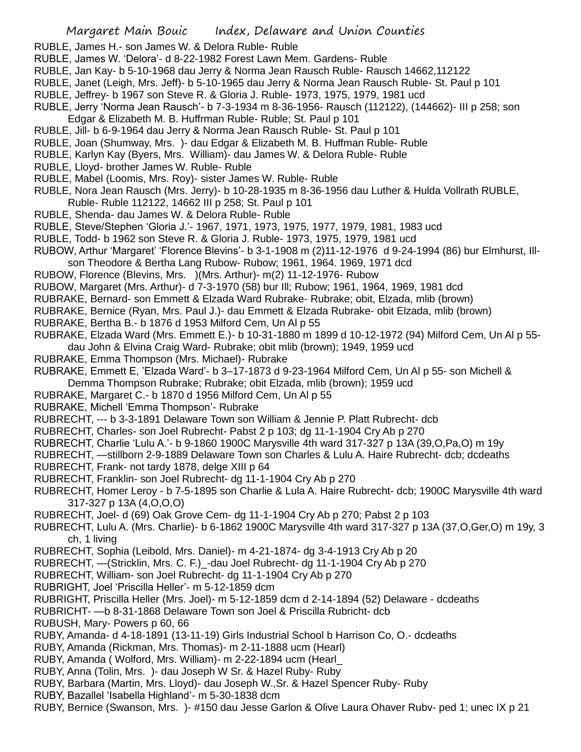RUBLE, James H.- son James W. & Delora Ruble- Ruble
RUBLE, James W. 'Delora'- d 8-22-1982 Forest Lawn Mem. Gardens- Ruble
RUBLE, Jan Kay- b 5-10-1968 dau Jerry & Norma Jean Rausch Ruble- Rausch 14662,112122
RUBLE, Janet (Leigh, Mrs. Jeff)- b 5-10-1965 dau Jerry & Norma Jean Rausch Ruble- St. Paul p 101
RUBLE, Jeffrey- b 1967 son Steve R. & Gloria J. Ruble- 1973, 1975, 1979, 1981 ucd
RUBLE, Jerry 'Norma Jean Rausch'- b 7-3-1934 m 8-36-1956- Rausch (112122), (144662)- III p 258; son Edgar & Elizabeth M. B. Huffrman Ruble- Ruble; St. Paul p 101
RUBLE, Jill- b 6-9-1964 dau Jerry & Norma Jean Rausch Ruble- St. Paul p 101
RUBLE, Joan (Shumway, Mrs. )- dau Edgar & Elizabeth M. B. Huffman Ruble- Ruble
RUBLE, Karlyn Kay (Byers, Mrs. William)- dau James W. & Delora Ruble- Ruble
RUBLE, Lloyd- brother James W. Ruble- Ruble
RUBLE, Mabel (Loomis, Mrs. Roy)- sister James W. Ruble- Ruble
RUBLE, Nora Jean Rausch (Mrs. Jerry)- b 10-28-1935 m 8-36-1956 dau Luther & Hulda Vollrath RUBLE, Ruble- Ruble 112122, 14662 III p 258; St. Paul p 101
RUBLE, Shenda- dau James W. & Delora Ruble- Ruble
RUBLE, Steve/Stephen 'Gloria J.'- 1967, 1971, 1973, 1975, 1977, 1979, 1981, 1983 ucd
RUBLE, Todd- b 1962 son Steve R. & Gloria J. Ruble- 1973, 1975, 1979, 1981 ucd
RUBOW, Arthur 'Margaret' 'Florence Blevins'- b 3-1-1908 m (2)11-12-1976 d 9-24-1994 (86) bur Elmhurst, Ill- son Theodore & Bertha Lang Rubow- Rubow; 1961, 1964. 1969, 1971 dcd
RUBOW, Florence (Blevins, Mrs. )(Mrs. Arthur)- m(2) 11-12-1976- Rubow
RUBOW, Margaret (Mrs. Arthur)- d 7-3-1970 (58) bur Ill; Rubow; 1961, 1964, 1969, 1981 dcd
RUBRAKE, Bernard- son Emmett & Elzada Ward Rubrake- Rubrake; obit, Elzada, mlib (brown)
RUBRAKE, Bernice (Ryan, Mrs. Paul J.)- dau Emmett & Elzada Rubrake- obit Elzada, mlib (brown)
RUBRAKE, Bertha B.- b 1876 d 1953 Milford Cem, Un Al p 55
RUBRAKE, Elzada Ward (Mrs. Emmett E.)- b 10-31-1880 m 1899 d 10-12-1972 (94) Milford Cem, Un Al p 55- dau John & Elvina Craig Ward- Rubrake; obit mlib (brown); 1949, 1959 ucd
RUBRAKE, Emma Thompson (Mrs. Michael)- Rubrake
RUBRAKE, Emmett E, 'Elzada Ward'- b 3–17-1873 d 9-23-1964 Milford Cem, Un Al p 55- son Michell & Demma Thompson Rubrake; Rubrake; obit Elzada, mlib (brown); 1959 ucd
RUBRAKE, Margaret C.- b 1870 d 1956 Milford Cem, Un Al p 55
RUBRAKE, Michell 'Emma Thompson'- Rubrake
RUBRECHT, --- b 3-3-1891 Delaware Town son William & Jennie P. Platt Rubrecht- dcb
RUBRECHT, Charles- son Joel Rubrecht- Pabst 2 p 103; dg 11-1-1904 Cry Ab p 270
RUBRECHT, Charlie 'Lulu A.'- b 9-1860 1900C Marysville 4th ward 317-327 p 13A (39,O,Pa,O) m 19y
RUBRECHT, —stillborn 2-9-1889 Delaware Town son Charles & Lulu A. Haire Rubrecht- dcb; dcdeaths
RUBRECHT, Frank- not tardy 1878, delge XIII p 64
RUBRECHT, Franklin- son Joel Rubrecht- dg 11-1-1904 Cry Ab p 270
RUBRECHT, Homer Leroy - b 7-5-1895 son Charlie & Lula A. Haire Rubrecht- dcb; 1900C Marysville 4th ward 317-327 p 13A (4,O,O,O)
RUBRECHT, Joel- d (69) Oak Grove Cem- dg 11-1-1904 Cry Ab p 270; Pabst 2 p 103
RUBRECHT, Lulu A. (Mrs. Charlie)- b 6-1862 1900C Marysville 4th ward 317-327 p 13A (37,O,Ger,O) m 19y, 3 ch, 1 living
RUBRECHT, Sophia (Leibold, Mrs. Daniel)- m 4-21-1874- dg 3-4-1913 Cry Ab p 20
RUBRECHT, —(Stricklin, Mrs. C. F.)_-dau Joel Rubrecht- dg 11-1-1904 Cry Ab p 270
RUBRECHT, William- son Joel Rubrecht- dg 11-1-1904 Cry Ab p 270
RUBRIGHT, Joel 'Priscilla Heller'- m 5-12-1859 dcm
RUBRIGHT, Priscilla Heller (Mrs. Joel)- m 5-12-1859 dcm d 2-14-1894 (52) Delaware - dcdeaths
RUBRICHT- —b 8-31-1868 Delaware Town son Joel & Priscilla Rubricht- dcb
RUBUSH, Mary- Powers p 60, 66
RUBY, Amanda- d 4-18-1891 (13-11-19) Girls Industrial School b Harrison Co, O.- dcdeaths
RUBY, Amanda (Rickman, Mrs. Thomas)- m 2-11-1888 ucm (Hearl)
RUBY, Amanda ( Wolford, Mrs. William)- m 2-22-1894 ucm (Hearl_
RUBY, Anna (Tolin, Mrs. )- dau Joseph W Sr. & Hazel Ruby- Ruby
RUBY, Barbara (Martin, Mrs. Lloyd)- dau Joseph W.,Sr. & Hazel Spencer Ruby- Ruby
RUBY, Bazallel 'Isabella Highland'- m 5-30-1838 dcm
RUBY, Bernice (Swanson, Mrs. )- #150 dau Jesse Garlon & Olive Laura Ohaver Rubv- ped 1; unec IX p 21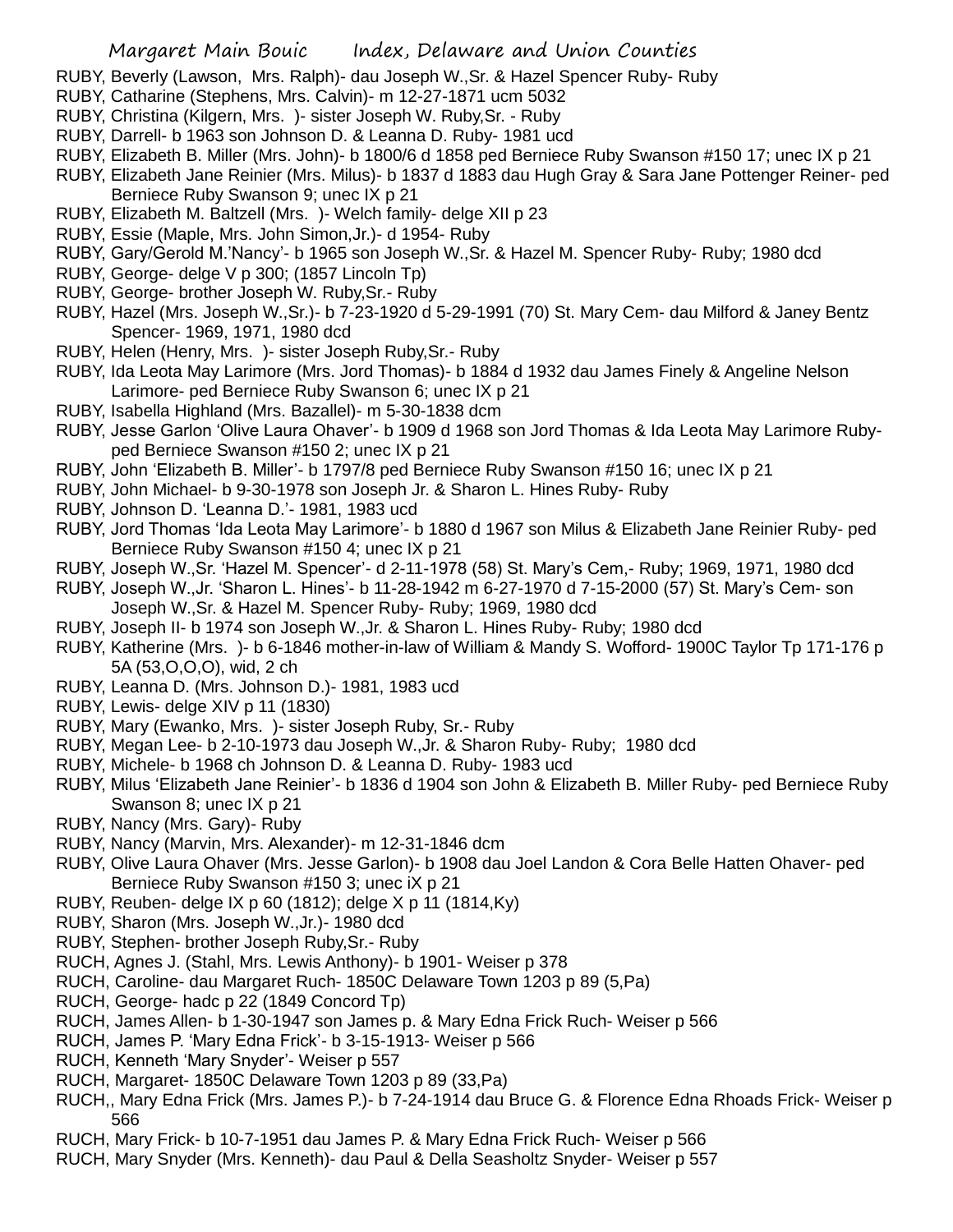RUBY, Beverly (Lawson, Mrs. Ralph)- dau Joseph W.,Sr. & Hazel Spencer Ruby- Ruby
RUBY, Catharine (Stephens, Mrs. Calvin)- m 12-27-1871 ucm 5032
RUBY, Christina (Kilgern, Mrs. )- sister Joseph W. Ruby,Sr. - Ruby
RUBY, Darrell- b 1963 son Johnson D. & Leanna D. Ruby- 1981 ucd
RUBY, Elizabeth B. Miller (Mrs. John)- b 1800/6 d 1858 ped Berniece Ruby Swanson #150 17; unec IX p 21
RUBY, Elizabeth Jane Reinier (Mrs. Milus)- b 1837 d 1883 dau Hugh Gray & Sara Jane Pottenger Reiner- ped Berniece Ruby Swanson 9; unec IX p 21
RUBY, Elizabeth M. Baltzell (Mrs. )- Welch family- delge XII p 23
RUBY, Essie (Maple, Mrs. John Simon,Jr.)- d 1954- Ruby
RUBY, Gary/Gerold M.'Nancy'- b 1965 son Joseph W.,Sr. & Hazel M. Spencer Ruby- Ruby; 1980 dcd
RUBY, George- delge V p 300; (1857 Lincoln Tp)
RUBY, George- brother Joseph W. Ruby,Sr.- Ruby
RUBY, Hazel (Mrs. Joseph W.,Sr.)- b 7-23-1920 d 5-29-1991 (70) St. Mary Cem- dau Milford & Janey Bentz Spencer- 1969, 1971, 1980 dcd
RUBY, Helen (Henry, Mrs. )- sister Joseph Ruby,Sr.- Ruby
RUBY, Ida Leota May Larimore (Mrs. Jord Thomas)- b 1884 d 1932 dau James Finely & Angeline Nelson Larimore- ped Berniece Ruby Swanson 6; unec IX p 21
RUBY, Isabella Highland (Mrs. Bazallel)- m 5-30-1838 dcm
RUBY, Jesse Garlon 'Olive Laura Ohaver'- b 1909 d 1968 son Jord Thomas & Ida Leota May Larimore Ruby- ped Berniece Swanson #150 2; unec IX p 21
RUBY, John 'Elizabeth B. Miller'- b 1797/8 ped Berniece Ruby Swanson #150 16; unec IX p 21
RUBY, John Michael- b 9-30-1978 son Joseph Jr. & Sharon L. Hines Ruby- Ruby
RUBY, Johnson D. 'Leanna D.'- 1981, 1983 ucd
RUBY, Jord Thomas 'Ida Leota May Larimore'- b 1880 d 1967 son Milus & Elizabeth Jane Reinier Ruby- ped Berniece Ruby Swanson #150 4; unec IX p 21
RUBY, Joseph W.,Sr. 'Hazel M. Spencer'- d 2-11-1978 (58) St. Mary's Cem,- Ruby; 1969, 1971, 1980 dcd
RUBY, Joseph W.,Jr. 'Sharon L. Hines'- b 11-28-1942 m 6-27-1970 d 7-15-2000 (57) St. Mary's Cem- son Joseph W.,Sr. & Hazel M. Spencer Ruby- Ruby; 1969, 1980 dcd
RUBY, Joseph II- b 1974 son Joseph W.,Jr. & Sharon L. Hines Ruby- Ruby; 1980 dcd
RUBY, Katherine (Mrs. )- b 6-1846 mother-in-law of William & Mandy S. Wofford- 1900C Taylor Tp 171-176 p 5A (53,O,O,O), wid, 2 ch
RUBY, Leanna D. (Mrs. Johnson D.)- 1981, 1983 ucd
RUBY, Lewis- delge XIV p 11 (1830)
RUBY, Mary (Ewanko, Mrs. )- sister Joseph Ruby, Sr.- Ruby
RUBY, Megan Lee- b 2-10-1973 dau Joseph W.,Jr. & Sharon Ruby- Ruby; 1980 dcd
RUBY, Michele- b 1968 ch Johnson D. & Leanna D. Ruby- 1983 ucd
RUBY, Milus 'Elizabeth Jane Reinier'- b 1836 d 1904 son John & Elizabeth B. Miller Ruby- ped Berniece Ruby Swanson 8; unec IX p 21
RUBY, Nancy (Mrs. Gary)- Ruby
RUBY, Nancy (Marvin, Mrs. Alexander)- m 12-31-1846 dcm
RUBY, Olive Laura Ohaver (Mrs. Jesse Garlon)- b 1908 dau Joel Landon & Cora Belle Hatten Ohaver- ped Berniece Ruby Swanson #150 3; unec iX p 21
RUBY, Reuben- delge IX p 60 (1812); delge X p 11 (1814,Ky)
RUBY, Sharon (Mrs. Joseph W.,Jr.)- 1980 dcd
RUBY, Stephen- brother Joseph Ruby,Sr.- Ruby
RUCH, Agnes J. (Stahl, Mrs. Lewis Anthony)- b 1901- Weiser p 378
RUCH, Caroline- dau Margaret Ruch- 1850C Delaware Town 1203 p 89 (5,Pa)
RUCH, George- hadc p 22 (1849 Concord Tp)
RUCH, James Allen- b 1-30-1947 son James p. & Mary Edna Frick Ruch- Weiser p 566
RUCH, James P. 'Mary Edna Frick'- b 3-15-1913- Weiser p 566
RUCH, Kenneth 'Mary Snyder'- Weiser p 557
RUCH, Margaret- 1850C Delaware Town 1203 p 89 (33,Pa)
RUCH,, Mary Edna Frick (Mrs. James P.)- b 7-24-1914 dau Bruce G. & Florence Edna Rhoads Frick- Weiser p 566
RUCH, Mary Frick- b 10-7-1951 dau James P. & Mary Edna Frick Ruch- Weiser p 566
RUCH, Mary Snyder (Mrs. Kenneth)- dau Paul & Della Seasholtz Snyder- Weiser p 557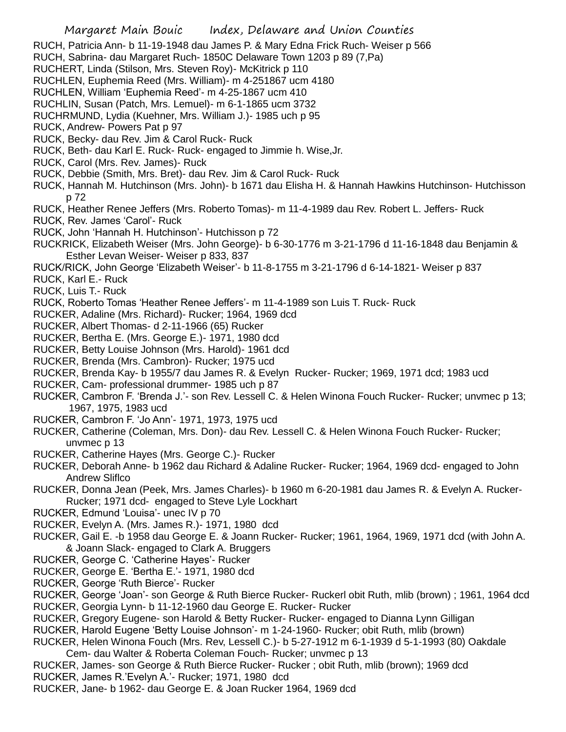RUCH, Patricia Ann- b 11-19-1948 dau James P. & Mary Edna Frick Ruch- Weiser p 566

RUCH, Sabrina- dau Margaret Ruch- 1850C Delaware Town 1203 p 89 (7,Pa)

RUCHERT, Linda (Stilson, Mrs. Steven Roy)- McKitrick p 110

RUCHLEN, Euphemia Reed (Mrs. William)- m 4-251867 ucm 4180

RUCHLEN, William 'Euphemia Reed'- m 4-25-1867 ucm 410

RUCHLIN, Susan (Patch, Mrs. Lemuel)- m 6-1-1865 ucm 3732

RUCHRMUND, Lydia (Kuehner, Mrs. William J.)- 1985 uch p 95

RUCK, Andrew- Powers Pat p 97

RUCK, Becky- dau Rev. Jim & Carol Ruck- Ruck

RUCK, Beth- dau Karl E. Ruck- Ruck- engaged to Jimmie h. Wise,Jr.

RUCK, Carol (Mrs. Rev. James)- Ruck

RUCK, Debbie (Smith, Mrs. Bret)- dau Rev. Jim & Carol Ruck- Ruck

RUCK, Hannah M. Hutchinson (Mrs. John)- b 1671 dau Elisha H. & Hannah Hawkins Hutchinson- Hutchisson p 72

RUCK, Heather Renee Jeffers (Mrs. Roberto Tomas)- m 11-4-1989 dau Rev. Robert L. Jeffers- Ruck

RUCK, Rev. James 'Carol'- Ruck

RUCK, John 'Hannah H. Hutchinson'- Hutchisson p 72

RUCKRICK, Elizabeth Weiser (Mrs. John George)- b 6-30-1776 m 3-21-1796 d 11-16-1848 dau Benjamin & Esther Levan Weiser- Weiser p 833, 837

RUCK/RICK, John George 'Elizabeth Weiser'- b 11-8-1755 m 3-21-1796 d 6-14-1821- Weiser p 837

RUCK, Karl E.- Ruck

RUCK, Luis T.- Ruck

RUCK, Roberto Tomas 'Heather Renee Jeffers'- m 11-4-1989 son Luis T. Ruck- Ruck

RUCKER, Adaline (Mrs. Richard)- Rucker; 1964, 1969 dcd

RUCKER, Albert Thomas- d 2-11-1966 (65) Rucker

RUCKER, Bertha E. (Mrs. George E.)- 1971, 1980 dcd

RUCKER, Betty Louise Johnson (Mrs. Harold)- 1961 dcd

RUCKER, Brenda (Mrs. Cambron)- Rucker; 1975 ucd

RUCKER, Brenda Kay- b 1955/7 dau James R. & Evelyn Rucker- Rucker; 1969, 1971 dcd; 1983 ucd

RUCKER, Cam- professional drummer- 1985 uch p 87

RUCKER, Cambron F. 'Brenda J.'- son Rev. Lessell C. & Helen Winona Fouch Rucker- Rucker; unvmec p 13; 1967, 1975, 1983 ucd

RUCKER, Cambron F. 'Jo Ann'- 1971, 1973, 1975 ucd

RUCKER, Catherine (Coleman, Mrs. Don)- dau Rev. Lessell C. & Helen Winona Fouch Rucker- Rucker; unvmec p 13

RUCKER, Catherine Hayes (Mrs. George C.)- Rucker

RUCKER, Deborah Anne- b 1962 dau Richard & Adaline Rucker- Rucker; 1964, 1969 dcd- engaged to John Andrew Sliflco

RUCKER, Donna Jean (Peek, Mrs. James Charles)- b 1960 m 6-20-1981 dau James R. & Evelyn A. Rucker- Rucker; 1971 dcd- engaged to Steve Lyle Lockhart

RUCKER, Edmund 'Louisa'- unec IV p 70

RUCKER, Evelyn A. (Mrs. James R.)- 1971, 1980 dcd

RUCKER, Gail E. -b 1958 dau George E. & Joann Rucker- Rucker; 1961, 1964, 1969, 1971 dcd (with John A. & Joann Slack- engaged to Clark A. Bruggers

RUCKER, George C. 'Catherine Hayes'- Rucker

RUCKER, George E. 'Bertha E.'- 1971, 1980 dcd

RUCKER, George 'Ruth Bierce'- Rucker

RUCKER, George 'Joan'- son George & Ruth Bierce Rucker- Ruckerl obit Ruth, mlib (brown) ; 1961, 1964 dcd

RUCKER, Georgia Lynn- b 11-12-1960 dau George E. Rucker- Rucker

RUCKER, Gregory Eugene- son Harold & Betty Rucker- Rucker- engaged to Dianna Lynn Gilligan

RUCKER, Harold Eugene 'Betty Louise Johnson'- m 1-24-1960- Rucker; obit Ruth, mlib (brown)

RUCKER, Helen Winona Fouch (Mrs. Rev, Lessell C.)- b 5-27-1912 m 6-1-1939 d 5-1-1993 (80) Oakdale Cem- dau Walter & Roberta Coleman Fouch- Rucker; unvmec p 13

RUCKER, James- son George & Ruth Bierce Rucker- Rucker ; obit Ruth, mlib (brown); 1969 dcd

RUCKER, James R.'Evelyn A.'- Rucker; 1971, 1980 dcd

RUCKER, Jane- b 1962- dau George E. & Joan Rucker 1964, 1969 dcd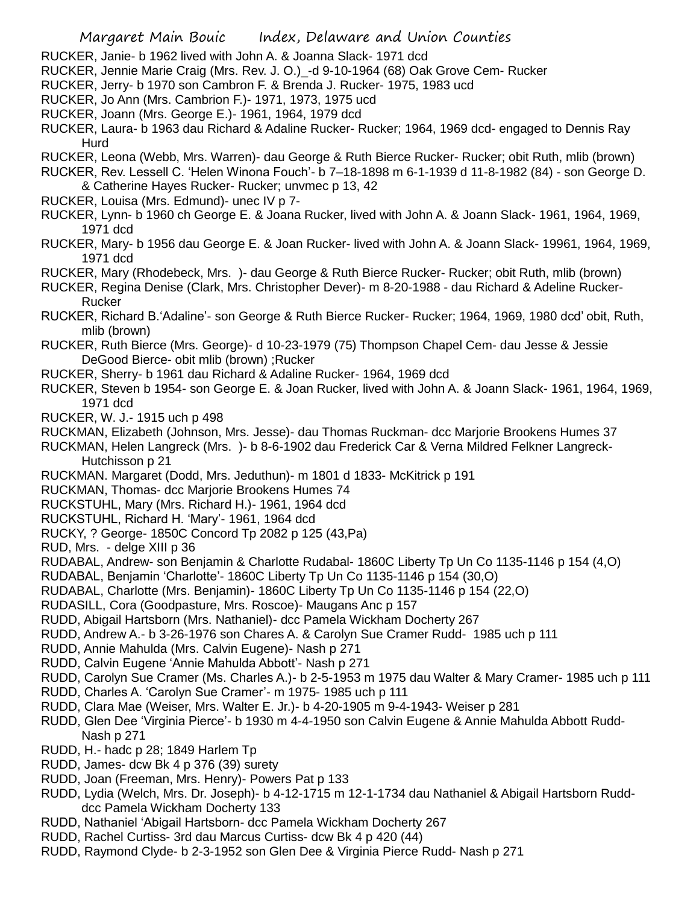RUCKER, Janie- b 1962 lived with John A. & Joanna Slack- 1971 dcd

RUCKER, Jennie Marie Craig (Mrs. Rev. J. O.)_-d 9-10-1964 (68) Oak Grove Cem- Rucker

RUCKER, Jerry- b 1970 son Cambron F. & Brenda J. Rucker- 1975, 1983 ucd

RUCKER, Jo Ann (Mrs. Cambrion F.)- 1971, 1973, 1975 ucd

RUCKER, Joann (Mrs. George E.)- 1961, 1964, 1979 dcd

RUCKER, Laura- b 1963 dau Richard & Adaline Rucker- Rucker; 1964, 1969 dcd- engaged to Dennis Ray Hurd

RUCKER, Leona (Webb, Mrs. Warren)- dau George & Ruth Bierce Rucker- Rucker; obit Ruth, mlib (brown)

RUCKER, Rev. Lessell C. 'Helen Winona Fouch'- b 7–18-1898 m 6-1-1939 d 11-8-1982 (84) - son George D. & Catherine Hayes Rucker- Rucker; unvmec p 13, 42

RUCKER, Louisa (Mrs. Edmund)- unec IV p 7-

RUCKER, Lynn- b 1960 ch George E. & Joana Rucker, lived with John A. & Joann Slack- 1961, 1964, 1969, 1971 dcd

RUCKER, Mary- b 1956 dau George E. & Joan Rucker- lived with John A. & Joann Slack- 19961, 1964, 1969, 1971 dcd

RUCKER, Mary (Rhodebeck, Mrs. )- dau George & Ruth Bierce Rucker- Rucker; obit Ruth, mlib (brown)

RUCKER, Regina Denise (Clark, Mrs. Christopher Dever)- m 8-20-1988 - dau Richard & Adeline Rucker- Rucker

RUCKER, Richard B.'Adaline'- son George & Ruth Bierce Rucker- Rucker; 1964, 1969, 1980 dcd' obit, Ruth, mlib (brown)

RUCKER, Ruth Bierce (Mrs. George)- d 10-23-1979 (75) Thompson Chapel Cem- dau Jesse & Jessie DeGood Bierce- obit mlib (brown) ;Rucker

RUCKER, Sherry- b 1961 dau Richard & Adaline Rucker- 1964, 1969 dcd

RUCKER, Steven b 1954- son George E. & Joan Rucker, lived with John A. & Joann Slack- 1961, 1964, 1969, 1971 dcd

RUCKER, W. J.- 1915 uch p 498

RUCKMAN, Elizabeth (Johnson, Mrs. Jesse)- dau Thomas Ruckman- dcc Marjorie Brookens Humes 37

RUCKMAN, Helen Langreck (Mrs. )- b 8-6-1902 dau Frederick Car & Verna Mildred Felkner Langreck- Hutchisson p 21

RUCKMAN. Margaret (Dodd, Mrs. Jeduthun)- m 1801 d 1833- McKitrick p 191

RUCKMAN, Thomas- dcc Marjorie Brookens Humes 74

RUCKSTUHL, Mary (Mrs. Richard H.)- 1961, 1964 dcd

RUCKSTUHL, Richard H. 'Mary'- 1961, 1964 dcd

RUCKY, ? George- 1850C Concord Tp 2082 p 125 (43,Pa)

RUD, Mrs. - delge XIII p 36

RUDABAL, Andrew- son Benjamin & Charlotte Rudabal- 1860C Liberty Tp Un Co 1135-1146 p 154 (4,O)

RUDABAL, Benjamin 'Charlotte'- 1860C Liberty Tp Un Co 1135-1146 p 154 (30,O)

RUDABAL, Charlotte (Mrs. Benjamin)- 1860C Liberty Tp Un Co 1135-1146 p 154 (22,O)

RUDASILL, Cora (Goodpasture, Mrs. Roscoe)- Maugans Anc p 157

RUDD, Abigail Hartsborn (Mrs. Nathaniel)- dcc Pamela Wickham Docherty 267

RUDD, Andrew A.- b 3-26-1976 son Chares A. & Carolyn Sue Cramer Rudd- 1985 uch p 111

RUDD, Annie Mahulda (Mrs. Calvin Eugene)- Nash p 271

RUDD, Calvin Eugene 'Annie Mahulda Abbott'- Nash p 271

RUDD, Carolyn Sue Cramer (Ms. Charles A.)- b 2-5-1953 m 1975 dau Walter & Mary Cramer- 1985 uch p 111

RUDD, Charles A. 'Carolyn Sue Cramer'- m 1975- 1985 uch p 111

RUDD, Clara Mae (Weiser, Mrs. Walter E. Jr.)- b 4-20-1905 m 9-4-1943- Weiser p 281

RUDD, Glen Dee 'Virginia Pierce'- b 1930 m 4-4-1950 son Calvin Eugene & Annie Mahulda Abbott Rudd- Nash p 271

RUDD, H.- hadc p 28; 1849 Harlem Tp

RUDD, James- dcw Bk 4 p 376 (39) surety

RUDD, Joan (Freeman, Mrs. Henry)- Powers Pat p 133

RUDD, Lydia (Welch, Mrs. Dr. Joseph)- b 4-12-1715 m 12-1-1734 dau Nathaniel & Abigail Hartsborn Rudd- dcc Pamela Wickham Docherty 133

RUDD, Nathaniel 'Abigail Hartsborn- dcc Pamela Wickham Docherty 267

RUDD, Rachel Curtiss- 3rd dau Marcus Curtiss- dcw Bk 4 p 420 (44)

RUDD, Raymond Clyde- b 2-3-1952 son Glen Dee & Virginia Pierce Rudd- Nash p 271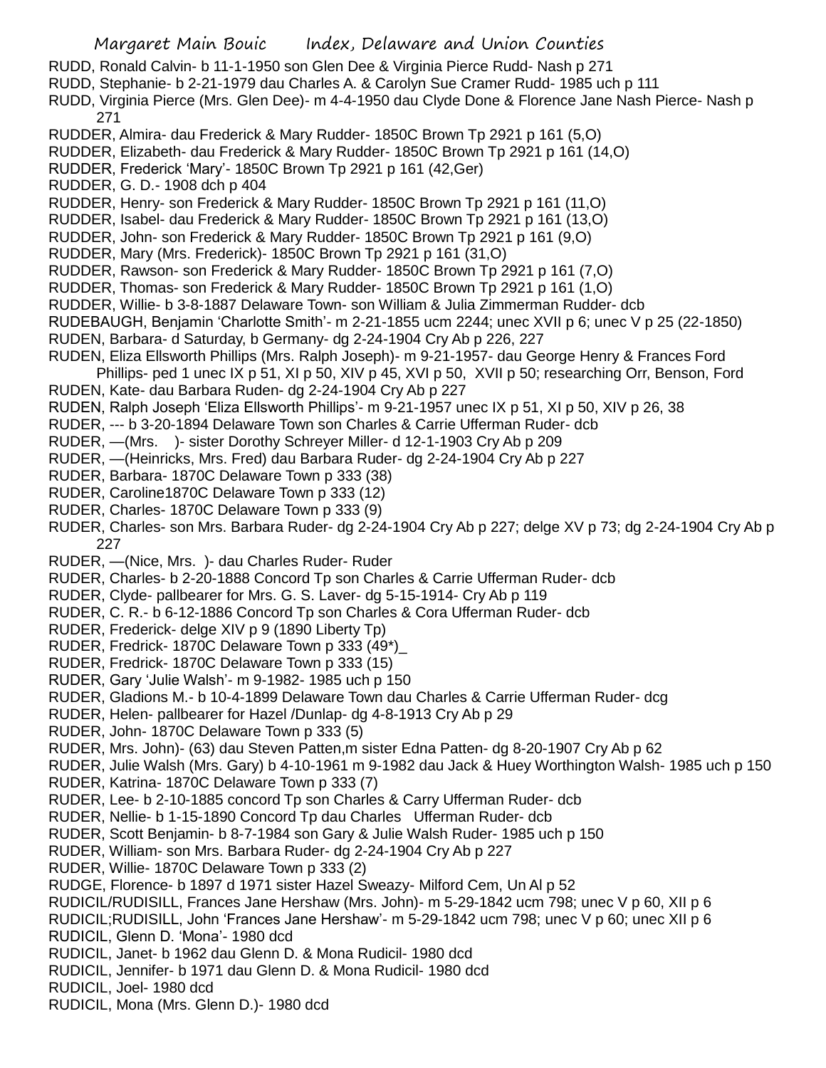RUDD, Ronald Calvin- b 11-1-1950 son Glen Dee & Virginia Pierce Rudd- Nash p 271
RUDD, Stephanie- b 2-21-1979 dau Charles A. & Carolyn Sue Cramer Rudd- 1985 uch p 111
RUDD, Virginia Pierce (Mrs. Glen Dee)- m 4-4-1950 dau Clyde Done & Florence Jane Nash Pierce- Nash p 271
RUDDER, Almira- dau Frederick & Mary Rudder- 1850C Brown Tp 2921 p 161 (5,O)
RUDDER, Elizabeth- dau Frederick & Mary Rudder- 1850C Brown Tp 2921 p 161 (14,O)
RUDDER, Frederick 'Mary'- 1850C Brown Tp 2921 p 161 (42,Ger)
RUDDER, G. D.- 1908 dch p 404
RUDDER, Henry- son Frederick & Mary Rudder- 1850C Brown Tp 2921 p 161 (11,O)
RUDDER, Isabel- dau Frederick & Mary Rudder- 1850C Brown Tp 2921 p 161 (13,O)
RUDDER, John- son Frederick & Mary Rudder- 1850C Brown Tp 2921 p 161 (9,O)
RUDDER, Mary (Mrs. Frederick)- 1850C Brown Tp 2921 p 161 (31,O)
RUDDER, Rawson- son Frederick & Mary Rudder- 1850C Brown Tp 2921 p 161 (7,O)
RUDDER, Thomas- son Frederick & Mary Rudder- 1850C Brown Tp 2921 p 161 (1,O)
RUDDER, Willie- b 3-8-1887 Delaware Town- son William & Julia Zimmerman Rudder- dcb
RUDEBAUGH, Benjamin 'Charlotte Smith'- m 2-21-1855 ucm 2244; unec XVII p 6; unec V p 25 (22-1850)
RUDEN, Barbara- d Saturday, b Germany- dg 2-24-1904 Cry Ab p 226, 227
RUDEN, Eliza Ellsworth Phillips (Mrs. Ralph Joseph)- m 9-21-1957- dau George Henry & Frances Ford Phillips- ped 1 unec IX p 51, XI p 50, XIV p 45, XVI p 50, XVII p 50; researching Orr, Benson, Ford
RUDEN, Kate- dau Barbara Ruden- dg 2-24-1904 Cry Ab p 227
RUDEN, Ralph Joseph 'Eliza Ellsworth Phillips'- m 9-21-1957 unec IX p 51, XI p 50, XIV p 26, 38
RUDER, --- b 3-20-1894 Delaware Town son Charles & Carrie Ufferman Ruder- dcb
RUDER, —(Mrs. )- sister Dorothy Schreyer Miller- d 12-1-1903 Cry Ab p 209
RUDER, —(Heinricks, Mrs. Fred) dau Barbara Ruder- dg 2-24-1904 Cry Ab p 227
RUDER, Barbara- 1870C Delaware Town p 333 (38)
RUDER, Caroline1870C Delaware Town p 333 (12)
RUDER, Charles- 1870C Delaware Town p 333 (9)
RUDER, Charles- son Mrs. Barbara Ruder- dg 2-24-1904 Cry Ab p 227; delge XV p 73; dg 2-24-1904 Cry Ab p 227
RUDER, —(Nice, Mrs. )- dau Charles Ruder- Ruder
RUDER, Charles- b 2-20-1888 Concord Tp son Charles & Carrie Ufferman Ruder- dcb
RUDER, Clyde- pallbearer for Mrs. G. S. Laver- dg 5-15-1914- Cry Ab p 119
RUDER, C. R.- b 6-12-1886 Concord Tp son Charles & Cora Ufferman Ruder- dcb
RUDER, Frederick- delge XIV p 9 (1890 Liberty Tp)
RUDER, Fredrick- 1870C Delaware Town p 333 (49*)_
RUDER, Fredrick- 1870C Delaware Town p 333 (15)
RUDER, Gary 'Julie Walsh'- m 9-1982- 1985 uch p 150
RUDER, Gladions M.- b 10-4-1899 Delaware Town dau Charles & Carrie Ufferman Ruder- dcg
RUDER, Helen- pallbearer for Hazel /Dunlap- dg 4-8-1913 Cry Ab p 29
RUDER, John- 1870C Delaware Town p 333 (5)
RUDER, Mrs. John)- (63) dau Steven Patten,m sister Edna Patten- dg 8-20-1907 Cry Ab p 62
RUDER, Julie Walsh (Mrs. Gary) b 4-10-1961 m 9-1982 dau Jack & Huey Worthington Walsh- 1985 uch p 150
RUDER, Katrina- 1870C Delaware Town p 333 (7)
RUDER, Lee- b 2-10-1885 concord Tp son Charles & Carry Ufferman Ruder- dcb
RUDER, Nellie- b 1-15-1890 Concord Tp dau Charles Ufferman Ruder- dcb
RUDER, Scott Benjamin- b 8-7-1984 son Gary & Julie Walsh Ruder- 1985 uch p 150
RUDER, William- son Mrs. Barbara Ruder- dg 2-24-1904 Cry Ab p 227
RUDER, Willie- 1870C Delaware Town p 333 (2)
RUDGE, Florence- b 1897 d 1971 sister Hazel Sweazy- Milford Cem, Un Al p 52
RUDICIL/RUDISILL, Frances Jane Hershaw (Mrs. John)- m 5-29-1842 ucm 798; unec V p 60, XII p 6
RUDICIL;RUDISILL, John 'Frances Jane Hershaw'- m 5-29-1842 ucm 798; unec V p 60; unec XII p 6
RUDICIL, Glenn D. 'Mona'- 1980 dcd
RUDICIL, Janet- b 1962 dau Glenn D. & Mona Rudicil- 1980 dcd
RUDICIL, Jennifer- b 1971 dau Glenn D. & Mona Rudicil- 1980 dcd
RUDICIL, Joel- 1980 dcd
RUDICIL, Mona (Mrs. Glenn D.)- 1980 dcd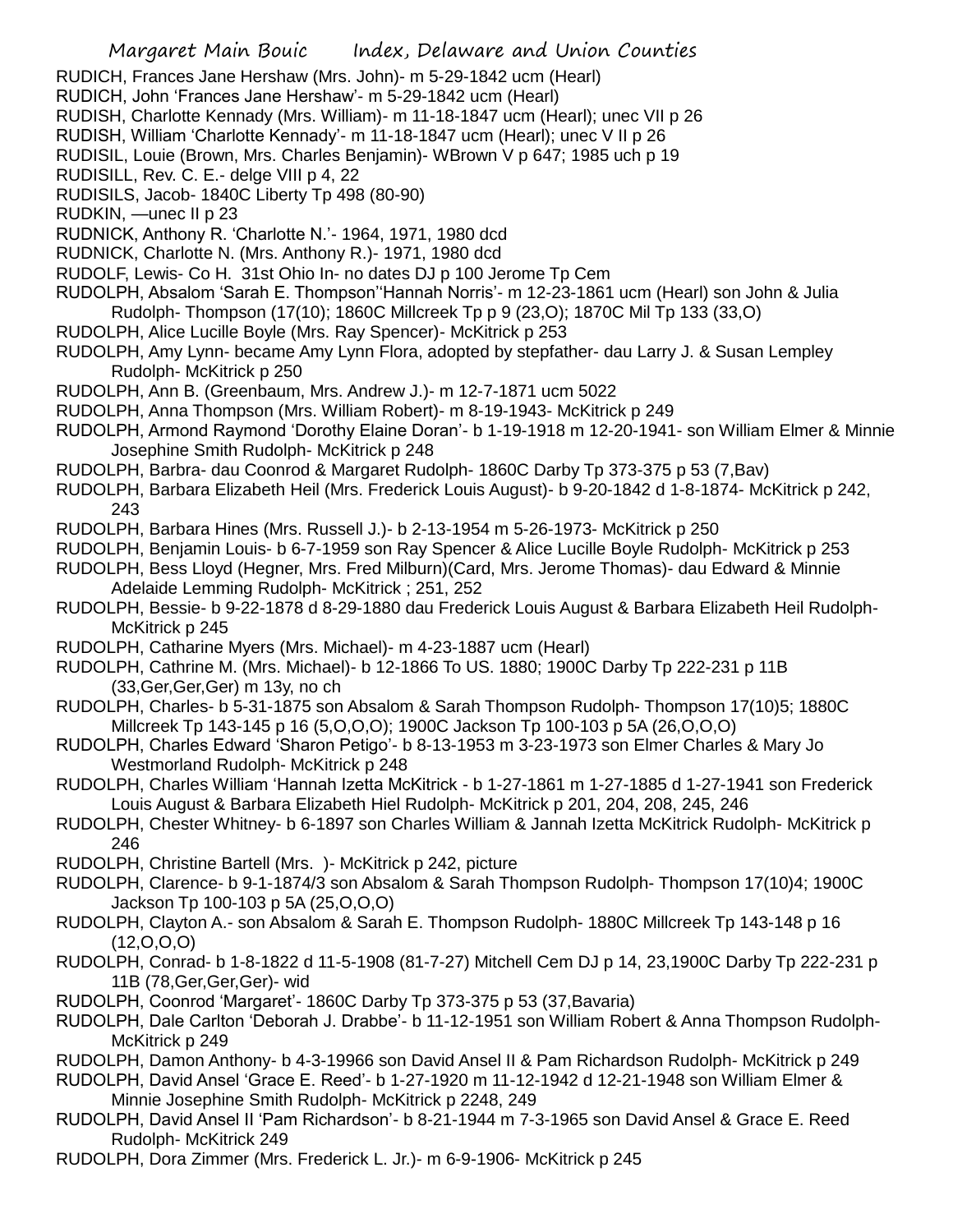RUDICH, Frances Jane Hershaw (Mrs. John)- m 5-29-1842 ucm (Hearl)
RUDICH, John 'Frances Jane Hershaw'- m 5-29-1842 ucm (Hearl)
RUDISH, Charlotte Kennady (Mrs. William)- m 11-18-1847 ucm (Hearl); unec VII p 26
RUDISH, William 'Charlotte Kennady'- m 11-18-1847 ucm (Hearl); unec V II p 26
RUDISIL, Louie (Brown, Mrs. Charles Benjamin)- WBrown V p 647; 1985 uch p 19
RUDISILL, Rev. C. E.- delge VIII p 4, 22
RUDISILS, Jacob- 1840C Liberty Tp 498 (80-90)
RUDKIN, —unec II p 23
RUDNICK, Anthony R. 'Charlotte N.'- 1964, 1971, 1980 dcd
RUDNICK, Charlotte N. (Mrs. Anthony R.)- 1971, 1980 dcd
RUDOLF, Lewis- Co H. 31st Ohio In- no dates DJ p 100 Jerome Tp Cem
RUDOLPH, Absalom 'Sarah E. Thompson''Hannah Norris'- m 12-23-1861 ucm (Hearl) son John & Julia Rudolph- Thompson (17(10); 1860C Millcreek Tp p 9 (23,O); 1870C Mil Tp 133 (33,O)
RUDOLPH, Alice Lucille Boyle (Mrs. Ray Spencer)- McKitrick p 253
RUDOLPH, Amy Lynn- became Amy Lynn Flora, adopted by stepfather- dau Larry J. & Susan Lempley Rudolph- McKitrick p 250
RUDOLPH, Ann B. (Greenbaum, Mrs. Andrew J.)- m 12-7-1871 ucm 5022
RUDOLPH, Anna Thompson (Mrs. William Robert)- m 8-19-1943- McKitrick p 249
RUDOLPH, Armond Raymond 'Dorothy Elaine Doran'- b 1-19-1918 m 12-20-1941- son William Elmer & Minnie Josephine Smith Rudolph- McKitrick p 248
RUDOLPH, Barbra- dau Coonrod & Margaret Rudolph- 1860C Darby Tp 373-375 p 53 (7,Bav)
RUDOLPH, Barbara Elizabeth Heil (Mrs. Frederick Louis August)- b 9-20-1842 d 1-8-1874- McKitrick p 242, 243
RUDOLPH, Barbara Hines (Mrs. Russell J.)- b 2-13-1954 m 5-26-1973- McKitrick p 250
RUDOLPH, Benjamin Louis- b 6-7-1959 son Ray Spencer & Alice Lucille Boyle Rudolph- McKitrick p 253
RUDOLPH, Bess Lloyd (Hegner, Mrs. Fred Milburn)(Card, Mrs. Jerome Thomas)- dau Edward & Minnie Adelaide Lemming Rudolph- McKitrick ; 251, 252
RUDOLPH, Bessie- b 9-22-1878 d 8-29-1880 dau Frederick Louis August & Barbara Elizabeth Heil Rudolph- McKitrick p 245
RUDOLPH, Catharine Myers (Mrs. Michael)- m 4-23-1887 ucm (Hearl)
RUDOLPH, Cathrine M. (Mrs. Michael)- b 12-1866 To US. 1880; 1900C Darby Tp 222-231 p 11B (33,Ger,Ger,Ger) m 13y, no ch
RUDOLPH, Charles- b 5-31-1875 son Absalom & Sarah Thompson Rudolph- Thompson 17(10)5; 1880C Millcreek Tp 143-145 p 16 (5,O,O,O); 1900C Jackson Tp 100-103 p 5A (26,O,O,O)
RUDOLPH, Charles Edward 'Sharon Petigo'- b 8-13-1953 m 3-23-1973 son Elmer Charles & Mary Jo Westmorland Rudolph- McKitrick p 248
RUDOLPH, Charles William 'Hannah Izetta McKitrick - b 1-27-1861 m 1-27-1885 d 1-27-1941 son Frederick Louis August & Barbara Elizabeth Hiel Rudolph- McKitrick p 201, 204, 208, 245, 246
RUDOLPH, Chester Whitney- b 6-1897 son Charles William & Jannah Izetta McKitrick Rudolph- McKitrick p 246
RUDOLPH, Christine Bartell (Mrs. )- McKitrick p 242, picture
RUDOLPH, Clarence- b 9-1-1874/3 son Absalom & Sarah Thompson Rudolph- Thompson 17(10)4; 1900C Jackson Tp 100-103 p 5A (25,O,O,O)
RUDOLPH, Clayton A.- son Absalom & Sarah E. Thompson Rudolph- 1880C Millcreek Tp 143-148 p 16 (12,O,O,O)
RUDOLPH, Conrad- b 1-8-1822 d 11-5-1908 (81-7-27) Mitchell Cem DJ p 14, 23,1900C Darby Tp 222-231 p 11B (78,Ger,Ger,Ger)- wid
RUDOLPH, Coonrod 'Margaret'- 1860C Darby Tp 373-375 p 53 (37,Bavaria)
RUDOLPH, Dale Carlton 'Deborah J. Drabbe'- b 11-12-1951 son William Robert & Anna Thompson Rudolph- McKitrick p 249
RUDOLPH, Damon Anthony- b 4-3-19966 son David Ansel II & Pam Richardson Rudolph- McKitrick p 249
RUDOLPH, David Ansel 'Grace E. Reed'- b 1-27-1920 m 11-12-1942 d 12-21-1948 son William Elmer & Minnie Josephine Smith Rudolph- McKitrick p 2248, 249
RUDOLPH, David Ansel II 'Pam Richardson'- b 8-21-1944 m 7-3-1965 son David Ansel & Grace E. Reed Rudolph- McKitrick 249
RUDOLPH, Dora Zimmer (Mrs. Frederick L. Jr.)- m 6-9-1906- McKitrick p 245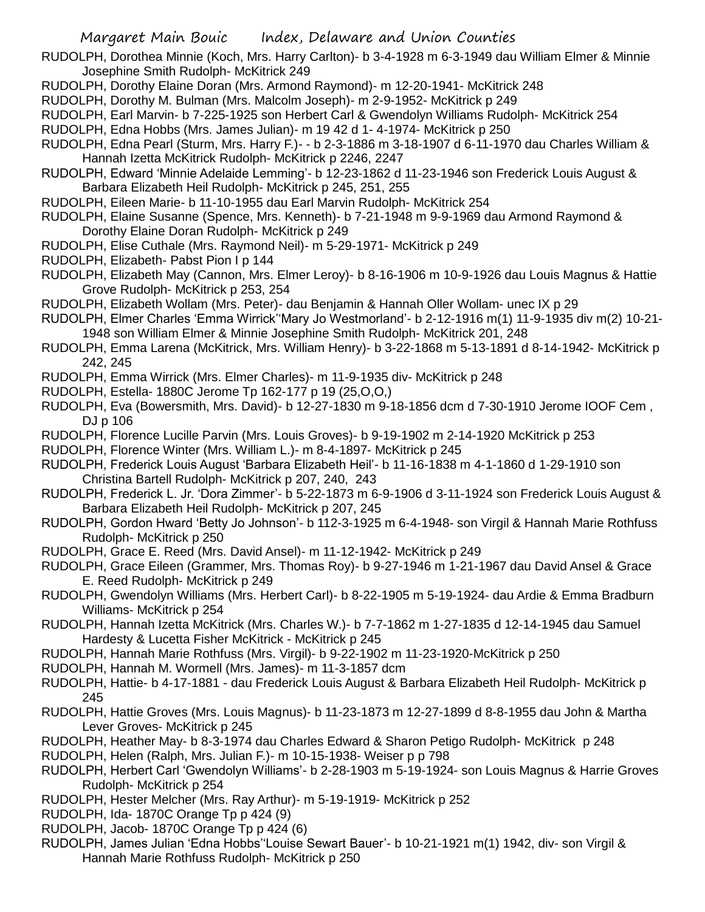RUDOLPH, Dorothea Minnie (Koch, Mrs. Harry Carlton)- b 3-4-1928 m 6-3-1949 dau William Elmer & Minnie Josephine Smith Rudolph- McKitrick 249

RUDOLPH, Dorothy Elaine Doran (Mrs. Armond Raymond)- m 12-20-1941- McKitrick 248

RUDOLPH, Dorothy M. Bulman (Mrs. Malcolm Joseph)- m 2-9-1952- McKitrick p 249

RUDOLPH, Earl Marvin- b 7-225-1925 son Herbert Carl & Gwendolyn Williams Rudolph- McKitrick 254

RUDOLPH, Edna Hobbs (Mrs. James Julian)- m 19 42 d 1- 4-1974- McKitrick p 250

RUDOLPH, Edna Pearl (Sturm, Mrs. Harry F.)- - b 2-3-1886 m 3-18-1907 d 6-11-1970 dau Charles William & Hannah Izetta McKitrick Rudolph- McKitrick p 2246, 2247

RUDOLPH, Edward 'Minnie Adelaide Lemming'- b 12-23-1862 d 11-23-1946 son Frederick Louis August & Barbara Elizabeth Heil Rudolph- McKitrick p 245, 251, 255

RUDOLPH, Eileen Marie- b 11-10-1955 dau Earl Marvin Rudolph- McKitrick 254

RUDOLPH, Elaine Susanne (Spence, Mrs. Kenneth)- b 7-21-1948 m 9-9-1969 dau Armond Raymond & Dorothy Elaine Doran Rudolph- McKitrick p 249

RUDOLPH, Elise Cuthale (Mrs. Raymond Neil)- m 5-29-1971- McKitrick p 249

RUDOLPH, Elizabeth- Pabst Pion I p 144

RUDOLPH, Elizabeth May (Cannon, Mrs. Elmer Leroy)- b 8-16-1906 m 10-9-1926 dau Louis Magnus & Hattie Grove Rudolph- McKitrick p 253, 254

RUDOLPH, Elizabeth Wollam (Mrs. Peter)- dau Benjamin & Hannah Oller Wollam- unec IX p 29

RUDOLPH, Elmer Charles 'Emma Wirrick''Mary Jo Westmorland'- b 2-12-1916 m(1) 11-9-1935 div m(2) 10-21-1948 son William Elmer & Minnie Josephine Smith Rudolph- McKitrick 201, 248

RUDOLPH, Emma Larena (McKitrick, Mrs. William Henry)- b 3-22-1868 m 5-13-1891 d 8-14-1942- McKitrick p 242, 245

RUDOLPH, Emma Wirrick (Mrs. Elmer Charles)- m 11-9-1935 div- McKitrick p 248

RUDOLPH, Estella- 1880C Jerome Tp 162-177 p 19 (25,O,O,)

RUDOLPH, Eva (Bowersmith, Mrs. David)- b 12-27-1830 m 9-18-1856 dcm d 7-30-1910 Jerome IOOF Cem , DJ p 106

RUDOLPH, Florence Lucille Parvin (Mrs. Louis Groves)- b 9-19-1902 m 2-14-1920 McKitrick p 253

RUDOLPH, Florence Winter (Mrs. William L.)- m 8-4-1897- McKitrick p 245

RUDOLPH, Frederick Louis August 'Barbara Elizabeth Heil'- b 11-16-1838 m 4-1-1860 d 1-29-1910 son Christina Bartell Rudolph- McKitrick p 207, 240, 243

RUDOLPH, Frederick L. Jr. 'Dora Zimmer'- b 5-22-1873 m 6-9-1906 d 3-11-1924 son Frederick Louis August & Barbara Elizabeth Heil Rudolph- McKitrick p 207, 245

RUDOLPH, Gordon Hward 'Betty Jo Johnson'- b 112-3-1925 m 6-4-1948- son Virgil & Hannah Marie Rothfuss Rudolph- McKitrick p 250

RUDOLPH, Grace E. Reed (Mrs. David Ansel)- m 11-12-1942- McKitrick p 249

RUDOLPH, Grace Eileen (Grammer, Mrs. Thomas Roy)- b 9-27-1946 m 1-21-1967 dau David Ansel & Grace E. Reed Rudolph- McKitrick p 249

RUDOLPH, Gwendolyn Williams (Mrs. Herbert Carl)- b 8-22-1905 m 5-19-1924- dau Ardie & Emma Bradburn Williams- McKitrick p 254

RUDOLPH, Hannah Izetta McKitrick (Mrs. Charles W.)- b 7-7-1862 m 1-27-1835 d 12-14-1945 dau Samuel Hardesty & Lucetta Fisher McKitrick - McKitrick p 245

RUDOLPH, Hannah Marie Rothfuss (Mrs. Virgil)- b 9-22-1902 m 11-23-1920-McKitrick p 250

RUDOLPH, Hannah M. Wormell (Mrs. James)- m 11-3-1857 dcm

RUDOLPH, Hattie- b 4-17-1881 - dau Frederick Louis August & Barbara Elizabeth Heil Rudolph- McKitrick p 245

RUDOLPH, Hattie Groves (Mrs. Louis Magnus)- b 11-23-1873 m 12-27-1899 d 8-8-1955 dau John & Martha Lever Groves- McKitrick p 245

RUDOLPH, Heather May- b 8-3-1974 dau Charles Edward & Sharon Petigo Rudolph- McKitrick p 248

RUDOLPH, Helen (Ralph, Mrs. Julian F.)- m 10-15-1938- Weiser p p 798

RUDOLPH, Herbert Carl 'Gwendolyn Williams'- b 2-28-1903 m 5-19-1924- son Louis Magnus & Harrie Groves Rudolph- McKitrick p 254

RUDOLPH, Hester Melcher (Mrs. Ray Arthur)- m 5-19-1919- McKitrick p 252

RUDOLPH, Ida- 1870C Orange Tp p 424 (9)

RUDOLPH, Jacob- 1870C Orange Tp p 424 (6)

RUDOLPH, James Julian 'Edna Hobbs''Louise Sewart Bauer'- b 10-21-1921 m(1) 1942, div- son Virgil & Hannah Marie Rothfuss Rudolph- McKitrick p 250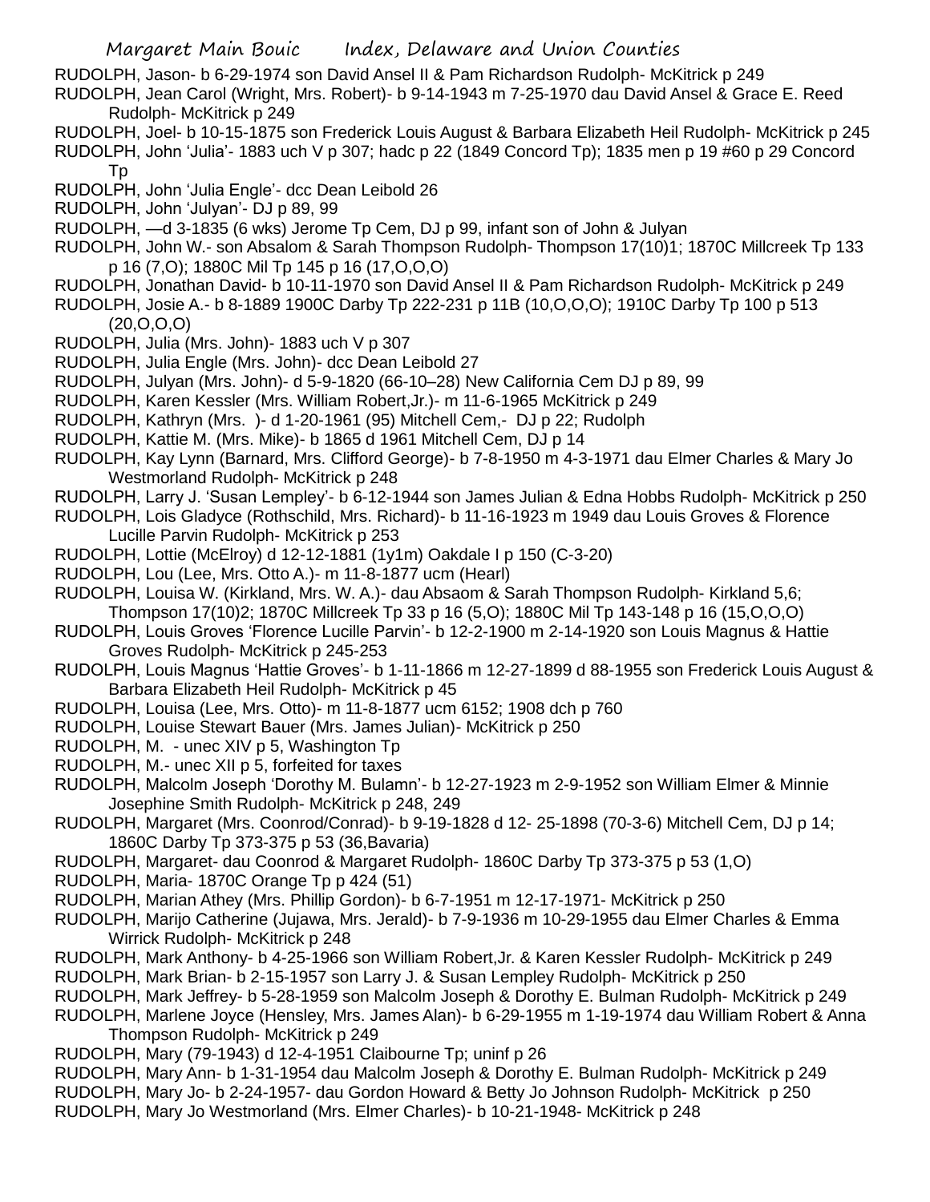RUDOLPH, Jason- b 6-29-1974 son David Ansel II & Pam Richardson Rudolph- McKitrick p 249

RUDOLPH, Jean Carol (Wright, Mrs. Robert)- b 9-14-1943 m 7-25-1970 dau David Ansel & Grace E. Reed Rudolph- McKitrick p 249

RUDOLPH, Joel- b 10-15-1875 son Frederick Louis August & Barbara Elizabeth Heil Rudolph- McKitrick p 245

RUDOLPH, John 'Julia'- 1883 uch V p 307; hadc p 22 (1849 Concord Tp); 1835 men p 19 #60 p 29 Concord Tp

RUDOLPH, John 'Julia Engle'- dcc Dean Leibold 26

RUDOLPH, John 'Julyan'- DJ p 89, 99

RUDOLPH, —d 3-1835 (6 wks) Jerome Tp Cem, DJ p 99, infant son of John & Julyan

RUDOLPH, John W.- son Absalom & Sarah Thompson Rudolph- Thompson 17(10)1; 1870C Millcreek Tp 133 p 16 (7,O); 1880C Mil Tp 145 p 16 (17,O,O,O)

RUDOLPH, Jonathan David- b 10-11-1970 son David Ansel II & Pam Richardson Rudolph- McKitrick p 249

RUDOLPH, Josie A.- b 8-1889 1900C Darby Tp 222-231 p 11B (10,O,O,O); 1910C Darby Tp 100 p 513 (20,O,O,O)

RUDOLPH, Julia (Mrs. John)- 1883 uch V p 307

RUDOLPH, Julia Engle (Mrs. John)- dcc Dean Leibold 27

RUDOLPH, Julyan (Mrs. John)- d 5-9-1820 (66-10–28) New California Cem DJ p 89, 99

RUDOLPH, Karen Kessler (Mrs. William Robert,Jr.)- m 11-6-1965 McKitrick p 249

RUDOLPH, Kathryn (Mrs. )- d 1-20-1961 (95) Mitchell Cem,- DJ p 22; Rudolph

RUDOLPH, Kattie M. (Mrs. Mike)- b 1865 d 1961 Mitchell Cem, DJ p 14

RUDOLPH, Kay Lynn (Barnard, Mrs. Clifford George)- b 7-8-1950 m 4-3-1971 dau Elmer Charles & Mary Jo Westmorland Rudolph- McKitrick p 248

RUDOLPH, Larry J. 'Susan Lempley'- b 6-12-1944 son James Julian & Edna Hobbs Rudolph- McKitrick p 250

RUDOLPH, Lois Gladyce (Rothschild, Mrs. Richard)- b 11-16-1923 m 1949 dau Louis Groves & Florence Lucille Parvin Rudolph- McKitrick p 253

RUDOLPH, Lottie (McElroy) d 12-12-1881 (1y1m) Oakdale I p 150 (C-3-20)

RUDOLPH, Lou (Lee, Mrs. Otto A.)- m 11-8-1877 ucm (Hearl)

RUDOLPH, Louisa W. (Kirkland, Mrs. W. A.)- dau Absaom & Sarah Thompson Rudolph- Kirkland 5,6; Thompson 17(10)2; 1870C Millcreek Tp 33 p 16 (5,O); 1880C Mil Tp 143-148 p 16 (15,O,O,O)

RUDOLPH, Louis Groves 'Florence Lucille Parvin'- b 12-2-1900 m 2-14-1920 son Louis Magnus & Hattie Groves Rudolph- McKitrick p 245-253

RUDOLPH, Louis Magnus 'Hattie Groves'- b 1-11-1866 m 12-27-1899 d 88-1955 son Frederick Louis August & Barbara Elizabeth Heil Rudolph- McKitrick p 45

RUDOLPH, Louisa (Lee, Mrs. Otto)- m 11-8-1877 ucm 6152; 1908 dch p 760

RUDOLPH, Louise Stewart Bauer (Mrs. James Julian)- McKitrick p 250

RUDOLPH, M. - unec XIV p 5, Washington Tp

RUDOLPH, M.- unec XII p 5, forfeited for taxes

RUDOLPH, Malcolm Joseph 'Dorothy M. Bulamn'- b 12-27-1923 m 2-9-1952 son William Elmer & Minnie Josephine Smith Rudolph- McKitrick p 248, 249

RUDOLPH, Margaret (Mrs. Coonrod/Conrad)- b 9-19-1828 d 12- 25-1898 (70-3-6) Mitchell Cem, DJ p 14; 1860C Darby Tp 373-375 p 53 (36,Bavaria)

RUDOLPH, Margaret- dau Coonrod & Margaret Rudolph- 1860C Darby Tp 373-375 p 53 (1,O)

RUDOLPH, Maria- 1870C Orange Tp p 424 (51)

RUDOLPH, Marian Athey (Mrs. Phillip Gordon)- b 6-7-1951 m 12-17-1971- McKitrick p 250

RUDOLPH, Marijo Catherine (Jujawa, Mrs. Jerald)- b 7-9-1936 m 10-29-1955 dau Elmer Charles & Emma Wirrick Rudolph- McKitrick p 248

RUDOLPH, Mark Anthony- b 4-25-1966 son William Robert,Jr. & Karen Kessler Rudolph- McKitrick p 249

RUDOLPH, Mark Brian- b 2-15-1957 son Larry J. & Susan Lempley Rudolph- McKitrick p 250

RUDOLPH, Mark Jeffrey- b 5-28-1959 son Malcolm Joseph & Dorothy E. Bulman Rudolph- McKitrick p 249

RUDOLPH, Marlene Joyce (Hensley, Mrs. James Alan)- b 6-29-1955 m 1-19-1974 dau William Robert & Anna Thompson Rudolph- McKitrick p 249

RUDOLPH, Mary (79-1943) d 12-4-1951 Claibourne Tp; uninf p 26

RUDOLPH, Mary Ann- b 1-31-1954 dau Malcolm Joseph & Dorothy E. Bulman Rudolph- McKitrick p 249

RUDOLPH, Mary Jo- b 2-24-1957- dau Gordon Howard & Betty Jo Johnson Rudolph- McKitrick p 250

RUDOLPH, Mary Jo Westmorland (Mrs. Elmer Charles)- b 10-21-1948- McKitrick p 248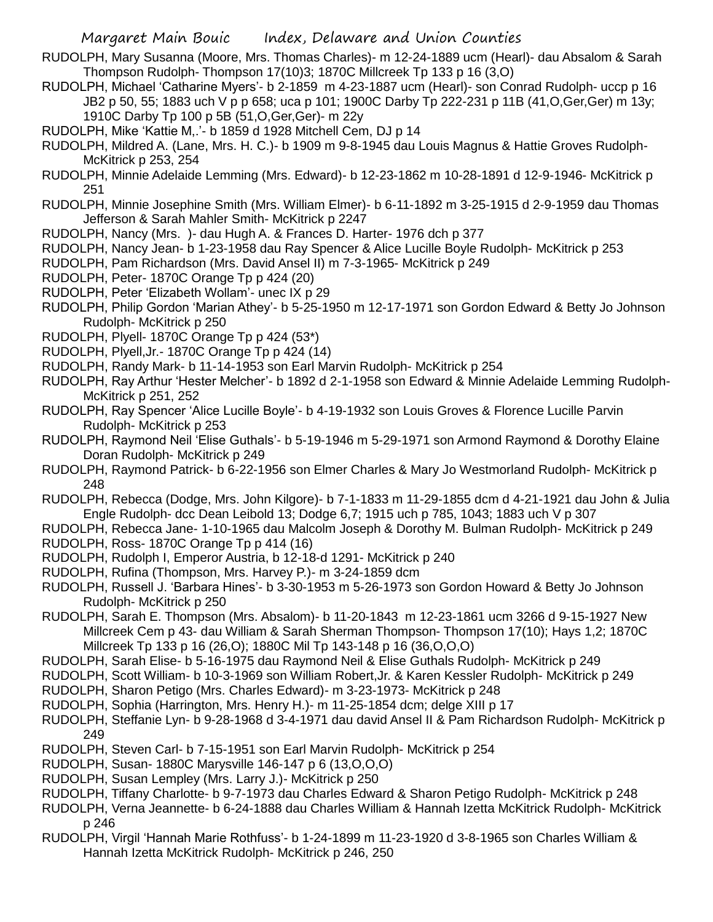RUDOLPH, Mary Susanna (Moore, Mrs. Thomas Charles)- m 12-24-1889 ucm (Hearl)- dau Absalom & Sarah Thompson Rudolph- Thompson 17(10)3; 1870C Millcreek Tp 133 p 16 (3,O)

RUDOLPH, Michael 'Catharine Myers'- b 2-1859 m 4-23-1887 ucm (Hearl)- son Conrad Rudolph- uccp p 16 JB2 p 50, 55; 1883 uch V p p 658; uca p 101; 1900C Darby Tp 222-231 p 11B (41,O,Ger,Ger) m 13y; 1910C Darby Tp 100 p 5B (51,O,Ger,Ger)- m 22y

RUDOLPH, Mike 'Kattie M,.'- b 1859 d 1928 Mitchell Cem, DJ p 14

RUDOLPH, Mildred A. (Lane, Mrs. H. C.)- b 1909 m 9-8-1945 dau Louis Magnus & Hattie Groves Rudolph- McKitrick p 253, 254

RUDOLPH, Minnie Adelaide Lemming (Mrs. Edward)- b 12-23-1862 m 10-28-1891 d 12-9-1946- McKitrick p 251

RUDOLPH, Minnie Josephine Smith (Mrs. William Elmer)- b 6-11-1892 m 3-25-1915 d 2-9-1959 dau Thomas Jefferson & Sarah Mahler Smith- McKitrick p 2247

RUDOLPH, Nancy (Mrs. )- dau Hugh A. & Frances D. Harter- 1976 dch p 377

RUDOLPH, Nancy Jean- b 1-23-1958 dau Ray Spencer & Alice Lucille Boyle Rudolph- McKitrick p 253

RUDOLPH, Pam Richardson (Mrs. David Ansel II) m 7-3-1965- McKitrick p 249

RUDOLPH, Peter- 1870C Orange Tp p 424 (20)

RUDOLPH, Peter 'Elizabeth Wollam'- unec IX p 29

RUDOLPH, Philip Gordon 'Marian Athey'- b 5-25-1950 m 12-17-1971 son Gordon Edward & Betty Jo Johnson Rudolph- McKitrick p 250

RUDOLPH, Plyell- 1870C Orange Tp p 424 (53*)

RUDOLPH, Plyell,Jr.- 1870C Orange Tp p 424 (14)

RUDOLPH, Randy Mark- b 11-14-1953 son Earl Marvin Rudolph- McKitrick p 254

RUDOLPH, Ray Arthur 'Hester Melcher'- b 1892 d 2-1-1958 son Edward & Minnie Adelaide Lemming Rudolph- McKitrick p 251, 252

RUDOLPH, Ray Spencer 'Alice Lucille Boyle'- b 4-19-1932 son Louis Groves & Florence Lucille Parvin Rudolph- McKitrick p 253

RUDOLPH, Raymond Neil 'Elise Guthals'- b 5-19-1946 m 5-29-1971 son Armond Raymond & Dorothy Elaine Doran Rudolph- McKitrick p 249

RUDOLPH, Raymond Patrick- b 6-22-1956 son Elmer Charles & Mary Jo Westmorland Rudolph- McKitrick p 248

RUDOLPH, Rebecca (Dodge, Mrs. John Kilgore)- b 7-1-1833 m 11-29-1855 dcm d 4-21-1921 dau John & Julia Engle Rudolph- dcc Dean Leibold 13; Dodge 6,7; 1915 uch p 785, 1043; 1883 uch V p 307

RUDOLPH, Rebecca Jane- 1-10-1965 dau Malcolm Joseph & Dorothy M. Bulman Rudolph- McKitrick p 249

RUDOLPH, Ross- 1870C Orange Tp p 414 (16)

RUDOLPH, Rudolph I, Emperor Austria, b 12-18-d 1291- McKitrick p 240

RUDOLPH, Rufina (Thompson, Mrs. Harvey P.)- m 3-24-1859 dcm

RUDOLPH, Russell J. 'Barbara Hines'- b 3-30-1953 m 5-26-1973 son Gordon Howard & Betty Jo Johnson Rudolph- McKitrick p 250

RUDOLPH, Sarah E. Thompson (Mrs. Absalom)- b 11-20-1843 m 12-23-1861 ucm 3266 d 9-15-1927 New Millcreek Cem p 43- dau William & Sarah Sherman Thompson- Thompson 17(10); Hays 1,2; 1870C Millcreek Tp 133 p 16 (26,O); 1880C Mil Tp 143-148 p 16 (36,O,O,O)

RUDOLPH, Sarah Elise- b 5-16-1975 dau Raymond Neil & Elise Guthals Rudolph- McKitrick p 249

RUDOLPH, Scott William- b 10-3-1969 son William Robert,Jr. & Karen Kessler Rudolph- McKitrick p 249

RUDOLPH, Sharon Petigo (Mrs. Charles Edward)- m 3-23-1973- McKitrick p 248

RUDOLPH, Sophia (Harrington, Mrs. Henry H.)- m 11-25-1854 dcm; delge XIII p 17

RUDOLPH, Steffanie Lyn- b 9-28-1968 d 3-4-1971 dau david Ansel II & Pam Richardson Rudolph- McKitrick p 249

RUDOLPH, Steven Carl- b 7-15-1951 son Earl Marvin Rudolph- McKitrick p 254

RUDOLPH, Susan- 1880C Marysville 146-147 p 6 (13,O,O,O)

RUDOLPH, Susan Lempley (Mrs. Larry J.)- McKitrick p 250

RUDOLPH, Tiffany Charlotte- b 9-7-1973 dau Charles Edward & Sharon Petigo Rudolph- McKitrick p 248

RUDOLPH, Verna Jeannette- b 6-24-1888 dau Charles William & Hannah Izetta McKitrick Rudolph- McKitrick p 246

RUDOLPH, Virgil 'Hannah Marie Rothfuss'- b 1-24-1899 m 11-23-1920 d 3-8-1965 son Charles William & Hannah Izetta McKitrick Rudolph- McKitrick p 246, 250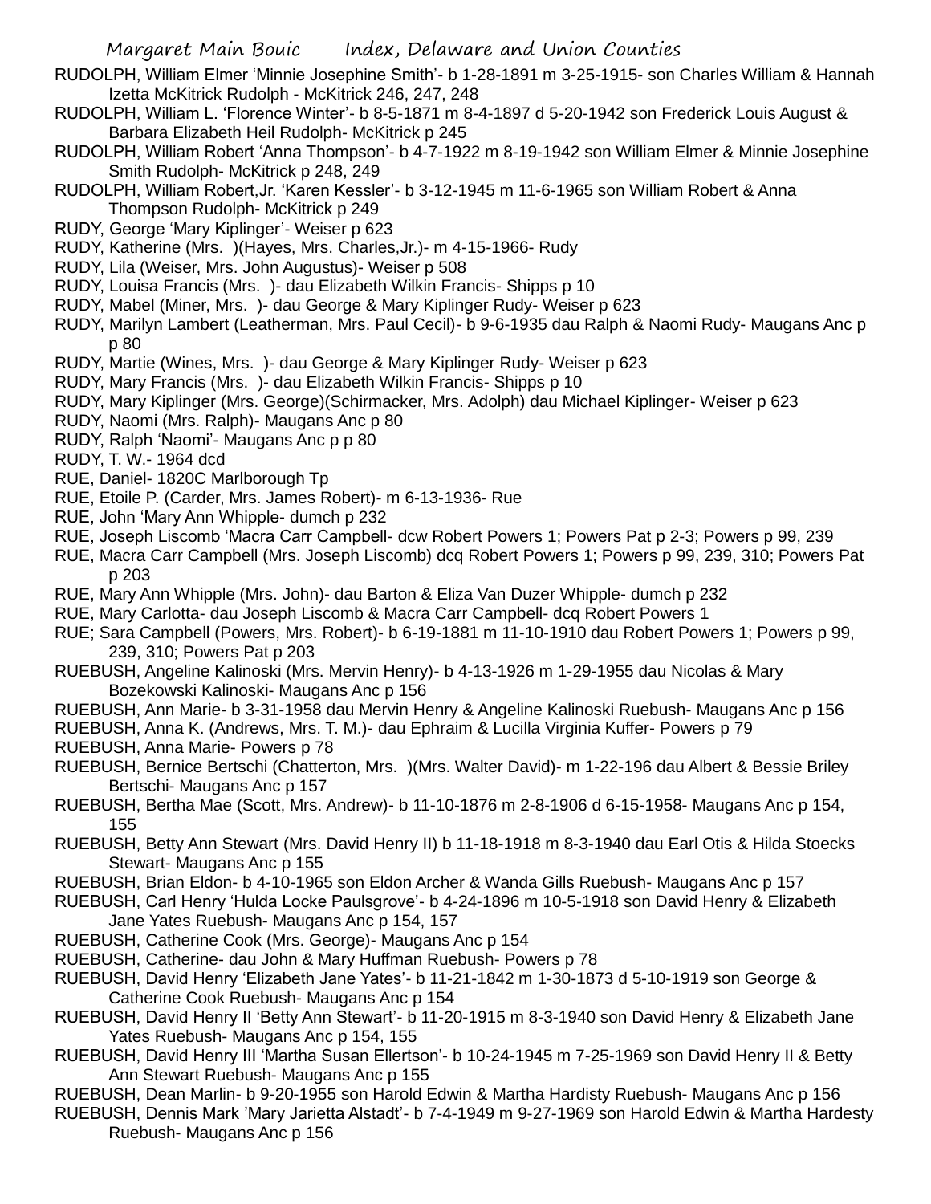RUDOLPH, William Elmer 'Minnie Josephine Smith'- b 1-28-1891 m 3-25-1915- son Charles William & Hannah Izetta McKitrick Rudolph - McKitrick 246, 247, 248

RUDOLPH, William L. 'Florence Winter'- b 8-5-1871 m 8-4-1897 d 5-20-1942 son Frederick Louis August & Barbara Elizabeth Heil Rudolph- McKitrick p 245

RUDOLPH, William Robert 'Anna Thompson'- b 4-7-1922 m 8-19-1942 son William Elmer & Minnie Josephine Smith Rudolph- McKitrick p 248, 249

RUDOLPH, William Robert,Jr. 'Karen Kessler'- b 3-12-1945 m 11-6-1965 son William Robert & Anna Thompson Rudolph- McKitrick p 249

RUDY, George 'Mary Kiplinger'- Weiser p 623

RUDY, Katherine (Mrs. )(Hayes, Mrs. Charles,Jr.)- m 4-15-1966- Rudy

RUDY, Lila (Weiser, Mrs. John Augustus)- Weiser p 508

RUDY, Louisa Francis (Mrs. )- dau Elizabeth Wilkin Francis- Shipps p 10

RUDY, Mabel (Miner, Mrs. )- dau George & Mary Kiplinger Rudy- Weiser p 623

RUDY, Marilyn Lambert (Leatherman, Mrs. Paul Cecil)- b 9-6-1935 dau Ralph & Naomi Rudy- Maugans Anc p p 80

RUDY, Martie (Wines, Mrs. )- dau George & Mary Kiplinger Rudy- Weiser p 623

RUDY, Mary Francis (Mrs. )- dau Elizabeth Wilkin Francis- Shipps p 10

RUDY, Mary Kiplinger (Mrs. George)(Schirmacker, Mrs. Adolph) dau Michael Kiplinger- Weiser p 623

RUDY, Naomi (Mrs. Ralph)- Maugans Anc p 80

RUDY, Ralph 'Naomi'- Maugans Anc p p 80

RUDY, T. W.- 1964 dcd

RUE, Daniel- 1820C Marlborough Tp

RUE, Etoile P. (Carder, Mrs. James Robert)- m 6-13-1936- Rue

RUE, John 'Mary Ann Whipple- dumch p 232

RUE, Joseph Liscomb 'Macra Carr Campbell- dcw Robert Powers 1; Powers Pat p 2-3; Powers p 99, 239

RUE, Macra Carr Campbell (Mrs. Joseph Liscomb) dcq Robert Powers 1; Powers p 99, 239, 310; Powers Pat p 203

RUE, Mary Ann Whipple (Mrs. John)- dau Barton & Eliza Van Duzer Whipple- dumch p 232

RUE, Mary Carlotta- dau Joseph Liscomb & Macra Carr Campbell- dcq Robert Powers 1

RUE; Sara Campbell (Powers, Mrs. Robert)- b 6-19-1881 m 11-10-1910 dau Robert Powers 1; Powers p 99, 239, 310; Powers Pat p 203

RUEBUSH, Angeline Kalinoski (Mrs. Mervin Henry)- b 4-13-1926 m 1-29-1955 dau Nicolas & Mary Bozekowski Kalinoski- Maugans Anc p 156

RUEBUSH, Ann Marie- b 3-31-1958 dau Mervin Henry & Angeline Kalinoski Ruebush- Maugans Anc p 156

RUEBUSH, Anna K. (Andrews, Mrs. T. M.)- dau Ephraim & Lucilla Virginia Kuffer- Powers p 79

RUEBUSH, Anna Marie- Powers p 78

RUEBUSH, Bernice Bertschi (Chatterton, Mrs. )(Mrs. Walter David)- m 1-22-196 dau Albert & Bessie Briley Bertschi- Maugans Anc p 157

RUEBUSH, Bertha Mae (Scott, Mrs. Andrew)- b 11-10-1876 m 2-8-1906 d 6-15-1958- Maugans Anc p 154, 155

RUEBUSH, Betty Ann Stewart (Mrs. David Henry II) b 11-18-1918 m 8-3-1940 dau Earl Otis & Hilda Stoecks Stewart- Maugans Anc p 155

RUEBUSH, Brian Eldon- b 4-10-1965 son Eldon Archer & Wanda Gills Ruebush- Maugans Anc p 157

RUEBUSH, Carl Henry 'Hulda Locke Paulsgrove'- b 4-24-1896 m 10-5-1918 son David Henry & Elizabeth Jane Yates Ruebush- Maugans Anc p 154, 157

RUEBUSH, Catherine Cook (Mrs. George)- Maugans Anc p 154

RUEBUSH, Catherine- dau John & Mary Huffman Ruebush- Powers p 78

RUEBUSH, David Henry 'Elizabeth Jane Yates'- b 11-21-1842 m 1-30-1873 d 5-10-1919 son George & Catherine Cook Ruebush- Maugans Anc p 154

RUEBUSH, David Henry II 'Betty Ann Stewart'- b 11-20-1915 m 8-3-1940 son David Henry & Elizabeth Jane Yates Ruebush- Maugans Anc p 154, 155

RUEBUSH, David Henry III 'Martha Susan Ellertson'- b 10-24-1945 m 7-25-1969 son David Henry II & Betty Ann Stewart Ruebush- Maugans Anc p 155

RUEBUSH, Dean Marlin- b 9-20-1955 son Harold Edwin & Martha Hardisty Ruebush- Maugans Anc p 156

RUEBUSH, Dennis Mark 'Mary Jarietta Alstadt'- b 7-4-1949 m 9-27-1969 son Harold Edwin & Martha Hardesty Ruebush- Maugans Anc p 156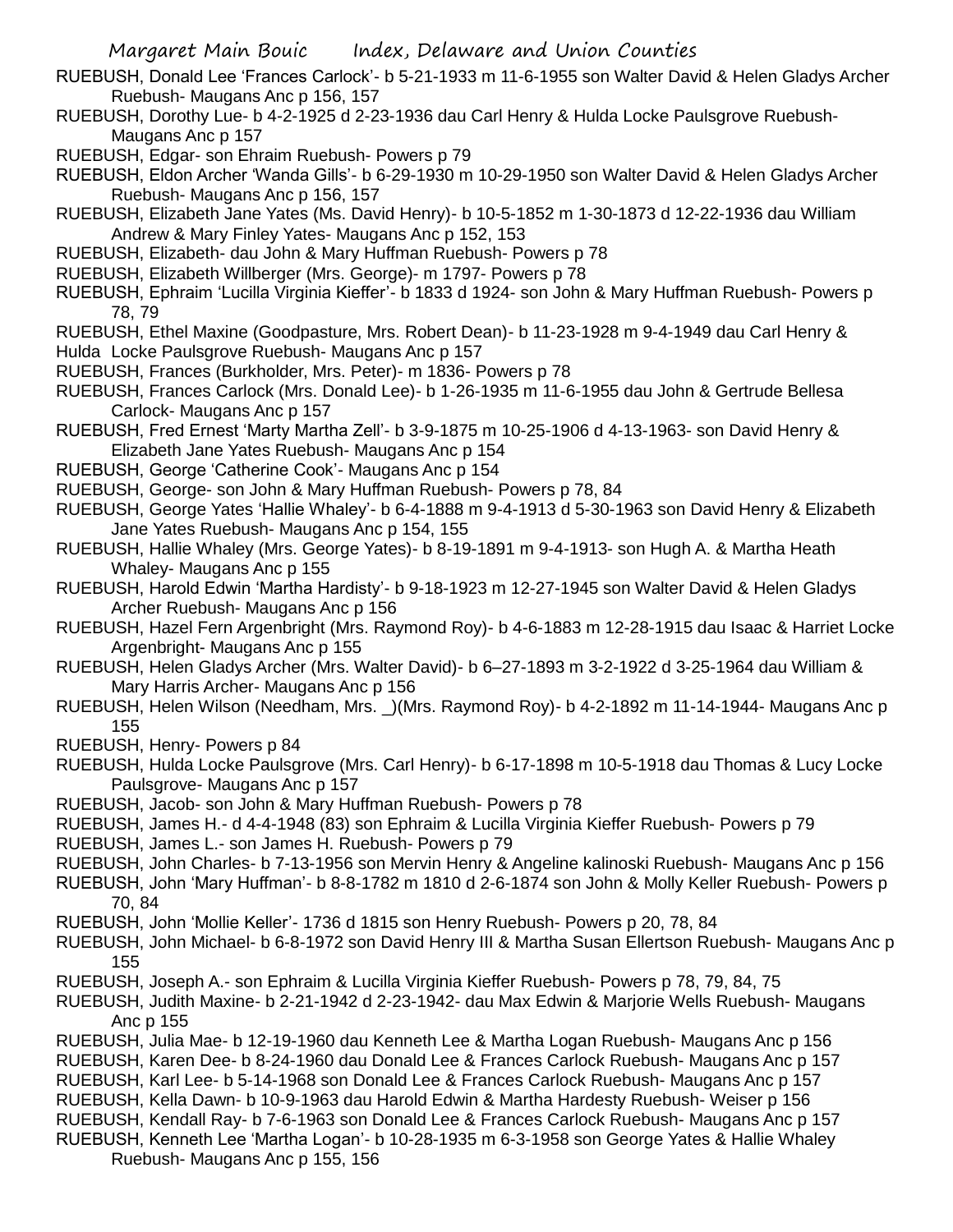RUEBUSH, Donald Lee 'Frances Carlock'- b 5-21-1933 m 11-6-1955 son Walter David & Helen Gladys Archer Ruebush- Maugans Anc p 156, 157

RUEBUSH, Dorothy Lue- b 4-2-1925 d 2-23-1936 dau Carl Henry & Hulda Locke Paulsgrove Ruebush- Maugans Anc p 157

RUEBUSH, Edgar- son Ehraim Ruebush- Powers p 79

RUEBUSH, Eldon Archer 'Wanda Gills'- b 6-29-1930 m 10-29-1950 son Walter David & Helen Gladys Archer Ruebush- Maugans Anc p 156, 157

RUEBUSH, Elizabeth Jane Yates (Ms. David Henry)- b 10-5-1852 m 1-30-1873 d 12-22-1936 dau William Andrew & Mary Finley Yates- Maugans Anc p 152, 153

RUEBUSH, Elizabeth- dau John & Mary Huffman Ruebush- Powers p 78

RUEBUSH, Elizabeth Willberger (Mrs. George)- m 1797- Powers p 78

RUEBUSH, Ephraim 'Lucilla Virginia Kieffer'- b 1833 d 1924- son John & Mary Huffman Ruebush- Powers p 78, 79

RUEBUSH, Ethel Maxine (Goodpasture, Mrs. Robert Dean)- b 11-23-1928 m 9-4-1949 dau Carl Henry & Hulda Locke Paulsgrove Ruebush- Maugans Anc p 157

RUEBUSH, Frances (Burkholder, Mrs. Peter)- m 1836- Powers p 78

RUEBUSH, Frances Carlock (Mrs. Donald Lee)- b 1-26-1935 m 11-6-1955 dau John & Gertrude Bellesa Carlock- Maugans Anc p 157

RUEBUSH, Fred Ernest 'Marty Martha Zell'- b 3-9-1875 m 10-25-1906 d 4-13-1963- son David Henry & Elizabeth Jane Yates Ruebush- Maugans Anc p 154

RUEBUSH, George 'Catherine Cook'- Maugans Anc p 154

RUEBUSH, George- son John & Mary Huffman Ruebush- Powers p 78, 84

RUEBUSH, George Yates 'Hallie Whaley'- b 6-4-1888 m 9-4-1913 d 5-30-1963 son David Henry & Elizabeth Jane Yates Ruebush- Maugans Anc p 154, 155

RUEBUSH, Hallie Whaley (Mrs. George Yates)- b 8-19-1891 m 9-4-1913- son Hugh A. & Martha Heath Whaley- Maugans Anc p 155

RUEBUSH, Harold Edwin 'Martha Hardisty'- b 9-18-1923 m 12-27-1945 son Walter David & Helen Gladys Archer Ruebush- Maugans Anc p 156

RUEBUSH, Hazel Fern Argenbright (Mrs. Raymond Roy)- b 4-6-1883 m 12-28-1915 dau Isaac & Harriet Locke Argenbright- Maugans Anc p 155

RUEBUSH, Helen Gladys Archer (Mrs. Walter David)- b 6–27-1893 m 3-2-1922 d 3-25-1964 dau William & Mary Harris Archer- Maugans Anc p 156

RUEBUSH, Helen Wilson (Needham, Mrs. _)(Mrs. Raymond Roy)- b 4-2-1892 m 11-14-1944- Maugans Anc p 155

RUEBUSH, Henry- Powers p 84

RUEBUSH, Hulda Locke Paulsgrove (Mrs. Carl Henry)- b 6-17-1898 m 10-5-1918 dau Thomas & Lucy Locke Paulsgrove- Maugans Anc p 157

RUEBUSH, Jacob- son John & Mary Huffman Ruebush- Powers p 78

RUEBUSH, James H.- d 4-4-1948 (83) son Ephraim & Lucilla Virginia Kieffer Ruebush- Powers p 79

RUEBUSH, James L.- son James H. Ruebush- Powers p 79

RUEBUSH, John Charles- b 7-13-1956 son Mervin Henry & Angeline kalinoski Ruebush- Maugans Anc p 156

RUEBUSH, John 'Mary Huffman'- b 8-8-1782 m 1810 d 2-6-1874 son John & Molly Keller Ruebush- Powers p 70, 84

RUEBUSH, John 'Mollie Keller'- 1736 d 1815 son Henry Ruebush- Powers p 20, 78, 84

RUEBUSH, John Michael- b 6-8-1972 son David Henry III & Martha Susan Ellertson Ruebush- Maugans Anc p 155

RUEBUSH, Joseph A.- son Ephraim & Lucilla Virginia Kieffer Ruebush- Powers p 78, 79, 84, 75

RUEBUSH, Judith Maxine- b 2-21-1942 d 2-23-1942- dau Max Edwin & Marjorie Wells Ruebush- Maugans Anc p 155

RUEBUSH, Julia Mae- b 12-19-1960 dau Kenneth Lee & Martha Logan Ruebush- Maugans Anc p 156

RUEBUSH, Karen Dee- b 8-24-1960 dau Donald Lee & Frances Carlock Ruebush- Maugans Anc p 157

RUEBUSH, Karl Lee- b 5-14-1968 son Donald Lee & Frances Carlock Ruebush- Maugans Anc p 157

RUEBUSH, Kella Dawn- b 10-9-1963 dau Harold Edwin & Martha Hardesty Ruebush- Weiser p 156

RUEBUSH, Kendall Ray- b 7-6-1963 son Donald Lee & Frances Carlock Ruebush- Maugans Anc p 157

RUEBUSH, Kenneth Lee 'Martha Logan'- b 10-28-1935 m 6-3-1958 son George Yates & Hallie Whaley Ruebush- Maugans Anc p 155, 156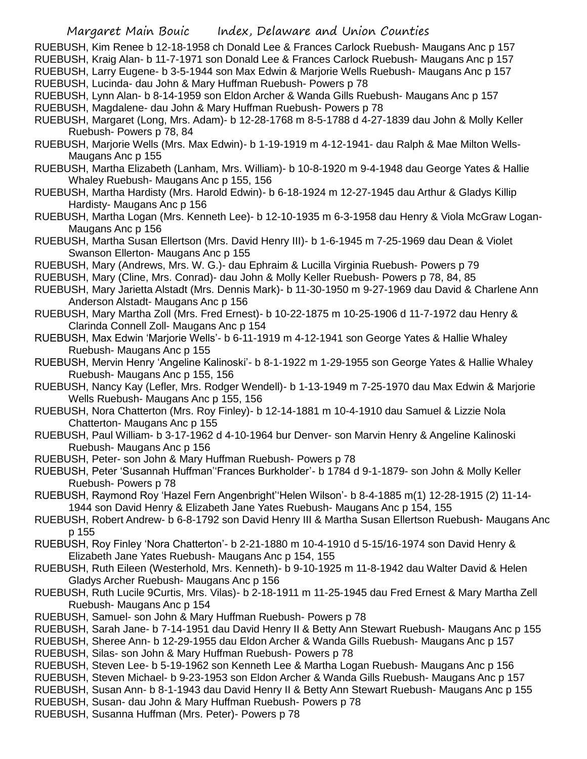RUEBUSH, Kim Renee b 12-18-1958 ch Donald Lee & Frances Carlock Ruebush- Maugans Anc p 157
RUEBUSH, Kraig Alan- b 11-7-1971 son Donald Lee & Frances Carlock Ruebush- Maugans Anc p 157
RUEBUSH, Larry Eugene- b 3-5-1944 son Max Edwin & Marjorie Wells Ruebush- Maugans Anc p 157
RUEBUSH, Lucinda- dau John & Mary Huffman Ruebush- Powers p 78
RUEBUSH, Lynn Alan- b 8-14-1959 son Eldon Archer & Wanda Gills Ruebush- Maugans Anc p 157
RUEBUSH, Magdalene- dau John & Mary Huffman Ruebush- Powers p 78
RUEBUSH, Margaret (Long, Mrs. Adam)- b 12-28-1768 m 8-5-1788 d 4-27-1839 dau John & Molly Keller Ruebush- Powers p 78, 84
RUEBUSH, Marjorie Wells (Mrs. Max Edwin)- b 1-19-1919 m 4-12-1941- dau Ralph & Mae Milton Wells- Maugans Anc p 155
RUEBUSH, Martha Elizabeth (Lanham, Mrs. William)- b 10-8-1920 m 9-4-1948 dau George Yates & Hallie Whaley Ruebush- Maugans Anc p 155, 156
RUEBUSH, Martha Hardisty (Mrs. Harold Edwin)- b 6-18-1924 m 12-27-1945 dau Arthur & Gladys Killip Hardisty- Maugans Anc p 156
RUEBUSH, Martha Logan (Mrs. Kenneth Lee)- b 12-10-1935 m 6-3-1958 dau Henry & Viola McGraw Logan- Maugans Anc p 156
RUEBUSH, Martha Susan Ellertson (Mrs. David Henry III)- b 1-6-1945 m 7-25-1969 dau Dean & Violet Swanson Ellerton- Maugans Anc p 155
RUEBUSH, Mary (Andrews, Mrs. W. G.)- dau Ephraim & Lucilla Virginia Ruebush- Powers p 79
RUEBUSH, Mary (Cline, Mrs. Conrad)- dau John & Molly Keller Ruebush- Powers p 78, 84, 85
RUEBUSH, Mary Jarietta Alstadt (Mrs. Dennis Mark)- b 11-30-1950 m 9-27-1969 dau David & Charlene Ann Anderson Alstadt- Maugans Anc p 156
RUEBUSH, Mary Martha Zoll (Mrs. Fred Ernest)- b 10-22-1875 m 10-25-1906 d 11-7-1972 dau Henry & Clarinda Connell Zoll- Maugans Anc p 154
RUEBUSH, Max Edwin 'Marjorie Wells'- b 6-11-1919 m 4-12-1941 son George Yates & Hallie Whaley Ruebush- Maugans Anc p 155
RUEBUSH, Mervin Henry 'Angeline Kalinoski'- b 8-1-1922 m 1-29-1955 son George Yates & Hallie Whaley Ruebush- Maugans Anc p 155, 156
RUEBUSH, Nancy Kay (Lefler, Mrs. Rodger Wendell)- b 1-13-1949 m 7-25-1970 dau Max Edwin & Marjorie Wells Ruebush- Maugans Anc p 155, 156
RUEBUSH, Nora Chatterton (Mrs. Roy Finley)- b 12-14-1881 m 10-4-1910 dau Samuel & Lizzie Nola Chatterton- Maugans Anc p 155
RUEBUSH, Paul William- b 3-17-1962 d 4-10-1964 bur Denver- son Marvin Henry & Angeline Kalinoski Ruebush- Maugans Anc p 156
RUEBUSH, Peter- son John & Mary Huffman Ruebush- Powers p 78
RUEBUSH, Peter 'Susannah Huffman''Frances Burkholder'- b 1784 d 9-1-1879- son John & Molly Keller Ruebush- Powers p 78
RUEBUSH, Raymond Roy 'Hazel Fern Angenbright''Helen Wilson'- b 8-4-1885 m(1) 12-28-1915 (2) 11-14-1944 son David Henry & Elizabeth Jane Yates Ruebush- Maugans Anc p 154, 155
RUEBUSH, Robert Andrew- b 6-8-1792 son David Henry III & Martha Susan Ellertson Ruebush- Maugans Anc p 155
RUEBUSH, Roy Finley 'Nora Chatterton'- b 2-21-1880 m 10-4-1910 d 5-15/16-1974 son David Henry & Elizabeth Jane Yates Ruebush- Maugans Anc p 154, 155
RUEBUSH, Ruth Eileen (Westerhold, Mrs. Kenneth)- b 9-10-1925 m 11-8-1942 dau Walter David & Helen Gladys Archer Ruebush- Maugans Anc p 156
RUEBUSH, Ruth Lucile 9Curtis, Mrs. Vilas)- b 2-18-1911 m 11-25-1945 dau Fred Ernest & Mary Martha Zell Ruebush- Maugans Anc p 154
RUEBUSH, Samuel- son John & Mary Huffman Ruebush- Powers p 78
RUEBUSH, Sarah Jane- b 7-14-1951 dau David Henry II & Betty Ann Stewart Ruebush- Maugans Anc p 155
RUEBUSH, Sheree Ann- b 12-29-1955 dau Eldon Archer & Wanda Gills Ruebush- Maugans Anc p 157
RUEBUSH, Silas- son John & Mary Huffman Ruebush- Powers p 78
RUEBUSH, Steven Lee- b 5-19-1962 son Kenneth Lee & Martha Logan Ruebush- Maugans Anc p 156
RUEBUSH, Steven Michael- b 9-23-1953 son Eldon Archer & Wanda Gills Ruebush- Maugans Anc p 157
RUEBUSH, Susan Ann- b 8-1-1943 dau David Henry II & Betty Ann Stewart Ruebush- Maugans Anc p 155
RUEBUSH, Susan- dau John & Mary Huffman Ruebush- Powers p 78
RUEBUSH, Susanna Huffman (Mrs. Peter)- Powers p 78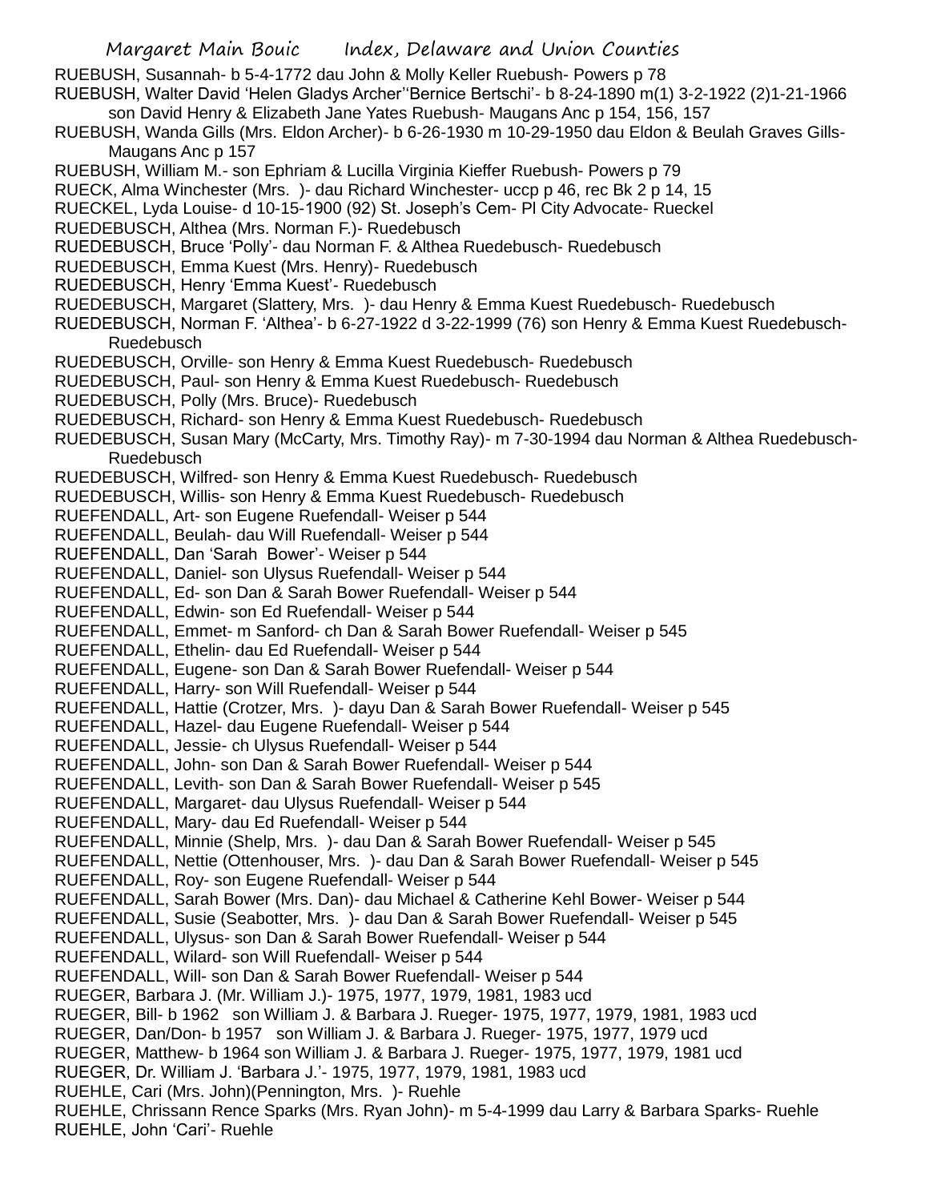RUEBUSH, Susannah- b 5-4-1772 dau John & Molly Keller Ruebush- Powers p 78
RUEBUSH, Walter David 'Helen Gladys Archer''Bernice Bertschi'- b 8-24-1890 m(1) 3-2-1922 (2)1-21-1966 son David Henry & Elizabeth Jane Yates Ruebush- Maugans Anc p 154, 156, 157
RUEBUSH, Wanda Gills (Mrs. Eldon Archer)- b 6-26-1930 m 10-29-1950 dau Eldon & Beulah Graves Gills- Maugans Anc p 157
RUEBUSH, William M.- son Ephriam & Lucilla Virginia Kieffer Ruebush- Powers p 79
RUECK, Alma Winchester (Mrs. )- dau Richard Winchester- uccp p 46, rec Bk 2 p 14, 15
RUECKEL, Lyda Louise- d 10-15-1900 (92) St. Joseph's Cem- Pl City Advocate- Rueckel
RUEDEBUSCH, Althea (Mrs. Norman F.)- Ruedebusch
RUEDEBUSCH, Bruce 'Polly'- dau Norman F. & Althea Ruedebusch- Ruedebusch
RUEDEBUSCH, Emma Kuest (Mrs. Henry)- Ruedebusch
RUEDEBUSCH, Henry 'Emma Kuest'- Ruedebusch
RUEDEBUSCH, Margaret (Slattery, Mrs. )- dau Henry & Emma Kuest Ruedebusch- Ruedebusch
RUEDEBUSCH, Norman F. 'Althea'- b 6-27-1922 d 3-22-1999 (76) son Henry & Emma Kuest Ruedebusch- Ruedebusch
RUEDEBUSCH, Orville- son Henry & Emma Kuest Ruedebusch- Ruedebusch
RUEDEBUSCH, Paul- son Henry & Emma Kuest Ruedebusch- Ruedebusch
RUEDEBUSCH, Polly (Mrs. Bruce)- Ruedebusch
RUEDEBUSCH, Richard- son Henry & Emma Kuest Ruedebusch- Ruedebusch
RUEDEBUSCH, Susan Mary (McCarty, Mrs. Timothy Ray)- m 7-30-1994 dau Norman & Althea Ruedebusch- Ruedebusch
RUEDEBUSCH, Wilfred- son Henry & Emma Kuest Ruedebusch- Ruedebusch
RUEDEBUSCH, Willis- son Henry & Emma Kuest Ruedebusch- Ruedebusch
RUEFENDALL, Art- son Eugene Ruefendall- Weiser p 544
RUEFENDALL, Beulah- dau Will Ruefendall- Weiser p 544
RUEFENDALL, Dan 'Sarah Bower'- Weiser p 544
RUEFENDALL, Daniel- son Ulysus Ruefendall- Weiser p 544
RUEFENDALL, Ed- son Dan & Sarah Bower Ruefendall- Weiser p 544
RUEFENDALL, Edwin- son Ed Ruefendall- Weiser p 544
RUEFENDALL, Emmet- m Sanford- ch Dan & Sarah Bower Ruefendall- Weiser p 545
RUEFENDALL, Ethelin- dau Ed Ruefendall- Weiser p 544
RUEFENDALL, Eugene- son Dan & Sarah Bower Ruefendall- Weiser p 544
RUEFENDALL, Harry- son Will Ruefendall- Weiser p 544
RUEFENDALL, Hattie (Crotzer, Mrs. )- dayu Dan & Sarah Bower Ruefendall- Weiser p 545
RUEFENDALL, Hazel- dau Eugene Ruefendall- Weiser p 544
RUEFENDALL, Jessie- ch Ulysus Ruefendall- Weiser p 544
RUEFENDALL, John- son Dan & Sarah Bower Ruefendall- Weiser p 544
RUEFENDALL, Levith- son Dan & Sarah Bower Ruefendall- Weiser p 545
RUEFENDALL, Margaret- dau Ulysus Ruefendall- Weiser p 544
RUEFENDALL, Mary- dau Ed Ruefendall- Weiser p 544
RUEFENDALL, Minnie (Shelp, Mrs. )- dau Dan & Sarah Bower Ruefendall- Weiser p 545
RUEFENDALL, Nettie (Ottenhouser, Mrs. )- dau Dan & Sarah Bower Ruefendall- Weiser p 545
RUEFENDALL, Roy- son Eugene Ruefendall- Weiser p 544
RUEFENDALL, Sarah Bower (Mrs. Dan)- dau Michael & Catherine Kehl Bower- Weiser p 544
RUEFENDALL, Susie (Seabotter, Mrs. )- dau Dan & Sarah Bower Ruefendall- Weiser p 545
RUEFENDALL, Ulysus- son Dan & Sarah Bower Ruefendall- Weiser p 544
RUEFENDALL, Wilard- son Will Ruefendall- Weiser p 544
RUEFENDALL, Will- son Dan & Sarah Bower Ruefendall- Weiser p 544
RUEGER, Barbara J. (Mr. William J.)- 1975, 1977, 1979, 1981, 1983 ucd
RUEGER, Bill- b 1962 son William J. & Barbara J. Rueger- 1975, 1977, 1979, 1981, 1983 ucd
RUEGER, Dan/Don- b 1957 son William J. & Barbara J. Rueger- 1975, 1977, 1979 ucd
RUEGER, Matthew- b 1964 son William J. & Barbara J. Rueger- 1975, 1977, 1979, 1981 ucd
RUEGER, Dr. William J. 'Barbara J.'- 1975, 1977, 1979, 1981, 1983 ucd
RUEHLE, Cari (Mrs. John)(Pennington, Mrs. )- Ruehle
RUEHLE, Chrissann Rence Sparks (Mrs. Ryan John)- m 5-4-1999 dau Larry & Barbara Sparks- Ruehle
RUEHLE, John 'Cari'- Ruehle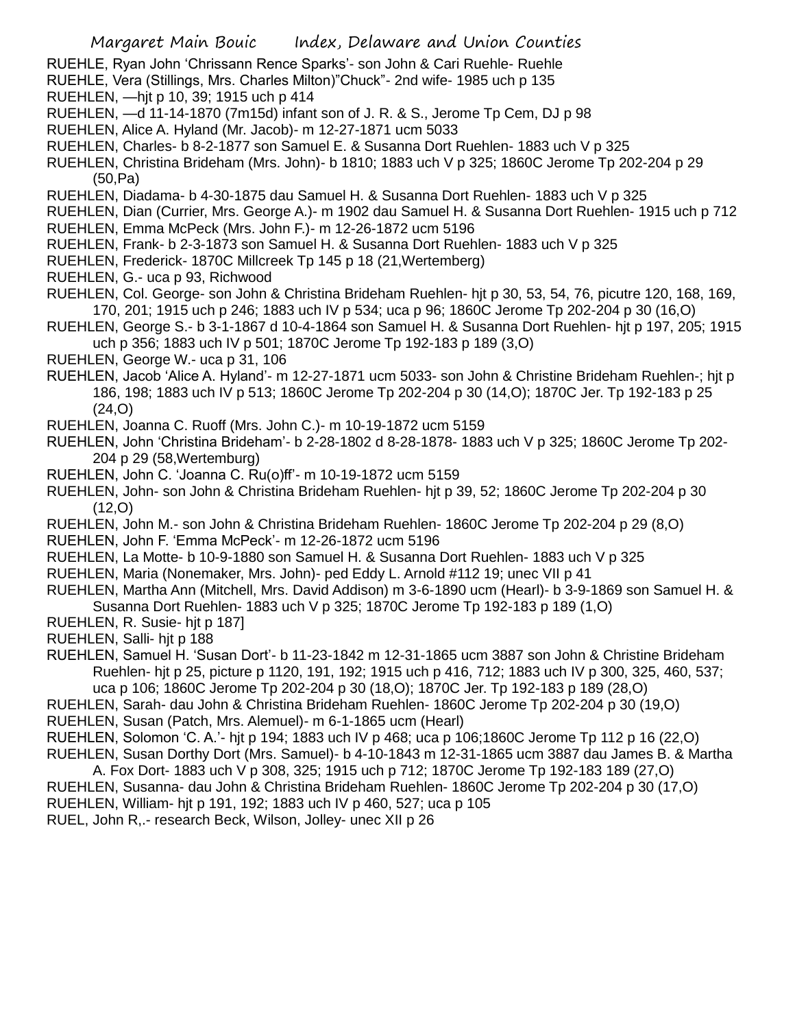RUEHLE, Ryan John 'Chrissann Rence Sparks'- son John & Cari Ruehle- Ruehle
RUEHLE, Vera (Stillings, Mrs. Charles Milton)"Chuck"- 2nd wife- 1985 uch p 135
RUEHLEN, —hjt p 10, 39; 1915 uch p 414
RUEHLEN, —d 11-14-1870 (7m15d) infant son of J. R. & S., Jerome Tp Cem, DJ p 98
RUEHLEN, Alice A. Hyland (Mr. Jacob)- m 12-27-1871 ucm 5033
RUEHLEN, Charles- b 8-2-1877 son Samuel E. & Susanna Dort Ruehlen- 1883 uch V p 325
RUEHLEN, Christina Brideham (Mrs. John)- b 1810; 1883 uch V p 325; 1860C Jerome Tp 202-204 p 29 (50,Pa)
RUEHLEN, Diadama- b 4-30-1875 dau Samuel H. & Susanna Dort Ruehlen- 1883 uch V p 325
RUEHLEN, Dian (Currier, Mrs. George A.)- m 1902 dau Samuel H. & Susanna Dort Ruehlen- 1915 uch p 712
RUEHLEN, Emma McPeck (Mrs. John F.)- m 12-26-1872 ucm 5196
RUEHLEN, Frank- b 2-3-1873 son Samuel H. & Susanna Dort Ruehlen- 1883 uch V p 325
RUEHLEN, Frederick- 1870C Millcreek Tp 145 p 18 (21,Wertemberg)
RUEHLEN, G.- uca p 93, Richwood
RUEHLEN, Col. George- son John & Christina Brideham Ruehlen- hjt p 30, 53, 54, 76, picutre 120, 168, 169, 170, 201; 1915 uch p 246; 1883 uch IV p 534; uca p 96; 1860C Jerome Tp 202-204 p 30 (16,O)
RUEHLEN, George S.- b 3-1-1867 d 10-4-1864 son Samuel H. & Susanna Dort Ruehlen- hjt p 197, 205; 1915 uch p 356; 1883 uch IV p 501; 1870C Jerome Tp 192-183 p 189 (3,O)
RUEHLEN, George W.- uca p 31, 106
RUEHLEN, Jacob 'Alice A. Hyland'- m 12-27-1871 ucm 5033- son John & Christine Brideham Ruehlen-; hjt p 186, 198; 1883 uch IV p 513; 1860C Jerome Tp 202-204 p 30 (14,O); 1870C Jer. Tp 192-183 p 25 (24,O)
RUEHLEN, Joanna C. Ruoff (Mrs. John C.)- m 10-19-1872 ucm 5159
RUEHLEN, John 'Christina Brideham'- b 2-28-1802 d 8-28-1878- 1883 uch V p 325; 1860C Jerome Tp 202-204 p 29 (58,Wertemburg)
RUEHLEN, John C. 'Joanna C. Ru(o)ff'- m 10-19-1872 ucm 5159
RUEHLEN, John- son John & Christina Brideham Ruehlen- hjt p 39, 52; 1860C Jerome Tp 202-204 p 30 (12,O)
RUEHLEN, John M.- son John & Christina Brideham Ruehlen- 1860C Jerome Tp 202-204 p 29 (8,O)
RUEHLEN, John F. 'Emma McPeck'- m 12-26-1872 ucm 5196
RUEHLEN, La Motte- b 10-9-1880 son Samuel H. & Susanna Dort Ruehlen- 1883 uch V p 325
RUEHLEN, Maria (Nonemaker, Mrs. John)- ped Eddy L. Arnold #112 19; unec VII p 41
RUEHLEN, Martha Ann (Mitchell, Mrs. David Addison) m 3-6-1890 ucm (Hearl)- b 3-9-1869 son Samuel H. & Susanna Dort Ruehlen- 1883 uch V p 325; 1870C Jerome Tp 192-183 p 189 (1,O)
RUEHLEN, R. Susie- hjt p 187]
RUEHLEN, Salli- hjt p 188
RUEHLEN, Samuel H. 'Susan Dort'- b 11-23-1842 m 12-31-1865 ucm 3887 son John & Christine Brideham Ruehlen- hjt p 25, picture p 1120, 191, 192; 1915 uch p 416, 712; 1883 uch IV p 300, 325, 460, 537; uca p 106; 1860C Jerome Tp 202-204 p 30 (18,O); 1870C Jer. Tp 192-183 p 189 (28,O)
RUEHLEN, Sarah- dau John & Christina Brideham Ruehlen- 1860C Jerome Tp 202-204 p 30 (19,O)
RUEHLEN, Susan (Patch, Mrs. Alemuel)- m 6-1-1865 ucm (Hearl)
RUEHLEN, Solomon 'C. A.'- hjt p 194; 1883 uch IV p 468; uca p 106;1860C Jerome Tp 112 p 16 (22,O)
RUEHLEN, Susan Dorthy Dort (Mrs. Samuel)- b 4-10-1843 m 12-31-1865 ucm 3887 dau James B. & Martha A. Fox Dort- 1883 uch V p 308, 325; 1915 uch p 712; 1870C Jerome Tp 192-183 189 (27,O)
RUEHLEN, Susanna- dau John & Christina Brideham Ruehlen- 1860C Jerome Tp 202-204 p 30 (17,O)
RUEHLEN, William- hjt p 191, 192; 1883 uch IV p 460, 527; uca p 105
RUEL, John R,.- research Beck, Wilson, Jolley- unec XII p 26